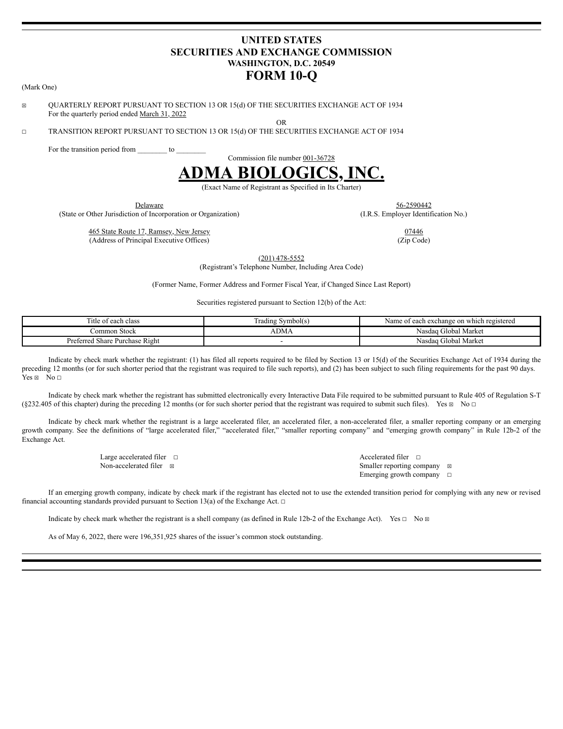# UNITED STATES
# SECURITIES AND EXCHANGE COMMISSION
## WASHINGTON, D.C. 20549
# FORM 10-Q

(Mark One)

☒ QUARTERLY REPORT PURSUANT TO SECTION 13 OR 15(d) OF THE SECURITIES EXCHANGE ACT OF 1934
For the quarterly period ended March 31, 2022

OR

☐ TRANSITION REPORT PURSUANT TO SECTION 13 OR 15(d) OF THE SECURITIES EXCHANGE ACT OF 1934

For the transition period from ________ to ________

Commission file number 001-36728

# ADMA BIOLOGICS, INC.

(Exact Name of Registrant as Specified in Its Charter)

| Delaware | 56-2590442 |
|---|---|
| (State or Other Jurisdiction of Incorporation or Organization) | (I.R.S. Employer Identification No.) |
| 465 State Route 17, Ramsey, New Jersey | 07446 |
| (Address of Principal Executive Offices) | (Zip Code) |

(201) 478-5552
(Registrant's Telephone Number, Including Area Code)

(Former Name, Former Address and Former Fiscal Year, if Changed Since Last Report)

Securities registered pursuant to Section 12(b) of the Act:

| Title of each class | Trading Symbol(s) | Name of each exchange on which registered |
|---|---|---|
| Common Stock | ADMA | Nasdaq Global Market |
| Preferred Share Purchase Right | - | Nasdaq Global Market |

Indicate by check mark whether the registrant: (1) has filed all reports required to be filed by Section 13 or 15(d) of the Securities Exchange Act of 1934 during the preceding 12 months (or for such shorter period that the registrant was required to file such reports), and (2) has been subject to such filing requirements for the past 90 days. Yes ☒ No ☐

Indicate by check mark whether the registrant has submitted electronically every Interactive Data File required to be submitted pursuant to Rule 405 of Regulation S-T (§232.405 of this chapter) during the preceding 12 months (or for such shorter period that the registrant was required to submit such files). Yes ☒ No ☐

Indicate by check mark whether the registrant is a large accelerated filer, an accelerated filer, a non-accelerated filer, a smaller reporting company or an emerging growth company. See the definitions of "large accelerated filer," "accelerated filer," "smaller reporting company" and "emerging growth company" in Rule 12b-2 of the Exchange Act.

| | |
|---|---|
| Large accelerated filer ☐ | Accelerated filer ☐ |
| Non-accelerated filer ☒ | Smaller reporting company ☒ |
| | Emerging growth company ☐ |

If an emerging growth company, indicate by check mark if the registrant has elected not to use the extended transition period for complying with any new or revised financial accounting standards provided pursuant to Section 13(a) of the Exchange Act. ☐

Indicate by check mark whether the registrant is a shell company (as defined in Rule 12b-2 of the Exchange Act). Yes ☐ No ☒

As of May 6, 2022, there were 196,351,925 shares of the issuer's common stock outstanding.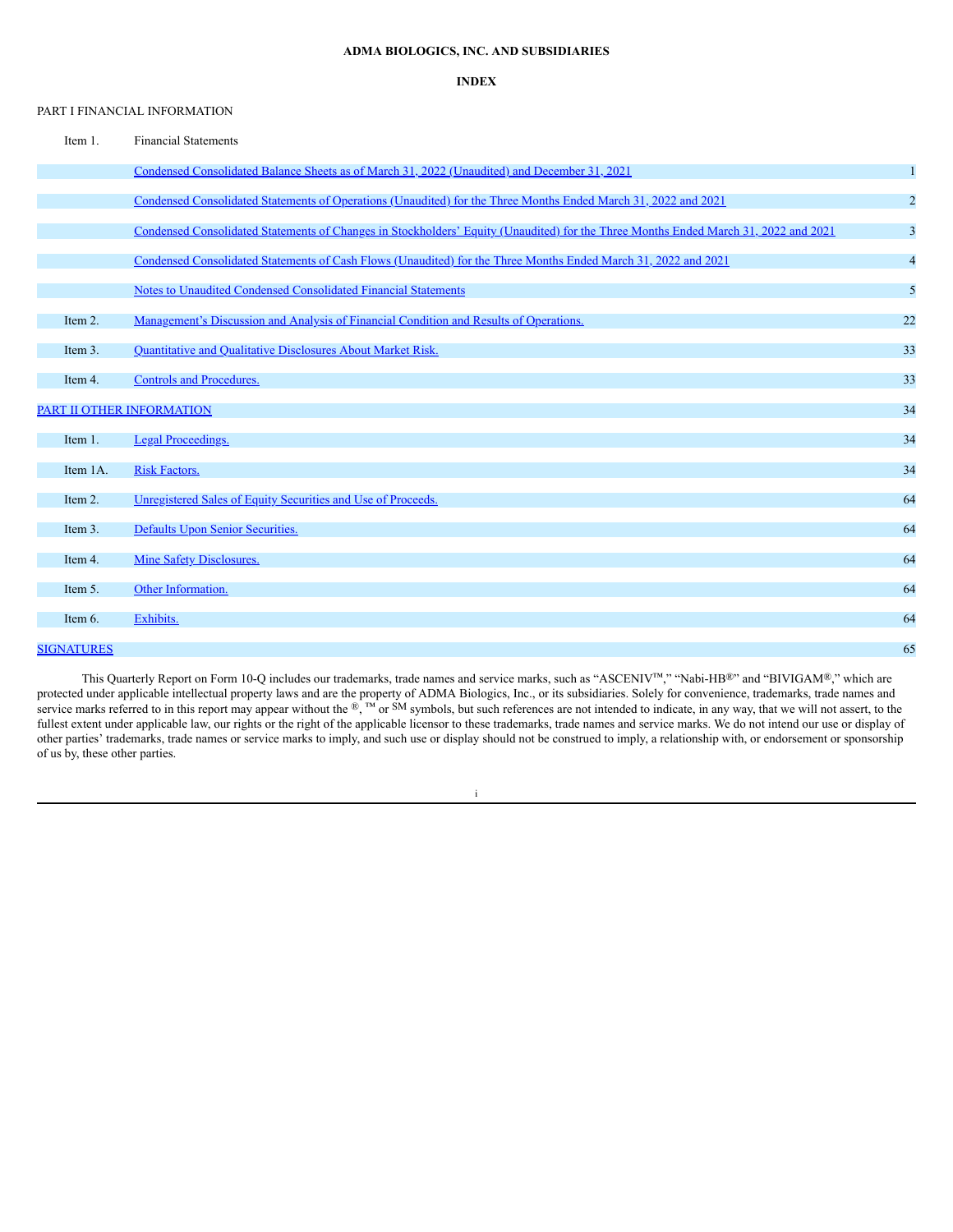**ADMA BIOLOGICS, INC. AND SUBSIDIARIES**

**INDEX**

PART I FINANCIAL INFORMATION

| | | |
|---|---|---|
| Item 1. | Financial Statements | |
| | Condensed Consolidated Balance Sheets as of March 31, 2022 (Unaudited) and December 31, 2021 | 1 |
| | Condensed Consolidated Statements of Operations (Unaudited) for the Three Months Ended March 31, 2022 and 2021 | 2 |
| | Condensed Consolidated Statements of Changes in Stockholders' Equity (Unaudited) for the Three Months Ended March 31, 2022 and 2021 | 3 |
| | Condensed Consolidated Statements of Cash Flows (Unaudited) for the Three Months Ended March 31, 2022 and 2021 | 4 |
| | Notes to Unaudited Condensed Consolidated Financial Statements | 5 |
| Item 2. | Management's Discussion and Analysis of Financial Condition and Results of Operations. | 22 |
| Item 3. | Quantitative and Qualitative Disclosures About Market Risk. | 33 |
| Item 4. | Controls and Procedures. | 33 |
| PART II OTHER INFORMATION | | 34 |
| Item 1. | Legal Proceedings. | 34 |
| Item 1A. | Risk Factors. | 34 |
| Item 2. | Unregistered Sales of Equity Securities and Use of Proceeds. | 64 |
| Item 3. | Defaults Upon Senior Securities. | 64 |
| Item 4. | Mine Safety Disclosures. | 64 |
| Item 5. | Other Information. | 64 |
| Item 6. | Exhibits. | 64 |
| SIGNATURES | | 65 |

This Quarterly Report on Form 10-Q includes our trademarks, trade names and service marks, such as "ASCENIV™," "Nabi-HB®" and "BIVIGAM®," which are protected under applicable intellectual property laws and are the property of ADMA Biologics, Inc., or its subsidiaries. Solely for convenience, trademarks, trade names and service marks referred to in this report may appear without the ®, ™ or SM symbols, but such references are not intended to indicate, in any way, that we will not assert, to the fullest extent under applicable law, our rights or the right of the applicable licensor to these trademarks, trade names and service marks. We do not intend our use or display of other parties' trademarks, trade names or service marks to imply, and such use or display should not be construed to imply, a relationship with, or endorsement or sponsorship of us by, these other parties.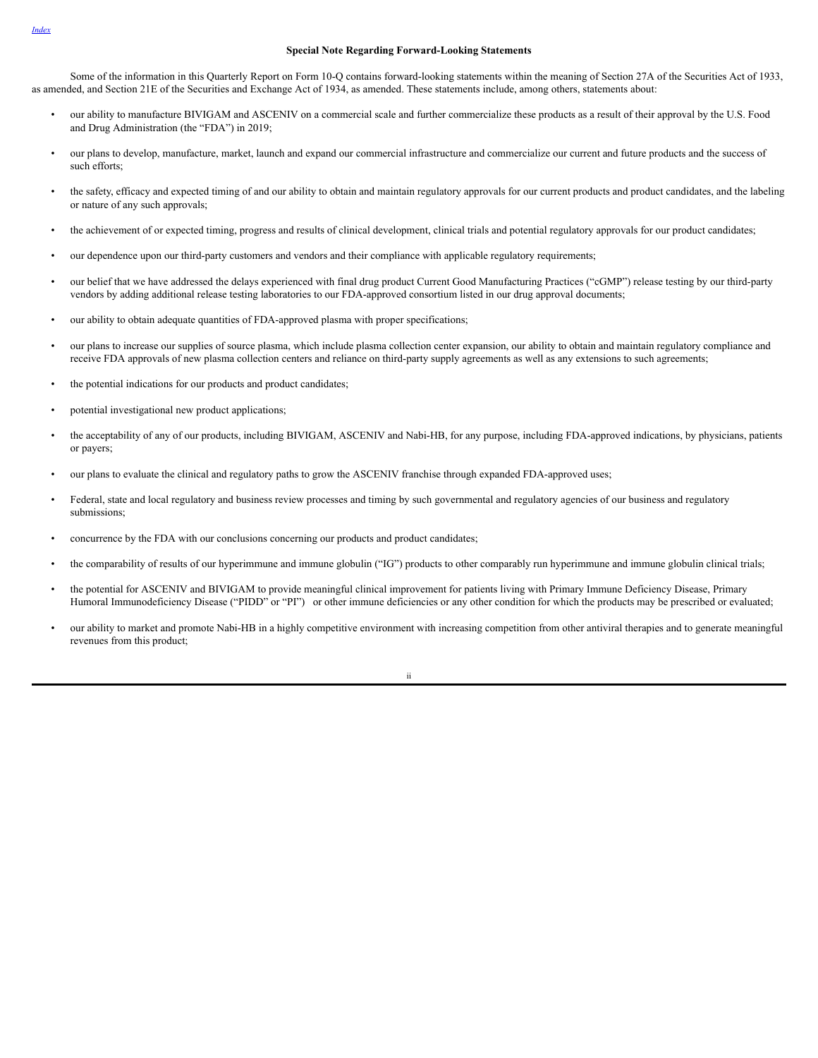## Special Note Regarding Forward-Looking Statements

Some of the information in this Quarterly Report on Form 10-Q contains forward-looking statements within the meaning of Section 27A of the Securities Act of 1933, as amended, and Section 21E of the Securities and Exchange Act of 1934, as amended. These statements include, among others, statements about:

- our ability to manufacture BIVIGAM and ASCENIV on a commercial scale and further commercialize these products as a result of their approval by the U.S. Food and Drug Administration (the "FDA") in 2019;
- our plans to develop, manufacture, market, launch and expand our commercial infrastructure and commercialize our current and future products and the success of such efforts;
- the safety, efficacy and expected timing of and our ability to obtain and maintain regulatory approvals for our current products and product candidates, and the labeling or nature of any such approvals;
- the achievement of or expected timing, progress and results of clinical development, clinical trials and potential regulatory approvals for our product candidates;
- our dependence upon our third-party customers and vendors and their compliance with applicable regulatory requirements;
- our belief that we have addressed the delays experienced with final drug product Current Good Manufacturing Practices ("cGMP") release testing by our third-party vendors by adding additional release testing laboratories to our FDA-approved consortium listed in our drug approval documents;
- our ability to obtain adequate quantities of FDA-approved plasma with proper specifications;
- our plans to increase our supplies of source plasma, which include plasma collection center expansion, our ability to obtain and maintain regulatory compliance and receive FDA approvals of new plasma collection centers and reliance on third-party supply agreements as well as any extensions to such agreements;
- the potential indications for our products and product candidates;
- potential investigational new product applications;
- the acceptability of any of our products, including BIVIGAM, ASCENIV and Nabi-HB, for any purpose, including FDA-approved indications, by physicians, patients or payers;
- our plans to evaluate the clinical and regulatory paths to grow the ASCENIV franchise through expanded FDA-approved uses;
- Federal, state and local regulatory and business review processes and timing by such governmental and regulatory agencies of our business and regulatory submissions;
- concurrence by the FDA with our conclusions concerning our products and product candidates;
- the comparability of results of our hyperimmune and immune globulin ("IG") products to other comparably run hyperimmune and immune globulin clinical trials;
- the potential for ASCENIV and BIVIGAM to provide meaningful clinical improvement for patients living with Primary Immune Deficiency Disease, Primary Humoral Immunodeficiency Disease ("PIDD" or "PI") or other immune deficiencies or any other condition for which the products may be prescribed or evaluated;
- our ability to market and promote Nabi-HB in a highly competitive environment with increasing competition from other antiviral therapies and to generate meaningful revenues from this product;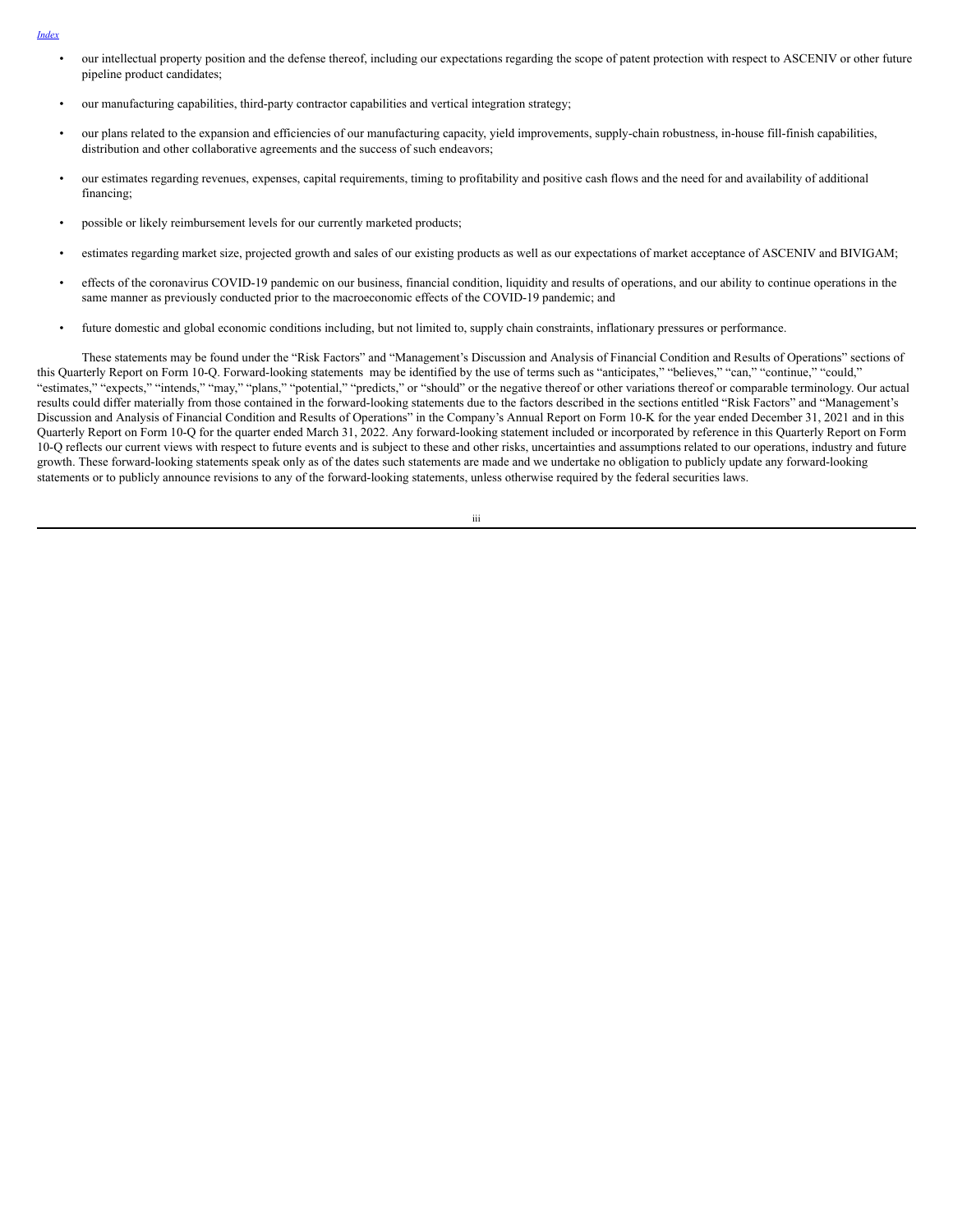- our intellectual property position and the defense thereof, including our expectations regarding the scope of patent protection with respect to ASCENIV or other future pipeline product candidates;
- our manufacturing capabilities, third-party contractor capabilities and vertical integration strategy;
- our plans related to the expansion and efficiencies of our manufacturing capacity, yield improvements, supply-chain robustness, in-house fill-finish capabilities, distribution and other collaborative agreements and the success of such endeavors;
- our estimates regarding revenues, expenses, capital requirements, timing to profitability and positive cash flows and the need for and availability of additional financing;
- possible or likely reimbursement levels for our currently marketed products;
- estimates regarding market size, projected growth and sales of our existing products as well as our expectations of market acceptance of ASCENIV and BIVIGAM;
- effects of the coronavirus COVID-19 pandemic on our business, financial condition, liquidity and results of operations, and our ability to continue operations in the same manner as previously conducted prior to the macroeconomic effects of the COVID-19 pandemic; and
- future domestic and global economic conditions including, but not limited to, supply chain constraints, inflationary pressures or performance.

These statements may be found under the "Risk Factors" and "Management's Discussion and Analysis of Financial Condition and Results of Operations" sections of this Quarterly Report on Form 10-Q. Forward-looking statements may be identified by the use of terms such as "anticipates," "believes," "can," "continue," "could," "estimates," "expects," "intends," "may," "plans," "potential," "predicts," or "should" or the negative thereof or other variations thereof or comparable terminology. Our actual results could differ materially from those contained in the forward-looking statements due to the factors described in the sections entitled "Risk Factors" and "Management's Discussion and Analysis of Financial Condition and Results of Operations" in the Company's Annual Report on Form 10-K for the year ended December 31, 2021 and in this Quarterly Report on Form 10-Q for the quarter ended March 31, 2022. Any forward-looking statement included or incorporated by reference in this Quarterly Report on Form 10-Q reflects our current views with respect to future events and is subject to these and other risks, uncertainties and assumptions related to our operations, industry and future growth. These forward-looking statements speak only as of the dates such statements are made and we undertake no obligation to publicly update any forward-looking statements or to publicly announce revisions to any of the forward-looking statements, unless otherwise required by the federal securities laws.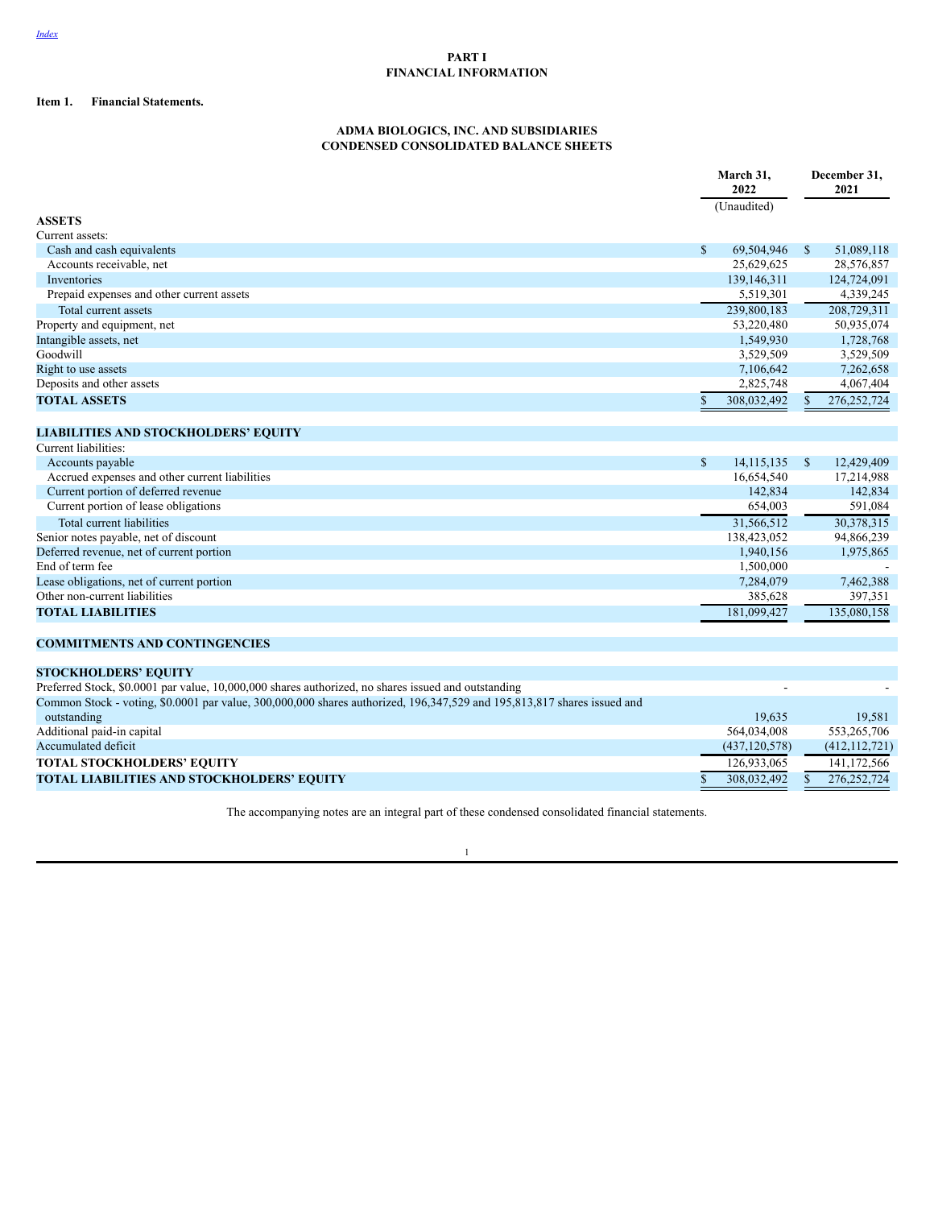[Index](#)

# PART I
# FINANCIAL INFORMATION

**Item 1. Financial Statements.**

## ADMA BIOLOGICS, INC. AND SUBSIDIARIES
## CONDENSED CONSOLIDATED BALANCE SHEETS

| | March 31, 2022 (Unaudited) | December 31, 2021 |
|---|---|---|
| **ASSETS** | | |
| Current assets: | | |
| Cash and cash equivalents | $ 69,504,946 | $ 51,089,118 |
| Accounts receivable, net | 25,629,625 | 28,576,857 |
| Inventories | 139,146,311 | 124,724,091 |
| Prepaid expenses and other current assets | 5,519,301 | 4,339,245 |
| Total current assets | 239,800,183 | 208,729,311 |
| Property and equipment, net | 53,220,480 | 50,935,074 |
| Intangible assets, net | 1,549,930 | 1,728,768 |
| Goodwill | 3,529,509 | 3,529,509 |
| Right to use assets | 7,106,642 | 7,262,658 |
| Deposits and other assets | 2,825,748 | 4,067,404 |
| **TOTAL ASSETS** | $ 308,032,492 | $ 276,252,724 |
| | | |
| **LIABILITIES AND STOCKHOLDERS' EQUITY** | | |
| Current liabilities: | | |
| Accounts payable | $ 14,115,135 | $ 12,429,409 |
| Accrued expenses and other current liabilities | 16,654,540 | 17,214,988 |
| Current portion of deferred revenue | 142,834 | 142,834 |
| Current portion of lease obligations | 654,003 | 591,084 |
| Total current liabilities | 31,566,512 | 30,378,315 |
| Senior notes payable, net of discount | 138,423,052 | 94,866,239 |
| Deferred revenue, net of current portion | 1,940,156 | 1,975,865 |
| End of term fee | 1,500,000 | - |
| Lease obligations, net of current portion | 7,284,079 | 7,462,388 |
| Other non-current liabilities | 385,628 | 397,351 |
| **TOTAL LIABILITIES** | 181,099,427 | 135,080,158 |
| | | |
| **COMMITMENTS AND CONTINGENCIES** | | |
| | | |
| **STOCKHOLDERS' EQUITY** | | |
| Preferred Stock, $0.0001 par value, 10,000,000 shares authorized, no shares issued and outstanding | - | - |
| Common Stock - voting, $0.0001 par value, 300,000,000 shares authorized, 196,347,529 and 195,813,817 shares issued and outstanding | 19,635 | 19,581 |
| Additional paid-in capital | 564,034,008 | 553,265,706 |
| Accumulated deficit | (437,120,578) | (412,112,721) |
| **TOTAL STOCKHOLDERS' EQUITY** | 126,933,065 | 141,172,566 |
| **TOTAL LIABILITIES AND STOCKHOLDERS' EQUITY** | $ 308,032,492 | $ 276,252,724 |

The accompanying notes are an integral part of these condensed consolidated financial statements.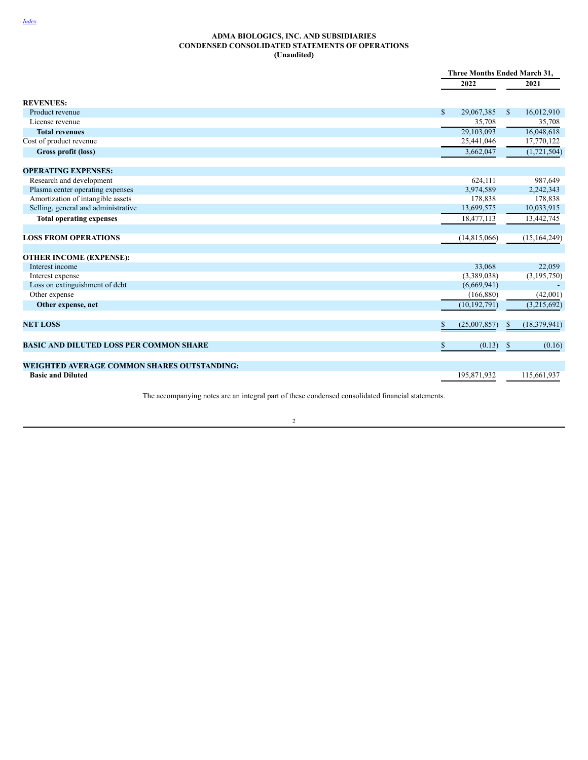[Index](#)

**ADMA BIOLOGICS, INC. AND SUBSIDIARIES**
**CONDENSED CONSOLIDATED STATEMENTS OF OPERATIONS**
**(Unaudited)**

| | Three Months Ended March 31, | |
|---|---|---|
| | **2022** | **2021** |
| **REVENUES:** | | |
| Product revenue | $ 29,067,385 | $ 16,012,910 |
| License revenue | 35,708 | 35,708 |
| **Total revenues** | 29,103,093 | 16,048,618 |
| Cost of product revenue | 25,441,046 | 17,770,122 |
| **Gross profit (loss)** | 3,662,047 | (1,721,504) |
| **OPERATING EXPENSES:** | | |
| Research and development | 624,111 | 987,649 |
| Plasma center operating expenses | 3,974,589 | 2,242,343 |
| Amortization of intangible assets | 178,838 | 178,838 |
| Selling, general and administrative | 13,699,575 | 10,033,915 |
| **Total operating expenses** | 18,477,113 | 13,442,745 |
| **LOSS FROM OPERATIONS** | (14,815,066) | (15,164,249) |
| **OTHER INCOME (EXPENSE):** | | |
| Interest income | 33,068 | 22,059 |
| Interest expense | (3,389,038) | (3,195,750) |
| Loss on extinguishment of debt | (6,669,941) | - |
| Other expense | (166,880) | (42,001) |
| **Other expense, net** | (10,192,791) | (3,215,692) |
| **NET LOSS** | $ (25,007,857) | $ (18,379,941) |
| **BASIC AND DILUTED LOSS PER COMMON SHARE** | $ (0.13) | $ (0.16) |
| **WEIGHTED AVERAGE COMMON SHARES OUTSTANDING:** | | |
| **Basic and Diluted** | 195,871,932 | 115,661,937 |

The accompanying notes are an integral part of these condensed consolidated financial statements.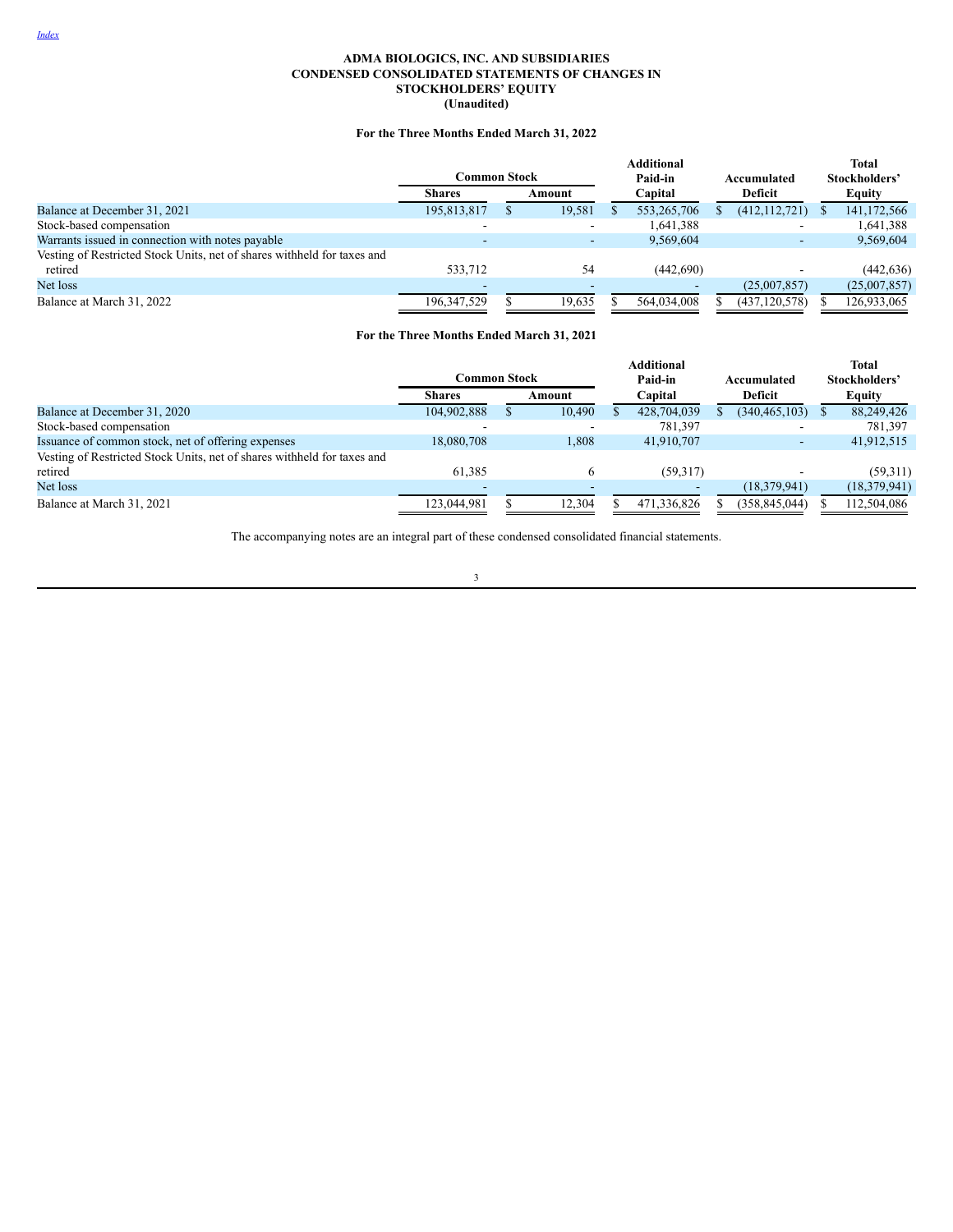Index

**ADMA BIOLOGICS, INC. AND SUBSIDIARIES**
**CONDENSED CONSOLIDATED STATEMENTS OF CHANGES IN STOCKHOLDERS' EQUITY**
**(Unaudited)**

**For the Three Months Ended March 31, 2022**

| | Common Stock | | Additional Paid-in Capital | Accumulated Deficit | Total Stockholders' Equity |
|---|---|---|---|---|---|
| | Shares | Amount | | | |
| Balance at December 31, 2021 | 195,813,817 | $ 19,581 | $ 553,265,706 | $ (412,112,721) | $ 141,172,566 |
| Stock-based compensation | - | - | 1,641,388 | - | 1,641,388 |
| Warrants issued in connection with notes payable | - | - | 9,569,604 | - | 9,569,604 |
| Vesting of Restricted Stock Units, net of shares withheld for taxes and retired | 533,712 | 54 | (442,690) | - | (442,636) |
| Net loss | - | - | - | (25,007,857) | (25,007,857) |
| Balance at March 31, 2022 | 196,347,529 | $ 19,635 | $ 564,034,008 | $ (437,120,578) | $ 126,933,065 |

**For the Three Months Ended March 31, 2021**

| | Common Stock | | Additional Paid-in Capital | Accumulated Deficit | Total Stockholders' Equity |
|---|---|---|---|---|---|
| | Shares | Amount | | | |
| Balance at December 31, 2020 | 104,902,888 | $ 10,490 | $ 428,704,039 | $ (340,465,103) | $ 88,249,426 |
| Stock-based compensation | - | - | 781,397 | - | 781,397 |
| Issuance of common stock, net of offering expenses | 18,080,708 | 1,808 | 41,910,707 | - | 41,912,515 |
| Vesting of Restricted Stock Units, net of shares withheld for taxes and retired | 61,385 | 6 | (59,317) | - | (59,311) |
| Net loss | - | - | - | (18,379,941) | (18,379,941) |
| Balance at March 31, 2021 | 123,044,981 | $ 12,304 | $ 471,336,826 | $ (358,845,044) | $ 112,504,086 |

The accompanying notes are an integral part of these condensed consolidated financial statements.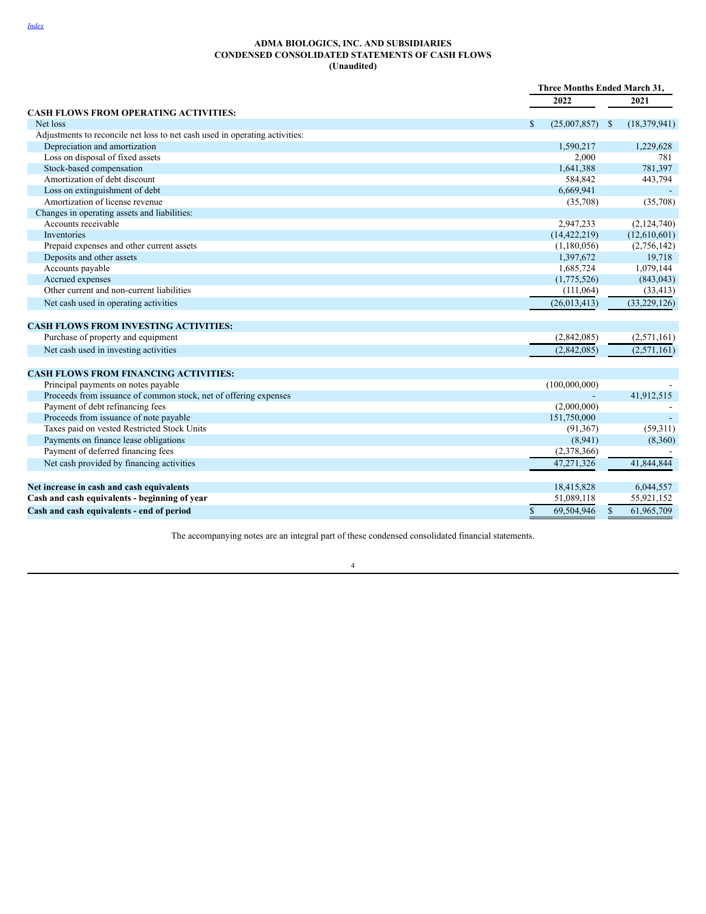[Index](#)

**ADMA BIOLOGICS, INC. AND SUBSIDIARIES**
**CONDENSED CONSOLIDATED STATEMENTS OF CASH FLOWS**
**(Unaudited)**

| | Three Months Ended March 31, | |
|---|---|---|
| | **2022** | **2021** |
| **CASH FLOWS FROM OPERATING ACTIVITIES:** | | |
| Net loss | $ (25,007,857) | $ (18,379,941) |
| Adjustments to reconcile net loss to net cash used in operating activities: | | |
| Depreciation and amortization | 1,590,217 | 1,229,628 |
| Loss on disposal of fixed assets | 2,000 | 781 |
| Stock-based compensation | 1,641,388 | 781,397 |
| Amortization of debt discount | 584,842 | 443,794 |
| Loss on extinguishment of debt | 6,669,941 | - |
| Amortization of license revenue | (35,708) | (35,708) |
| Changes in operating assets and liabilities: | | |
| Accounts receivable | 2,947,233 | (2,124,740) |
| Inventories | (14,422,219) | (12,610,601) |
| Prepaid expenses and other current assets | (1,180,056) | (2,756,142) |
| Deposits and other assets | 1,397,672 | 19,718 |
| Accounts payable | 1,685,724 | 1,079,144 |
| Accrued expenses | (1,775,526) | (843,043) |
| Other current and non-current liabilities | (111,064) | (33,413) |
| Net cash used in operating activities | (26,013,413) | (33,229,126) |
| | | |
| **CASH FLOWS FROM INVESTING ACTIVITIES:** | | |
| Purchase of property and equipment | (2,842,085) | (2,571,161) |
| Net cash used in investing activities | (2,842,085) | (2,571,161) |
| | | |
| **CASH FLOWS FROM FINANCING ACTIVITIES:** | | |
| Principal payments on notes payable | (100,000,000) | - |
| Proceeds from issuance of common stock, net of offering expenses | - | 41,912,515 |
| Payment of debt refinancing fees | (2,000,000) | - |
| Proceeds from issuance of note payable | 151,750,000 | - |
| Taxes paid on vested Restricted Stock Units | (91,367) | (59,311) |
| Payments on finance lease obligations | (8,941) | (8,360) |
| Payment of deferred financing fees | (2,378,366) | - |
| Net cash provided by financing activities | 47,271,326 | 41,844,844 |
| | | |
| **Net increase in cash and cash equivalents** | 18,415,828 | 6,044,557 |
| **Cash and cash equivalents - beginning of year** | 51,089,118 | 55,921,152 |
| **Cash and cash equivalents - end of period** | $ 69,504,946 | $ 61,965,709 |

The accompanying notes are an integral part of these condensed consolidated financial statements.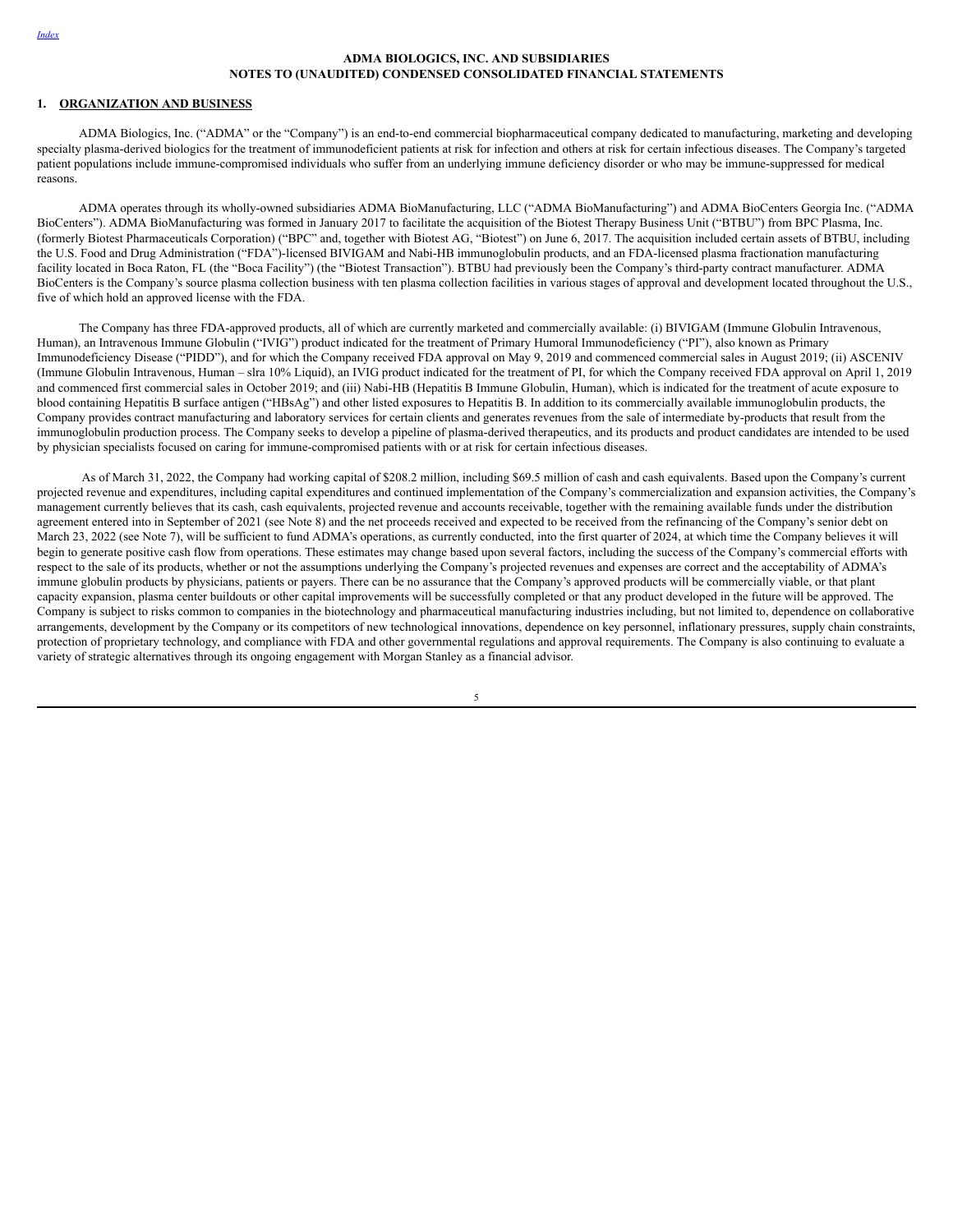**ADMA BIOLOGICS, INC. AND SUBSIDIARIES**
**NOTES TO (UNAUDITED) CONDENSED CONSOLIDATED FINANCIAL STATEMENTS**

## 1. ORGANIZATION AND BUSINESS

ADMA Biologics, Inc. ("ADMA" or the "Company") is an end-to-end commercial biopharmaceutical company dedicated to manufacturing, marketing and developing specialty plasma-derived biologics for the treatment of immunodeficient patients at risk for infection and others at risk for certain infectious diseases. The Company's targeted patient populations include immune-compromised individuals who suffer from an underlying immune deficiency disorder or who may be immune-suppressed for medical reasons.

ADMA operates through its wholly-owned subsidiaries ADMA BioManufacturing, LLC ("ADMA BioManufacturing") and ADMA BioCenters Georgia Inc. ("ADMA BioCenters"). ADMA BioManufacturing was formed in January 2017 to facilitate the acquisition of the Biotest Therapy Business Unit ("BTBU") from BPC Plasma, Inc. (formerly Biotest Pharmaceuticals Corporation) ("BPC" and, together with Biotest AG, "Biotest") on June 6, 2017. The acquisition included certain assets of BTBU, including the U.S. Food and Drug Administration ("FDA")-licensed BIVIGAM and Nabi-HB immunoglobulin products, and an FDA-licensed plasma fractionation manufacturing facility located in Boca Raton, FL (the "Boca Facility") (the "Biotest Transaction"). BTBU had previously been the Company's third-party contract manufacturer. ADMA BioCenters is the Company's source plasma collection business with ten plasma collection facilities in various stages of approval and development located throughout the U.S., five of which hold an approved license with the FDA.

The Company has three FDA-approved products, all of which are currently marketed and commercially available: (i) BIVIGAM (Immune Globulin Intravenous, Human), an Intravenous Immune Globulin ("IVIG") product indicated for the treatment of Primary Humoral Immunodeficiency ("PI"), also known as Primary Immunodeficiency Disease ("PIDD"), and for which the Company received FDA approval on May 9, 2019 and commenced commercial sales in August 2019; (ii) ASCENIV (Immune Globulin Intravenous, Human – slra 10% Liquid), an IVIG product indicated for the treatment of PI, for which the Company received FDA approval on April 1, 2019 and commenced first commercial sales in October 2019; and (iii) Nabi-HB (Hepatitis B Immune Globulin, Human), which is indicated for the treatment of acute exposure to blood containing Hepatitis B surface antigen ("HBsAg") and other listed exposures to Hepatitis B. In addition to its commercially available immunoglobulin products, the Company provides contract manufacturing and laboratory services for certain clients and generates revenues from the sale of intermediate by-products that result from the immunoglobulin production process. The Company seeks to develop a pipeline of plasma-derived therapeutics, and its products and product candidates are intended to be used by physician specialists focused on caring for immune-compromised patients with or at risk for certain infectious diseases.

As of March 31, 2022, the Company had working capital of $208.2 million, including $69.5 million of cash and cash equivalents. Based upon the Company's current projected revenue and expenditures, including capital expenditures and continued implementation of the Company's commercialization and expansion activities, the Company's management currently believes that its cash, cash equivalents, projected revenue and accounts receivable, together with the remaining available funds under the distribution agreement entered into in September of 2021 (see Note 8) and the net proceeds received and expected to be received from the refinancing of the Company's senior debt on March 23, 2022 (see Note 7), will be sufficient to fund ADMA's operations, as currently conducted, into the first quarter of 2024, at which time the Company believes it will begin to generate positive cash flow from operations. These estimates may change based upon several factors, including the success of the Company's commercial efforts with respect to the sale of its products, whether or not the assumptions underlying the Company's projected revenues and expenses are correct and the acceptability of ADMA's immune globulin products by physicians, patients or payers. There can be no assurance that the Company's approved products will be commercially viable, or that plant capacity expansion, plasma center buildouts or other capital improvements will be successfully completed or that any product developed in the future will be approved. The Company is subject to risks common to companies in the biotechnology and pharmaceutical manufacturing industries including, but not limited to, dependence on collaborative arrangements, development by the Company or its competitors of new technological innovations, dependence on key personnel, inflationary pressures, supply chain constraints, protection of proprietary technology, and compliance with FDA and other governmental regulations and approval requirements. The Company is also continuing to evaluate a variety of strategic alternatives through its ongoing engagement with Morgan Stanley as a financial advisor.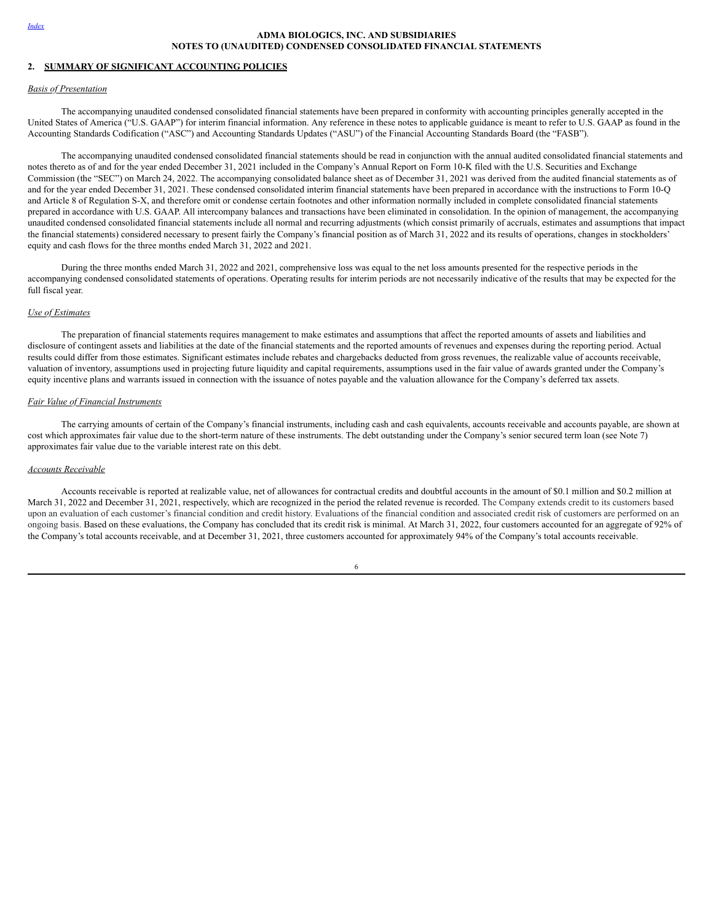**ADMA BIOLOGICS, INC. AND SUBSIDIARIES**
**NOTES TO (UNAUDITED) CONDENSED CONSOLIDATED FINANCIAL STATEMENTS**

## 2. SUMMARY OF SIGNIFICANT ACCOUNTING POLICIES

*Basis of Presentation*

The accompanying unaudited condensed consolidated financial statements have been prepared in conformity with accounting principles generally accepted in the United States of America ("U.S. GAAP") for interim financial information. Any reference in these notes to applicable guidance is meant to refer to U.S. GAAP as found in the Accounting Standards Codification ("ASC") and Accounting Standards Updates ("ASU") of the Financial Accounting Standards Board (the "FASB").

The accompanying unaudited condensed consolidated financial statements should be read in conjunction with the annual audited consolidated financial statements and notes thereto as of and for the year ended December 31, 2021 included in the Company's Annual Report on Form 10-K filed with the U.S. Securities and Exchange Commission (the "SEC") on March 24, 2022. The accompanying consolidated balance sheet as of December 31, 2021 was derived from the audited financial statements as of and for the year ended December 31, 2021. These condensed consolidated interim financial statements have been prepared in accordance with the instructions to Form 10-Q and Article 8 of Regulation S-X, and therefore omit or condense certain footnotes and other information normally included in complete consolidated financial statements prepared in accordance with U.S. GAAP. All intercompany balances and transactions have been eliminated in consolidation. In the opinion of management, the accompanying unaudited condensed consolidated financial statements include all normal and recurring adjustments (which consist primarily of accruals, estimates and assumptions that impact the financial statements) considered necessary to present fairly the Company's financial position as of March 31, 2022 and its results of operations, changes in stockholders' equity and cash flows for the three months ended March 31, 2022 and 2021.

During the three months ended March 31, 2022 and 2021, comprehensive loss was equal to the net loss amounts presented for the respective periods in the accompanying condensed consolidated statements of operations. Operating results for interim periods are not necessarily indicative of the results that may be expected for the full fiscal year.

*Use of Estimates*

The preparation of financial statements requires management to make estimates and assumptions that affect the reported amounts of assets and liabilities and disclosure of contingent assets and liabilities at the date of the financial statements and the reported amounts of revenues and expenses during the reporting period. Actual results could differ from those estimates. Significant estimates include rebates and chargebacks deducted from gross revenues, the realizable value of accounts receivable, valuation of inventory, assumptions used in projecting future liquidity and capital requirements, assumptions used in the fair value of awards granted under the Company's equity incentive plans and warrants issued in connection with the issuance of notes payable and the valuation allowance for the Company's deferred tax assets.

*Fair Value of Financial Instruments*

The carrying amounts of certain of the Company's financial instruments, including cash and cash equivalents, accounts receivable and accounts payable, are shown at cost which approximates fair value due to the short-term nature of these instruments. The debt outstanding under the Company's senior secured term loan (see Note 7) approximates fair value due to the variable interest rate on this debt.

*Accounts Receivable*

Accounts receivable is reported at realizable value, net of allowances for contractual credits and doubtful accounts in the amount of $0.1 million and $0.2 million at March 31, 2022 and December 31, 2021, respectively, which are recognized in the period the related revenue is recorded. The Company extends credit to its customers based upon an evaluation of each customer's financial condition and credit history. Evaluations of the financial condition and associated credit risk of customers are performed on an ongoing basis. Based on these evaluations, the Company has concluded that its credit risk is minimal. At March 31, 2022, four customers accounted for an aggregate of 92% of the Company's total accounts receivable, and at December 31, 2021, three customers accounted for approximately 94% of the Company's total accounts receivable.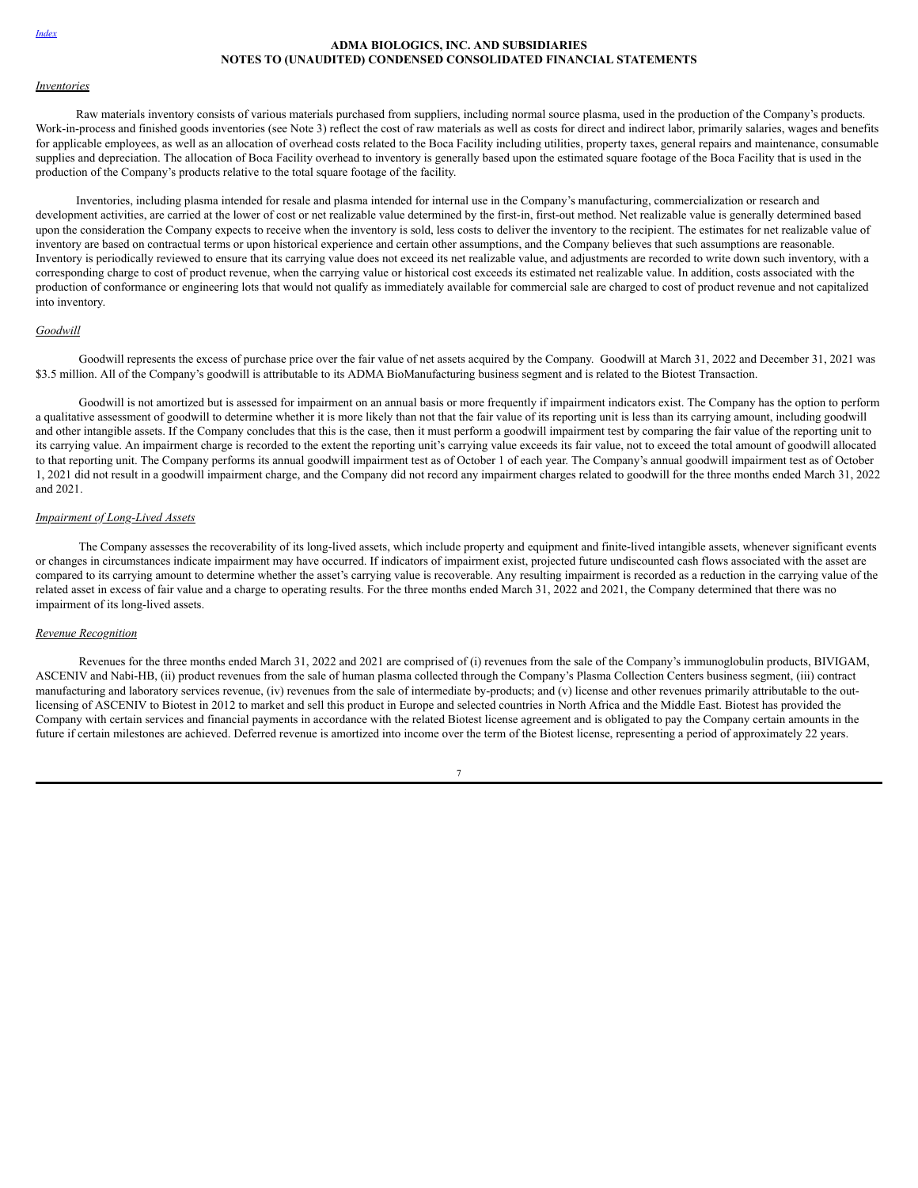ADMA BIOLOGICS, INC. AND SUBSIDIARIES
NOTES TO (UNAUDITED) CONDENSED CONSOLIDATED FINANCIAL STATEMENTS

*Inventories*

Raw materials inventory consists of various materials purchased from suppliers, including normal source plasma, used in the production of the Company's products. Work-in-process and finished goods inventories (see Note 3) reflect the cost of raw materials as well as costs for direct and indirect labor, primarily salaries, wages and benefits for applicable employees, as well as an allocation of overhead costs related to the Boca Facility including utilities, property taxes, general repairs and maintenance, consumable supplies and depreciation. The allocation of Boca Facility overhead to inventory is generally based upon the estimated square footage of the Boca Facility that is used in the production of the Company's products relative to the total square footage of the facility.

Inventories, including plasma intended for resale and plasma intended for internal use in the Company's manufacturing, commercialization or research and development activities, are carried at the lower of cost or net realizable value determined by the first-in, first-out method. Net realizable value is generally determined based upon the consideration the Company expects to receive when the inventory is sold, less costs to deliver the inventory to the recipient. The estimates for net realizable value of inventory are based on contractual terms or upon historical experience and certain other assumptions, and the Company believes that such assumptions are reasonable. Inventory is periodically reviewed to ensure that its carrying value does not exceed its net realizable value, and adjustments are recorded to write down such inventory, with a corresponding charge to cost of product revenue, when the carrying value or historical cost exceeds its estimated net realizable value. In addition, costs associated with the production of conformance or engineering lots that would not qualify as immediately available for commercial sale are charged to cost of product revenue and not capitalized into inventory.

*Goodwill*

Goodwill represents the excess of purchase price over the fair value of net assets acquired by the Company. Goodwill at March 31, 2022 and December 31, 2021 was $3.5 million. All of the Company's goodwill is attributable to its ADMA BioManufacturing business segment and is related to the Biotest Transaction.

Goodwill is not amortized but is assessed for impairment on an annual basis or more frequently if impairment indicators exist. The Company has the option to perform a qualitative assessment of goodwill to determine whether it is more likely than not that the fair value of its reporting unit is less than its carrying amount, including goodwill and other intangible assets. If the Company concludes that this is the case, then it must perform a goodwill impairment test by comparing the fair value of the reporting unit to its carrying value. An impairment charge is recorded to the extent the reporting unit's carrying value exceeds its fair value, not to exceed the total amount of goodwill allocated to that reporting unit. The Company performs its annual goodwill impairment test as of October 1 of each year. The Company's annual goodwill impairment test as of October 1, 2021 did not result in a goodwill impairment charge, and the Company did not record any impairment charges related to goodwill for the three months ended March 31, 2022 and 2021.

*Impairment of Long-Lived Assets*

The Company assesses the recoverability of its long-lived assets, which include property and equipment and finite-lived intangible assets, whenever significant events or changes in circumstances indicate impairment may have occurred. If indicators of impairment exist, projected future undiscounted cash flows associated with the asset are compared to its carrying amount to determine whether the asset's carrying value is recoverable. Any resulting impairment is recorded as a reduction in the carrying value of the related asset in excess of fair value and a charge to operating results. For the three months ended March 31, 2022 and 2021, the Company determined that there was no impairment of its long-lived assets.

*Revenue Recognition*

Revenues for the three months ended March 31, 2022 and 2021 are comprised of (i) revenues from the sale of the Company's immunoglobulin products, BIVIGAM, ASCENIV and Nabi-HB, (ii) product revenues from the sale of human plasma collected through the Company's Plasma Collection Centers business segment, (iii) contract manufacturing and laboratory services revenue, (iv) revenues from the sale of intermediate by-products; and (v) license and other revenues primarily attributable to the out-licensing of ASCENIV to Biotest in 2012 to market and sell this product in Europe and selected countries in North Africa and the Middle East. Biotest has provided the Company with certain services and financial payments in accordance with the related Biotest license agreement and is obligated to pay the Company certain amounts in the future if certain milestones are achieved. Deferred revenue is amortized into income over the term of the Biotest license, representing a period of approximately 22 years.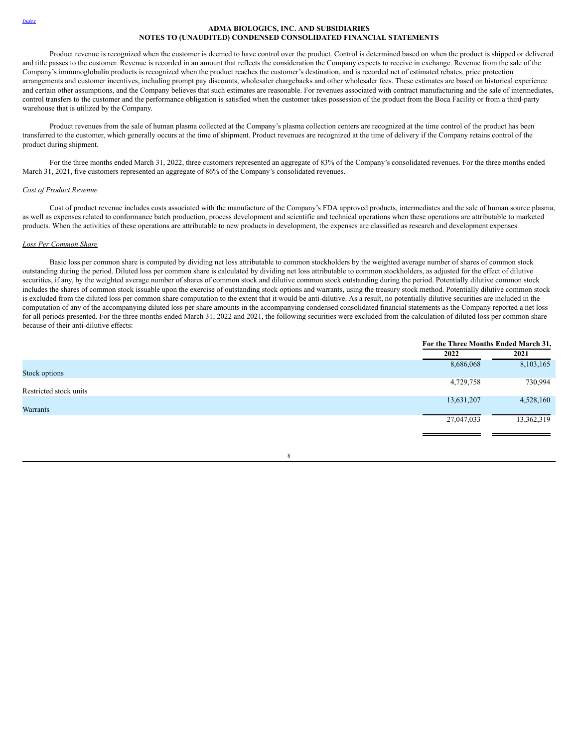**ADMA BIOLOGICS, INC. AND SUBSIDIARIES**
**NOTES TO (UNAUDITED) CONDENSED CONSOLIDATED FINANCIAL STATEMENTS**

Product revenue is recognized when the customer is deemed to have control over the product. Control is determined based on when the product is shipped or delivered and title passes to the customer. Revenue is recorded in an amount that reflects the consideration the Company expects to receive in exchange. Revenue from the sale of the Company's immunoglobulin products is recognized when the product reaches the customer's destination, and is recorded net of estimated rebates, price protection arrangements and customer incentives, including prompt pay discounts, wholesaler chargebacks and other wholesaler fees. These estimates are based on historical experience and certain other assumptions, and the Company believes that such estimates are reasonable. For revenues associated with contract manufacturing and the sale of intermediates, control transfers to the customer and the performance obligation is satisfied when the customer takes possession of the product from the Boca Facility or from a third-party warehouse that is utilized by the Company.

Product revenues from the sale of human plasma collected at the Company's plasma collection centers are recognized at the time control of the product has been transferred to the customer, which generally occurs at the time of shipment. Product revenues are recognized at the time of delivery if the Company retains control of the product during shipment.

For the three months ended March 31, 2022, three customers represented an aggregate of 83% of the Company's consolidated revenues. For the three months ended March 31, 2021, five customers represented an aggregate of 86% of the Company's consolidated revenues.

*Cost of Product Revenue*

Cost of product revenue includes costs associated with the manufacture of the Company's FDA approved products, intermediates and the sale of human source plasma, as well as expenses related to conformance batch production, process development and scientific and technical operations when these operations are attributable to marketed products. When the activities of these operations are attributable to new products in development, the expenses are classified as research and development expenses.

*Loss Per Common Share*

Basic loss per common share is computed by dividing net loss attributable to common stockholders by the weighted average number of shares of common stock outstanding during the period. Diluted loss per common share is calculated by dividing net loss attributable to common stockholders, as adjusted for the effect of dilutive securities, if any, by the weighted average number of shares of common stock and dilutive common stock outstanding during the period. Potentially dilutive common stock includes the shares of common stock issuable upon the exercise of outstanding stock options and warrants, using the treasury stock method. Potentially dilutive common stock is excluded from the diluted loss per common share computation to the extent that it would be anti-dilutive. As a result, no potentially dilutive securities are included in the computation of any of the accompanying diluted loss per share amounts in the accompanying condensed consolidated financial statements as the Company reported a net loss for all periods presented. For the three months ended March 31, 2022 and 2021, the following securities were excluded from the calculation of diluted loss per common share because of their anti-dilutive effects:

| | For the Three Months Ended March 31, | |
|---|---|---|
| | 2022 | 2021 |
| Stock options | 8,686,068 | 8,103,165 |
| Restricted stock units | 4,729,758 | 730,994 |
| Warrants | 13,631,207 | 4,528,160 |
| | 27,047,033 | 13,362,319 |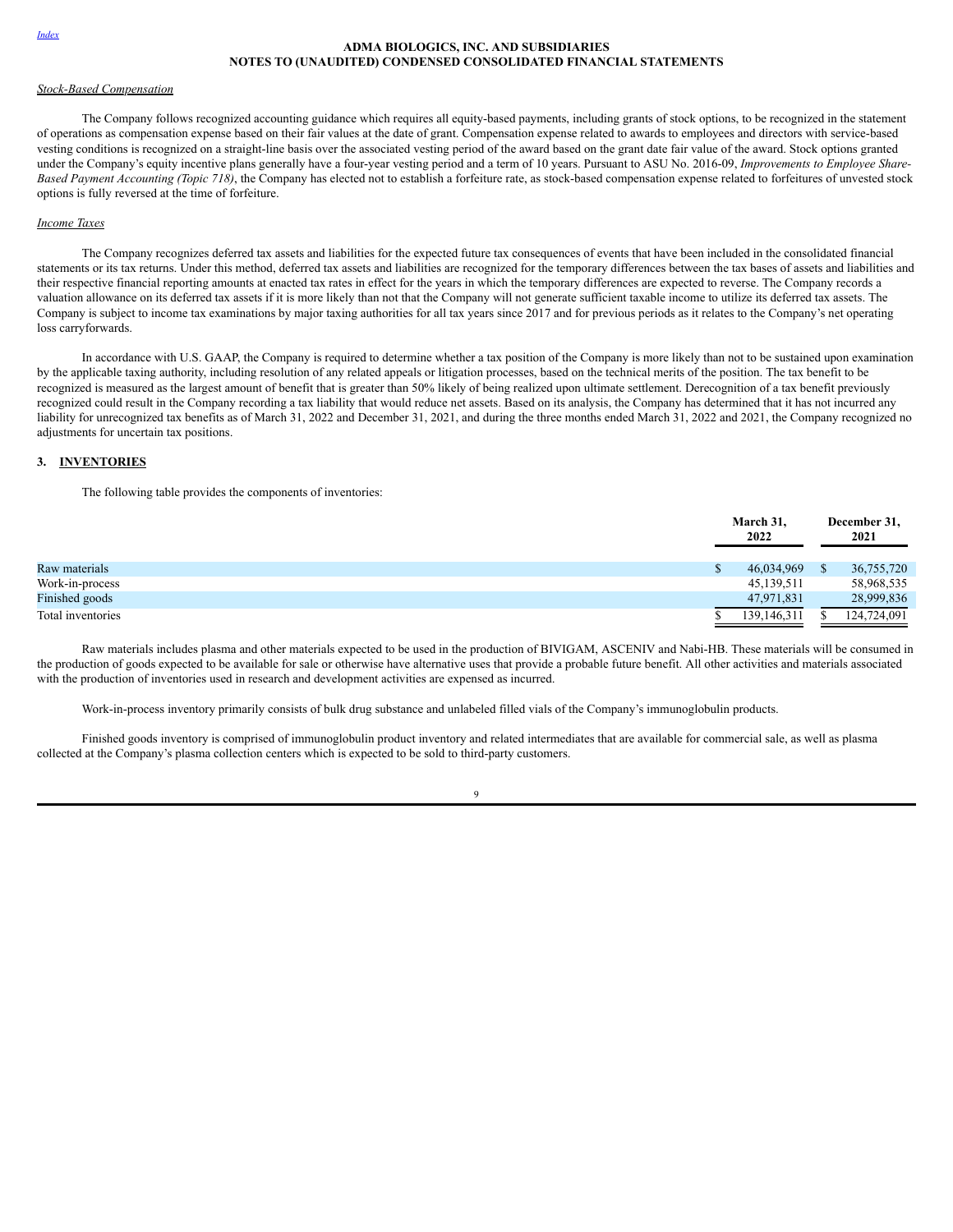*Stock-Based Compensation*

The Company follows recognized accounting guidance which requires all equity-based payments, including grants of stock options, to be recognized in the statement of operations as compensation expense based on their fair values at the date of grant. Compensation expense related to awards to employees and directors with service-based vesting conditions is recognized on a straight-line basis over the associated vesting period of the award based on the grant date fair value of the award. Stock options granted under the Company's equity incentive plans generally have a four-year vesting period and a term of 10 years. Pursuant to ASU No. 2016-09, *Improvements to Employee Share-Based Payment Accounting (Topic 718)*, the Company has elected not to establish a forfeiture rate, as stock-based compensation expense related to forfeitures of unvested stock options is fully reversed at the time of forfeiture.

*Income Taxes*

The Company recognizes deferred tax assets and liabilities for the expected future tax consequences of events that have been included in the consolidated financial statements or its tax returns. Under this method, deferred tax assets and liabilities are recognized for the temporary differences between the tax bases of assets and liabilities and their respective financial reporting amounts at enacted tax rates in effect for the years in which the temporary differences are expected to reverse. The Company records a valuation allowance on its deferred tax assets if it is more likely than not that the Company will not generate sufficient taxable income to utilize its deferred tax assets. The Company is subject to income tax examinations by major taxing authorities for all tax years since 2017 and for previous periods as it relates to the Company's net operating loss carryforwards.

In accordance with U.S. GAAP, the Company is required to determine whether a tax position of the Company is more likely than not to be sustained upon examination by the applicable taxing authority, including resolution of any related appeals or litigation processes, based on the technical merits of the position. The tax benefit to be recognized is measured as the largest amount of benefit that is greater than 50% likely of being realized upon ultimate settlement. Derecognition of a tax benefit previously recognized could result in the Company recording a tax liability that would reduce net assets. Based on its analysis, the Company has determined that it has not incurred any liability for unrecognized tax benefits as of March 31, 2022 and December 31, 2021, and during the three months ended March 31, 2022 and 2021, the Company recognized no adjustments for uncertain tax positions.

## 3. INVENTORIES

The following table provides the components of inventories:

| | March 31, 2022 | December 31, 2021 |
|---|---|---|
| Raw materials | $ 46,034,969 | $ 36,755,720 |
| Work-in-process | 45,139,511 | 58,968,535 |
| Finished goods | 47,971,831 | 28,999,836 |
| Total inventories | $ 139,146,311 | $ 124,724,091 |

Raw materials includes plasma and other materials expected to be used in the production of BIVIGAM, ASCENIV and Nabi-HB. These materials will be consumed in the production of goods expected to be available for sale or otherwise have alternative uses that provide a probable future benefit. All other activities and materials associated with the production of inventories used in research and development activities are expensed as incurred.

Work-in-process inventory primarily consists of bulk drug substance and unlabeled filled vials of the Company's immunoglobulin products.

Finished goods inventory is comprised of immunoglobulin product inventory and related intermediates that are available for commercial sale, as well as plasma collected at the Company's plasma collection centers which is expected to be sold to third-party customers.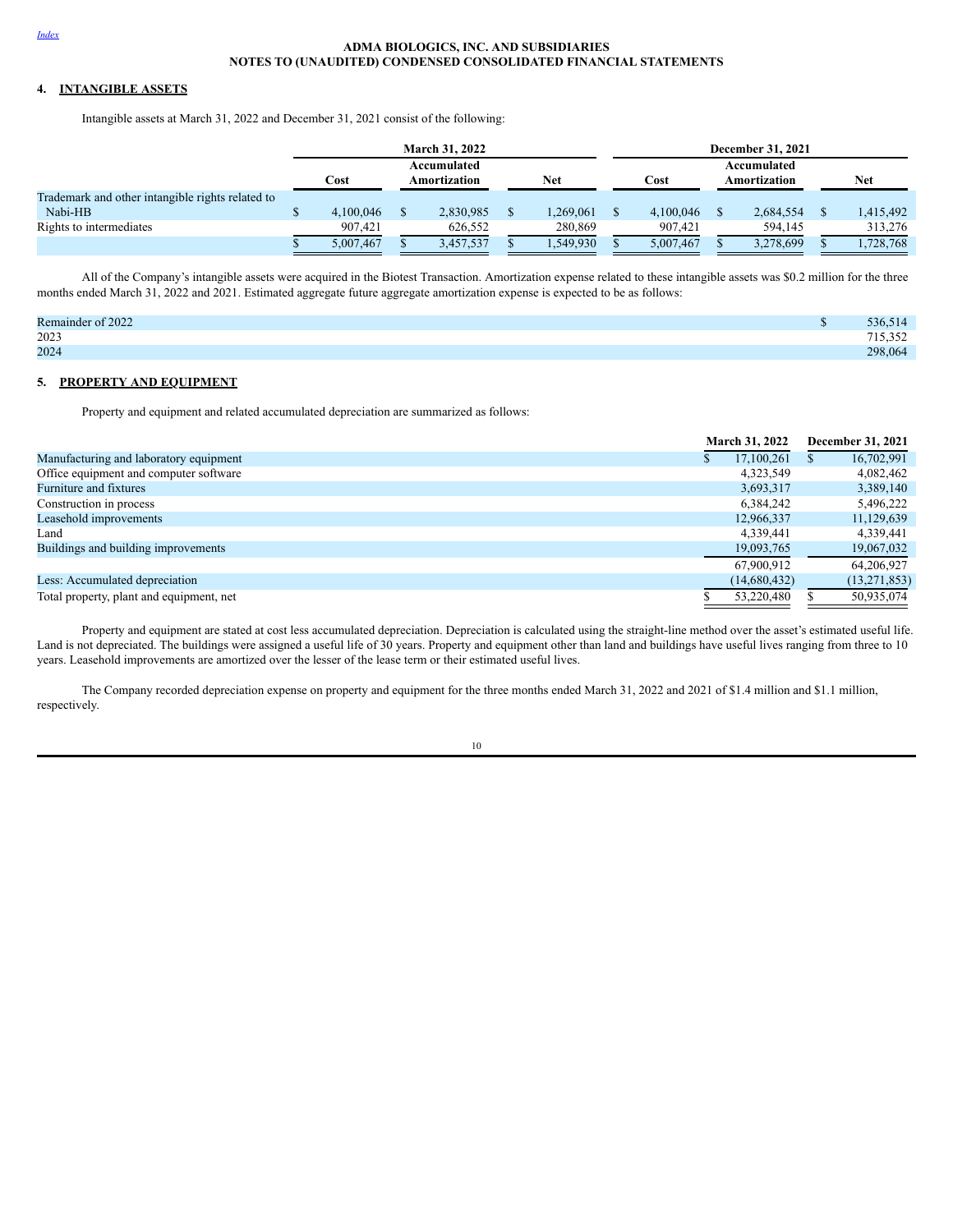**ADMA BIOLOGICS, INC. AND SUBSIDIARIES**
**NOTES TO (UNAUDITED) CONDENSED CONSOLIDATED FINANCIAL STATEMENTS**

## 4. INTANGIBLE ASSETS

Intangible assets at March 31, 2022 and December 31, 2021 consist of the following:

| | March 31, 2022 | | | December 31, 2021 | | |
|---|---|---|---|---|---|---|
| | Cost | Accumulated Amortization | Net | Cost | Accumulated Amortization | Net |
| Trademark and other intangible rights related to Nabi-HB | $ 4,100,046 | $ 2,830,985 | $ 1,269,061 | $ 4,100,046 | $ 2,684,554 | $ 1,415,492 |
| Rights to intermediates | 907,421 | 626,552 | 280,869 | 907,421 | 594,145 | 313,276 |
| | $ 5,007,467 | $ 3,457,537 | $ 1,549,930 | $ 5,007,467 | $ 3,278,699 | $ 1,728,768 |

All of the Company's intangible assets were acquired in the Biotest Transaction. Amortization expense related to these intangible assets was $0.2 million for the three months ended March 31, 2022 and 2021. Estimated aggregate future aggregate amortization expense is expected to be as follows:

| | |
|---|---|
| Remainder of 2022 | $ 536,514 |
| 2023 | 715,352 |
| 2024 | 298,064 |

## 5. PROPERTY AND EQUIPMENT

Property and equipment and related accumulated depreciation are summarized as follows:

| | March 31, 2022 | December 31, 2021 |
|---|---|---|
| Manufacturing and laboratory equipment | $ 17,100,261 | $ 16,702,991 |
| Office equipment and computer software | 4,323,549 | 4,082,462 |
| Furniture and fixtures | 3,693,317 | 3,389,140 |
| Construction in process | 6,384,242 | 5,496,222 |
| Leasehold improvements | 12,966,337 | 11,129,639 |
| Land | 4,339,441 | 4,339,441 |
| Buildings and building improvements | 19,093,765 | 19,067,032 |
| | 67,900,912 | 64,206,927 |
| Less: Accumulated depreciation | (14,680,432) | (13,271,853) |
| Total property, plant and equipment, net | $ 53,220,480 | $ 50,935,074 |

Property and equipment are stated at cost less accumulated depreciation. Depreciation is calculated using the straight-line method over the asset's estimated useful life. Land is not depreciated. The buildings were assigned a useful life of 30 years. Property and equipment other than land and buildings have useful lives ranging from three to 10 years. Leasehold improvements are amortized over the lesser of the lease term or their estimated useful lives.

The Company recorded depreciation expense on property and equipment for the three months ended March 31, 2022 and 2021 of $1.4 million and $1.1 million, respectively.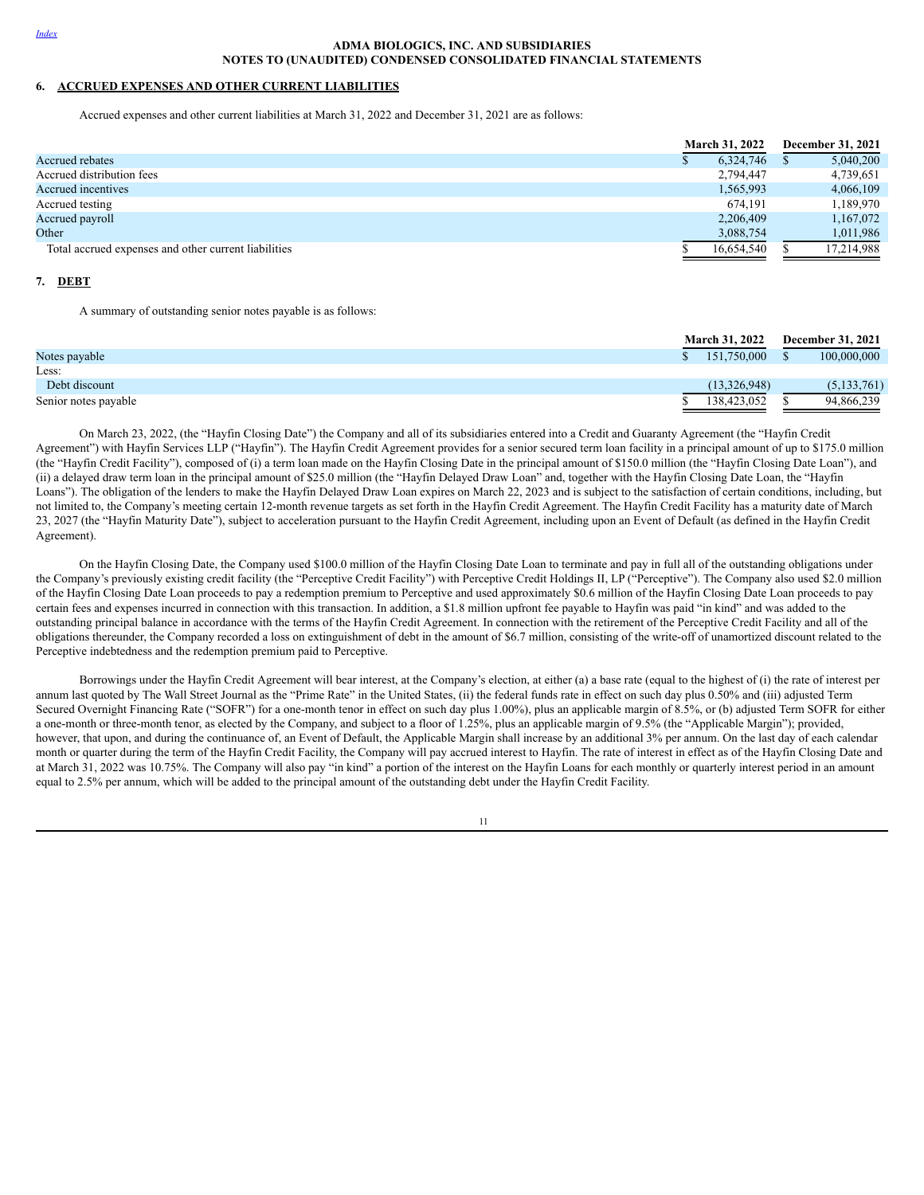**ADMA BIOLOGICS, INC. AND SUBSIDIARIES**
**NOTES TO (UNAUDITED) CONDENSED CONSOLIDATED FINANCIAL STATEMENTS**

## 6. ACCRUED EXPENSES AND OTHER CURRENT LIABILITIES

Accrued expenses and other current liabilities at March 31, 2022 and December 31, 2021 are as follows:

| | March 31, 2022 | December 31, 2021 |
|---|---|---|
| Accrued rebates | $ 6,324,746 | $ 5,040,200 |
| Accrued distribution fees | 2,794,447 | 4,739,651 |
| Accrued incentives | 1,565,993 | 4,066,109 |
| Accrued testing | 674,191 | 1,189,970 |
| Accrued payroll | 2,206,409 | 1,167,072 |
| Other | 3,088,754 | 1,011,986 |
| Total accrued expenses and other current liabilities | $ 16,654,540 | $ 17,214,988 |

## 7. DEBT

A summary of outstanding senior notes payable is as follows:

| | March 31, 2022 | December 31, 2021 |
|---|---|---|
| Notes payable | $ 151,750,000 | $ 100,000,000 |
| Less: | | |
| Debt discount | (13,326,948) | (5,133,761) |
| Senior notes payable | $ 138,423,052 | $ 94,866,239 |

On March 23, 2022, (the "Hayfin Closing Date") the Company and all of its subsidiaries entered into a Credit and Guaranty Agreement (the "Hayfin Credit Agreement") with Hayfin Services LLP ("Hayfin"). The Hayfin Credit Agreement provides for a senior secured term loan facility in a principal amount of up to $175.0 million (the "Hayfin Credit Facility"), composed of (i) a term loan made on the Hayfin Closing Date in the principal amount of $150.0 million (the "Hayfin Closing Date Loan"), and (ii) a delayed draw term loan in the principal amount of $25.0 million (the "Hayfin Delayed Draw Loan" and, together with the Hayfin Closing Date Loan, the "Hayfin Loans"). The obligation of the lenders to make the Hayfin Delayed Draw Loan expires on March 22, 2023 and is subject to the satisfaction of certain conditions, including, but not limited to, the Company's meeting certain 12-month revenue targets as set forth in the Hayfin Credit Agreement. The Hayfin Credit Facility has a maturity date of March 23, 2027 (the "Hayfin Maturity Date"), subject to acceleration pursuant to the Hayfin Credit Agreement, including upon an Event of Default (as defined in the Hayfin Credit Agreement).

On the Hayfin Closing Date, the Company used $100.0 million of the Hayfin Closing Date Loan to terminate and pay in full all of the outstanding obligations under the Company's previously existing credit facility (the "Perceptive Credit Facility") with Perceptive Credit Holdings II, LP ("Perceptive"). The Company also used $2.0 million of the Hayfin Closing Date Loan proceeds to pay a redemption premium to Perceptive and used approximately $0.6 million of the Hayfin Closing Date Loan proceeds to pay certain fees and expenses incurred in connection with this transaction. In addition, a $1.8 million upfront fee payable to Hayfin was paid "in kind" and was added to the outstanding principal balance in accordance with the terms of the Hayfin Credit Agreement. In connection with the retirement of the Perceptive Credit Facility and all of the obligations thereunder, the Company recorded a loss on extinguishment of debt in the amount of $6.7 million, consisting of the write-off of unamortized discount related to the Perceptive indebtedness and the redemption premium paid to Perceptive.

Borrowings under the Hayfin Credit Agreement will bear interest, at the Company's election, at either (a) a base rate (equal to the highest of (i) the rate of interest per annum last quoted by The Wall Street Journal as the "Prime Rate" in the United States, (ii) the federal funds rate in effect on such day plus 0.50% and (iii) adjusted Term Secured Overnight Financing Rate ("SOFR") for a one-month tenor in effect on such day plus 1.00%), plus an applicable margin of 8.5%, or (b) adjusted Term SOFR for either a one-month or three-month tenor, as elected by the Company, and subject to a floor of 1.25%, plus an applicable margin of 9.5% (the "Applicable Margin"); provided, however, that upon, and during the continuance of, an Event of Default, the Applicable Margin shall increase by an additional 3% per annum. On the last day of each calendar month or quarter during the term of the Hayfin Credit Facility, the Company will pay accrued interest to Hayfin. The rate of interest in effect as of the Hayfin Closing Date and at March 31, 2022 was 10.75%. The Company will also pay "in kind" a portion of the interest on the Hayfin Loans for each monthly or quarterly interest period in an amount equal to 2.5% per annum, which will be added to the principal amount of the outstanding debt under the Hayfin Credit Facility.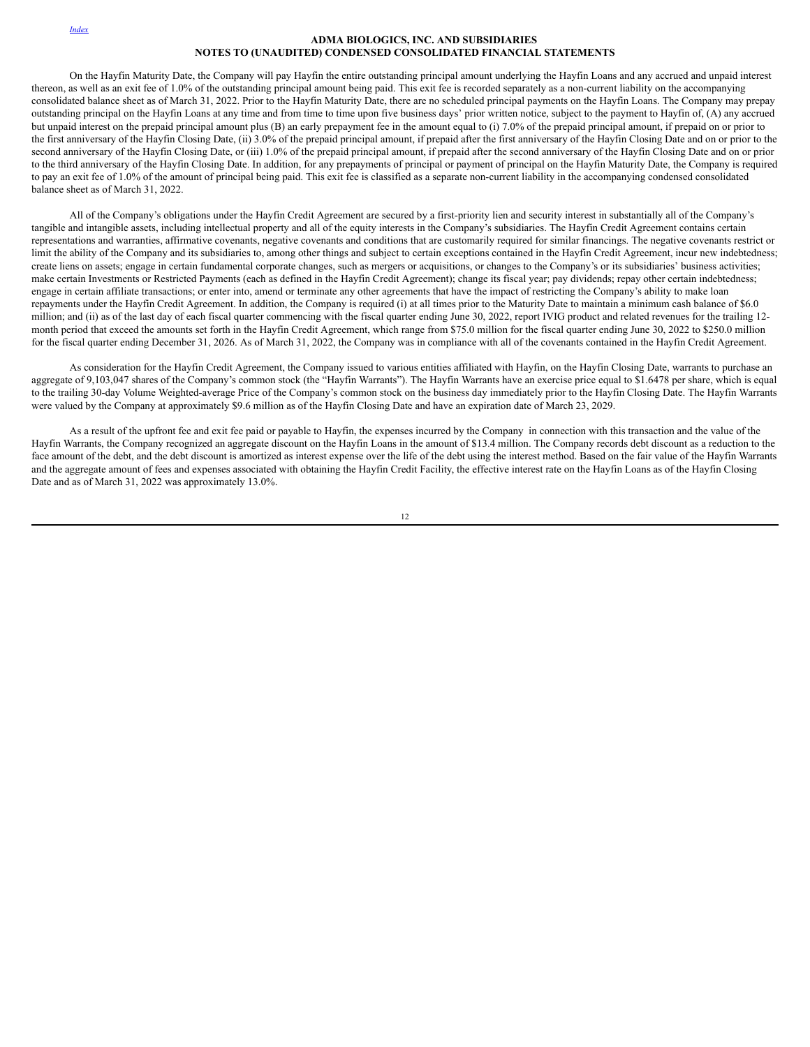**ADMA BIOLOGICS, INC. AND SUBSIDIARIES**
**NOTES TO (UNAUDITED) CONDENSED CONSOLIDATED FINANCIAL STATEMENTS**

On the Hayfin Maturity Date, the Company will pay Hayfin the entire outstanding principal amount underlying the Hayfin Loans and any accrued and unpaid interest thereon, as well as an exit fee of 1.0% of the outstanding principal amount being paid. This exit fee is recorded separately as a non-current liability on the accompanying consolidated balance sheet as of March 31, 2022. Prior to the Hayfin Maturity Date, there are no scheduled principal payments on the Hayfin Loans. The Company may prepay outstanding principal on the Hayfin Loans at any time and from time to time upon five business days' prior written notice, subject to the payment to Hayfin of, (A) any accrued but unpaid interest on the prepaid principal amount plus (B) an early prepayment fee in the amount equal to (i) 7.0% of the prepaid principal amount, if prepaid on or prior to the first anniversary of the Hayfin Closing Date, (ii) 3.0% of the prepaid principal amount, if prepaid after the first anniversary of the Hayfin Closing Date and on or prior to the second anniversary of the Hayfin Closing Date, or (iii) 1.0% of the prepaid principal amount, if prepaid after the second anniversary of the Hayfin Closing Date and on or prior to the third anniversary of the Hayfin Closing Date. In addition, for any prepayments of principal or payment of principal on the Hayfin Maturity Date, the Company is required to pay an exit fee of 1.0% of the amount of principal being paid. This exit fee is classified as a separate non-current liability in the accompanying condensed consolidated balance sheet as of March 31, 2022.

All of the Company's obligations under the Hayfin Credit Agreement are secured by a first-priority lien and security interest in substantially all of the Company's tangible and intangible assets, including intellectual property and all of the equity interests in the Company's subsidiaries. The Hayfin Credit Agreement contains certain representations and warranties, affirmative covenants, negative covenants and conditions that are customarily required for similar financings. The negative covenants restrict or limit the ability of the Company and its subsidiaries to, among other things and subject to certain exceptions contained in the Hayfin Credit Agreement, incur new indebtedness; create liens on assets; engage in certain fundamental corporate changes, such as mergers or acquisitions, or changes to the Company's or its subsidiaries' business activities; make certain Investments or Restricted Payments (each as defined in the Hayfin Credit Agreement); change its fiscal year; pay dividends; repay other certain indebtedness; engage in certain affiliate transactions; or enter into, amend or terminate any other agreements that have the impact of restricting the Company's ability to make loan repayments under the Hayfin Credit Agreement. In addition, the Company is required (i) at all times prior to the Maturity Date to maintain a minimum cash balance of $6.0 million; and (ii) as of the last day of each fiscal quarter commencing with the fiscal quarter ending June 30, 2022, report IVIG product and related revenues for the trailing 12-month period that exceed the amounts set forth in the Hayfin Credit Agreement, which range from $75.0 million for the fiscal quarter ending June 30, 2022 to $250.0 million for the fiscal quarter ending December 31, 2026. As of March 31, 2022, the Company was in compliance with all of the covenants contained in the Hayfin Credit Agreement.

As consideration for the Hayfin Credit Agreement, the Company issued to various entities affiliated with Hayfin, on the Hayfin Closing Date, warrants to purchase an aggregate of 9,103,047 shares of the Company's common stock (the "Hayfin Warrants"). The Hayfin Warrants have an exercise price equal to $1.6478 per share, which is equal to the trailing 30-day Volume Weighted-average Price of the Company's common stock on the business day immediately prior to the Hayfin Closing Date. The Hayfin Warrants were valued by the Company at approximately $9.6 million as of the Hayfin Closing Date and have an expiration date of March 23, 2029.

As a result of the upfront fee and exit fee paid or payable to Hayfin, the expenses incurred by the Company in connection with this transaction and the value of the Hayfin Warrants, the Company recognized an aggregate discount on the Hayfin Loans in the amount of $13.4 million. The Company records debt discount as a reduction to the face amount of the debt, and the debt discount is amortized as interest expense over the life of the debt using the interest method. Based on the fair value of the Hayfin Warrants and the aggregate amount of fees and expenses associated with obtaining the Hayfin Credit Facility, the effective interest rate on the Hayfin Loans as of the Hayfin Closing Date and as of March 31, 2022 was approximately 13.0%.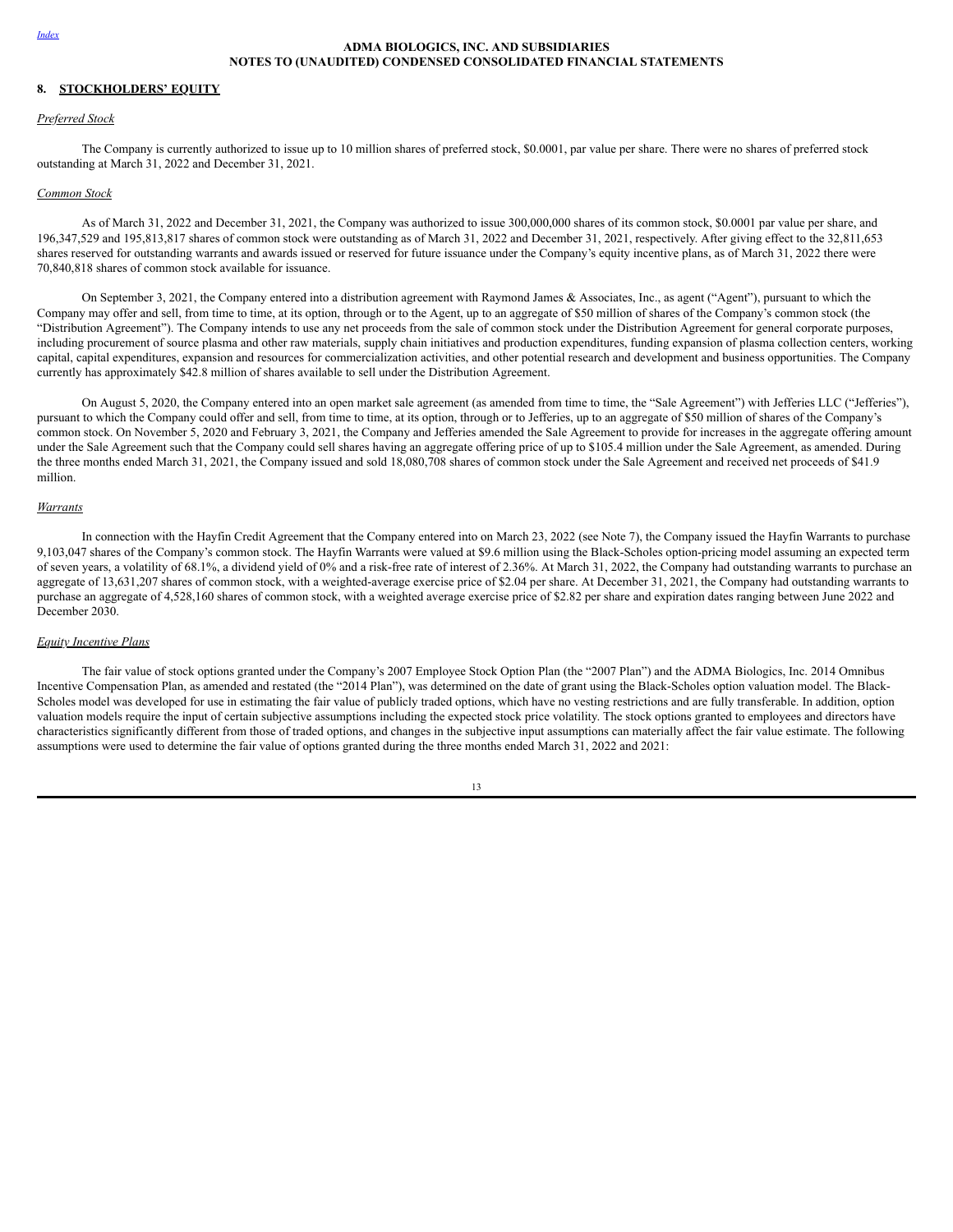**ADMA BIOLOGICS, INC. AND SUBSIDIARIES**
**NOTES TO (UNAUDITED) CONDENSED CONSOLIDATED FINANCIAL STATEMENTS**

## 8. STOCKHOLDERS' EQUITY

*Preferred Stock*

The Company is currently authorized to issue up to 10 million shares of preferred stock, $0.0001, par value per share. There were no shares of preferred stock outstanding at March 31, 2022 and December 31, 2021.

*Common Stock*

As of March 31, 2022 and December 31, 2021, the Company was authorized to issue 300,000,000 shares of its common stock, $0.0001 par value per share, and 196,347,529 and 195,813,817 shares of common stock were outstanding as of March 31, 2022 and December 31, 2021, respectively. After giving effect to the 32,811,653 shares reserved for outstanding warrants and awards issued or reserved for future issuance under the Company's equity incentive plans, as of March 31, 2022 there were 70,840,818 shares of common stock available for issuance.

On September 3, 2021, the Company entered into a distribution agreement with Raymond James & Associates, Inc., as agent ("Agent"), pursuant to which the Company may offer and sell, from time to time, at its option, through or to the Agent, up to an aggregate of $50 million of shares of the Company's common stock (the "Distribution Agreement"). The Company intends to use any net proceeds from the sale of common stock under the Distribution Agreement for general corporate purposes, including procurement of source plasma and other raw materials, supply chain initiatives and production expenditures, funding expansion of plasma collection centers, working capital, capital expenditures, expansion and resources for commercialization activities, and other potential research and development and business opportunities. The Company currently has approximately $42.8 million of shares available to sell under the Distribution Agreement.

On August 5, 2020, the Company entered into an open market sale agreement (as amended from time to time, the "Sale Agreement") with Jefferies LLC ("Jefferies"), pursuant to which the Company could offer and sell, from time to time, at its option, through or to Jefferies, up to an aggregate of $50 million of shares of the Company's common stock. On November 5, 2020 and February 3, 2021, the Company and Jefferies amended the Sale Agreement to provide for increases in the aggregate offering amount under the Sale Agreement such that the Company could sell shares having an aggregate offering price of up to $105.4 million under the Sale Agreement, as amended. During the three months ended March 31, 2021, the Company issued and sold 18,080,708 shares of common stock under the Sale Agreement and received net proceeds of $41.9 million.

*Warrants*

In connection with the Hayfin Credit Agreement that the Company entered into on March 23, 2022 (see Note 7), the Company issued the Hayfin Warrants to purchase 9,103,047 shares of the Company's common stock. The Hayfin Warrants were valued at $9.6 million using the Black-Scholes option-pricing model assuming an expected term of seven years, a volatility of 68.1%, a dividend yield of 0% and a risk-free rate of interest of 2.36%. At March 31, 2022, the Company had outstanding warrants to purchase an aggregate of 13,631,207 shares of common stock, with a weighted-average exercise price of $2.04 per share. At December 31, 2021, the Company had outstanding warrants to purchase an aggregate of 4,528,160 shares of common stock, with a weighted average exercise price of $2.82 per share and expiration dates ranging between June 2022 and December 2030.

*Equity Incentive Plans*

The fair value of stock options granted under the Company's 2007 Employee Stock Option Plan (the "2007 Plan") and the ADMA Biologics, Inc. 2014 Omnibus Incentive Compensation Plan, as amended and restated (the "2014 Plan"), was determined on the date of grant using the Black-Scholes option valuation model. The Black-Scholes model was developed for use in estimating the fair value of publicly traded options, which have no vesting restrictions and are fully transferable. In addition, option valuation models require the input of certain subjective assumptions including the expected stock price volatility. The stock options granted to employees and directors have characteristics significantly different from those of traded options, and changes in the subjective input assumptions can materially affect the fair value estimate. The following assumptions were used to determine the fair value of options granted during the three months ended March 31, 2022 and 2021: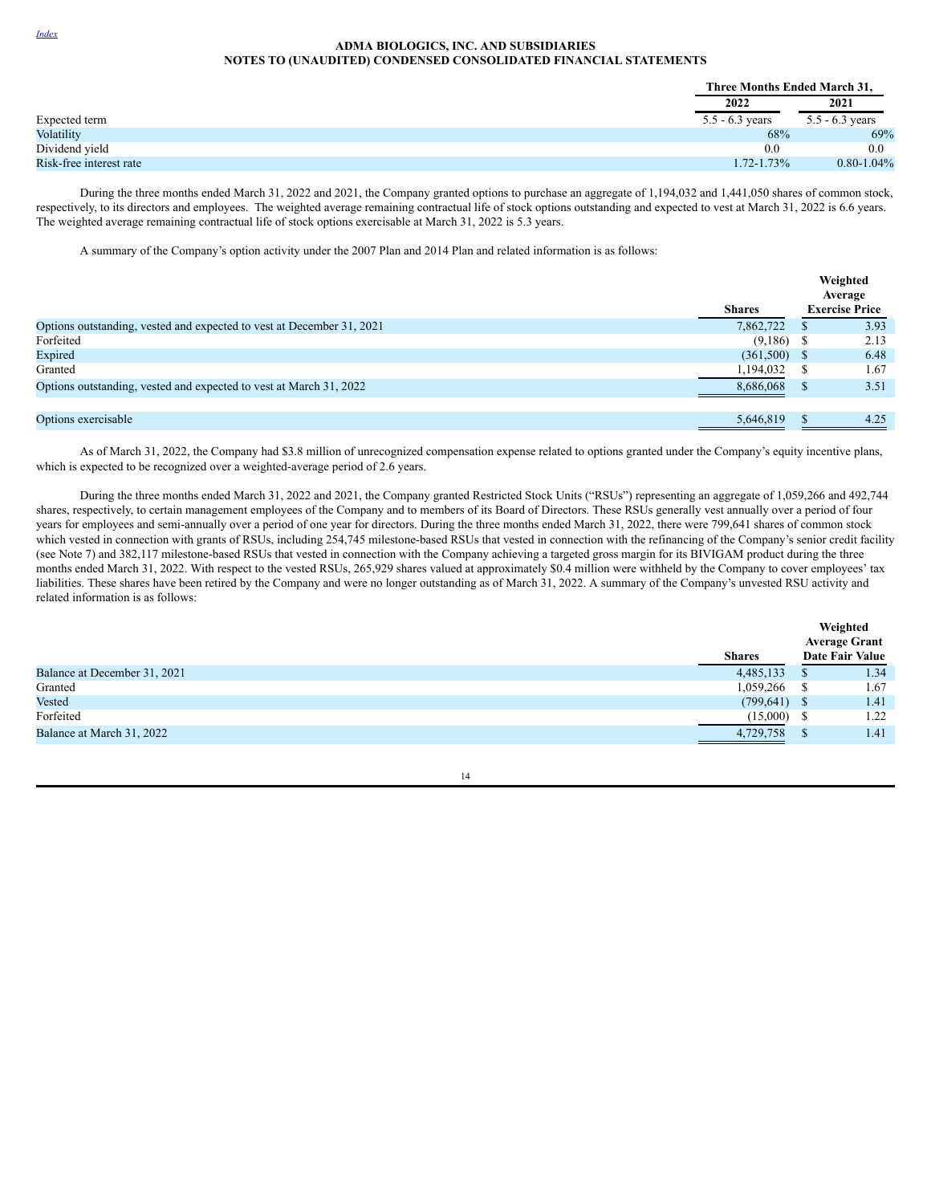**ADMA BIOLOGICS, INC. AND SUBSIDIARIES**
**NOTES TO (UNAUDITED) CONDENSED CONSOLIDATED FINANCIAL STATEMENTS**

| | Three Months Ended March 31, | |
|---|---|---|
| | 2022 | 2021 |
| Expected term | 5.5 - 6.3 years | 5.5 - 6.3 years |
| Volatility | 68% | 69% |
| Dividend yield | 0.0 | 0.0 |
| Risk-free interest rate | 1.72-1.73% | 0.80-1.04% |

During the three months ended March 31, 2022 and 2021, the Company granted options to purchase an aggregate of 1,194,032 and 1,441,050 shares of common stock, respectively, to its directors and employees. The weighted average remaining contractual life of stock options outstanding and expected to vest at March 31, 2022 is 6.6 years. The weighted average remaining contractual life of stock options exercisable at March 31, 2022 is 5.3 years.

A summary of the Company's option activity under the 2007 Plan and 2014 Plan and related information is as follows:

| | Shares | Weighted Average Exercise Price |
|---|---|---|
| Options outstanding, vested and expected to vest at December 31, 2021 | 7,862,722 | $ 3.93 |
| Forfeited | (9,186) | $ 2.13 |
| Expired | (361,500) | $ 6.48 |
| Granted | 1,194,032 | $ 1.67 |
| Options outstanding, vested and expected to vest at March 31, 2022 | 8,686,068 | $ 3.51 |
| | | |
| Options exercisable | 5,646,819 | $ 4.25 |

As of March 31, 2022, the Company had $3.8 million of unrecognized compensation expense related to options granted under the Company's equity incentive plans, which is expected to be recognized over a weighted-average period of 2.6 years.

During the three months ended March 31, 2022 and 2021, the Company granted Restricted Stock Units ("RSUs") representing an aggregate of 1,059,266 and 492,744 shares, respectively, to certain management employees of the Company and to members of its Board of Directors. These RSUs generally vest annually over a period of four years for employees and semi-annually over a period of one year for directors. During the three months ended March 31, 2022, there were 799,641 shares of common stock which vested in connection with grants of RSUs, including 254,745 milestone-based RSUs that vested in connection with the refinancing of the Company's senior credit facility (see Note 7) and 382,117 milestone-based RSUs that vested in connection with the Company achieving a targeted gross margin for its BIVIGAM product during the three months ended March 31, 2022. With respect to the vested RSUs, 265,929 shares valued at approximately $0.4 million were withheld by the Company to cover employees' tax liabilities. These shares have been retired by the Company and were no longer outstanding as of March 31, 2022. A summary of the Company's unvested RSU activity and related information is as follows:

| | Shares | Weighted Average Grant Date Fair Value |
|---|---|---|
| Balance at December 31, 2021 | 4,485,133 | $ 1.34 |
| Granted | 1,059,266 | $ 1.67 |
| Vested | (799,641) | $ 1.41 |
| Forfeited | (15,000) | $ 1.22 |
| Balance at March 31, 2022 | 4,729,758 | $ 1.41 |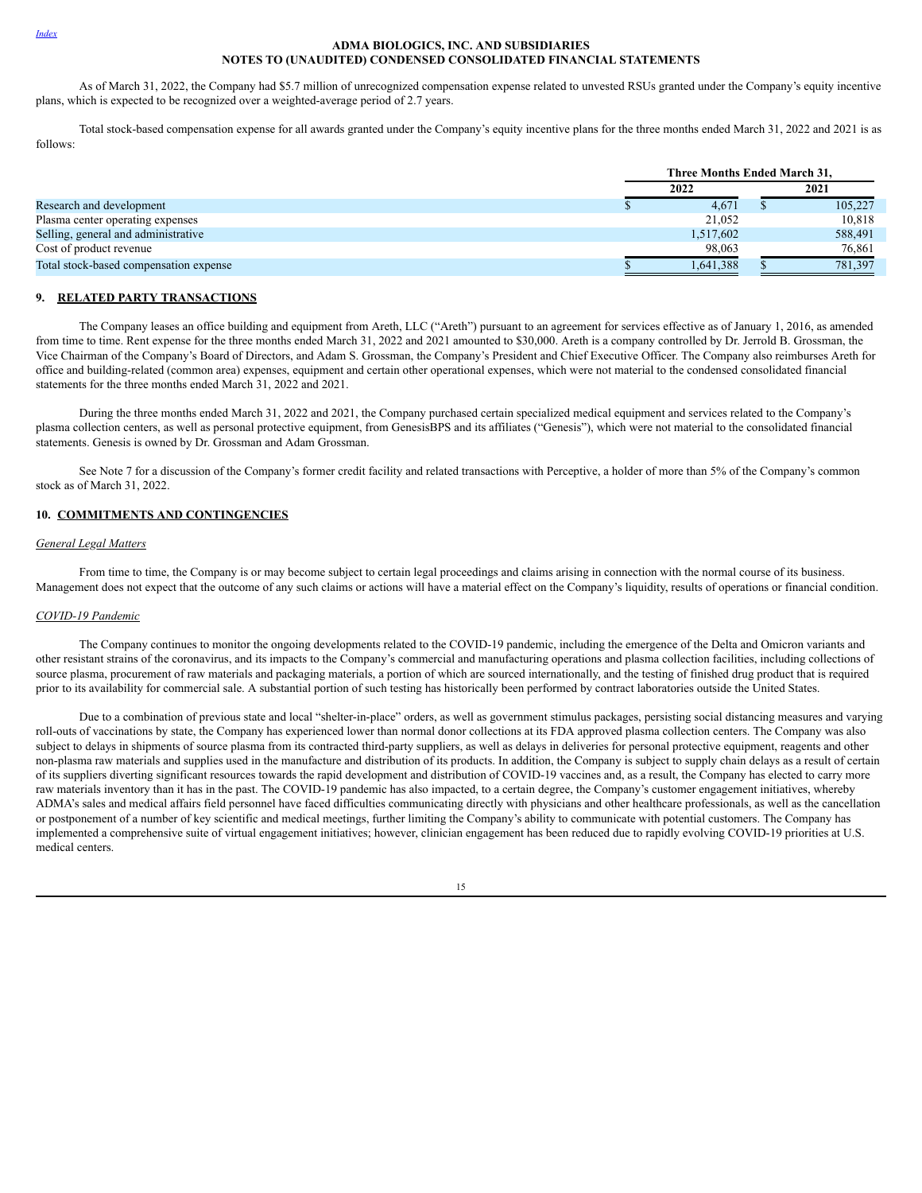As of March 31, 2022, the Company had \$5.7 million of unrecognized compensation expense related to unvested RSUs granted under the Company's equity incentive plans, which is expected to be recognized over a weighted-average period of 2.7 years.

Total stock-based compensation expense for all awards granted under the Company's equity incentive plans for the three months ended March 31, 2022 and 2021 is as follows:

| | Three Months Ended March 31, | |
|---|---|---|
| | 2022 | 2021 |
| Research and development | \$ 4,671 | \$ 105,227 |
| Plasma center operating expenses | 21,052 | 10,818 |
| Selling, general and administrative | 1,517,602 | 588,491 |
| Cost of product revenue | 98,063 | 76,861 |
| Total stock-based compensation expense | \$ 1,641,388 | \$ 781,397 |

## 9. RELATED PARTY TRANSACTIONS

The Company leases an office building and equipment from Areth, LLC ("Areth") pursuant to an agreement for services effective as of January 1, 2016, as amended from time to time. Rent expense for the three months ended March 31, 2022 and 2021 amounted to \$30,000. Areth is a company controlled by Dr. Jerrold B. Grossman, the Vice Chairman of the Company's Board of Directors, and Adam S. Grossman, the Company's President and Chief Executive Officer. The Company also reimburses Areth for office and building-related (common area) expenses, equipment and certain other operational expenses, which were not material to the condensed consolidated financial statements for the three months ended March 31, 2022 and 2021.

During the three months ended March 31, 2022 and 2021, the Company purchased certain specialized medical equipment and services related to the Company's plasma collection centers, as well as personal protective equipment, from GenesisBPS and its affiliates ("Genesis"), which were not material to the consolidated financial statements. Genesis is owned by Dr. Grossman and Adam Grossman.

See Note 7 for a discussion of the Company's former credit facility and related transactions with Perceptive, a holder of more than 5% of the Company's common stock as of March 31, 2022.

## 10. COMMITMENTS AND CONTINGENCIES

*General Legal Matters*

From time to time, the Company is or may become subject to certain legal proceedings and claims arising in connection with the normal course of its business. Management does not expect that the outcome of any such claims or actions will have a material effect on the Company's liquidity, results of operations or financial condition.

*COVID-19 Pandemic*

The Company continues to monitor the ongoing developments related to the COVID-19 pandemic, including the emergence of the Delta and Omicron variants and other resistant strains of the coronavirus, and its impacts to the Company's commercial and manufacturing operations and plasma collection facilities, including collections of source plasma, procurement of raw materials and packaging materials, a portion of which are sourced internationally, and the testing of finished drug product that is required prior to its availability for commercial sale. A substantial portion of such testing has historically been performed by contract laboratories outside the United States.

Due to a combination of previous state and local "shelter-in-place" orders, as well as government stimulus packages, persisting social distancing measures and varying roll-outs of vaccinations by state, the Company has experienced lower than normal donor collections at its FDA approved plasma collection centers. The Company was also subject to delays in shipments of source plasma from its contracted third-party suppliers, as well as delays in deliveries for personal protective equipment, reagents and other non-plasma raw materials and supplies used in the manufacture and distribution of its products. In addition, the Company is subject to supply chain delays as a result of certain of its suppliers diverting significant resources towards the rapid development and distribution of COVID-19 vaccines and, as a result, the Company has elected to carry more raw materials inventory than it has in the past. The COVID-19 pandemic has also impacted, to a certain degree, the Company's customer engagement initiatives, whereby ADMA's sales and medical affairs field personnel have faced difficulties communicating directly with physicians and other healthcare professionals, as well as the cancellation or postponement of a number of key scientific and medical meetings, further limiting the Company's ability to communicate with potential customers. The Company has implemented a comprehensive suite of virtual engagement initiatives; however, clinician engagement has been reduced due to rapidly evolving COVID-19 priorities at U.S. medical centers.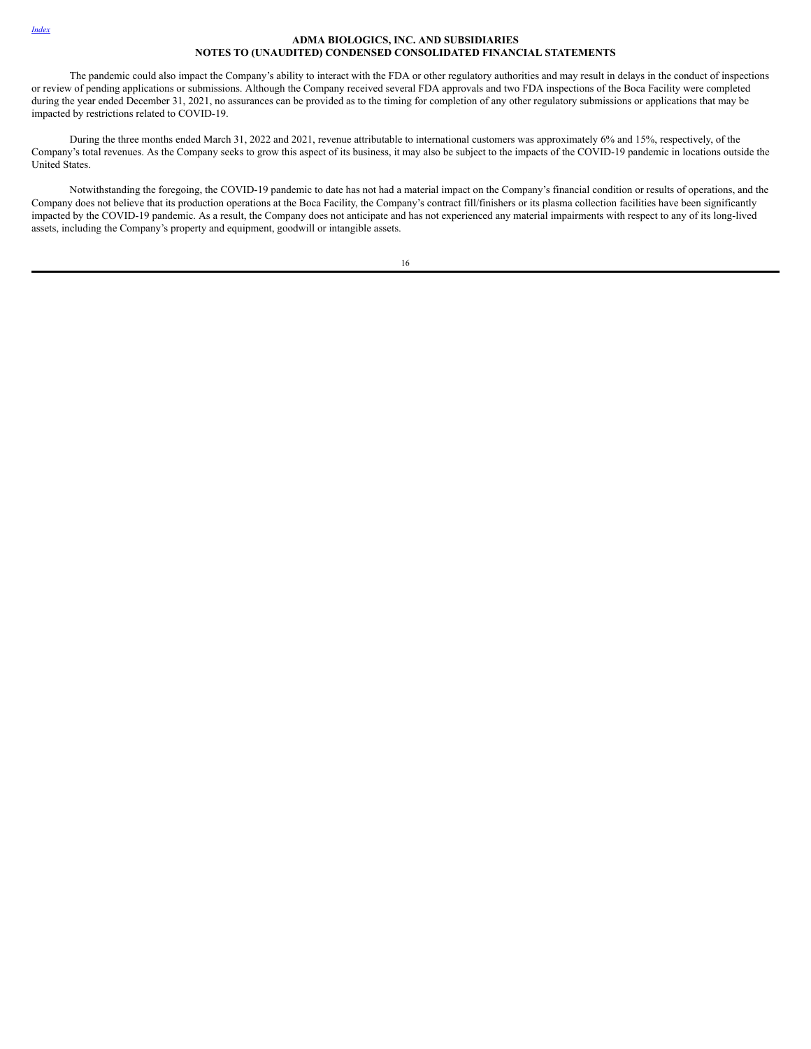The pandemic could also impact the Company's ability to interact with the FDA or other regulatory authorities and may result in delays in the conduct of inspections or review of pending applications or submissions. Although the Company received several FDA approvals and two FDA inspections of the Boca Facility were completed during the year ended December 31, 2021, no assurances can be provided as to the timing for completion of any other regulatory submissions or applications that may be impacted by restrictions related to COVID-19.

During the three months ended March 31, 2022 and 2021, revenue attributable to international customers was approximately 6% and 15%, respectively, of the Company's total revenues. As the Company seeks to grow this aspect of its business, it may also be subject to the impacts of the COVID-19 pandemic in locations outside the United States.

Notwithstanding the foregoing, the COVID-19 pandemic to date has not had a material impact on the Company's financial condition or results of operations, and the Company does not believe that its production operations at the Boca Facility, the Company's contract fill/finishers or its plasma collection facilities have been significantly impacted by the COVID-19 pandemic. As a result, the Company does not anticipate and has not experienced any material impairments with respect to any of its long-lived assets, including the Company's property and equipment, goodwill or intangible assets.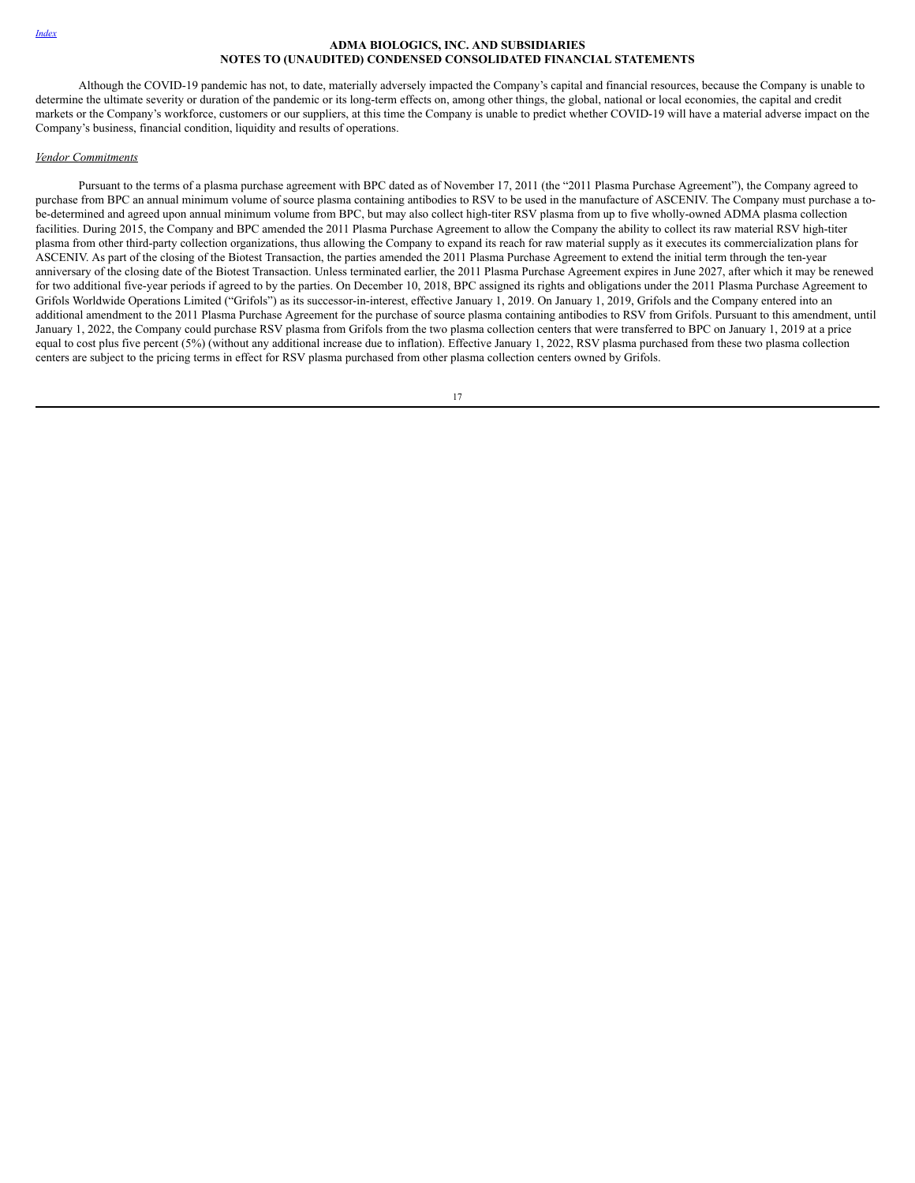Although the COVID-19 pandemic has not, to date, materially adversely impacted the Company's capital and financial resources, because the Company is unable to determine the ultimate severity or duration of the pandemic or its long-term effects on, among other things, the global, national or local economies, the capital and credit markets or the Company's workforce, customers or our suppliers, at this time the Company is unable to predict whether COVID-19 will have a material adverse impact on the Company's business, financial condition, liquidity and results of operations.

*Vendor Commitments*

Pursuant to the terms of a plasma purchase agreement with BPC dated as of November 17, 2011 (the "2011 Plasma Purchase Agreement"), the Company agreed to purchase from BPC an annual minimum volume of source plasma containing antibodies to RSV to be used in the manufacture of ASCENIV. The Company must purchase a to-be-determined and agreed upon annual minimum volume from BPC, but may also collect high-titer RSV plasma from up to five wholly-owned ADMA plasma collection facilities. During 2015, the Company and BPC amended the 2011 Plasma Purchase Agreement to allow the Company the ability to collect its raw material RSV high-titer plasma from other third-party collection organizations, thus allowing the Company to expand its reach for raw material supply as it executes its commercialization plans for ASCENIV. As part of the closing of the Biotest Transaction, the parties amended the 2011 Plasma Purchase Agreement to extend the initial term through the ten-year anniversary of the closing date of the Biotest Transaction. Unless terminated earlier, the 2011 Plasma Purchase Agreement expires in June 2027, after which it may be renewed for two additional five-year periods if agreed to by the parties. On December 10, 2018, BPC assigned its rights and obligations under the 2011 Plasma Purchase Agreement to Grifols Worldwide Operations Limited ("Grifols") as its successor-in-interest, effective January 1, 2019. On January 1, 2019, Grifols and the Company entered into an additional amendment to the 2011 Plasma Purchase Agreement for the purchase of source plasma containing antibodies to RSV from Grifols. Pursuant to this amendment, until January 1, 2022, the Company could purchase RSV plasma from Grifols from the two plasma collection centers that were transferred to BPC on January 1, 2019 at a price equal to cost plus five percent (5%) (without any additional increase due to inflation). Effective January 1, 2022, RSV plasma purchased from these two plasma collection centers are subject to the pricing terms in effect for RSV plasma purchased from other plasma collection centers owned by Grifols.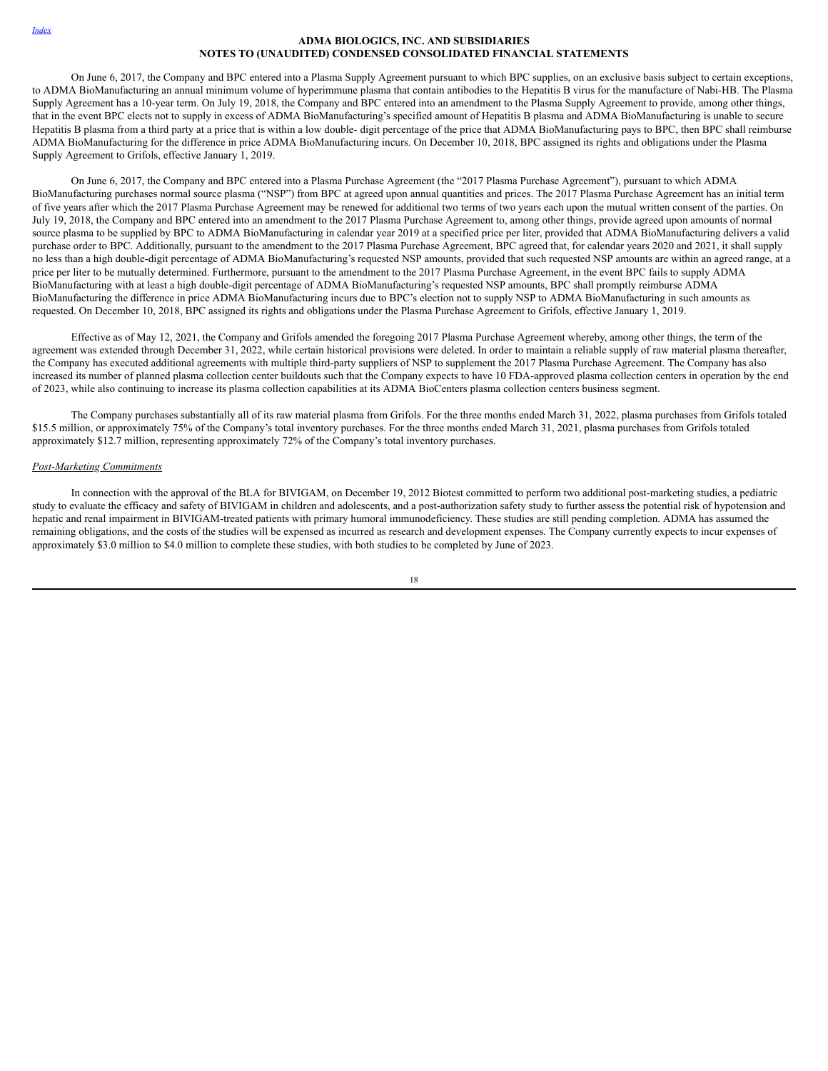On June 6, 2017, the Company and BPC entered into a Plasma Supply Agreement pursuant to which BPC supplies, on an exclusive basis subject to certain exceptions, to ADMA BioManufacturing an annual minimum volume of hyperimmune plasma that contain antibodies to the Hepatitis B virus for the manufacture of Nabi-HB. The Plasma Supply Agreement has a 10-year term. On July 19, 2018, the Company and BPC entered into an amendment to the Plasma Supply Agreement to provide, among other things, that in the event BPC elects not to supply in excess of ADMA BioManufacturing's specified amount of Hepatitis B plasma and ADMA BioManufacturing is unable to secure Hepatitis B plasma from a third party at a price that is within a low double- digit percentage of the price that ADMA BioManufacturing pays to BPC, then BPC shall reimburse ADMA BioManufacturing for the difference in price ADMA BioManufacturing incurs. On December 10, 2018, BPC assigned its rights and obligations under the Plasma Supply Agreement to Grifols, effective January 1, 2019.

On June 6, 2017, the Company and BPC entered into a Plasma Purchase Agreement (the "2017 Plasma Purchase Agreement"), pursuant to which ADMA BioManufacturing purchases normal source plasma ("NSP") from BPC at agreed upon annual quantities and prices. The 2017 Plasma Purchase Agreement has an initial term of five years after which the 2017 Plasma Purchase Agreement may be renewed for additional two terms of two years each upon the mutual written consent of the parties. On July 19, 2018, the Company and BPC entered into an amendment to the 2017 Plasma Purchase Agreement to, among other things, provide agreed upon amounts of normal source plasma to be supplied by BPC to ADMA BioManufacturing in calendar year 2019 at a specified price per liter, provided that ADMA BioManufacturing delivers a valid purchase order to BPC. Additionally, pursuant to the amendment to the 2017 Plasma Purchase Agreement, BPC agreed that, for calendar years 2020 and 2021, it shall supply no less than a high double-digit percentage of ADMA BioManufacturing's requested NSP amounts, provided that such requested NSP amounts are within an agreed range, at a price per liter to be mutually determined. Furthermore, pursuant to the amendment to the 2017 Plasma Purchase Agreement, in the event BPC fails to supply ADMA BioManufacturing with at least a high double-digit percentage of ADMA BioManufacturing's requested NSP amounts, BPC shall promptly reimburse ADMA BioManufacturing the difference in price ADMA BioManufacturing incurs due to BPC's election not to supply NSP to ADMA BioManufacturing in such amounts as requested. On December 10, 2018, BPC assigned its rights and obligations under the Plasma Purchase Agreement to Grifols, effective January 1, 2019.

Effective as of May 12, 2021, the Company and Grifols amended the foregoing 2017 Plasma Purchase Agreement whereby, among other things, the term of the agreement was extended through December 31, 2022, while certain historical provisions were deleted. In order to maintain a reliable supply of raw material plasma thereafter, the Company has executed additional agreements with multiple third-party suppliers of NSP to supplement the 2017 Plasma Purchase Agreement. The Company has also increased its number of planned plasma collection center buildouts such that the Company expects to have 10 FDA-approved plasma collection centers in operation by the end of 2023, while also continuing to increase its plasma collection capabilities at its ADMA BioCenters plasma collection centers business segment.

The Company purchases substantially all of its raw material plasma from Grifols. For the three months ended March 31, 2022, plasma purchases from Grifols totaled $15.5 million, or approximately 75% of the Company's total inventory purchases. For the three months ended March 31, 2021, plasma purchases from Grifols totaled approximately $12.7 million, representing approximately 72% of the Company's total inventory purchases.

*Post-Marketing Commitments*

In connection with the approval of the BLA for BIVIGAM, on December 19, 2012 Biotest committed to perform two additional post-marketing studies, a pediatric study to evaluate the efficacy and safety of BIVIGAM in children and adolescents, and a post-authorization safety study to further assess the potential risk of hypotension and hepatic and renal impairment in BIVIGAM-treated patients with primary humoral immunodeficiency. These studies are still pending completion. ADMA has assumed the remaining obligations, and the costs of the studies will be expensed as incurred as research and development expenses. The Company currently expects to incur expenses of approximately $3.0 million to $4.0 million to complete these studies, with both studies to be completed by June of 2023.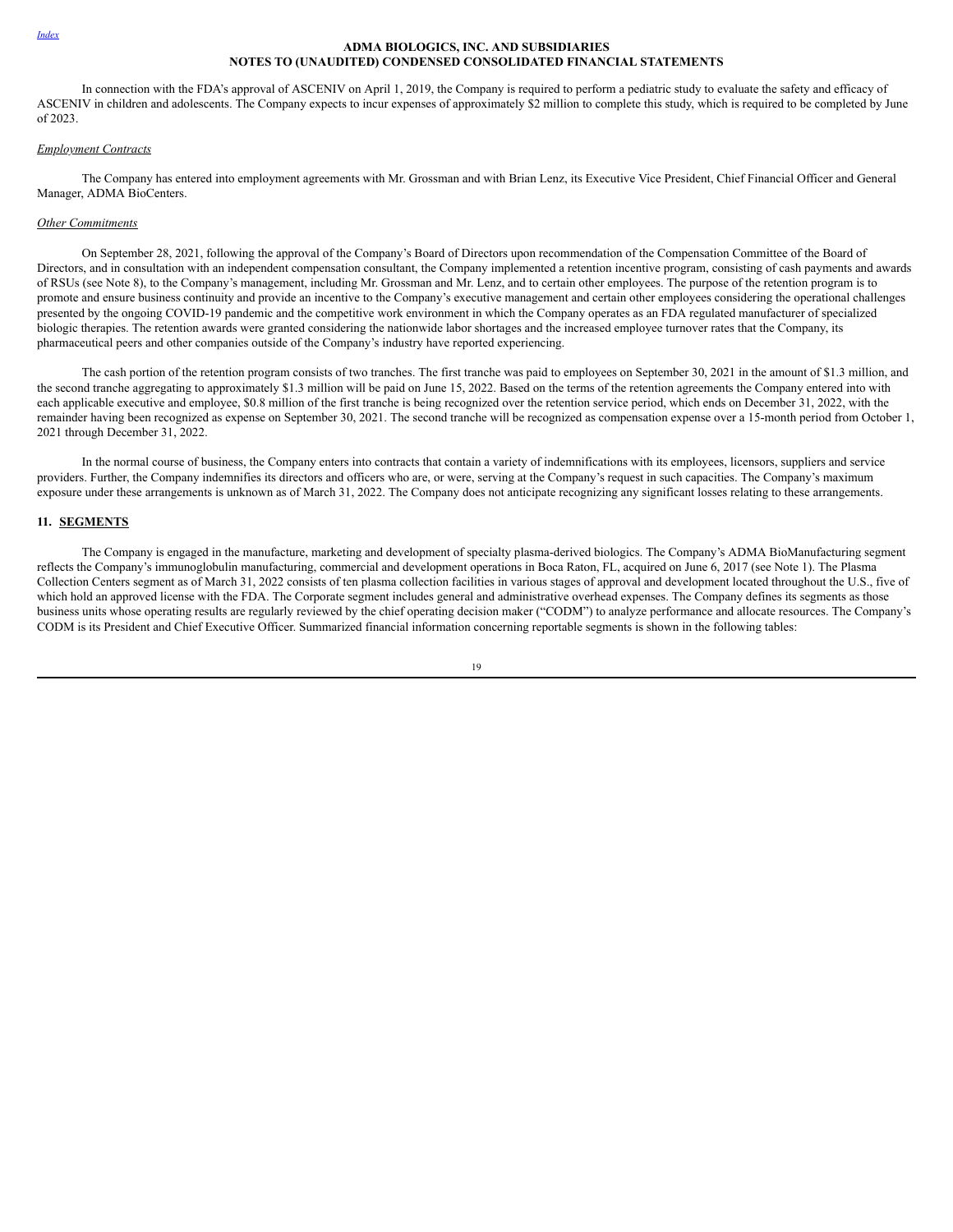In connection with the FDA's approval of ASCENIV on April 1, 2019, the Company is required to perform a pediatric study to evaluate the safety and efficacy of ASCENIV in children and adolescents. The Company expects to incur expenses of approximately $2 million to complete this study, which is required to be completed by June of 2023.

*Employment Contracts*

The Company has entered into employment agreements with Mr. Grossman and with Brian Lenz, its Executive Vice President, Chief Financial Officer and General Manager, ADMA BioCenters.

*Other Commitments*

On September 28, 2021, following the approval of the Company's Board of Directors upon recommendation of the Compensation Committee of the Board of Directors, and in consultation with an independent compensation consultant, the Company implemented a retention incentive program, consisting of cash payments and awards of RSUs (see Note 8), to the Company's management, including Mr. Grossman and Mr. Lenz, and to certain other employees. The purpose of the retention program is to promote and ensure business continuity and provide an incentive to the Company's executive management and certain other employees considering the operational challenges presented by the ongoing COVID-19 pandemic and the competitive work environment in which the Company operates as an FDA regulated manufacturer of specialized biologic therapies. The retention awards were granted considering the nationwide labor shortages and the increased employee turnover rates that the Company, its pharmaceutical peers and other companies outside of the Company's industry have reported experiencing.

The cash portion of the retention program consists of two tranches. The first tranche was paid to employees on September 30, 2021 in the amount of $1.3 million, and the second tranche aggregating to approximately $1.3 million will be paid on June 15, 2022. Based on the terms of the retention agreements the Company entered into with each applicable executive and employee, $0.8 million of the first tranche is being recognized over the retention service period, which ends on December 31, 2022, with the remainder having been recognized as expense on September 30, 2021. The second tranche will be recognized as compensation expense over a 15-month period from October 1, 2021 through December 31, 2022.

In the normal course of business, the Company enters into contracts that contain a variety of indemnifications with its employees, licensors, suppliers and service providers. Further, the Company indemnifies its directors and officers who are, or were, serving at the Company's request in such capacities. The Company's maximum exposure under these arrangements is unknown as of March 31, 2022. The Company does not anticipate recognizing any significant losses relating to these arrangements.

## 11. SEGMENTS

The Company is engaged in the manufacture, marketing and development of specialty plasma-derived biologics. The Company's ADMA BioManufacturing segment reflects the Company's immunoglobulin manufacturing, commercial and development operations in Boca Raton, FL, acquired on June 6, 2017 (see Note 1). The Plasma Collection Centers segment as of March 31, 2022 consists of ten plasma collection facilities in various stages of approval and development located throughout the U.S., five of which hold an approved license with the FDA. The Corporate segment includes general and administrative overhead expenses. The Company defines its segments as those business units whose operating results are regularly reviewed by the chief operating decision maker ("CODM") to analyze performance and allocate resources. The Company's CODM is its President and Chief Executive Officer. Summarized financial information concerning reportable segments is shown in the following tables: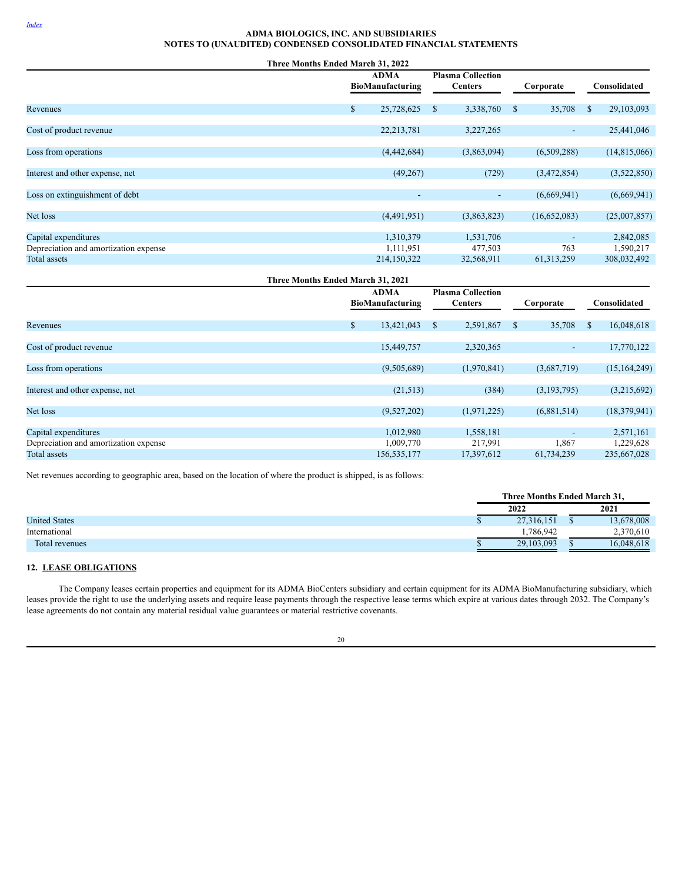**ADMA BIOLOGICS, INC. AND SUBSIDIARIES**
**NOTES TO (UNAUDITED) CONDENSED CONSOLIDATED FINANCIAL STATEMENTS**

| Three Months Ended March 31, 2022 | ADMA BioManufacturing | Plasma Collection Centers | Corporate | Consolidated |
|---|---|---|---|---|
| Revenues | $ 25,728,625 | $ 3,338,760 | $ 35,708 | $ 29,103,093 |
| Cost of product revenue | 22,213,781 | 3,227,265 | - | 25,441,046 |
| Loss from operations | (4,442,684) | (3,863,094) | (6,509,288) | (14,815,066) |
| Interest and other expense, net | (49,267) | (729) | (3,472,854) | (3,522,850) |
| Loss on extinguishment of debt | - | - | (6,669,941) | (6,669,941) |
| Net loss | (4,491,951) | (3,863,823) | (16,652,083) | (25,007,857) |
| Capital expenditures | 1,310,379 | 1,531,706 | - | 2,842,085 |
| Depreciation and amortization expense | 1,111,951 | 477,503 | 763 | 1,590,217 |
| Total assets | 214,150,322 | 32,568,911 | 61,313,259 | 308,032,492 |

| Three Months Ended March 31, 2021 | ADMA BioManufacturing | Plasma Collection Centers | Corporate | Consolidated |
|---|---|---|---|---|
| Revenues | $ 13,421,043 | $ 2,591,867 | $ 35,708 | $ 16,048,618 |
| Cost of product revenue | 15,449,757 | 2,320,365 | - | 17,770,122 |
| Loss from operations | (9,505,689) | (1,970,841) | (3,687,719) | (15,164,249) |
| Interest and other expense, net | (21,513) | (384) | (3,193,795) | (3,215,692) |
| Net loss | (9,527,202) | (1,971,225) | (6,881,514) | (18,379,941) |
| Capital expenditures | 1,012,980 | 1,558,181 | - | 2,571,161 |
| Depreciation and amortization expense | 1,009,770 | 217,991 | 1,867 | 1,229,628 |
| Total assets | 156,535,177 | 17,397,612 | 61,734,239 | 235,667,028 |

Net revenues according to geographic area, based on the location of where the product is shipped, is as follows:

| | Three Months Ended March 31, | |
|---|---|---|
| | 2022 | 2021 |
| United States | $ 27,316,151 | $ 13,678,008 |
| International | 1,786,942 | 2,370,610 |
| Total revenues | $ 29,103,093 | $ 16,048,618 |

## 12. LEASE OBLIGATIONS

The Company leases certain properties and equipment for its ADMA BioCenters subsidiary and certain equipment for its ADMA BioManufacturing subsidiary, which leases provide the right to use the underlying assets and require lease payments through the respective lease terms which expire at various dates through 2032. The Company's lease agreements do not contain any material residual value guarantees or material restrictive covenants.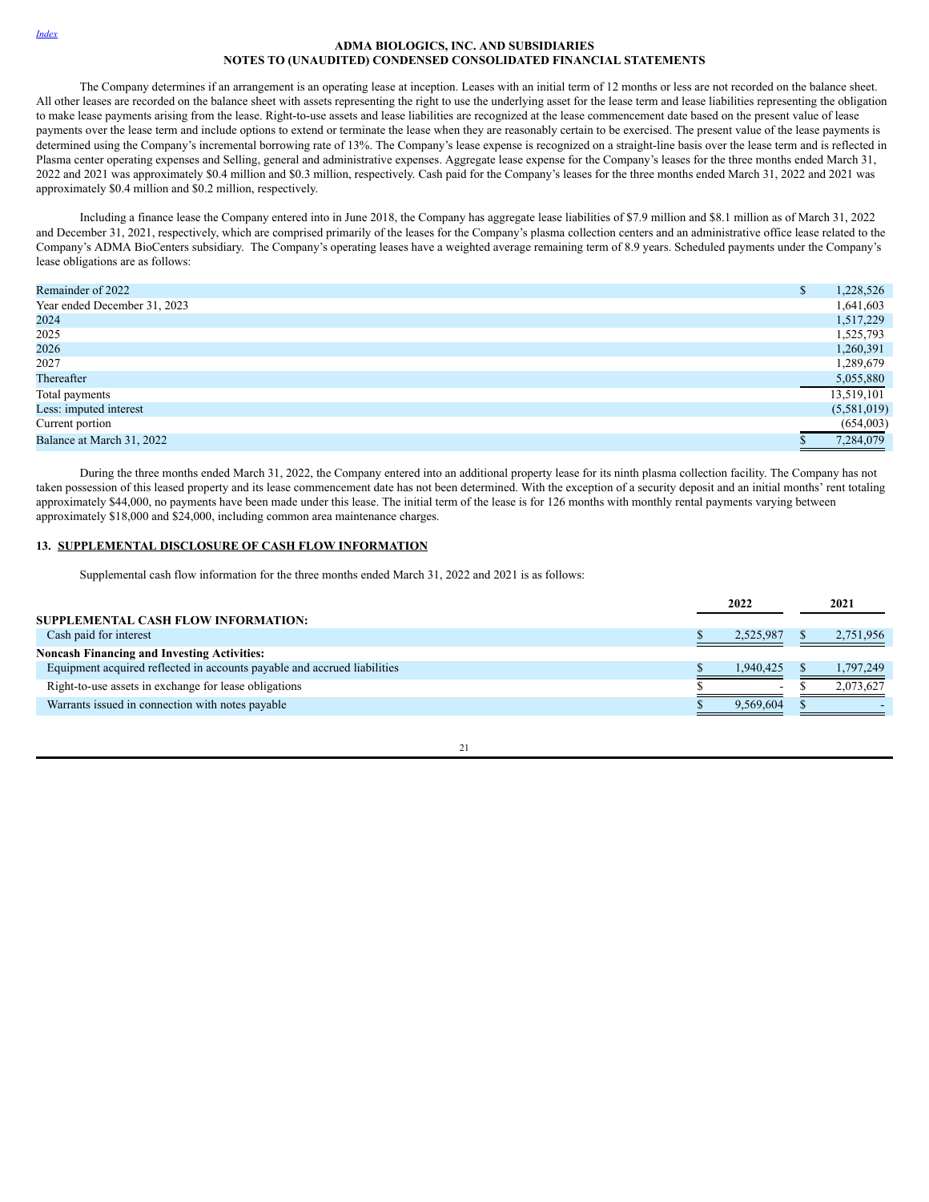The Company determines if an arrangement is an operating lease at inception. Leases with an initial term of 12 months or less are not recorded on the balance sheet. All other leases are recorded on the balance sheet with assets representing the right to use the underlying asset for the lease term and lease liabilities representing the obligation to make lease payments arising from the lease. Right-to-use assets and lease liabilities are recognized at the lease commencement date based on the present value of lease payments over the lease term and include options to extend or terminate the lease when they are reasonably certain to be exercised. The present value of the lease payments is determined using the Company's incremental borrowing rate of 13%. The Company's lease expense is recognized on a straight-line basis over the lease term and is reflected in Plasma center operating expenses and Selling, general and administrative expenses. Aggregate lease expense for the Company's leases for the three months ended March 31, 2022 and 2021 was approximately $0.4 million and $0.3 million, respectively. Cash paid for the Company's leases for the three months ended March 31, 2022 and 2021 was approximately $0.4 million and $0.2 million, respectively.

Including a finance lease the Company entered into in June 2018, the Company has aggregate lease liabilities of $7.9 million and $8.1 million as of March 31, 2022 and December 31, 2021, respectively, which are comprised primarily of the leases for the Company's plasma collection centers and an administrative office lease related to the Company's ADMA BioCenters subsidiary. The Company's operating leases have a weighted average remaining term of 8.9 years. Scheduled payments under the Company's lease obligations are as follows:

| | |
|---|---|
| Remainder of 2022 | $ 1,228,526 |
| Year ended December 31, 2023 | 1,641,603 |
| 2024 | 1,517,229 |
| 2025 | 1,525,793 |
| 2026 | 1,260,391 |
| 2027 | 1,289,679 |
| Thereafter | 5,055,880 |
| Total payments | 13,519,101 |
| Less: imputed interest | (5,581,019) |
| Current portion | (654,003) |
| Balance at March 31, 2022 | $ 7,284,079 |

During the three months ended March 31, 2022, the Company entered into an additional property lease for its ninth plasma collection facility. The Company has not taken possession of this leased property and its lease commencement date has not been determined. With the exception of a security deposit and an initial months' rent totaling approximately $44,000, no payments have been made under this lease. The initial term of the lease is for 126 months with monthly rental payments varying between approximately $18,000 and $24,000, including common area maintenance charges.

## 13. SUPPLEMENTAL DISCLOSURE OF CASH FLOW INFORMATION

Supplemental cash flow information for the three months ended March 31, 2022 and 2021 is as follows:

| | 2022 | 2021 |
|---|---|---|
| **SUPPLEMENTAL CASH FLOW INFORMATION:** | | |
| Cash paid for interest | $ 2,525,987 | $ 2,751,956 |
| **Noncash Financing and Investing Activities:** | | |
| Equipment acquired reflected in accounts payable and accrued liabilities | $ 1,940,425 | $ 1,797,249 |
| Right-to-use assets in exchange for lease obligations | $ - | $ 2,073,627 |
| Warrants issued in connection with notes payable | $ 9,569,604 | $ - |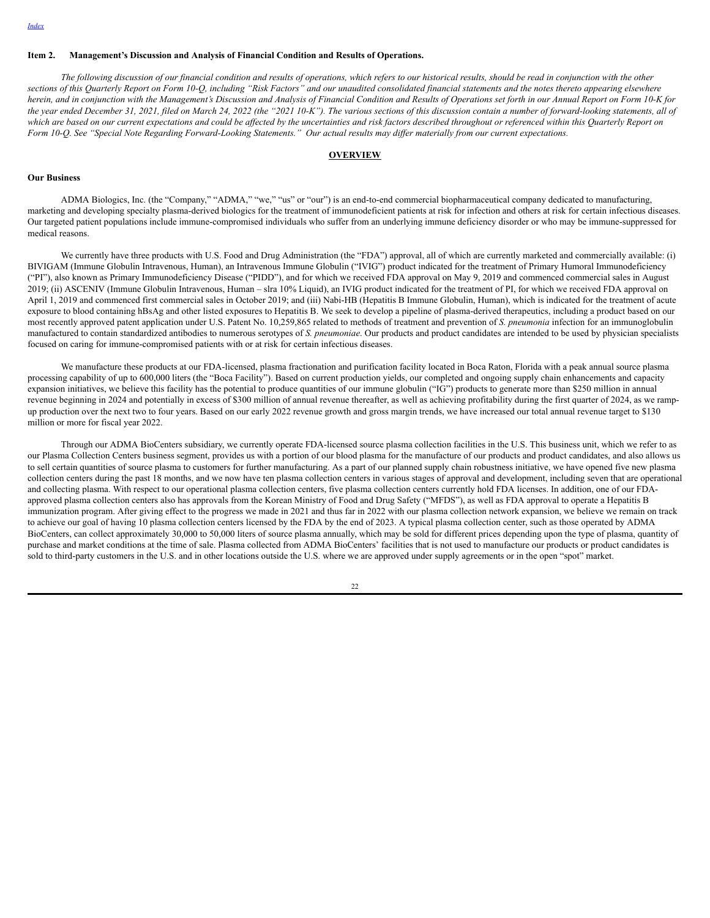## Item 2. Management's Discussion and Analysis of Financial Condition and Results of Operations.

*The following discussion of our financial condition and results of operations, which refers to our historical results, should be read in conjunction with the other sections of this Quarterly Report on Form 10-Q, including "Risk Factors" and our unaudited consolidated financial statements and the notes thereto appearing elsewhere herein, and in conjunction with the Management's Discussion and Analysis of Financial Condition and Results of Operations set forth in our Annual Report on Form 10-K for the year ended December 31, 2021, filed on March 24, 2022 (the "2021 10-K"). The various sections of this discussion contain a number of forward-looking statements, all of which are based on our current expectations and could be affected by the uncertainties and risk factors described throughout or referenced within this Quarterly Report on Form 10-Q. See "Special Note Regarding Forward-Looking Statements." Our actual results may differ materially from our current expectations.*

## OVERVIEW

### Our Business

ADMA Biologics, Inc. (the "Company," "ADMA," "we," "us" or "our") is an end-to-end commercial biopharmaceutical company dedicated to manufacturing, marketing and developing specialty plasma-derived biologics for the treatment of immunodeficient patients at risk for infection and others at risk for certain infectious diseases. Our targeted patient populations include immune-compromised individuals who suffer from an underlying immune deficiency disorder or who may be immune-suppressed for medical reasons.

We currently have three products with U.S. Food and Drug Administration (the "FDA") approval, all of which are currently marketed and commercially available: (i) BIVIGAM (Immune Globulin Intravenous, Human), an Intravenous Immune Globulin ("IVIG") product indicated for the treatment of Primary Humoral Immunodeficiency ("PI"), also known as Primary Immunodeficiency Disease ("PIDD"), and for which we received FDA approval on May 9, 2019 and commenced commercial sales in August 2019; (ii) ASCENIV (Immune Globulin Intravenous, Human – slra 10% Liquid), an IVIG product indicated for the treatment of PI, for which we received FDA approval on April 1, 2019 and commenced first commercial sales in October 2019; and (iii) Nabi-HB (Hepatitis B Immune Globulin, Human), which is indicated for the treatment of acute exposure to blood containing hBsAg and other listed exposures to Hepatitis B. We seek to develop a pipeline of plasma-derived therapeutics, including a product based on our most recently approved patent application under U.S. Patent No. 10,259,865 related to methods of treatment and prevention of *S. pneumonia* infection for an immunoglobulin manufactured to contain standardized antibodies to numerous serotypes of *S. pneumoniae*. Our products and product candidates are intended to be used by physician specialists focused on caring for immune-compromised patients with or at risk for certain infectious diseases.

We manufacture these products at our FDA-licensed, plasma fractionation and purification facility located in Boca Raton, Florida with a peak annual source plasma processing capability of up to 600,000 liters (the "Boca Facility"). Based on current production yields, our completed and ongoing supply chain enhancements and capacity expansion initiatives, we believe this facility has the potential to produce quantities of our immune globulin ("IG") products to generate more than $250 million in annual revenue beginning in 2024 and potentially in excess of $300 million of annual revenue thereafter, as well as achieving profitability during the first quarter of 2024, as we ramp-up production over the next two to four years. Based on our early 2022 revenue growth and gross margin trends, we have increased our total annual revenue target to $130 million or more for fiscal year 2022.

Through our ADMA BioCenters subsidiary, we currently operate FDA-licensed source plasma collection facilities in the U.S. This business unit, which we refer to as our Plasma Collection Centers business segment, provides us with a portion of our blood plasma for the manufacture of our products and product candidates, and also allows us to sell certain quantities of source plasma to customers for further manufacturing. As a part of our planned supply chain robustness initiative, we have opened five new plasma collection centers during the past 18 months, and we now have ten plasma collection centers in various stages of approval and development, including seven that are operational and collecting plasma. With respect to our operational plasma collection centers, five plasma collection centers currently hold FDA licenses. In addition, one of our FDA-approved plasma collection centers also has approvals from the Korean Ministry of Food and Drug Safety ("MFDS"), as well as FDA approval to operate a Hepatitis B immunization program. After giving effect to the progress we made in 2021 and thus far in 2022 with our plasma collection network expansion, we believe we remain on track to achieve our goal of having 10 plasma collection centers licensed by the FDA by the end of 2023. A typical plasma collection center, such as those operated by ADMA BioCenters, can collect approximately 30,000 to 50,000 liters of source plasma annually, which may be sold for different prices depending upon the type of plasma, quantity of purchase and market conditions at the time of sale. Plasma collected from ADMA BioCenters' facilities that is not used to manufacture our products or product candidates is sold to third-party customers in the U.S. and in other locations outside the U.S. where we are approved under supply agreements or in the open "spot" market.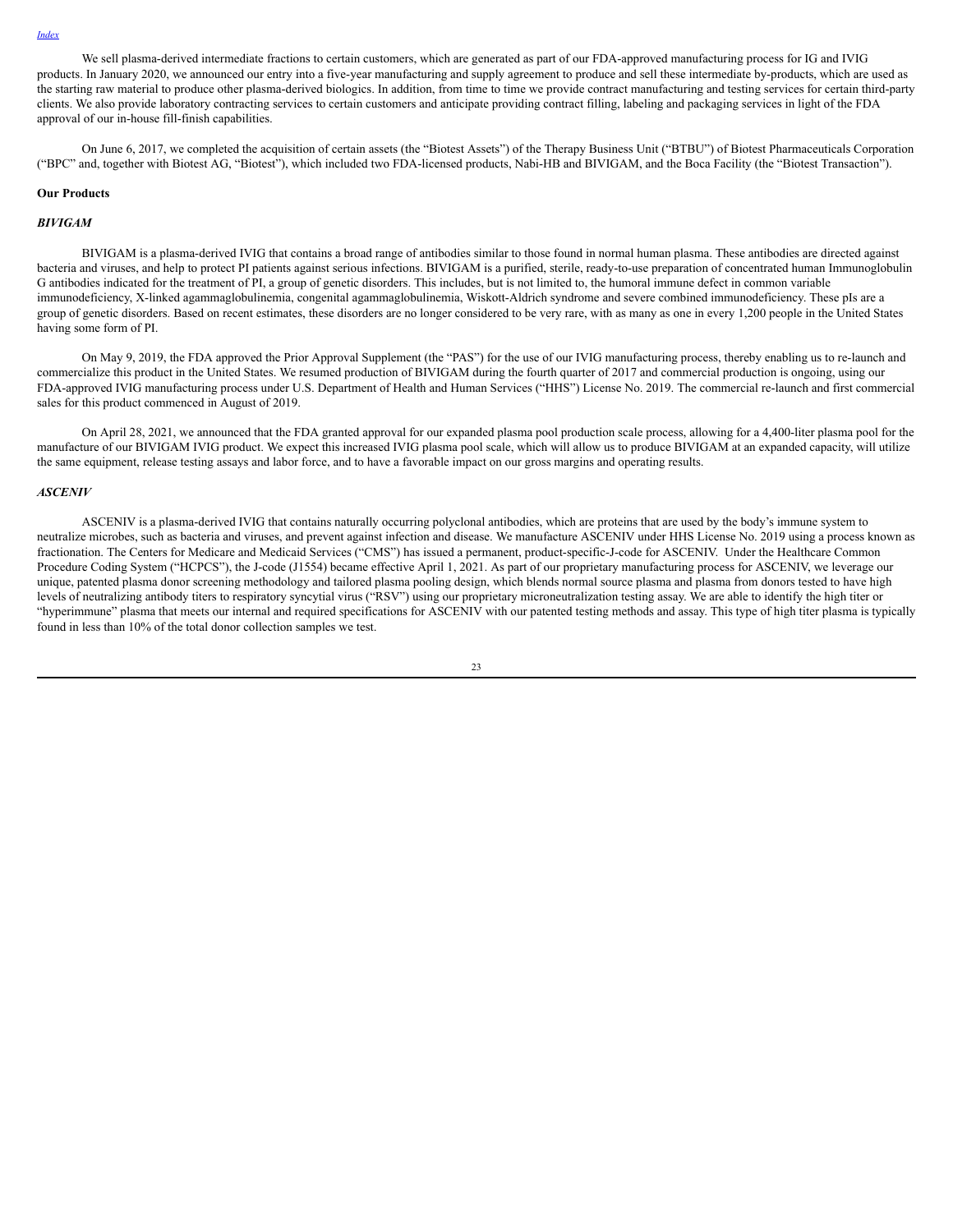We sell plasma-derived intermediate fractions to certain customers, which are generated as part of our FDA-approved manufacturing process for IG and IVIG products. In January 2020, we announced our entry into a five-year manufacturing and supply agreement to produce and sell these intermediate by-products, which are used as the starting raw material to produce other plasma-derived biologics. In addition, from time to time we provide contract manufacturing and testing services for certain third-party clients. We also provide laboratory contracting services to certain customers and anticipate providing contract filling, labeling and packaging services in light of the FDA approval of our in-house fill-finish capabilities.

On June 6, 2017, we completed the acquisition of certain assets (the "Biotest Assets") of the Therapy Business Unit ("BTBU") of Biotest Pharmaceuticals Corporation ("BPC" and, together with Biotest AG, "Biotest"), which included two FDA-licensed products, Nabi-HB and BIVIGAM, and the Boca Facility (the "Biotest Transaction").

**Our Products**

***BIVIGAM***

BIVIGAM is a plasma-derived IVIG that contains a broad range of antibodies similar to those found in normal human plasma. These antibodies are directed against bacteria and viruses, and help to protect PI patients against serious infections. BIVIGAM is a purified, sterile, ready-to-use preparation of concentrated human Immunoglobulin G antibodies indicated for the treatment of PI, a group of genetic disorders. This includes, but is not limited to, the humoral immune defect in common variable immunodeficiency, X-linked agammaglobulinemia, congenital agammaglobulinemia, Wiskott-Aldrich syndrome and severe combined immunodeficiency. These pIs are a group of genetic disorders. Based on recent estimates, these disorders are no longer considered to be very rare, with as many as one in every 1,200 people in the United States having some form of PI.

On May 9, 2019, the FDA approved the Prior Approval Supplement (the "PAS") for the use of our IVIG manufacturing process, thereby enabling us to re-launch and commercialize this product in the United States. We resumed production of BIVIGAM during the fourth quarter of 2017 and commercial production is ongoing, using our FDA-approved IVIG manufacturing process under U.S. Department of Health and Human Services ("HHS") License No. 2019. The commercial re-launch and first commercial sales for this product commenced in August of 2019.

On April 28, 2021, we announced that the FDA granted approval for our expanded plasma pool production scale process, allowing for a 4,400-liter plasma pool for the manufacture of our BIVIGAM IVIG product. We expect this increased IVIG plasma pool scale, which will allow us to produce BIVIGAM at an expanded capacity, will utilize the same equipment, release testing assays and labor force, and to have a favorable impact on our gross margins and operating results.

***ASCENIV***

ASCENIV is a plasma-derived IVIG that contains naturally occurring polyclonal antibodies, which are proteins that are used by the body's immune system to neutralize microbes, such as bacteria and viruses, and prevent against infection and disease. We manufacture ASCENIV under HHS License No. 2019 using a process known as fractionation. The Centers for Medicare and Medicaid Services ("CMS") has issued a permanent, product-specific-J-code for ASCENIV. Under the Healthcare Common Procedure Coding System ("HCPCS"), the J-code (J1554) became effective April 1, 2021. As part of our proprietary manufacturing process for ASCENIV, we leverage our unique, patented plasma donor screening methodology and tailored plasma pooling design, which blends normal source plasma and plasma from donors tested to have high levels of neutralizing antibody titers to respiratory syncytial virus ("RSV") using our proprietary microneutralization testing assay. We are able to identify the high titer or "hyperimmune" plasma that meets our internal and required specifications for ASCENIV with our patented testing methods and assay. This type of high titer plasma is typically found in less than 10% of the total donor collection samples we test.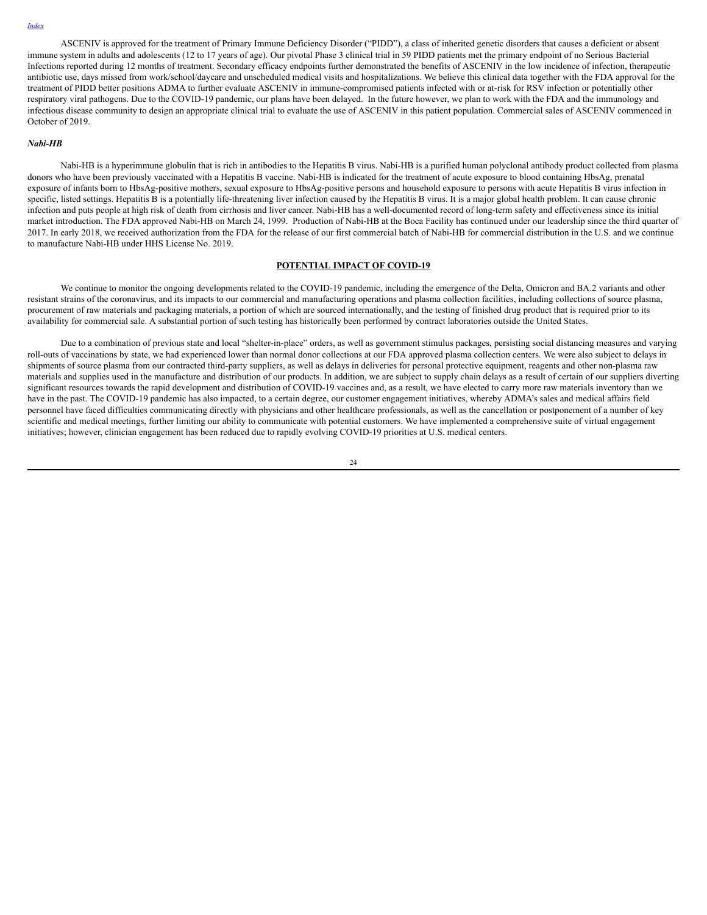ASCENIV is approved for the treatment of Primary Immune Deficiency Disorder (“PIDD”), a class of inherited genetic disorders that causes a deficient or absent immune system in adults and adolescents (12 to 17 years of age). Our pivotal Phase 3 clinical trial in 59 PIDD patients met the primary endpoint of no Serious Bacterial Infections reported during 12 months of treatment. Secondary efficacy endpoints further demonstrated the benefits of ASCENIV in the low incidence of infection, therapeutic antibiotic use, days missed from work/school/daycare and unscheduled medical visits and hospitalizations. We believe this clinical data together with the FDA approval for the treatment of PIDD better positions ADMA to further evaluate ASCENIV in immune-compromised patients infected with or at-risk for RSV infection or potentially other respiratory viral pathogens. Due to the COVID-19 pandemic, our plans have been delayed. In the future however, we plan to work with the FDA and the immunology and infectious disease community to design an appropriate clinical trial to evaluate the use of ASCENIV in this patient population. Commercial sales of ASCENIV commenced in October of 2019.

***Nabi-HB***

Nabi-HB is a hyperimmune globulin that is rich in antibodies to the Hepatitis B virus. Nabi-HB is a purified human polyclonal antibody product collected from plasma donors who have been previously vaccinated with a Hepatitis B vaccine. Nabi-HB is indicated for the treatment of acute exposure to blood containing HbsAg, prenatal exposure of infants born to HbsAg-positive mothers, sexual exposure to HbsAg-positive persons and household exposure to persons with acute Hepatitis B virus infection in specific, listed settings. Hepatitis B is a potentially life-threatening liver infection caused by the Hepatitis B virus. It is a major global health problem. It can cause chronic infection and puts people at high risk of death from cirrhosis and liver cancer. Nabi-HB has a well-documented record of long-term safety and effectiveness since its initial market introduction. The FDA approved Nabi-HB on March 24, 1999. Production of Nabi-HB at the Boca Facility has continued under our leadership since the third quarter of 2017. In early 2018, we received authorization from the FDA for the release of our first commercial batch of Nabi-HB for commercial distribution in the U.S. and we continue to manufacture Nabi-HB under HHS License No. 2019.

## POTENTIAL IMPACT OF COVID-19

We continue to monitor the ongoing developments related to the COVID-19 pandemic, including the emergence of the Delta, Omicron and BA.2 variants and other resistant strains of the coronavirus, and its impacts to our commercial and manufacturing operations and plasma collection facilities, including collections of source plasma, procurement of raw materials and packaging materials, a portion of which are sourced internationally, and the testing of finished drug product that is required prior to its availability for commercial sale. A substantial portion of such testing has historically been performed by contract laboratories outside the United States.

Due to a combination of previous state and local “shelter-in-place” orders, as well as government stimulus packages, persisting social distancing measures and varying roll-outs of vaccinations by state, we had experienced lower than normal donor collections at our FDA approved plasma collection centers. We were also subject to delays in shipments of source plasma from our contracted third-party suppliers, as well as delays in deliveries for personal protective equipment, reagents and other non-plasma raw materials and supplies used in the manufacture and distribution of our products. In addition, we are subject to supply chain delays as a result of certain of our suppliers diverting significant resources towards the rapid development and distribution of COVID-19 vaccines and, as a result, we have elected to carry more raw materials inventory than we have in the past. The COVID-19 pandemic has also impacted, to a certain degree, our customer engagement initiatives, whereby ADMA’s sales and medical affairs field personnel have faced difficulties communicating directly with physicians and other healthcare professionals, as well as the cancellation or postponement of a number of key scientific and medical meetings, further limiting our ability to communicate with potential customers. We have implemented a comprehensive suite of virtual engagement initiatives; however, clinician engagement has been reduced due to rapidly evolving COVID-19 priorities at U.S. medical centers.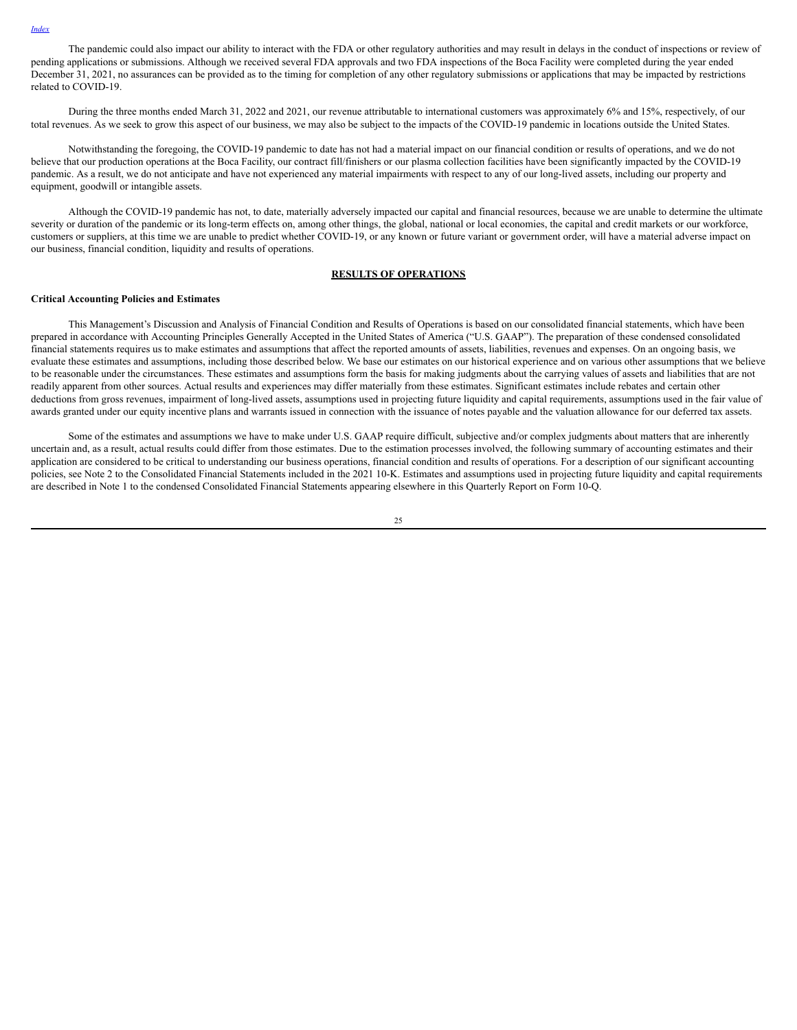The pandemic could also impact our ability to interact with the FDA or other regulatory authorities and may result in delays in the conduct of inspections or review of pending applications or submissions. Although we received several FDA approvals and two FDA inspections of the Boca Facility were completed during the year ended December 31, 2021, no assurances can be provided as to the timing for completion of any other regulatory submissions or applications that may be impacted by restrictions related to COVID-19.

During the three months ended March 31, 2022 and 2021, our revenue attributable to international customers was approximately 6% and 15%, respectively, of our total revenues. As we seek to grow this aspect of our business, we may also be subject to the impacts of the COVID-19 pandemic in locations outside the United States.

Notwithstanding the foregoing, the COVID-19 pandemic to date has not had a material impact on our financial condition or results of operations, and we do not believe that our production operations at the Boca Facility, our contract fill/finishers or our plasma collection facilities have been significantly impacted by the COVID-19 pandemic. As a result, we do not anticipate and have not experienced any material impairments with respect to any of our long-lived assets, including our property and equipment, goodwill or intangible assets.

Although the COVID-19 pandemic has not, to date, materially adversely impacted our capital and financial resources, because we are unable to determine the ultimate severity or duration of the pandemic or its long-term effects on, among other things, the global, national or local economies, the capital and credit markets or our workforce, customers or suppliers, at this time we are unable to predict whether COVID-19, or any known or future variant or government order, will have a material adverse impact on our business, financial condition, liquidity and results of operations.

## RESULTS OF OPERATIONS

### Critical Accounting Policies and Estimates

This Management's Discussion and Analysis of Financial Condition and Results of Operations is based on our consolidated financial statements, which have been prepared in accordance with Accounting Principles Generally Accepted in the United States of America ("U.S. GAAP"). The preparation of these condensed consolidated financial statements requires us to make estimates and assumptions that affect the reported amounts of assets, liabilities, revenues and expenses. On an ongoing basis, we evaluate these estimates and assumptions, including those described below. We base our estimates on our historical experience and on various other assumptions that we believe to be reasonable under the circumstances. These estimates and assumptions form the basis for making judgments about the carrying values of assets and liabilities that are not readily apparent from other sources. Actual results and experiences may differ materially from these estimates. Significant estimates include rebates and certain other deductions from gross revenues, impairment of long-lived assets, assumptions used in projecting future liquidity and capital requirements, assumptions used in the fair value of awards granted under our equity incentive plans and warrants issued in connection with the issuance of notes payable and the valuation allowance for our deferred tax assets.

Some of the estimates and assumptions we have to make under U.S. GAAP require difficult, subjective and/or complex judgments about matters that are inherently uncertain and, as a result, actual results could differ from those estimates. Due to the estimation processes involved, the following summary of accounting estimates and their application are considered to be critical to understanding our business operations, financial condition and results of operations. For a description of our significant accounting policies, see Note 2 to the Consolidated Financial Statements included in the 2021 10-K. Estimates and assumptions used in projecting future liquidity and capital requirements are described in Note 1 to the condensed Consolidated Financial Statements appearing elsewhere in this Quarterly Report on Form 10-Q.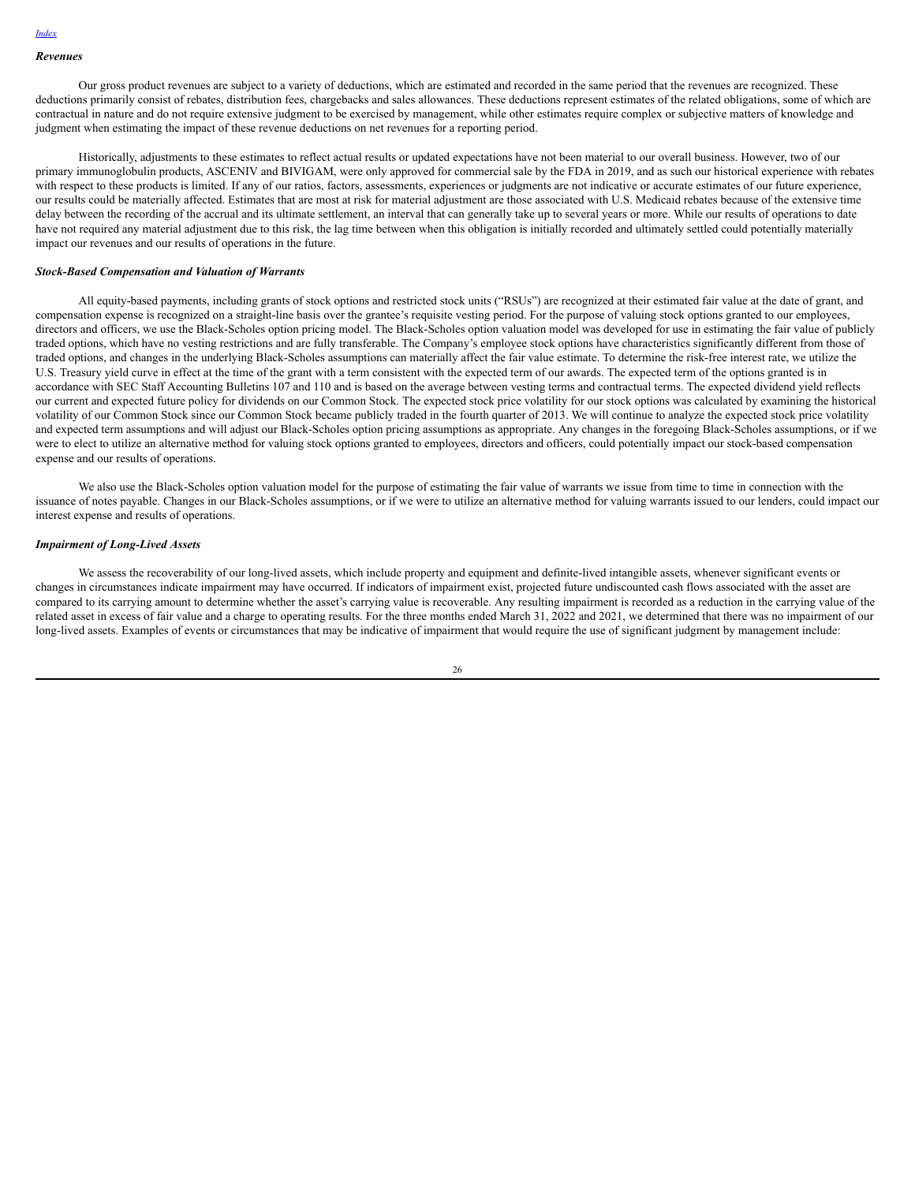### *Revenues*

Our gross product revenues are subject to a variety of deductions, which are estimated and recorded in the same period that the revenues are recognized. These deductions primarily consist of rebates, distribution fees, chargebacks and sales allowances. These deductions represent estimates of the related obligations, some of which are contractual in nature and do not require extensive judgment to be exercised by management, while other estimates require complex or subjective matters of knowledge and judgment when estimating the impact of these revenue deductions on net revenues for a reporting period.

Historically, adjustments to these estimates to reflect actual results or updated expectations have not been material to our overall business. However, two of our primary immunoglobulin products, ASCENIV and BIVIGAM, were only approved for commercial sale by the FDA in 2019, and as such our historical experience with rebates with respect to these products is limited. If any of our ratios, factors, assessments, experiences or judgments are not indicative or accurate estimates of our future experience, our results could be materially affected. Estimates that are most at risk for material adjustment are those associated with U.S. Medicaid rebates because of the extensive time delay between the recording of the accrual and its ultimate settlement, an interval that can generally take up to several years or more. While our results of operations to date have not required any material adjustment due to this risk, the lag time between when this obligation is initially recorded and ultimately settled could potentially materially impact our revenues and our results of operations in the future.

### *Stock-Based Compensation and Valuation of Warrants*

All equity-based payments, including grants of stock options and restricted stock units ("RSUs") are recognized at their estimated fair value at the date of grant, and compensation expense is recognized on a straight-line basis over the grantee's requisite vesting period. For the purpose of valuing stock options granted to our employees, directors and officers, we use the Black-Scholes option pricing model. The Black-Scholes option valuation model was developed for use in estimating the fair value of publicly traded options, which have no vesting restrictions and are fully transferable. The Company's employee stock options have characteristics significantly different from those of traded options, and changes in the underlying Black-Scholes assumptions can materially affect the fair value estimate. To determine the risk-free interest rate, we utilize the U.S. Treasury yield curve in effect at the time of the grant with a term consistent with the expected term of our awards. The expected term of the options granted is in accordance with SEC Staff Accounting Bulletins 107 and 110 and is based on the average between vesting terms and contractual terms. The expected dividend yield reflects our current and expected future policy for dividends on our Common Stock. The expected stock price volatility for our stock options was calculated by examining the historical volatility of our Common Stock since our Common Stock became publicly traded in the fourth quarter of 2013. We will continue to analyze the expected stock price volatility and expected term assumptions and will adjust our Black-Scholes option pricing assumptions as appropriate. Any changes in the foregoing Black-Scholes assumptions, or if we were to elect to utilize an alternative method for valuing stock options granted to employees, directors and officers, could potentially impact our stock-based compensation expense and our results of operations.

We also use the Black-Scholes option valuation model for the purpose of estimating the fair value of warrants we issue from time to time in connection with the issuance of notes payable. Changes in our Black-Scholes assumptions, or if we were to utilize an alternative method for valuing warrants issued to our lenders, could impact our interest expense and results of operations.

### *Impairment of Long-Lived Assets*

We assess the recoverability of our long-lived assets, which include property and equipment and definite-lived intangible assets, whenever significant events or changes in circumstances indicate impairment may have occurred. If indicators of impairment exist, projected future undiscounted cash flows associated with the asset are compared to its carrying amount to determine whether the asset's carrying value is recoverable. Any resulting impairment is recorded as a reduction in the carrying value of the related asset in excess of fair value and a charge to operating results. For the three months ended March 31, 2022 and 2021, we determined that there was no impairment of our long-lived assets. Examples of events or circumstances that may be indicative of impairment that would require the use of significant judgment by management include: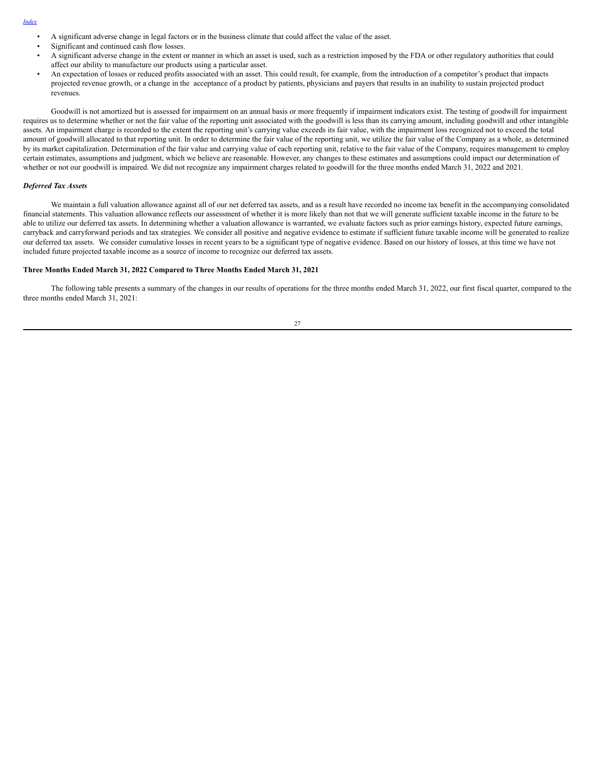- A significant adverse change in legal factors or in the business climate that could affect the value of the asset.
- Significant and continued cash flow losses.
- A significant adverse change in the extent or manner in which an asset is used, such as a restriction imposed by the FDA or other regulatory authorities that could affect our ability to manufacture our products using a particular asset.
- An expectation of losses or reduced profits associated with an asset. This could result, for example, from the introduction of a competitor's product that impacts projected revenue growth, or a change in the acceptance of a product by patients, physicians and payers that results in an inability to sustain projected product revenues.

Goodwill is not amortized but is assessed for impairment on an annual basis or more frequently if impairment indicators exist. The testing of goodwill for impairment requires us to determine whether or not the fair value of the reporting unit associated with the goodwill is less than its carrying amount, including goodwill and other intangible assets. An impairment charge is recorded to the extent the reporting unit's carrying value exceeds its fair value, with the impairment loss recognized not to exceed the total amount of goodwill allocated to that reporting unit. In order to determine the fair value of the reporting unit, we utilize the fair value of the Company as a whole, as determined by its market capitalization. Determination of the fair value and carrying value of each reporting unit, relative to the fair value of the Company, requires management to employ certain estimates, assumptions and judgment, which we believe are reasonable. However, any changes to these estimates and assumptions could impact our determination of whether or not our goodwill is impaired. We did not recognize any impairment charges related to goodwill for the three months ended March 31, 2022 and 2021.

***Deferred Tax Assets***

We maintain a full valuation allowance against all of our net deferred tax assets, and as a result have recorded no income tax benefit in the accompanying consolidated financial statements. This valuation allowance reflects our assessment of whether it is more likely than not that we will generate sufficient taxable income in the future to be able to utilize our deferred tax assets. In determining whether a valuation allowance is warranted, we evaluate factors such as prior earnings history, expected future earnings, carryback and carryforward periods and tax strategies. We consider all positive and negative evidence to estimate if sufficient future taxable income will be generated to realize our deferred tax assets. We consider cumulative losses in recent years to be a significant type of negative evidence. Based on our history of losses, at this time we have not included future projected taxable income as a source of income to recognize our deferred tax assets.

**Three Months Ended March 31, 2022 Compared to Three Months Ended March 31, 2021**

The following table presents a summary of the changes in our results of operations for the three months ended March 31, 2022, our first fiscal quarter, compared to the three months ended March 31, 2021: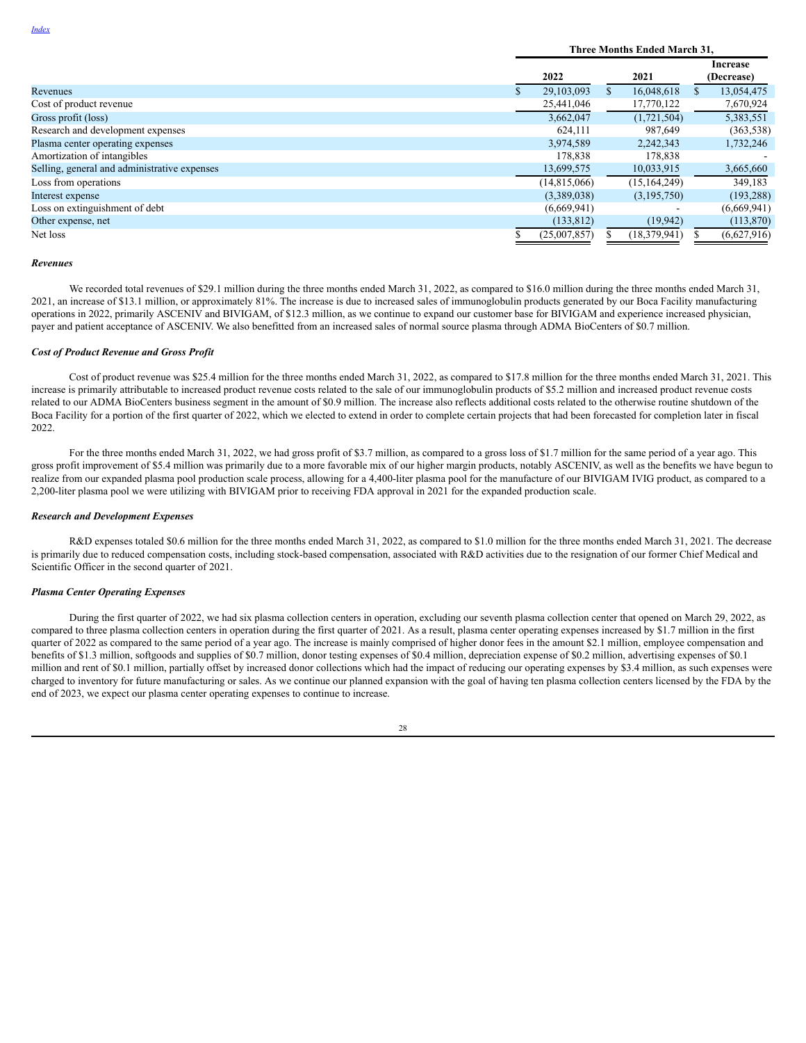| | Three Months Ended March 31, | | |
|---|---|---|---|
| | 2022 | 2021 | Increase (Decrease) |
| Revenues | $ 29,103,093 | $ 16,048,618 | $ 13,054,475 |
| Cost of product revenue | 25,441,046 | 17,770,122 | 7,670,924 |
| Gross profit (loss) | 3,662,047 | (1,721,504) | 5,383,551 |
| Research and development expenses | 624,111 | 987,649 | (363,538) |
| Plasma center operating expenses | 3,974,589 | 2,242,343 | 1,732,246 |
| Amortization of intangibles | 178,838 | 178,838 | - |
| Selling, general and administrative expenses | 13,699,575 | 10,033,915 | 3,665,660 |
| Loss from operations | (14,815,066) | (15,164,249) | 349,183 |
| Interest expense | (3,389,038) | (3,195,750) | (193,288) |
| Loss on extinguishment of debt | (6,669,941) | - | (6,669,941) |
| Other expense, net | (133,812) | (19,942) | (113,870) |
| Net loss | $ (25,007,857) | $ (18,379,941) | $ (6,627,916) |

***Revenues***

We recorded total revenues of $29.1 million during the three months ended March 31, 2022, as compared to $16.0 million during the three months ended March 31, 2021, an increase of $13.1 million, or approximately 81%. The increase is due to increased sales of immunoglobulin products generated by our Boca Facility manufacturing operations in 2022, primarily ASCENIV and BIVIGAM, of $12.3 million, as we continue to expand our customer base for BIVIGAM and experience increased physician, payer and patient acceptance of ASCENIV. We also benefitted from an increased sales of normal source plasma through ADMA BioCenters of $0.7 million.

***Cost of Product Revenue and Gross Profit***

Cost of product revenue was $25.4 million for the three months ended March 31, 2022, as compared to $17.8 million for the three months ended March 31, 2021. This increase is primarily attributable to increased product revenue costs related to the sale of our immunoglobulin products of $5.2 million and increased product revenue costs related to our ADMA BioCenters business segment in the amount of $0.9 million. The increase also reflects additional costs related to the otherwise routine shutdown of the Boca Facility for a portion of the first quarter of 2022, which we elected to extend in order to complete certain projects that had been forecasted for completion later in fiscal 2022.

For the three months ended March 31, 2022, we had gross profit of $3.7 million, as compared to a gross loss of $1.7 million for the same period of a year ago. This gross profit improvement of $5.4 million was primarily due to a more favorable mix of our higher margin products, notably ASCENIV, as well as the benefits we have begun to realize from our expanded plasma pool production scale process, allowing for a 4,400-liter plasma pool for the manufacture of our BIVIGAM IVIG product, as compared to a 2,200-liter plasma pool we were utilizing with BIVIGAM prior to receiving FDA approval in 2021 for the expanded production scale.

***Research and Development Expenses***

R&D expenses totaled $0.6 million for the three months ended March 31, 2022, as compared to $1.0 million for the three months ended March 31, 2021. The decrease is primarily due to reduced compensation costs, including stock-based compensation, associated with R&D activities due to the resignation of our former Chief Medical and Scientific Officer in the second quarter of 2021.

***Plasma Center Operating Expenses***

During the first quarter of 2022, we had six plasma collection centers in operation, excluding our seventh plasma collection center that opened on March 29, 2022, as compared to three plasma collection centers in operation during the first quarter of 2021. As a result, plasma center operating expenses increased by $1.7 million in the first quarter of 2022 as compared to the same period of a year ago. The increase is mainly comprised of higher donor fees in the amount $2.1 million, employee compensation and benefits of $1.3 million, softgoods and supplies of $0.7 million, donor testing expenses of $0.4 million, depreciation expense of $0.2 million, advertising expenses of $0.1 million and rent of $0.1 million, partially offset by increased donor collections which had the impact of reducing our operating expenses by $3.4 million, as such expenses were charged to inventory for future manufacturing or sales. As we continue our planned expansion with the goal of having ten plasma collection centers licensed by the FDA by the end of 2023, we expect our plasma center operating expenses to continue to increase.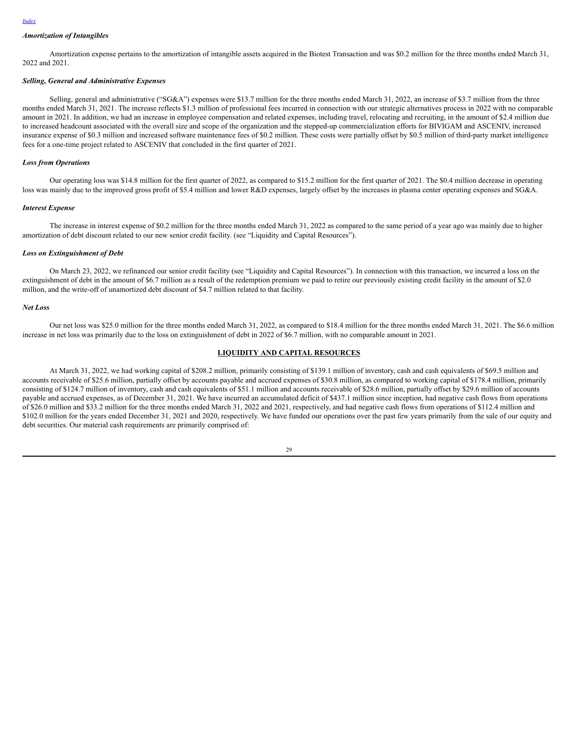### *Amortization of Intangibles*

Amortization expense pertains to the amortization of intangible assets acquired in the Biotest Transaction and was $0.2 million for the three months ended March 31, 2022 and 2021.

### *Selling, General and Administrative Expenses*

Selling, general and administrative ("SG&A") expenses were $13.7 million for the three months ended March 31, 2022, an increase of $3.7 million from the three months ended March 31, 2021. The increase reflects $1.3 million of professional fees incurred in connection with our strategic alternatives process in 2022 with no comparable amount in 2021. In addition, we had an increase in employee compensation and related expenses, including travel, relocating and recruiting, in the amount of $2.4 million due to increased headcount associated with the overall size and scope of the organization and the stepped-up commercialization efforts for BIVIGAM and ASCENIV, increased insurance expense of $0.3 million and increased software maintenance fees of $0.2 million. These costs were partially offset by $0.5 million of third-party market intelligence fees for a one-time project related to ASCENIV that concluded in the first quarter of 2021.

### *Loss from Operations*

Our operating loss was $14.8 million for the first quarter of 2022, as compared to $15.2 million for the first quarter of 2021. The $0.4 million decrease in operating loss was mainly due to the improved gross profit of $5.4 million and lower R&D expenses, largely offset by the increases in plasma center operating expenses and SG&A.

### *Interest Expense*

The increase in interest expense of $0.2 million for the three months ended March 31, 2022 as compared to the same period of a year ago was mainly due to higher amortization of debt discount related to our new senior credit facility. (see "Liquidity and Capital Resources").

### *Loss on Extinguishment of Debt*

On March 23, 2022, we refinanced our senior credit facility (see "Liquidity and Capital Resources"). In connection with this transaction, we incurred a loss on the extinguishment of debt in the amount of $6.7 million as a result of the redemption premium we paid to retire our previously existing credit facility in the amount of $2.0 million, and the write-off of unamortized debt discount of $4.7 million related to that facility.

### *Net Loss*

Our net loss was $25.0 million for the three months ended March 31, 2022, as compared to $18.4 million for the three months ended March 31, 2021. The $6.6 million increase in net loss was primarily due to the loss on extinguishment of debt in 2022 of $6.7 million, with no comparable amount in 2021.

## LIQUIDITY AND CAPITAL RESOURCES

At March 31, 2022, we had working capital of $208.2 million, primarily consisting of $139.1 million of inventory, cash and cash equivalents of $69.5 million and accounts receivable of $25.6 million, partially offset by accounts payable and accrued expenses of $30.8 million, as compared to working capital of $178.4 million, primarily consisting of $124.7 million of inventory, cash and cash equivalents of $51.1 million and accounts receivable of $28.6 million, partially offset by $29.6 million of accounts payable and accrued expenses, as of December 31, 2021. We have incurred an accumulated deficit of $437.1 million since inception, had negative cash flows from operations of $26.0 million and $33.2 million for the three months ended March 31, 2022 and 2021, respectively, and had negative cash flows from operations of $112.4 million and $102.0 million for the years ended December 31, 2021 and 2020, respectively. We have funded our operations over the past few years primarily from the sale of our equity and debt securities. Our material cash requirements are primarily comprised of: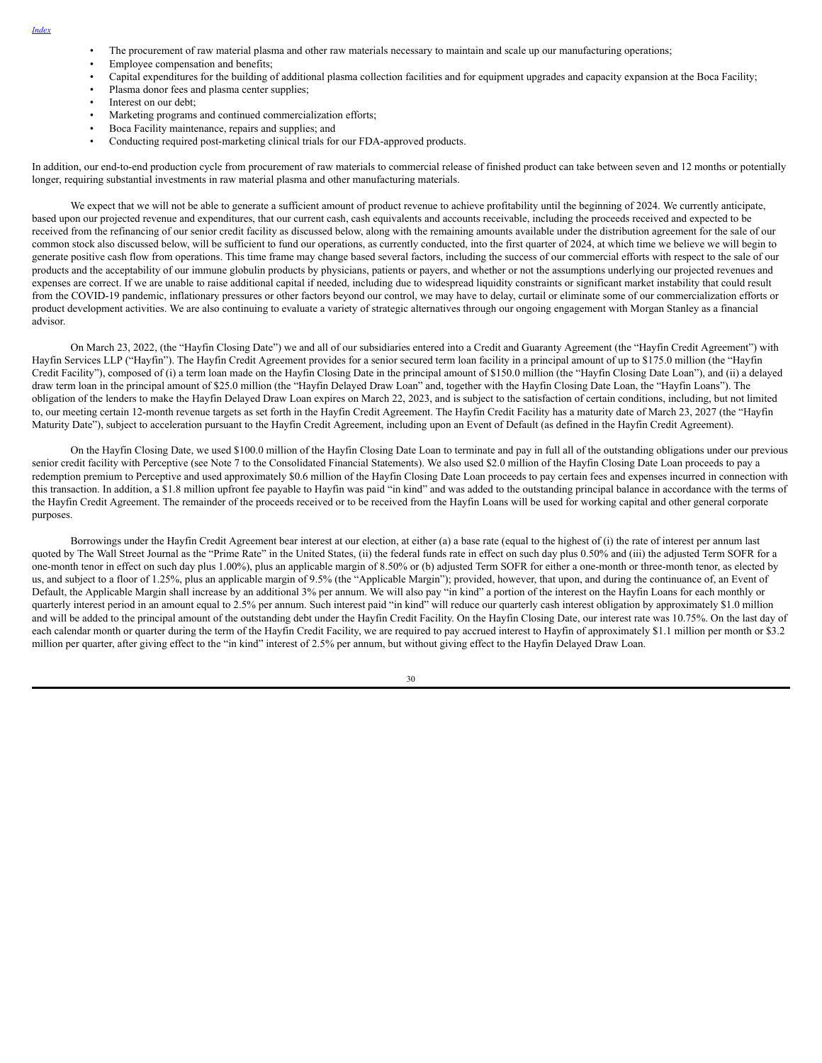- The procurement of raw material plasma and other raw materials necessary to maintain and scale up our manufacturing operations;
- Employee compensation and benefits;
- Capital expenditures for the building of additional plasma collection facilities and for equipment upgrades and capacity expansion at the Boca Facility;
- Plasma donor fees and plasma center supplies;
- Interest on our debt;
- Marketing programs and continued commercialization efforts;
- Boca Facility maintenance, repairs and supplies; and
- Conducting required post-marketing clinical trials for our FDA-approved products.

In addition, our end-to-end production cycle from procurement of raw materials to commercial release of finished product can take between seven and 12 months or potentially longer, requiring substantial investments in raw material plasma and other manufacturing materials.

We expect that we will not be able to generate a sufficient amount of product revenue to achieve profitability until the beginning of 2024. We currently anticipate, based upon our projected revenue and expenditures, that our current cash, cash equivalents and accounts receivable, including the proceeds received and expected to be received from the refinancing of our senior credit facility as discussed below, along with the remaining amounts available under the distribution agreement for the sale of our common stock also discussed below, will be sufficient to fund our operations, as currently conducted, into the first quarter of 2024, at which time we believe we will begin to generate positive cash flow from operations. This time frame may change based several factors, including the success of our commercial efforts with respect to the sale of our products and the acceptability of our immune globulin products by physicians, patients or payers, and whether or not the assumptions underlying our projected revenues and expenses are correct. If we are unable to raise additional capital if needed, including due to widespread liquidity constraints or significant market instability that could result from the COVID-19 pandemic, inflationary pressures or other factors beyond our control, we may have to delay, curtail or eliminate some of our commercialization efforts or product development activities. We are also continuing to evaluate a variety of strategic alternatives through our ongoing engagement with Morgan Stanley as a financial advisor.

On March 23, 2022, (the "Hayfin Closing Date") we and all of our subsidiaries entered into a Credit and Guaranty Agreement (the "Hayfin Credit Agreement") with Hayfin Services LLP ("Hayfin"). The Hayfin Credit Agreement provides for a senior secured term loan facility in a principal amount of up to $175.0 million (the "Hayfin Credit Facility"), composed of (i) a term loan made on the Hayfin Closing Date in the principal amount of $150.0 million (the "Hayfin Closing Date Loan"), and (ii) a delayed draw term loan in the principal amount of $25.0 million (the "Hayfin Delayed Draw Loan" and, together with the Hayfin Closing Date Loan, the "Hayfin Loans"). The obligation of the lenders to make the Hayfin Delayed Draw Loan expires on March 22, 2023, and is subject to the satisfaction of certain conditions, including, but not limited to, our meeting certain 12-month revenue targets as set forth in the Hayfin Credit Agreement. The Hayfin Credit Facility has a maturity date of March 23, 2027 (the "Hayfin Maturity Date"), subject to acceleration pursuant to the Hayfin Credit Agreement, including upon an Event of Default (as defined in the Hayfin Credit Agreement).

On the Hayfin Closing Date, we used $100.0 million of the Hayfin Closing Date Loan to terminate and pay in full all of the outstanding obligations under our previous senior credit facility with Perceptive (see Note 7 to the Consolidated Financial Statements). We also used $2.0 million of the Hayfin Closing Date Loan proceeds to pay a redemption premium to Perceptive and used approximately $0.6 million of the Hayfin Closing Date Loan proceeds to pay certain fees and expenses incurred in connection with this transaction. In addition, a $1.8 million upfront fee payable to Hayfin was paid "in kind" and was added to the outstanding principal balance in accordance with the terms of the Hayfin Credit Agreement. The remainder of the proceeds received or to be received from the Hayfin Loans will be used for working capital and other general corporate purposes.

Borrowings under the Hayfin Credit Agreement bear interest at our election, at either (a) a base rate (equal to the highest of (i) the rate of interest per annum last quoted by The Wall Street Journal as the "Prime Rate" in the United States, (ii) the federal funds rate in effect on such day plus 0.50% and (iii) the adjusted Term SOFR for a one-month tenor in effect on such day plus 1.00%), plus an applicable margin of 8.50% or (b) adjusted Term SOFR for either a one-month or three-month tenor, as elected by us, and subject to a floor of 1.25%, plus an applicable margin of 9.5% (the "Applicable Margin"); provided, however, that upon, and during the continuance of, an Event of Default, the Applicable Margin shall increase by an additional 3% per annum. We will also pay "in kind" a portion of the interest on the Hayfin Loans for each monthly or quarterly interest period in an amount equal to 2.5% per annum. Such interest paid "in kind" will reduce our quarterly cash interest obligation by approximately $1.0 million and will be added to the principal amount of the outstanding debt under the Hayfin Credit Facility. On the Hayfin Closing Date, our interest rate was 10.75%. On the last day of each calendar month or quarter during the term of the Hayfin Credit Facility, we are required to pay accrued interest to Hayfin of approximately $1.1 million per month or $3.2 million per quarter, after giving effect to the "in kind" interest of 2.5% per annum, but without giving effect to the Hayfin Delayed Draw Loan.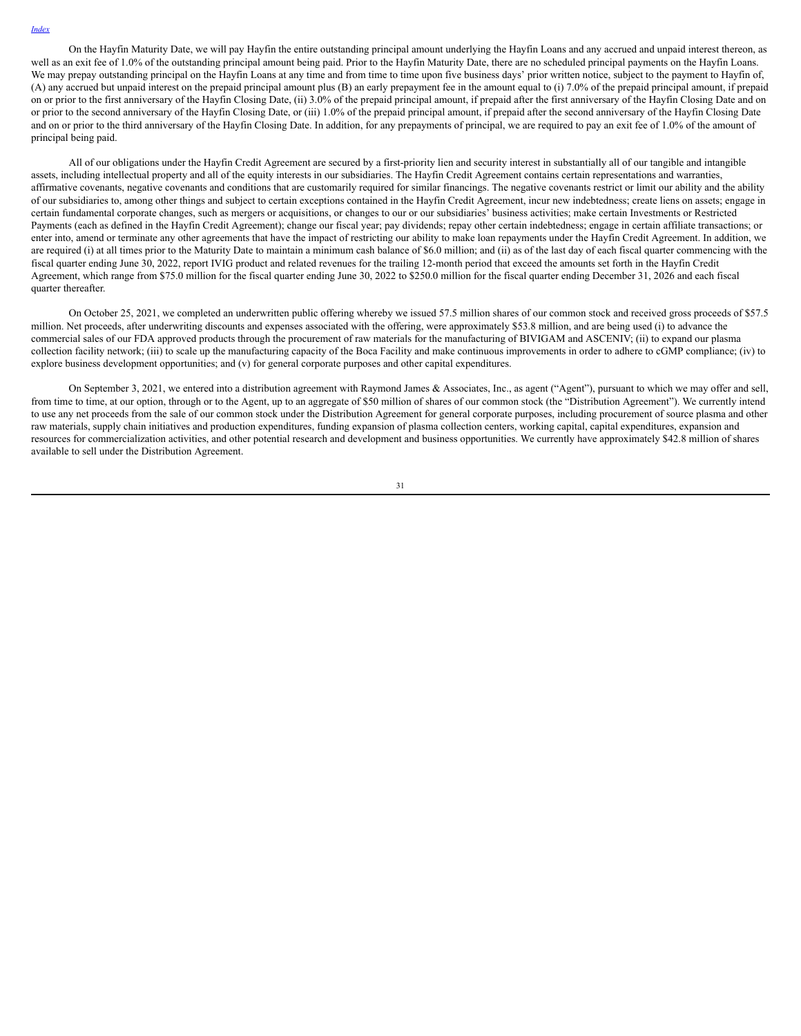On the Hayfin Maturity Date, we will pay Hayfin the entire outstanding principal amount underlying the Hayfin Loans and any accrued and unpaid interest thereon, as well as an exit fee of 1.0% of the outstanding principal amount being paid. Prior to the Hayfin Maturity Date, there are no scheduled principal payments on the Hayfin Loans. We may prepay outstanding principal on the Hayfin Loans at any time and from time to time upon five business days' prior written notice, subject to the payment to Hayfin of, (A) any accrued but unpaid interest on the prepaid principal amount plus (B) an early prepayment fee in the amount equal to (i) 7.0% of the prepaid principal amount, if prepaid on or prior to the first anniversary of the Hayfin Closing Date, (ii) 3.0% of the prepaid principal amount, if prepaid after the first anniversary of the Hayfin Closing Date and on or prior to the second anniversary of the Hayfin Closing Date, or (iii) 1.0% of the prepaid principal amount, if prepaid after the second anniversary of the Hayfin Closing Date and on or prior to the third anniversary of the Hayfin Closing Date. In addition, for any prepayments of principal, we are required to pay an exit fee of 1.0% of the amount of principal being paid.

All of our obligations under the Hayfin Credit Agreement are secured by a first-priority lien and security interest in substantially all of our tangible and intangible assets, including intellectual property and all of the equity interests in our subsidiaries. The Hayfin Credit Agreement contains certain representations and warranties, affirmative covenants, negative covenants and conditions that are customarily required for similar financings. The negative covenants restrict or limit our ability and the ability of our subsidiaries to, among other things and subject to certain exceptions contained in the Hayfin Credit Agreement, incur new indebtedness; create liens on assets; engage in certain fundamental corporate changes, such as mergers or acquisitions, or changes to our or our subsidiaries' business activities; make certain Investments or Restricted Payments (each as defined in the Hayfin Credit Agreement); change our fiscal year; pay dividends; repay other certain indebtedness; engage in certain affiliate transactions; or enter into, amend or terminate any other agreements that have the impact of restricting our ability to make loan repayments under the Hayfin Credit Agreement. In addition, we are required (i) at all times prior to the Maturity Date to maintain a minimum cash balance of $6.0 million; and (ii) as of the last day of each fiscal quarter commencing with the fiscal quarter ending June 30, 2022, report IVIG product and related revenues for the trailing 12-month period that exceed the amounts set forth in the Hayfin Credit Agreement, which range from $75.0 million for the fiscal quarter ending June 30, 2022 to $250.0 million for the fiscal quarter ending December 31, 2026 and each fiscal quarter thereafter.

On October 25, 2021, we completed an underwritten public offering whereby we issued 57.5 million shares of our common stock and received gross proceeds of $57.5 million. Net proceeds, after underwriting discounts and expenses associated with the offering, were approximately $53.8 million, and are being used (i) to advance the commercial sales of our FDA approved products through the procurement of raw materials for the manufacturing of BIVIGAM and ASCENIV; (ii) to expand our plasma collection facility network; (iii) to scale up the manufacturing capacity of the Boca Facility and make continuous improvements in order to adhere to cGMP compliance; (iv) to explore business development opportunities; and (v) for general corporate purposes and other capital expenditures.

On September 3, 2021, we entered into a distribution agreement with Raymond James & Associates, Inc., as agent ("Agent"), pursuant to which we may offer and sell, from time to time, at our option, through or to the Agent, up to an aggregate of $50 million of shares of our common stock (the "Distribution Agreement"). We currently intend to use any net proceeds from the sale of our common stock under the Distribution Agreement for general corporate purposes, including procurement of source plasma and other raw materials, supply chain initiatives and production expenditures, funding expansion of plasma collection centers, working capital, capital expenditures, expansion and resources for commercialization activities, and other potential research and development and business opportunities. We currently have approximately $42.8 million of shares available to sell under the Distribution Agreement.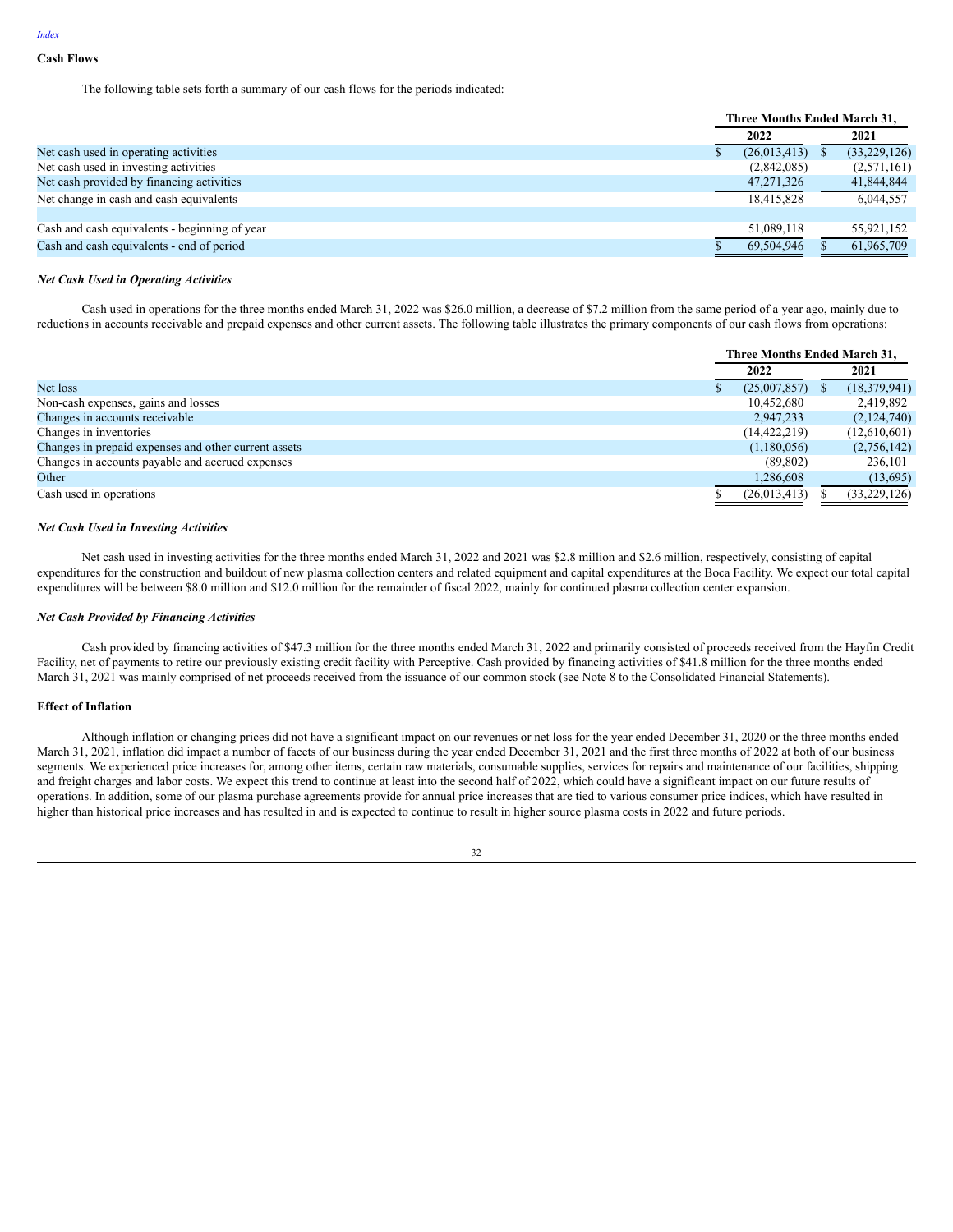Index

**Cash Flows**

The following table sets forth a summary of our cash flows for the periods indicated:

| | Three Months Ended March 31, | |
|---|---|---|
| | 2022 | 2021 |
| Net cash used in operating activities | $ (26,013,413) | $ (33,229,126) |
| Net cash used in investing activities | (2,842,085) | (2,571,161) |
| Net cash provided by financing activities | 47,271,326 | 41,844,844 |
| Net change in cash and cash equivalents | 18,415,828 | 6,044,557 |
| | | |
| Cash and cash equivalents - beginning of year | 51,089,118 | 55,921,152 |
| Cash and cash equivalents - end of period | $ 69,504,946 | $ 61,965,709 |

***Net Cash Used in Operating Activities***

Cash used in operations for the three months ended March 31, 2022 was $26.0 million, a decrease of $7.2 million from the same period of a year ago, mainly due to reductions in accounts receivable and prepaid expenses and other current assets. The following table illustrates the primary components of our cash flows from operations:

| | Three Months Ended March 31, | |
|---|---|---|
| | 2022 | 2021 |
| Net loss | $ (25,007,857) | $ (18,379,941) |
| Non-cash expenses, gains and losses | 10,452,680 | 2,419,892 |
| Changes in accounts receivable | 2,947,233 | (2,124,740) |
| Changes in inventories | (14,422,219) | (12,610,601) |
| Changes in prepaid expenses and other current assets | (1,180,056) | (2,756,142) |
| Changes in accounts payable and accrued expenses | (89,802) | 236,101 |
| Other | 1,286,608 | (13,695) |
| Cash used in operations | $ (26,013,413) | $ (33,229,126) |

***Net Cash Used in Investing Activities***

Net cash used in investing activities for the three months ended March 31, 2022 and 2021 was $2.8 million and $2.6 million, respectively, consisting of capital expenditures for the construction and buildout of new plasma collection centers and related equipment and capital expenditures at the Boca Facility. We expect our total capital expenditures will be between $8.0 million and $12.0 million for the remainder of fiscal 2022, mainly for continued plasma collection center expansion.

***Net Cash Provided by Financing Activities***

Cash provided by financing activities of $47.3 million for the three months ended March 31, 2022 and primarily consisted of proceeds received from the Hayfin Credit Facility, net of payments to retire our previously existing credit facility with Perceptive. Cash provided by financing activities of $41.8 million for the three months ended March 31, 2021 was mainly comprised of net proceeds received from the issuance of our common stock (see Note 8 to the Consolidated Financial Statements).

**Effect of Inflation**

Although inflation or changing prices did not have a significant impact on our revenues or net loss for the year ended December 31, 2020 or the three months ended March 31, 2021, inflation did impact a number of facets of our business during the year ended December 31, 2021 and the first three months of 2022 at both of our business segments. We experienced price increases for, among other items, certain raw materials, consumable supplies, services for repairs and maintenance of our facilities, shipping and freight charges and labor costs. We expect this trend to continue at least into the second half of 2022, which could have a significant impact on our future results of operations. In addition, some of our plasma purchase agreements provide for annual price increases that are tied to various consumer price indices, which have resulted in higher than historical price increases and has resulted in and is expected to continue to result in higher source plasma costs in 2022 and future periods.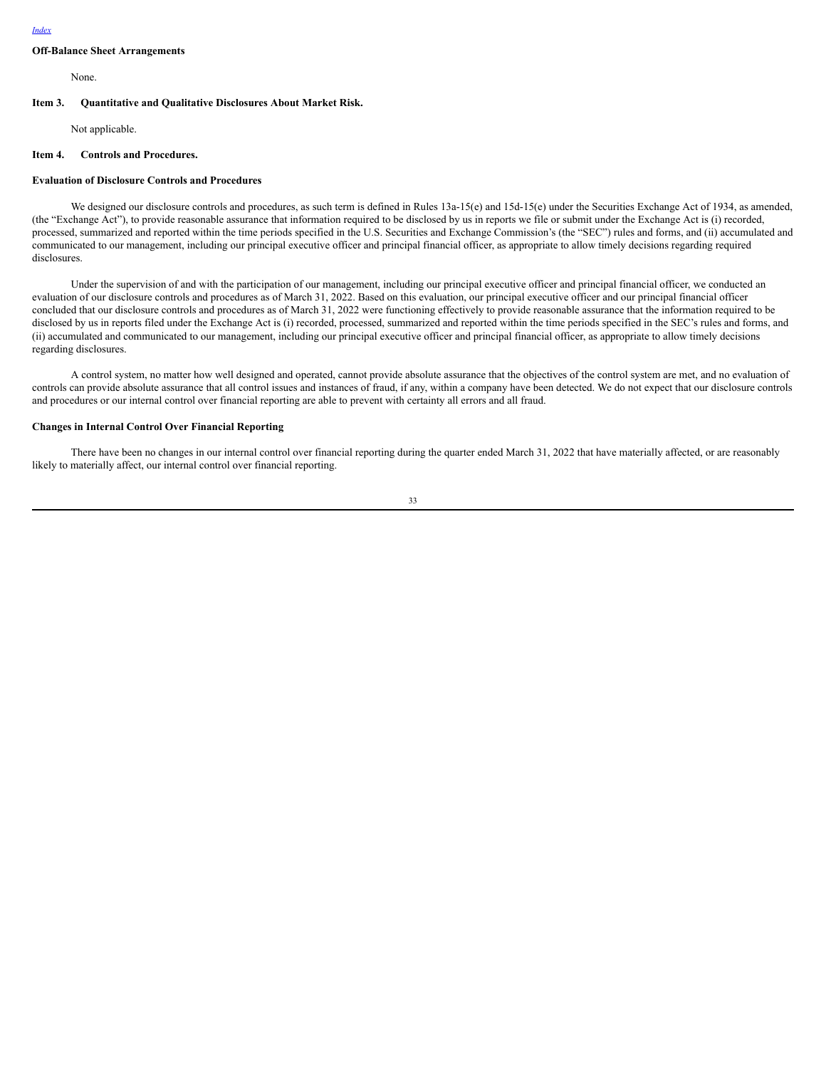**Off-Balance Sheet Arrangements**

None.

**Item 3. Quantitative and Qualitative Disclosures About Market Risk.**

Not applicable.

**Item 4. Controls and Procedures.**

**Evaluation of Disclosure Controls and Procedures**

We designed our disclosure controls and procedures, as such term is defined in Rules 13a-15(e) and 15d-15(e) under the Securities Exchange Act of 1934, as amended, (the "Exchange Act"), to provide reasonable assurance that information required to be disclosed by us in reports we file or submit under the Exchange Act is (i) recorded, processed, summarized and reported within the time periods specified in the U.S. Securities and Exchange Commission's (the "SEC") rules and forms, and (ii) accumulated and communicated to our management, including our principal executive officer and principal financial officer, as appropriate to allow timely decisions regarding required disclosures.

Under the supervision of and with the participation of our management, including our principal executive officer and principal financial officer, we conducted an evaluation of our disclosure controls and procedures as of March 31, 2022. Based on this evaluation, our principal executive officer and our principal financial officer concluded that our disclosure controls and procedures as of March 31, 2022 were functioning effectively to provide reasonable assurance that the information required to be disclosed by us in reports filed under the Exchange Act is (i) recorded, processed, summarized and reported within the time periods specified in the SEC's rules and forms, and (ii) accumulated and communicated to our management, including our principal executive officer and principal financial officer, as appropriate to allow timely decisions regarding disclosures.

A control system, no matter how well designed and operated, cannot provide absolute assurance that the objectives of the control system are met, and no evaluation of controls can provide absolute assurance that all control issues and instances of fraud, if any, within a company have been detected. We do not expect that our disclosure controls and procedures or our internal control over financial reporting are able to prevent with certainty all errors and all fraud.

**Changes in Internal Control Over Financial Reporting**

There have been no changes in our internal control over financial reporting during the quarter ended March 31, 2022 that have materially affected, or are reasonably likely to materially affect, our internal control over financial reporting.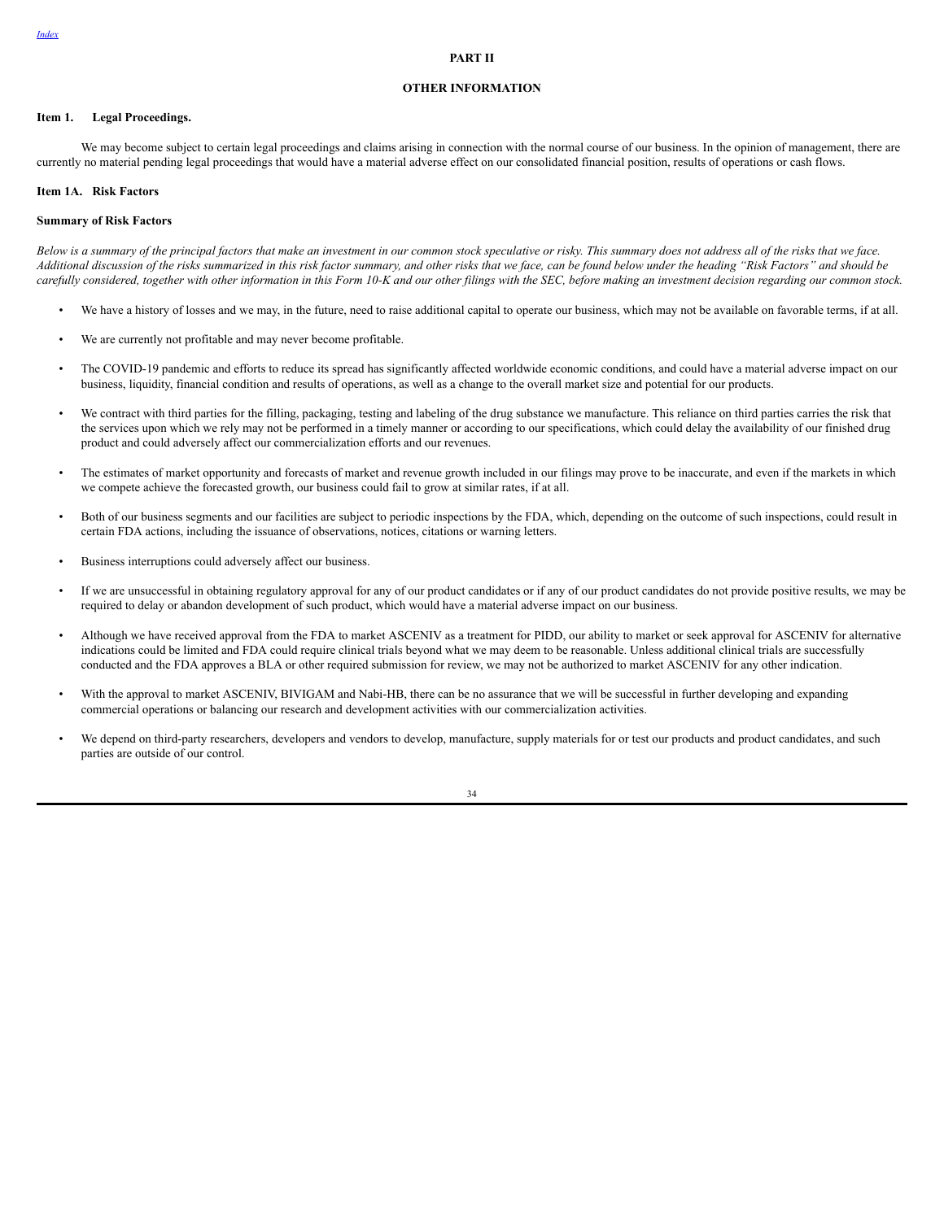## PART II

## OTHER INFORMATION

### Item 1. Legal Proceedings.

We may become subject to certain legal proceedings and claims arising in connection with the normal course of our business. In the opinion of management, there are currently no material pending legal proceedings that would have a material adverse effect on our consolidated financial position, results of operations or cash flows.

### Item 1A. Risk Factors

**Summary of Risk Factors**

*Below is a summary of the principal factors that make an investment in our common stock speculative or risky. This summary does not address all of the risks that we face. Additional discussion of the risks summarized in this risk factor summary, and other risks that we face, can be found below under the heading “Risk Factors” and should be carefully considered, together with other information in this Form 10-K and our other filings with the SEC, before making an investment decision regarding our common stock.*

- We have a history of losses and we may, in the future, need to raise additional capital to operate our business, which may not be available on favorable terms, if at all.
- We are currently not profitable and may never become profitable.
- The COVID-19 pandemic and efforts to reduce its spread has significantly affected worldwide economic conditions, and could have a material adverse impact on our business, liquidity, financial condition and results of operations, as well as a change to the overall market size and potential for our products.
- We contract with third parties for the filling, packaging, testing and labeling of the drug substance we manufacture. This reliance on third parties carries the risk that the services upon which we rely may not be performed in a timely manner or according to our specifications, which could delay the availability of our finished drug product and could adversely affect our commercialization efforts and our revenues.
- The estimates of market opportunity and forecasts of market and revenue growth included in our filings may prove to be inaccurate, and even if the markets in which we compete achieve the forecasted growth, our business could fail to grow at similar rates, if at all.
- Both of our business segments and our facilities are subject to periodic inspections by the FDA, which, depending on the outcome of such inspections, could result in certain FDA actions, including the issuance of observations, notices, citations or warning letters.
- Business interruptions could adversely affect our business.
- If we are unsuccessful in obtaining regulatory approval for any of our product candidates or if any of our product candidates do not provide positive results, we may be required to delay or abandon development of such product, which would have a material adverse impact on our business.
- Although we have received approval from the FDA to market ASCENIV as a treatment for PIDD, our ability to market or seek approval for ASCENIV for alternative indications could be limited and FDA could require clinical trials beyond what we may deem to be reasonable. Unless additional clinical trials are successfully conducted and the FDA approves a BLA or other required submission for review, we may not be authorized to market ASCENIV for any other indication.
- With the approval to market ASCENIV, BIVIGAM and Nabi-HB, there can be no assurance that we will be successful in further developing and expanding commercial operations or balancing our research and development activities with our commercialization activities.
- We depend on third-party researchers, developers and vendors to develop, manufacture, supply materials for or test our products and product candidates, and such parties are outside of our control.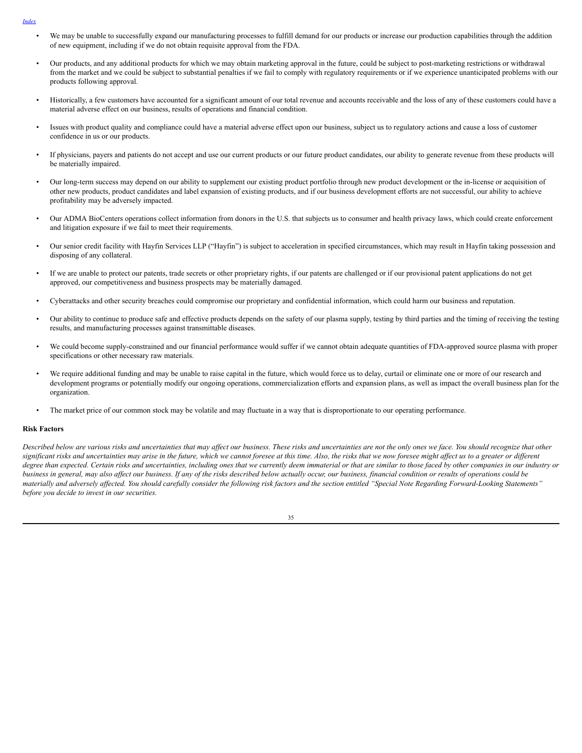- We may be unable to successfully expand our manufacturing processes to fulfill demand for our products or increase our production capabilities through the addition of new equipment, including if we do not obtain requisite approval from the FDA.

- Our products, and any additional products for which we may obtain marketing approval in the future, could be subject to post-marketing restrictions or withdrawal from the market and we could be subject to substantial penalties if we fail to comply with regulatory requirements or if we experience unanticipated problems with our products following approval.

- Historically, a few customers have accounted for a significant amount of our total revenue and accounts receivable and the loss of any of these customers could have a material adverse effect on our business, results of operations and financial condition.

- Issues with product quality and compliance could have a material adverse effect upon our business, subject us to regulatory actions and cause a loss of customer confidence in us or our products.

- If physicians, payers and patients do not accept and use our current products or our future product candidates, our ability to generate revenue from these products will be materially impaired.

- Our long-term success may depend on our ability to supplement our existing product portfolio through new product development or the in-license or acquisition of other new products, product candidates and label expansion of existing products, and if our business development efforts are not successful, our ability to achieve profitability may be adversely impacted.

- Our ADMA BioCenters operations collect information from donors in the U.S. that subjects us to consumer and health privacy laws, which could create enforcement and litigation exposure if we fail to meet their requirements.

- Our senior credit facility with Hayfin Services LLP ("Hayfin") is subject to acceleration in specified circumstances, which may result in Hayfin taking possession and disposing of any collateral.

- If we are unable to protect our patents, trade secrets or other proprietary rights, if our patents are challenged or if our provisional patent applications do not get approved, our competitiveness and business prospects may be materially damaged.

- Cyberattacks and other security breaches could compromise our proprietary and confidential information, which could harm our business and reputation.

- Our ability to continue to produce safe and effective products depends on the safety of our plasma supply, testing by third parties and the timing of receiving the testing results, and manufacturing processes against transmittable diseases.

- We could become supply-constrained and our financial performance would suffer if we cannot obtain adequate quantities of FDA-approved source plasma with proper specifications or other necessary raw materials.

- We require additional funding and may be unable to raise capital in the future, which would force us to delay, curtail or eliminate one or more of our research and development programs or potentially modify our ongoing operations, commercialization efforts and expansion plans, as well as impact the overall business plan for the organization.

- The market price of our common stock may be volatile and may fluctuate in a way that is disproportionate to our operating performance.

**Risk Factors**

*Described below are various risks and uncertainties that may affect our business. These risks and uncertainties are not the only ones we face. You should recognize that other significant risks and uncertainties may arise in the future, which we cannot foresee at this time. Also, the risks that we now foresee might affect us to a greater or different degree than expected. Certain risks and uncertainties, including ones that we currently deem immaterial or that are similar to those faced by other companies in our industry or business in general, may also affect our business. If any of the risks described below actually occur, our business, financial condition or results of operations could be materially and adversely affected. You should carefully consider the following risk factors and the section entitled "Special Note Regarding Forward-Looking Statements" before you decide to invest in our securities.*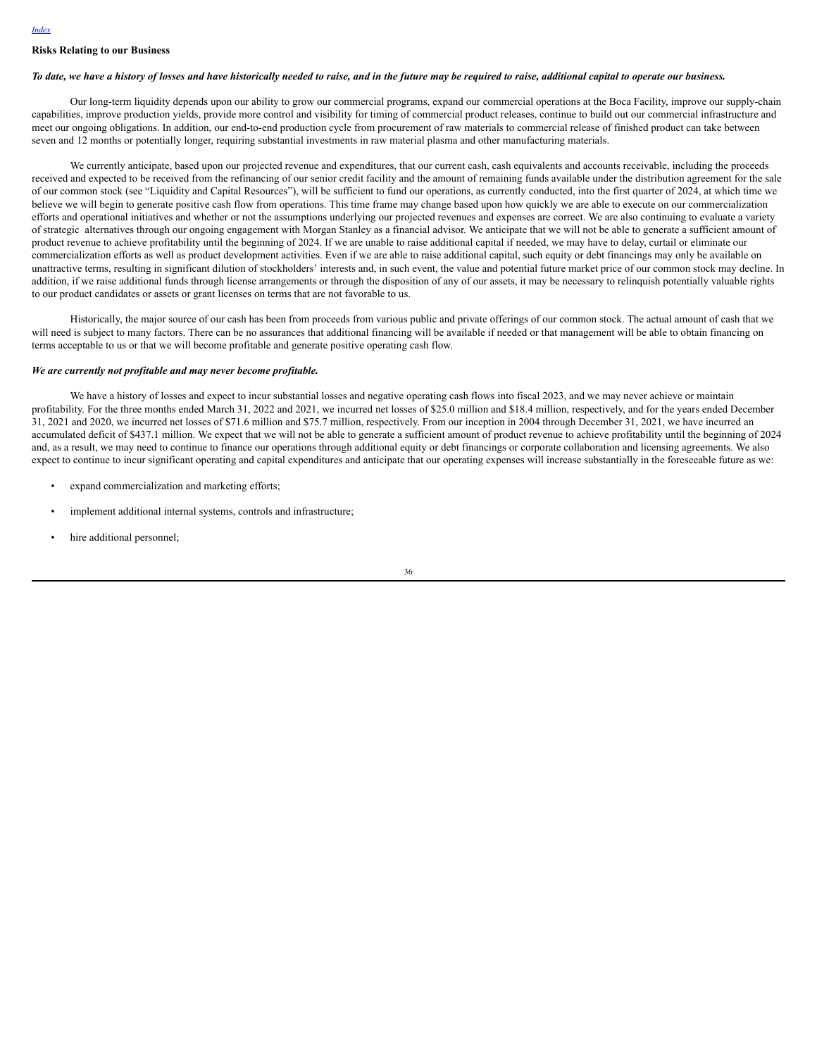### Risks Relating to our Business

***To date, we have a history of losses and have historically needed to raise, and in the future may be required to raise, additional capital to operate our business.***

Our long-term liquidity depends upon our ability to grow our commercial programs, expand our commercial operations at the Boca Facility, improve our supply-chain capabilities, improve production yields, provide more control and visibility for timing of commercial product releases, continue to build out our commercial infrastructure and meet our ongoing obligations. In addition, our end-to-end production cycle from procurement of raw materials to commercial release of finished product can take between seven and 12 months or potentially longer, requiring substantial investments in raw material plasma and other manufacturing materials.

We currently anticipate, based upon our projected revenue and expenditures, that our current cash, cash equivalents and accounts receivable, including the proceeds received and expected to be received from the refinancing of our senior credit facility and the amount of remaining funds available under the distribution agreement for the sale of our common stock (see "Liquidity and Capital Resources"), will be sufficient to fund our operations, as currently conducted, into the first quarter of 2024, at which time we believe we will begin to generate positive cash flow from operations. This time frame may change based upon how quickly we are able to execute on our commercialization efforts and operational initiatives and whether or not the assumptions underlying our projected revenues and expenses are correct. We are also continuing to evaluate a variety of strategic alternatives through our ongoing engagement with Morgan Stanley as a financial advisor. We anticipate that we will not be able to generate a sufficient amount of product revenue to achieve profitability until the beginning of 2024. If we are unable to raise additional capital if needed, we may have to delay, curtail or eliminate our commercialization efforts as well as product development activities. Even if we are able to raise additional capital, such equity or debt financings may only be available on unattractive terms, resulting in significant dilution of stockholders' interests and, in such event, the value and potential future market price of our common stock may decline. In addition, if we raise additional funds through license arrangements or through the disposition of any of our assets, it may be necessary to relinquish potentially valuable rights to our product candidates or assets or grant licenses on terms that are not favorable to us.

Historically, the major source of our cash has been from proceeds from various public and private offerings of our common stock. The actual amount of cash that we will need is subject to many factors. There can be no assurances that additional financing will be available if needed or that management will be able to obtain financing on terms acceptable to us or that we will become profitable and generate positive operating cash flow.

***We are currently not profitable and may never become profitable.***

We have a history of losses and expect to incur substantial losses and negative operating cash flows into fiscal 2023, and we may never achieve or maintain profitability. For the three months ended March 31, 2022 and 2021, we incurred net losses of $25.0 million and $18.4 million, respectively, and for the years ended December 31, 2021 and 2020, we incurred net losses of $71.6 million and $75.7 million, respectively. From our inception in 2004 through December 31, 2021, we have incurred an accumulated deficit of $437.1 million. We expect that we will not be able to generate a sufficient amount of product revenue to achieve profitability until the beginning of 2024 and, as a result, we may need to continue to finance our operations through additional equity or debt financings or corporate collaboration and licensing agreements. We also expect to continue to incur significant operating and capital expenditures and anticipate that our operating expenses will increase substantially in the foreseeable future as we:

- expand commercialization and marketing efforts;
- implement additional internal systems, controls and infrastructure;
- hire additional personnel;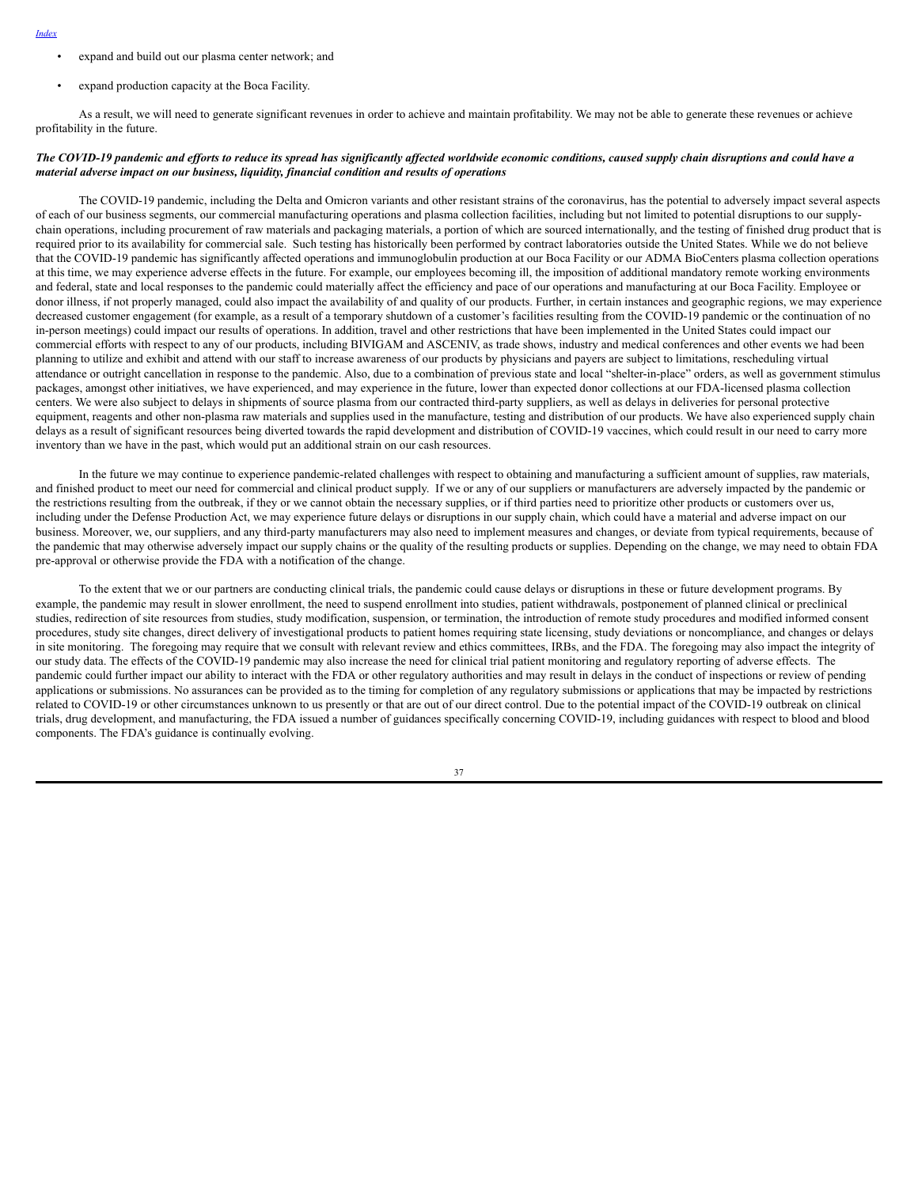- expand and build out our plasma center network; and
- expand production capacity at the Boca Facility.

As a result, we will need to generate significant revenues in order to achieve and maintain profitability. We may not be able to generate these revenues or achieve profitability in the future.

***The COVID-19 pandemic and efforts to reduce its spread has significantly affected worldwide economic conditions, caused supply chain disruptions and could have a material adverse impact on our business, liquidity, financial condition and results of operations***

The COVID-19 pandemic, including the Delta and Omicron variants and other resistant strains of the coronavirus, has the potential to adversely impact several aspects of each of our business segments, our commercial manufacturing operations and plasma collection facilities, including but not limited to potential disruptions to our supply-chain operations, including procurement of raw materials and packaging materials, a portion of which are sourced internationally, and the testing of finished drug product that is required prior to its availability for commercial sale. Such testing has historically been performed by contract laboratories outside the United States. While we do not believe that the COVID-19 pandemic has significantly affected operations and immunoglobulin production at our Boca Facility or our ADMA BioCenters plasma collection operations at this time, we may experience adverse effects in the future. For example, our employees becoming ill, the imposition of additional mandatory remote working environments and federal, state and local responses to the pandemic could materially affect the efficiency and pace of our operations and manufacturing at our Boca Facility. Employee or donor illness, if not properly managed, could also impact the availability of and quality of our products. Further, in certain instances and geographic regions, we may experience decreased customer engagement (for example, as a result of a temporary shutdown of a customer's facilities resulting from the COVID-19 pandemic or the continuation of no in-person meetings) could impact our results of operations. In addition, travel and other restrictions that have been implemented in the United States could impact our commercial efforts with respect to any of our products, including BIVIGAM and ASCENIV, as trade shows, industry and medical conferences and other events we had been planning to utilize and exhibit and attend with our staff to increase awareness of our products by physicians and payers are subject to limitations, rescheduling virtual attendance or outright cancellation in response to the pandemic. Also, due to a combination of previous state and local "shelter-in-place" orders, as well as government stimulus packages, amongst other initiatives, we have experienced, and may experience in the future, lower than expected donor collections at our FDA-licensed plasma collection centers. We were also subject to delays in shipments of source plasma from our contracted third-party suppliers, as well as delays in deliveries for personal protective equipment, reagents and other non-plasma raw materials and supplies used in the manufacture, testing and distribution of our products. We have also experienced supply chain delays as a result of significant resources being diverted towards the rapid development and distribution of COVID-19 vaccines, which could result in our need to carry more inventory than we have in the past, which would put an additional strain on our cash resources.

In the future we may continue to experience pandemic-related challenges with respect to obtaining and manufacturing a sufficient amount of supplies, raw materials, and finished product to meet our need for commercial and clinical product supply. If we or any of our suppliers or manufacturers are adversely impacted by the pandemic or the restrictions resulting from the outbreak, if they or we cannot obtain the necessary supplies, or if third parties need to prioritize other products or customers over us, including under the Defense Production Act, we may experience future delays or disruptions in our supply chain, which could have a material and adverse impact on our business. Moreover, we, our suppliers, and any third-party manufacturers may also need to implement measures and changes, or deviate from typical requirements, because of the pandemic that may otherwise adversely impact our supply chains or the quality of the resulting products or supplies. Depending on the change, we may need to obtain FDA pre-approval or otherwise provide the FDA with a notification of the change.

To the extent that we or our partners are conducting clinical trials, the pandemic could cause delays or disruptions in these or future development programs. By example, the pandemic may result in slower enrollment, the need to suspend enrollment into studies, patient withdrawals, postponement of planned clinical or preclinical studies, redirection of site resources from studies, study modification, suspension, or termination, the introduction of remote study procedures and modified informed consent procedures, study site changes, direct delivery of investigational products to patient homes requiring state licensing, study deviations or noncompliance, and changes or delays in site monitoring. The foregoing may require that we consult with relevant review and ethics committees, IRBs, and the FDA. The foregoing may also impact the integrity of our study data. The effects of the COVID-19 pandemic may also increase the need for clinical trial patient monitoring and regulatory reporting of adverse effects. The pandemic could further impact our ability to interact with the FDA or other regulatory authorities and may result in delays in the conduct of inspections or review of pending applications or submissions. No assurances can be provided as to the timing for completion of any regulatory submissions or applications that may be impacted by restrictions related to COVID-19 or other circumstances unknown to us presently or that are out of our direct control. Due to the potential impact of the COVID-19 outbreak on clinical trials, drug development, and manufacturing, the FDA issued a number of guidances specifically concerning COVID-19, including guidances with respect to blood and blood components. The FDA's guidance is continually evolving.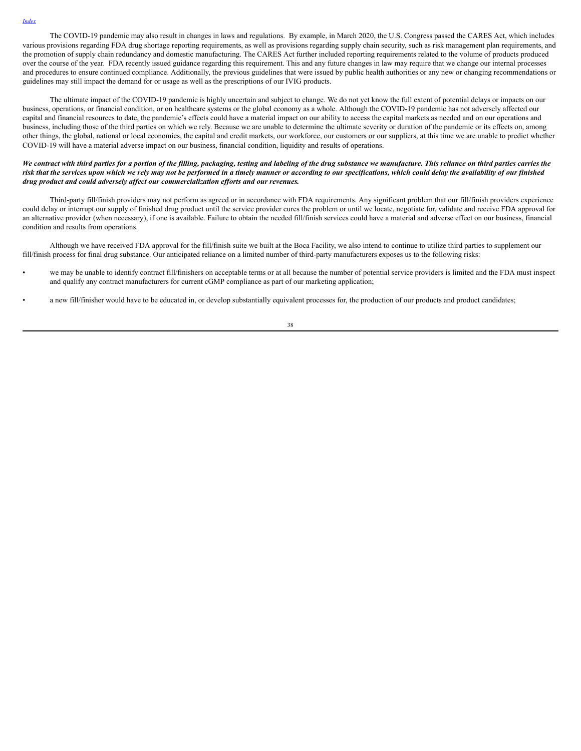The COVID-19 pandemic may also result in changes in laws and regulations. By example, in March 2020, the U.S. Congress passed the CARES Act, which includes various provisions regarding FDA drug shortage reporting requirements, as well as provisions regarding supply chain security, such as risk management plan requirements, and the promotion of supply chain redundancy and domestic manufacturing. The CARES Act further included reporting requirements related to the volume of products produced over the course of the year. FDA recently issued guidance regarding this requirement. This and any future changes in law may require that we change our internal processes and procedures to ensure continued compliance. Additionally, the previous guidelines that were issued by public health authorities or any new or changing recommendations or guidelines may still impact the demand for or usage as well as the prescriptions of our IVIG products.

The ultimate impact of the COVID-19 pandemic is highly uncertain and subject to change. We do not yet know the full extent of potential delays or impacts on our business, operations, or financial condition, or on healthcare systems or the global economy as a whole. Although the COVID-19 pandemic has not adversely affected our capital and financial resources to date, the pandemic's effects could have a material impact on our ability to access the capital markets as needed and on our operations and business, including those of the third parties on which we rely. Because we are unable to determine the ultimate severity or duration of the pandemic or its effects on, among other things, the global, national or local economies, the capital and credit markets, our workforce, our customers or our suppliers, at this time we are unable to predict whether COVID-19 will have a material adverse impact on our business, financial condition, liquidity and results of operations.

***We contract with third parties for a portion of the filling, packaging, testing and labeling of the drug substance we manufacture. This reliance on third parties carries the risk that the services upon which we rely may not be performed in a timely manner or according to our specifications, which could delay the availability of our finished drug product and could adversely affect our commercialization efforts and our revenues.***

Third-party fill/finish providers may not perform as agreed or in accordance with FDA requirements. Any significant problem that our fill/finish providers experience could delay or interrupt our supply of finished drug product until the service provider cures the problem or until we locate, negotiate for, validate and receive FDA approval for an alternative provider (when necessary), if one is available. Failure to obtain the needed fill/finish services could have a material and adverse effect on our business, financial condition and results from operations.

Although we have received FDA approval for the fill/finish suite we built at the Boca Facility, we also intend to continue to utilize third parties to supplement our fill/finish process for final drug substance. Our anticipated reliance on a limited number of third-party manufacturers exposes us to the following risks:

- we may be unable to identify contract fill/finishers on acceptable terms or at all because the number of potential service providers is limited and the FDA must inspect and qualify any contract manufacturers for current cGMP compliance as part of our marketing application;

- a new fill/finisher would have to be educated in, or develop substantially equivalent processes for, the production of our products and product candidates;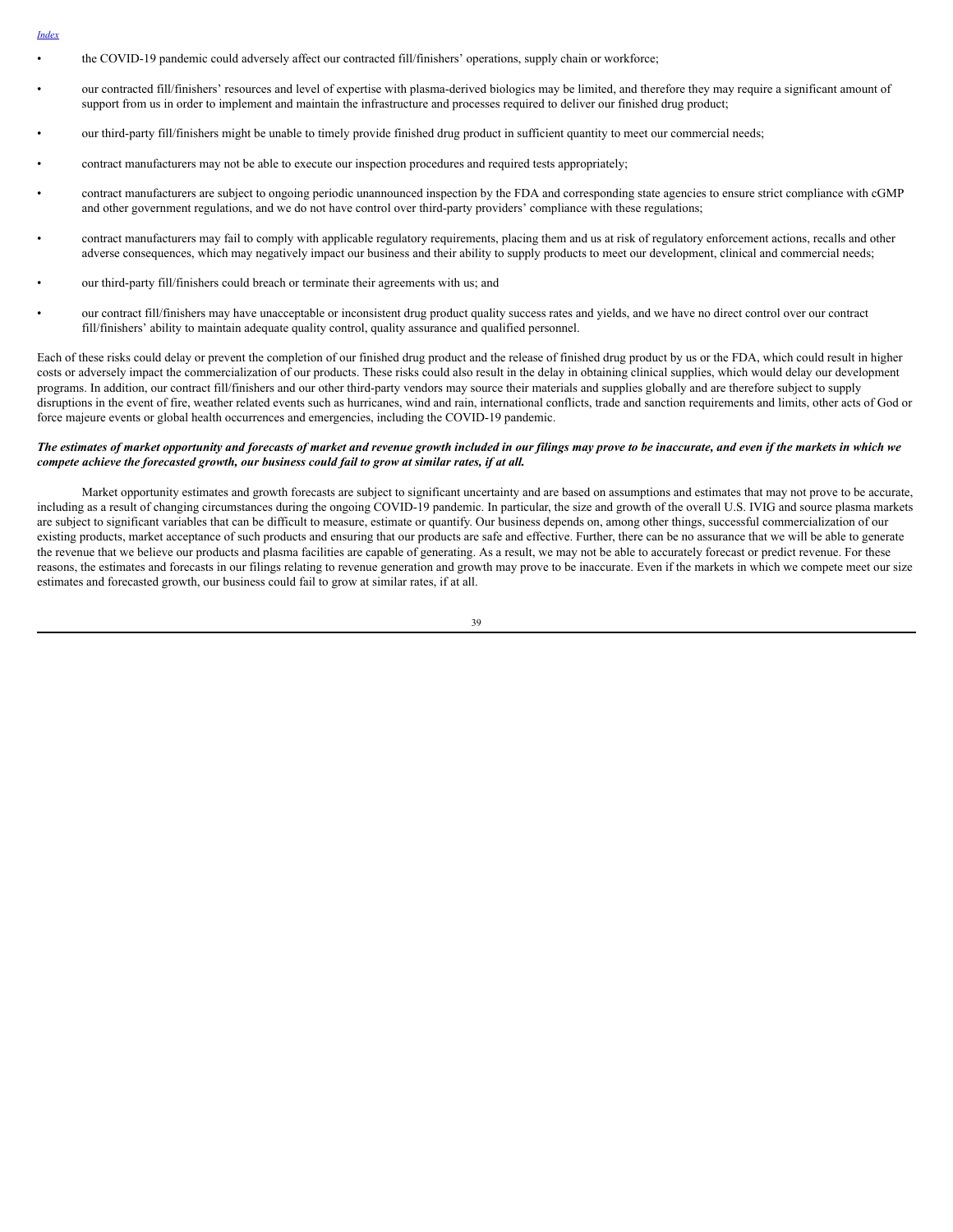- the COVID-19 pandemic could adversely affect our contracted fill/finishers' operations, supply chain or workforce;
- our contracted fill/finishers' resources and level of expertise with plasma-derived biologics may be limited, and therefore they may require a significant amount of support from us in order to implement and maintain the infrastructure and processes required to deliver our finished drug product;
- our third-party fill/finishers might be unable to timely provide finished drug product in sufficient quantity to meet our commercial needs;
- contract manufacturers may not be able to execute our inspection procedures and required tests appropriately;
- contract manufacturers are subject to ongoing periodic unannounced inspection by the FDA and corresponding state agencies to ensure strict compliance with cGMP and other government regulations, and we do not have control over third-party providers' compliance with these regulations;
- contract manufacturers may fail to comply with applicable regulatory requirements, placing them and us at risk of regulatory enforcement actions, recalls and other adverse consequences, which may negatively impact our business and their ability to supply products to meet our development, clinical and commercial needs;
- our third-party fill/finishers could breach or terminate their agreements with us; and
- our contract fill/finishers may have unacceptable or inconsistent drug product quality success rates and yields, and we have no direct control over our contract fill/finishers' ability to maintain adequate quality control, quality assurance and qualified personnel.

Each of these risks could delay or prevent the completion of our finished drug product and the release of finished drug product by us or the FDA, which could result in higher costs or adversely impact the commercialization of our products. These risks could also result in the delay in obtaining clinical supplies, which would delay our development programs. In addition, our contract fill/finishers and our other third-party vendors may source their materials and supplies globally and are therefore subject to supply disruptions in the event of fire, weather related events such as hurricanes, wind and rain, international conflicts, trade and sanction requirements and limits, other acts of God or force majeure events or global health occurrences and emergencies, including the COVID-19 pandemic.

***The estimates of market opportunity and forecasts of market and revenue growth included in our filings may prove to be inaccurate, and even if the markets in which we compete achieve the forecasted growth, our business could fail to grow at similar rates, if at all.***

Market opportunity estimates and growth forecasts are subject to significant uncertainty and are based on assumptions and estimates that may not prove to be accurate, including as a result of changing circumstances during the ongoing COVID-19 pandemic. In particular, the size and growth of the overall U.S. IVIG and source plasma markets are subject to significant variables that can be difficult to measure, estimate or quantify. Our business depends on, among other things, successful commercialization of our existing products, market acceptance of such products and ensuring that our products are safe and effective. Further, there can be no assurance that we will be able to generate the revenue that we believe our products and plasma facilities are capable of generating. As a result, we may not be able to accurately forecast or predict revenue. For these reasons, the estimates and forecasts in our filings relating to revenue generation and growth may prove to be inaccurate. Even if the markets in which we compete meet our size estimates and forecasted growth, our business could fail to grow at similar rates, if at all.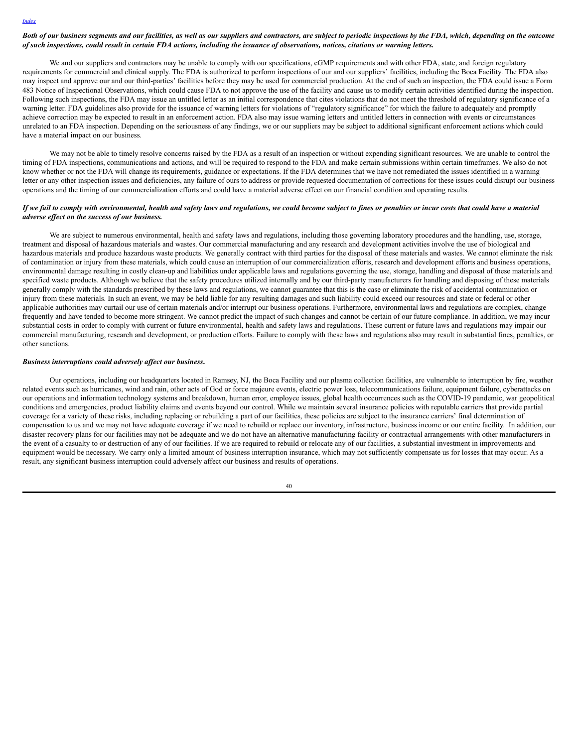***Both of our business segments and our facilities, as well as our suppliers and contractors, are subject to periodic inspections by the FDA, which, depending on the outcome of such inspections, could result in certain FDA actions, including the issuance of observations, notices, citations or warning letters.***

We and our suppliers and contractors may be unable to comply with our specifications, cGMP requirements and with other FDA, state, and foreign regulatory requirements for commercial and clinical supply. The FDA is authorized to perform inspections of our and our suppliers' facilities, including the Boca Facility. The FDA also may inspect and approve our and our third-parties' facilities before they may be used for commercial production. At the end of such an inspection, the FDA could issue a Form 483 Notice of Inspectional Observations, which could cause FDA to not approve the use of the facility and cause us to modify certain activities identified during the inspection. Following such inspections, the FDA may issue an untitled letter as an initial correspondence that cites violations that do not meet the threshold of regulatory significance of a warning letter. FDA guidelines also provide for the issuance of warning letters for violations of "regulatory significance" for which the failure to adequately and promptly achieve correction may be expected to result in an enforcement action. FDA also may issue warning letters and untitled letters in connection with events or circumstances unrelated to an FDA inspection. Depending on the seriousness of any findings, we or our suppliers may be subject to additional significant enforcement actions which could have a material impact on our business.

We may not be able to timely resolve concerns raised by the FDA as a result of an inspection or without expending significant resources. We are unable to control the timing of FDA inspections, communications and actions, and will be required to respond to the FDA and make certain submissions within certain timeframes. We also do not know whether or not the FDA will change its requirements, guidance or expectations. If the FDA determines that we have not remediated the issues identified in a warning letter or any other inspection issues and deficiencies, any failure of ours to address or provide requested documentation of corrections for these issues could disrupt our business operations and the timing of our commercialization efforts and could have a material adverse effect on our financial condition and operating results.

***If we fail to comply with environmental, health and safety laws and regulations, we could become subject to fines or penalties or incur costs that could have a material adverse effect on the success of our business.***

We are subject to numerous environmental, health and safety laws and regulations, including those governing laboratory procedures and the handling, use, storage, treatment and disposal of hazardous materials and wastes. Our commercial manufacturing and any research and development activities involve the use of biological and hazardous materials and produce hazardous waste products. We generally contract with third parties for the disposal of these materials and wastes. We cannot eliminate the risk of contamination or injury from these materials, which could cause an interruption of our commercialization efforts, research and development efforts and business operations, environmental damage resulting in costly clean-up and liabilities under applicable laws and regulations governing the use, storage, handling and disposal of these materials and specified waste products. Although we believe that the safety procedures utilized internally and by our third-party manufacturers for handling and disposing of these materials generally comply with the standards prescribed by these laws and regulations, we cannot guarantee that this is the case or eliminate the risk of accidental contamination or injury from these materials. In such an event, we may be held liable for any resulting damages and such liability could exceed our resources and state or federal or other applicable authorities may curtail our use of certain materials and/or interrupt our business operations. Furthermore, environmental laws and regulations are complex, change frequently and have tended to become more stringent. We cannot predict the impact of such changes and cannot be certain of our future compliance. In addition, we may incur substantial costs in order to comply with current or future environmental, health and safety laws and regulations. These current or future laws and regulations may impair our commercial manufacturing, research and development, or production efforts. Failure to comply with these laws and regulations also may result in substantial fines, penalties, or other sanctions.

***Business interruptions could adversely affect our business.***

Our operations, including our headquarters located in Ramsey, NJ, the Boca Facility and our plasma collection facilities, are vulnerable to interruption by fire, weather related events such as hurricanes, wind and rain, other acts of God or force majeure events, electric power loss, telecommunications failure, equipment failure, cyberattacks on our operations and information technology systems and breakdown, human error, employee issues, global health occurrences such as the COVID-19 pandemic, war geopolitical conditions and emergencies, product liability claims and events beyond our control. While we maintain several insurance policies with reputable carriers that provide partial coverage for a variety of these risks, including replacing or rebuilding a part of our facilities, these policies are subject to the insurance carriers' final determination of compensation to us and we may not have adequate coverage if we need to rebuild or replace our inventory, infrastructure, business income or our entire facility. In addition, our disaster recovery plans for our facilities may not be adequate and we do not have an alternative manufacturing facility or contractual arrangements with other manufacturers in the event of a casualty to or destruction of any of our facilities. If we are required to rebuild or relocate any of our facilities, a substantial investment in improvements and equipment would be necessary. We carry only a limited amount of business interruption insurance, which may not sufficiently compensate us for losses that may occur. As a result, any significant business interruption could adversely affect our business and results of operations.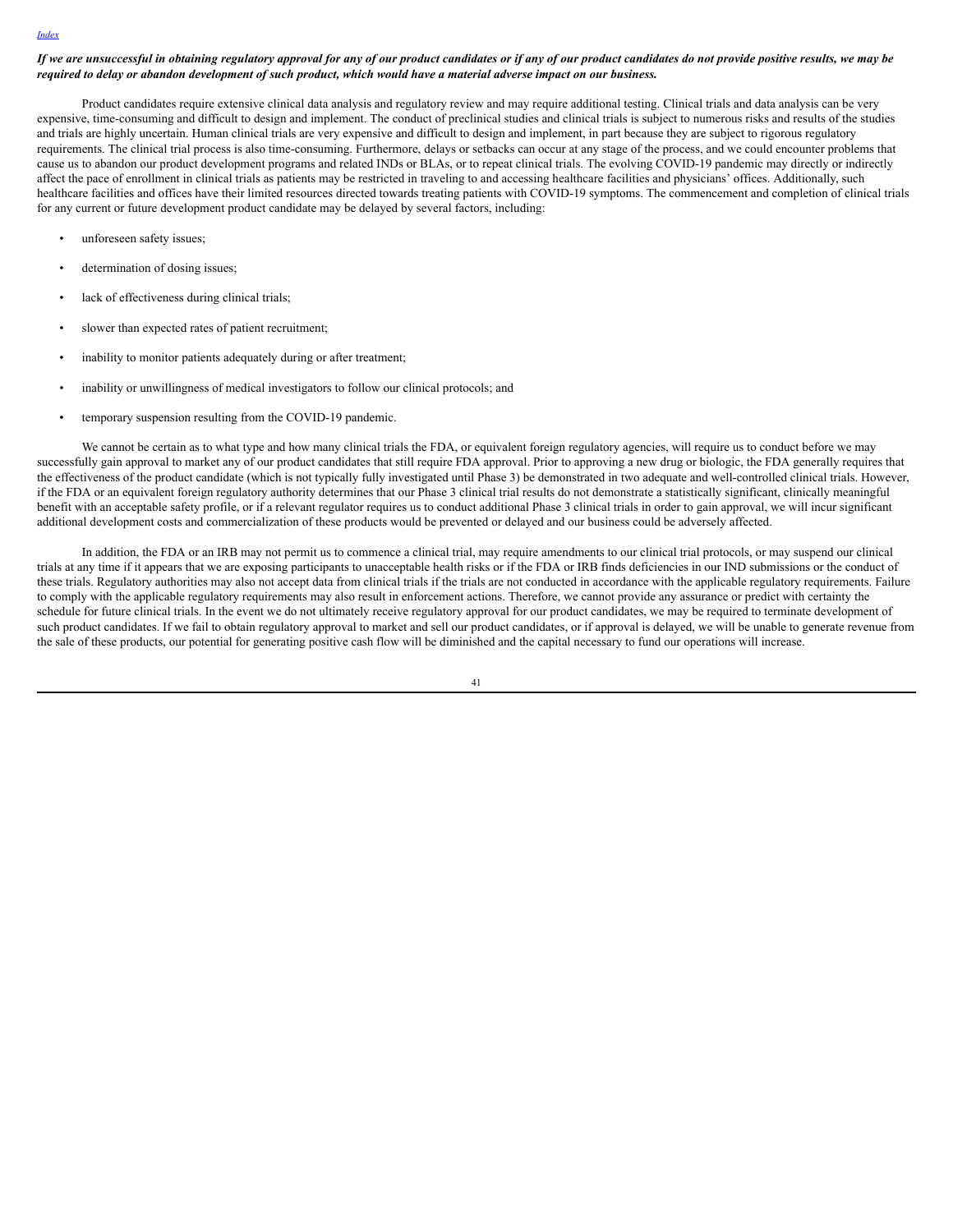***If we are unsuccessful in obtaining regulatory approval for any of our product candidates or if any of our product candidates do not provide positive results, we may be required to delay or abandon development of such product, which would have a material adverse impact on our business.***

Product candidates require extensive clinical data analysis and regulatory review and may require additional testing. Clinical trials and data analysis can be very expensive, time-consuming and difficult to design and implement. The conduct of preclinical studies and clinical trials is subject to numerous risks and results of the studies and trials are highly uncertain. Human clinical trials are very expensive and difficult to design and implement, in part because they are subject to rigorous regulatory requirements. The clinical trial process is also time-consuming. Furthermore, delays or setbacks can occur at any stage of the process, and we could encounter problems that cause us to abandon our product development programs and related INDs or BLAs, or to repeat clinical trials. The evolving COVID-19 pandemic may directly or indirectly affect the pace of enrollment in clinical trials as patients may be restricted in traveling to and accessing healthcare facilities and physicians' offices. Additionally, such healthcare facilities and offices have their limited resources directed towards treating patients with COVID-19 symptoms. The commencement and completion of clinical trials for any current or future development product candidate may be delayed by several factors, including:

- unforeseen safety issues;
- determination of dosing issues;
- lack of effectiveness during clinical trials;
- slower than expected rates of patient recruitment;
- inability to monitor patients adequately during or after treatment;
- inability or unwillingness of medical investigators to follow our clinical protocols; and
- temporary suspension resulting from the COVID-19 pandemic.

We cannot be certain as to what type and how many clinical trials the FDA, or equivalent foreign regulatory agencies, will require us to conduct before we may successfully gain approval to market any of our product candidates that still require FDA approval. Prior to approving a new drug or biologic, the FDA generally requires that the effectiveness of the product candidate (which is not typically fully investigated until Phase 3) be demonstrated in two adequate and well-controlled clinical trials. However, if the FDA or an equivalent foreign regulatory authority determines that our Phase 3 clinical trial results do not demonstrate a statistically significant, clinically meaningful benefit with an acceptable safety profile, or if a relevant regulator requires us to conduct additional Phase 3 clinical trials in order to gain approval, we will incur significant additional development costs and commercialization of these products would be prevented or delayed and our business could be adversely affected.

In addition, the FDA or an IRB may not permit us to commence a clinical trial, may require amendments to our clinical trial protocols, or may suspend our clinical trials at any time if it appears that we are exposing participants to unacceptable health risks or if the FDA or IRB finds deficiencies in our IND submissions or the conduct of these trials. Regulatory authorities may also not accept data from clinical trials if the trials are not conducted in accordance with the applicable regulatory requirements. Failure to comply with the applicable regulatory requirements may also result in enforcement actions. Therefore, we cannot provide any assurance or predict with certainty the schedule for future clinical trials. In the event we do not ultimately receive regulatory approval for our product candidates, we may be required to terminate development of such product candidates. If we fail to obtain regulatory approval to market and sell our product candidates, or if approval is delayed, we will be unable to generate revenue from the sale of these products, our potential for generating positive cash flow will be diminished and the capital necessary to fund our operations will increase.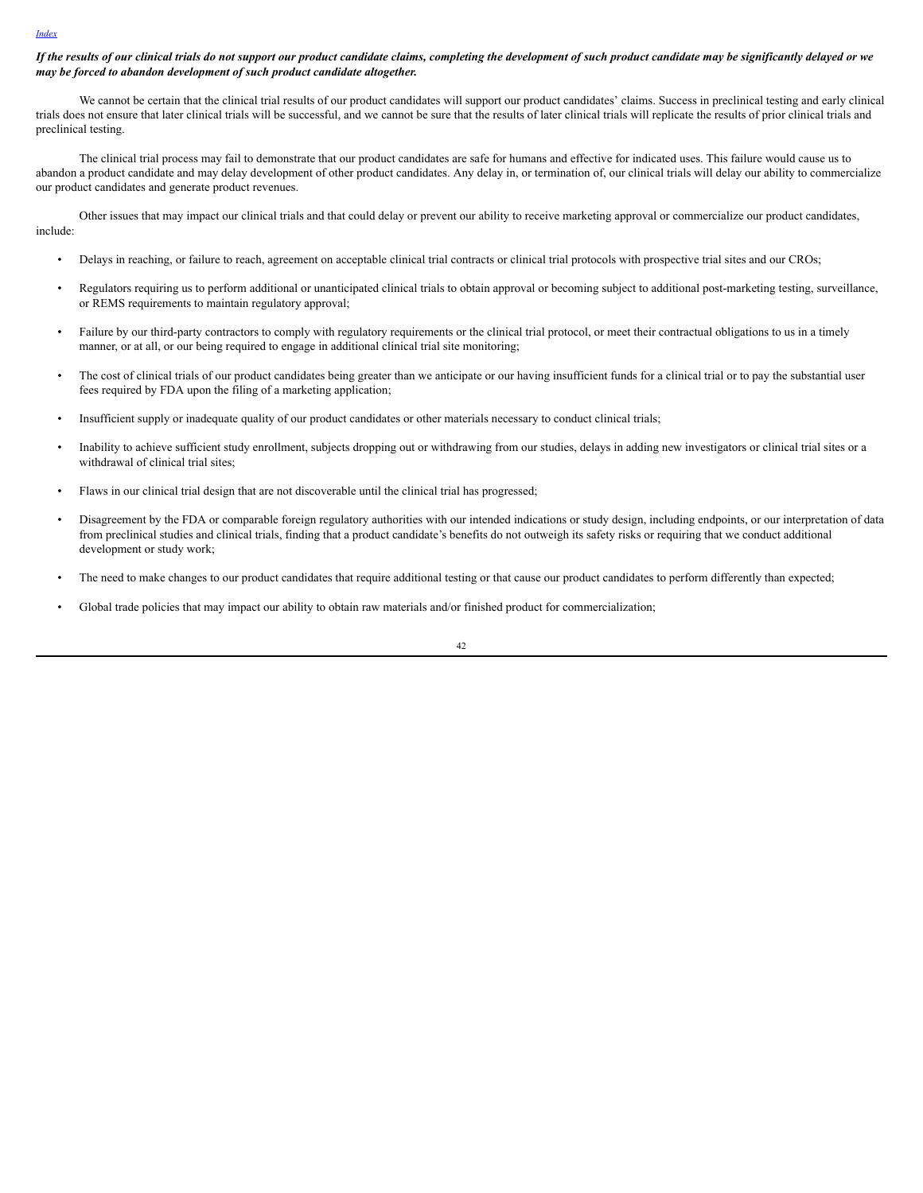***If the results of our clinical trials do not support our product candidate claims, completing the development of such product candidate may be significantly delayed or we may be forced to abandon development of such product candidate altogether.***

We cannot be certain that the clinical trial results of our product candidates will support our product candidates' claims. Success in preclinical testing and early clinical trials does not ensure that later clinical trials will be successful, and we cannot be sure that the results of later clinical trials will replicate the results of prior clinical trials and preclinical testing.

The clinical trial process may fail to demonstrate that our product candidates are safe for humans and effective for indicated uses. This failure would cause us to abandon a product candidate and may delay development of other product candidates. Any delay in, or termination of, our clinical trials will delay our ability to commercialize our product candidates and generate product revenues.

Other issues that may impact our clinical trials and that could delay or prevent our ability to receive marketing approval or commercialize our product candidates, include:

- Delays in reaching, or failure to reach, agreement on acceptable clinical trial contracts or clinical trial protocols with prospective trial sites and our CROs;
- Regulators requiring us to perform additional or unanticipated clinical trials to obtain approval or becoming subject to additional post-marketing testing, surveillance, or REMS requirements to maintain regulatory approval;
- Failure by our third-party contractors to comply with regulatory requirements or the clinical trial protocol, or meet their contractual obligations to us in a timely manner, or at all, or our being required to engage in additional clinical trial site monitoring;
- The cost of clinical trials of our product candidates being greater than we anticipate or our having insufficient funds for a clinical trial or to pay the substantial user fees required by FDA upon the filing of a marketing application;
- Insufficient supply or inadequate quality of our product candidates or other materials necessary to conduct clinical trials;
- Inability to achieve sufficient study enrollment, subjects dropping out or withdrawing from our studies, delays in adding new investigators or clinical trial sites or a withdrawal of clinical trial sites;
- Flaws in our clinical trial design that are not discoverable until the clinical trial has progressed;
- Disagreement by the FDA or comparable foreign regulatory authorities with our intended indications or study design, including endpoints, or our interpretation of data from preclinical studies and clinical trials, finding that a product candidate's benefits do not outweigh its safety risks or requiring that we conduct additional development or study work;
- The need to make changes to our product candidates that require additional testing or that cause our product candidates to perform differently than expected;
- Global trade policies that may impact our ability to obtain raw materials and/or finished product for commercialization;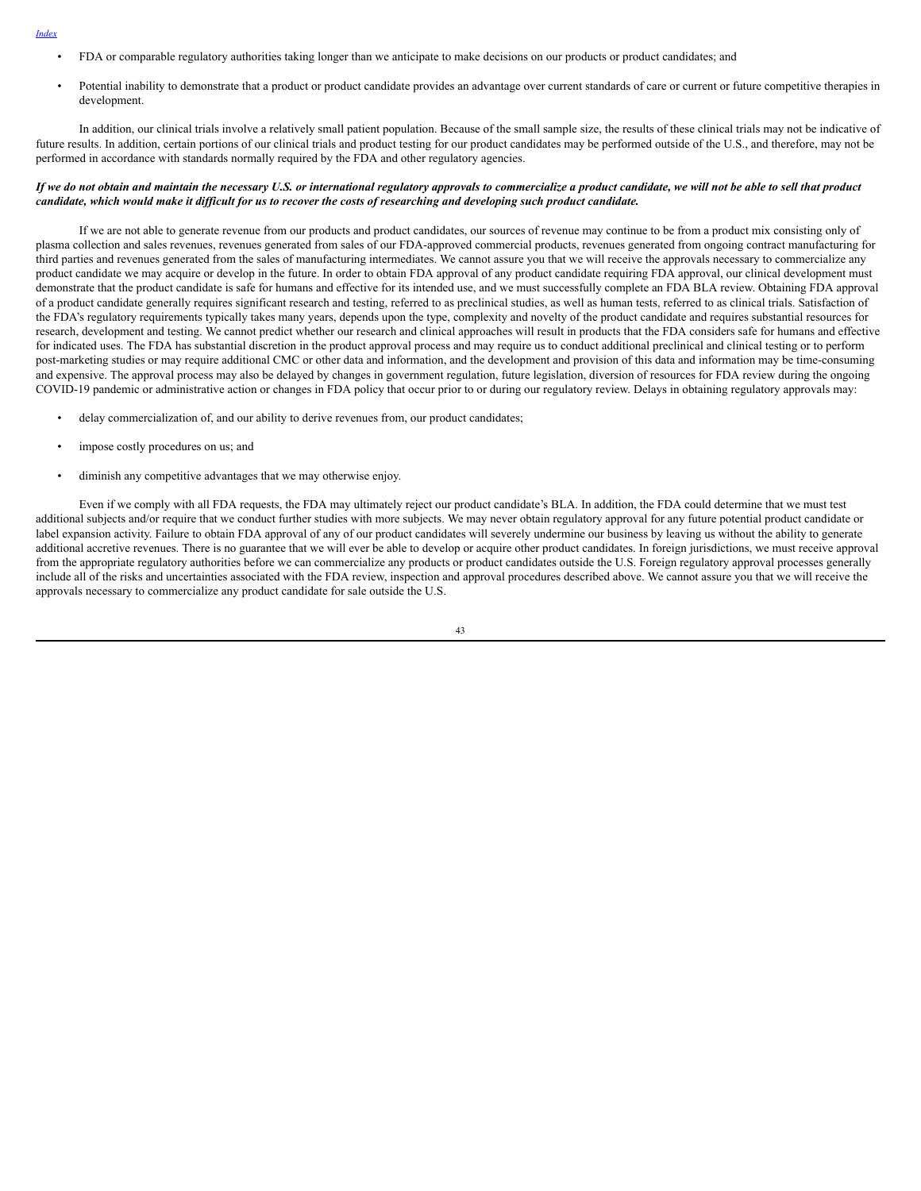- FDA or comparable regulatory authorities taking longer than we anticipate to make decisions on our products or product candidates; and
- Potential inability to demonstrate that a product or product candidate provides an advantage over current standards of care or current or future competitive therapies in development.

In addition, our clinical trials involve a relatively small patient population. Because of the small sample size, the results of these clinical trials may not be indicative of future results. In addition, certain portions of our clinical trials and product testing for our product candidates may be performed outside of the U.S., and therefore, may not be performed in accordance with standards normally required by the FDA and other regulatory agencies.

***If we do not obtain and maintain the necessary U.S. or international regulatory approvals to commercialize a product candidate, we will not be able to sell that product candidate, which would make it difficult for us to recover the costs of researching and developing such product candidate.***

If we are not able to generate revenue from our products and product candidates, our sources of revenue may continue to be from a product mix consisting only of plasma collection and sales revenues, revenues generated from sales of our FDA-approved commercial products, revenues generated from ongoing contract manufacturing for third parties and revenues generated from the sales of manufacturing intermediates. We cannot assure you that we will receive the approvals necessary to commercialize any product candidate we may acquire or develop in the future. In order to obtain FDA approval of any product candidate requiring FDA approval, our clinical development must demonstrate that the product candidate is safe for humans and effective for its intended use, and we must successfully complete an FDA BLA review. Obtaining FDA approval of a product candidate generally requires significant research and testing, referred to as preclinical studies, as well as human tests, referred to as clinical trials. Satisfaction of the FDA's regulatory requirements typically takes many years, depends upon the type, complexity and novelty of the product candidate and requires substantial resources for research, development and testing. We cannot predict whether our research and clinical approaches will result in products that the FDA considers safe for humans and effective for indicated uses. The FDA has substantial discretion in the product approval process and may require us to conduct additional preclinical and clinical testing or to perform post-marketing studies or may require additional CMC or other data and information, and the development and provision of this data and information may be time-consuming and expensive. The approval process may also be delayed by changes in government regulation, future legislation, diversion of resources for FDA review during the ongoing COVID-19 pandemic or administrative action or changes in FDA policy that occur prior to or during our regulatory review. Delays in obtaining regulatory approvals may:

- delay commercialization of, and our ability to derive revenues from, our product candidates;
- impose costly procedures on us; and
- diminish any competitive advantages that we may otherwise enjoy.

Even if we comply with all FDA requests, the FDA may ultimately reject our product candidate's BLA. In addition, the FDA could determine that we must test additional subjects and/or require that we conduct further studies with more subjects. We may never obtain regulatory approval for any future potential product candidate or label expansion activity. Failure to obtain FDA approval of any of our product candidates will severely undermine our business by leaving us without the ability to generate additional accretive revenues. There is no guarantee that we will ever be able to develop or acquire other product candidates. In foreign jurisdictions, we must receive approval from the appropriate regulatory authorities before we can commercialize any products or product candidates outside the U.S. Foreign regulatory approval processes generally include all of the risks and uncertainties associated with the FDA review, inspection and approval procedures described above. We cannot assure you that we will receive the approvals necessary to commercialize any product candidate for sale outside the U.S.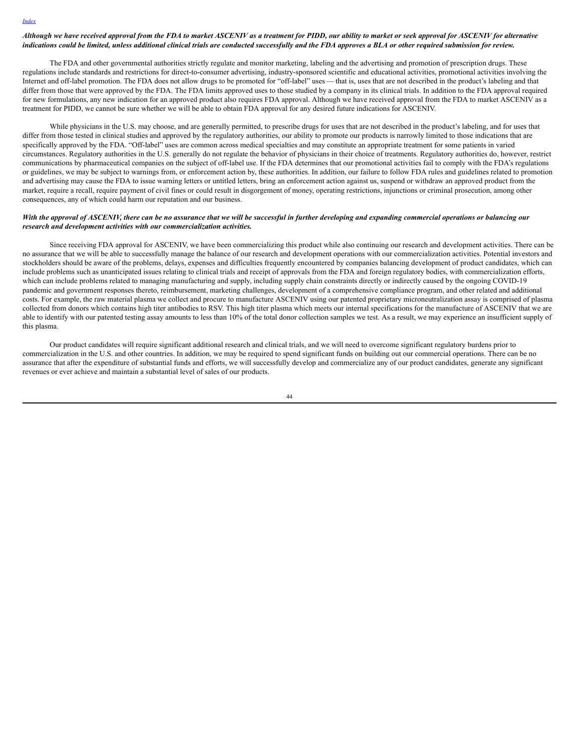***Although we have received approval from the FDA to market ASCENIV as a treatment for PIDD, our ability to market or seek approval for ASCENIV for alternative indications could be limited, unless additional clinical trials are conducted successfully and the FDA approves a BLA or other required submission for review.***

The FDA and other governmental authorities strictly regulate and monitor marketing, labeling and the advertising and promotion of prescription drugs. These regulations include standards and restrictions for direct-to-consumer advertising, industry-sponsored scientific and educational activities, promotional activities involving the Internet and off-label promotion. The FDA does not allow drugs to be promoted for "off-label" uses — that is, uses that are not described in the product's labeling and that differ from those that were approved by the FDA. The FDA limits approved uses to those studied by a company in its clinical trials. In addition to the FDA approval required for new formulations, any new indication for an approved product also requires FDA approval. Although we have received approval from the FDA to market ASCENIV as a treatment for PIDD, we cannot be sure whether we will be able to obtain FDA approval for any desired future indications for ASCENIV.

While physicians in the U.S. may choose, and are generally permitted, to prescribe drugs for uses that are not described in the product's labeling, and for uses that differ from those tested in clinical studies and approved by the regulatory authorities, our ability to promote our products is narrowly limited to those indications that are specifically approved by the FDA. "Off-label" uses are common across medical specialties and may constitute an appropriate treatment for some patients in varied circumstances. Regulatory authorities in the U.S. generally do not regulate the behavior of physicians in their choice of treatments. Regulatory authorities do, however, restrict communications by pharmaceutical companies on the subject of off-label use. If the FDA determines that our promotional activities fail to comply with the FDA's regulations or guidelines, we may be subject to warnings from, or enforcement action by, these authorities. In addition, our failure to follow FDA rules and guidelines related to promotion and advertising may cause the FDA to issue warning letters or untitled letters, bring an enforcement action against us, suspend or withdraw an approved product from the market, require a recall, require payment of civil fines or could result in disgorgement of money, operating restrictions, injunctions or criminal prosecution, among other consequences, any of which could harm our reputation and our business.

***With the approval of ASCENIV, there can be no assurance that we will be successful in further developing and expanding commercial operations or balancing our research and development activities with our commercialization activities.***

Since receiving FDA approval for ASCENIV, we have been commercializing this product while also continuing our research and development activities. There can be no assurance that we will be able to successfully manage the balance of our research and development operations with our commercialization activities. Potential investors and stockholders should be aware of the problems, delays, expenses and difficulties frequently encountered by companies balancing development of product candidates, which can include problems such as unanticipated issues relating to clinical trials and receipt of approvals from the FDA and foreign regulatory bodies, with commercialization efforts, which can include problems related to managing manufacturing and supply, including supply chain constraints directly or indirectly caused by the ongoing COVID-19 pandemic and government responses thereto, reimbursement, marketing challenges, development of a comprehensive compliance program, and other related and additional costs. For example, the raw material plasma we collect and procure to manufacture ASCENIV using our patented proprietary microneutralization assay is comprised of plasma collected from donors which contains high titer antibodies to RSV. This high titer plasma which meets our internal specifications for the manufacture of ASCENIV that we are able to identify with our patented testing assay amounts to less than 10% of the total donor collection samples we test. As a result, we may experience an insufficient supply of this plasma.

Our product candidates will require significant additional research and clinical trials, and we will need to overcome significant regulatory burdens prior to commercialization in the U.S. and other countries. In addition, we may be required to spend significant funds on building out our commercial operations. There can be no assurance that after the expenditure of substantial funds and efforts, we will successfully develop and commercialize any of our product candidates, generate any significant revenues or ever achieve and maintain a substantial level of sales of our products.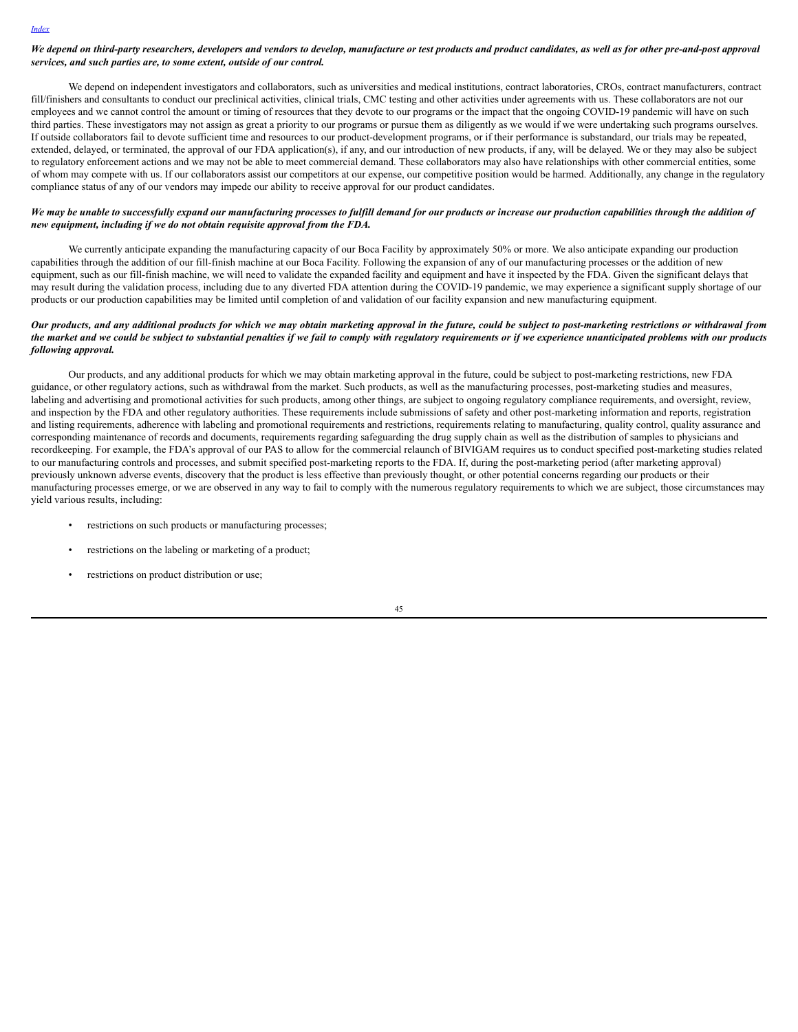***We depend on third-party researchers, developers and vendors to develop, manufacture or test products and product candidates, as well as for other pre-and-post approval services, and such parties are, to some extent, outside of our control.***

We depend on independent investigators and collaborators, such as universities and medical institutions, contract laboratories, CROs, contract manufacturers, contract fill/finishers and consultants to conduct our preclinical activities, clinical trials, CMC testing and other activities under agreements with us. These collaborators are not our employees and we cannot control the amount or timing of resources that they devote to our programs or the impact that the ongoing COVID-19 pandemic will have on such third parties. These investigators may not assign as great a priority to our programs or pursue them as diligently as we would if we were undertaking such programs ourselves. If outside collaborators fail to devote sufficient time and resources to our product-development programs, or if their performance is substandard, our trials may be repeated, extended, delayed, or terminated, the approval of our FDA application(s), if any, and our introduction of new products, if any, will be delayed. We or they may also be subject to regulatory enforcement actions and we may not be able to meet commercial demand. These collaborators may also have relationships with other commercial entities, some of whom may compete with us. If our collaborators assist our competitors at our expense, our competitive position would be harmed. Additionally, any change in the regulatory compliance status of any of our vendors may impede our ability to receive approval for our product candidates.

***We may be unable to successfully expand our manufacturing processes to fulfill demand for our products or increase our production capabilities through the addition of new equipment, including if we do not obtain requisite approval from the FDA.***

We currently anticipate expanding the manufacturing capacity of our Boca Facility by approximately 50% or more. We also anticipate expanding our production capabilities through the addition of our fill-finish machine at our Boca Facility. Following the expansion of any of our manufacturing processes or the addition of new equipment, such as our fill-finish machine, we will need to validate the expanded facility and equipment and have it inspected by the FDA. Given the significant delays that may result during the validation process, including due to any diverted FDA attention during the COVID-19 pandemic, we may experience a significant supply shortage of our products or our production capabilities may be limited until completion of and validation of our facility expansion and new manufacturing equipment.

***Our products, and any additional products for which we may obtain marketing approval in the future, could be subject to post-marketing restrictions or withdrawal from the market and we could be subject to substantial penalties if we fail to comply with regulatory requirements or if we experience unanticipated problems with our products following approval.***

Our products, and any additional products for which we may obtain marketing approval in the future, could be subject to post-marketing restrictions, new FDA guidance, or other regulatory actions, such as withdrawal from the market. Such products, as well as the manufacturing processes, post-marketing studies and measures, labeling and advertising and promotional activities for such products, among other things, are subject to ongoing regulatory compliance requirements, and oversight, review, and inspection by the FDA and other regulatory authorities. These requirements include submissions of safety and other post-marketing information and reports, registration and listing requirements, adherence with labeling and promotional requirements and restrictions, requirements relating to manufacturing, quality control, quality assurance and corresponding maintenance of records and documents, requirements regarding safeguarding the drug supply chain as well as the distribution of samples to physicians and recordkeeping. For example, the FDA's approval of our PAS to allow for the commercial relaunch of BIVIGAM requires us to conduct specified post-marketing studies related to our manufacturing controls and processes, and submit specified post-marketing reports to the FDA. If, during the post-marketing period (after marketing approval) previously unknown adverse events, discovery that the product is less effective than previously thought, or other potential concerns regarding our products or their manufacturing processes emerge, or we are observed in any way to fail to comply with the numerous regulatory requirements to which we are subject, those circumstances may yield various results, including:

- restrictions on such products or manufacturing processes;
- restrictions on the labeling or marketing of a product;
- restrictions on product distribution or use;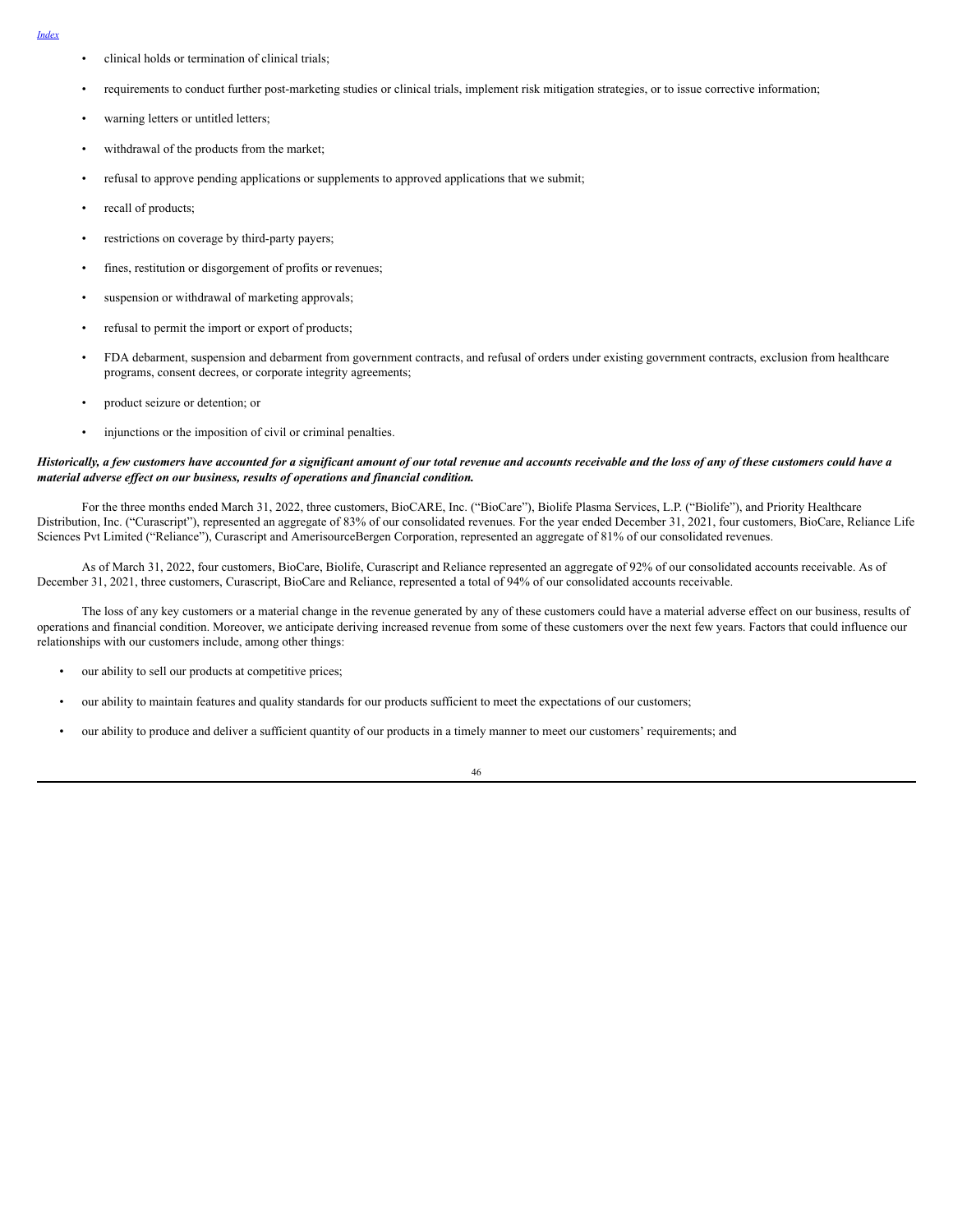- clinical holds or termination of clinical trials;
- requirements to conduct further post-marketing studies or clinical trials, implement risk mitigation strategies, or to issue corrective information;
- warning letters or untitled letters;
- withdrawal of the products from the market;
- refusal to approve pending applications or supplements to approved applications that we submit;
- recall of products;
- restrictions on coverage by third-party payers;
- fines, restitution or disgorgement of profits or revenues;
- suspension or withdrawal of marketing approvals;
- refusal to permit the import or export of products;
- FDA debarment, suspension and debarment from government contracts, and refusal of orders under existing government contracts, exclusion from healthcare programs, consent decrees, or corporate integrity agreements;
- product seizure or detention; or
- injunctions or the imposition of civil or criminal penalties.

***Historically, a few customers have accounted for a significant amount of our total revenue and accounts receivable and the loss of any of these customers could have a material adverse effect on our business, results of operations and financial condition.***

For the three months ended March 31, 2022, three customers, BioCARE, Inc. ("BioCare"), Biolife Plasma Services, L.P. ("Biolife"), and Priority Healthcare Distribution, Inc. ("Curascript"), represented an aggregate of 83% of our consolidated revenues. For the year ended December 31, 2021, four customers, BioCare, Reliance Life Sciences Pvt Limited ("Reliance"), Curascript and AmerisourceBergen Corporation, represented an aggregate of 81% of our consolidated revenues.

As of March 31, 2022, four customers, BioCare, Biolife, Curascript and Reliance represented an aggregate of 92% of our consolidated accounts receivable. As of December 31, 2021, three customers, Curascript, BioCare and Reliance, represented a total of 94% of our consolidated accounts receivable.

The loss of any key customers or a material change in the revenue generated by any of these customers could have a material adverse effect on our business, results of operations and financial condition. Moreover, we anticipate deriving increased revenue from some of these customers over the next few years. Factors that could influence our relationships with our customers include, among other things:

- our ability to sell our products at competitive prices;
- our ability to maintain features and quality standards for our products sufficient to meet the expectations of our customers;
- our ability to produce and deliver a sufficient quantity of our products in a timely manner to meet our customers' requirements; and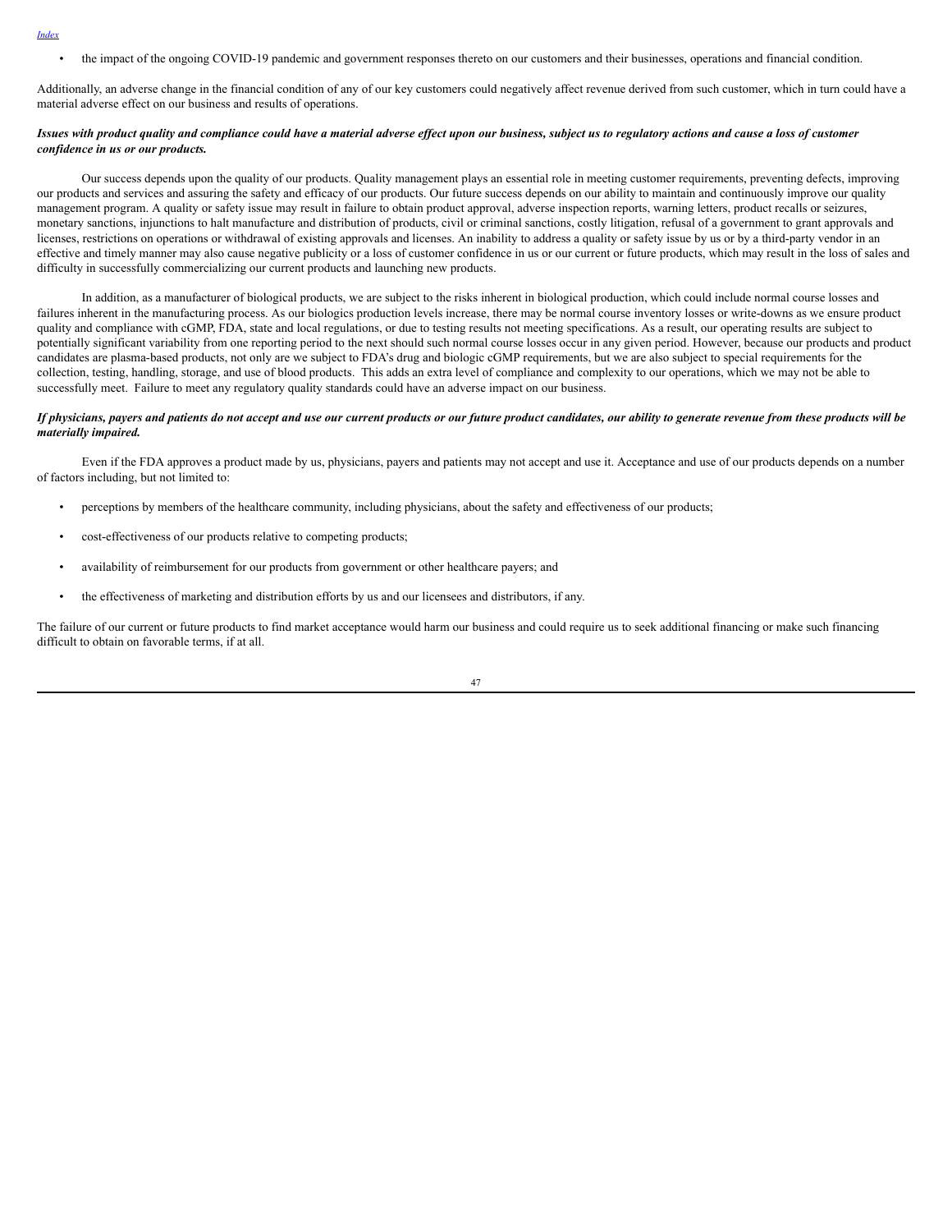- the impact of the ongoing COVID-19 pandemic and government responses thereto on our customers and their businesses, operations and financial condition.

Additionally, an adverse change in the financial condition of any of our key customers could negatively affect revenue derived from such customer, which in turn could have a material adverse effect on our business and results of operations.

***Issues with product quality and compliance could have a material adverse effect upon our business, subject us to regulatory actions and cause a loss of customer confidence in us or our products.***

Our success depends upon the quality of our products. Quality management plays an essential role in meeting customer requirements, preventing defects, improving our products and services and assuring the safety and efficacy of our products. Our future success depends on our ability to maintain and continuously improve our quality management program. A quality or safety issue may result in failure to obtain product approval, adverse inspection reports, warning letters, product recalls or seizures, monetary sanctions, injunctions to halt manufacture and distribution of products, civil or criminal sanctions, costly litigation, refusal of a government to grant approvals and licenses, restrictions on operations or withdrawal of existing approvals and licenses. An inability to address a quality or safety issue by us or by a third-party vendor in an effective and timely manner may also cause negative publicity or a loss of customer confidence in us or our current or future products, which may result in the loss of sales and difficulty in successfully commercializing our current products and launching new products.

In addition, as a manufacturer of biological products, we are subject to the risks inherent in biological production, which could include normal course losses and failures inherent in the manufacturing process. As our biologics production levels increase, there may be normal course inventory losses or write-downs as we ensure product quality and compliance with cGMP, FDA, state and local regulations, or due to testing results not meeting specifications. As a result, our operating results are subject to potentially significant variability from one reporting period to the next should such normal course losses occur in any given period. However, because our products and product candidates are plasma-based products, not only are we subject to FDA's drug and biologic cGMP requirements, but we are also subject to special requirements for the collection, testing, handling, storage, and use of blood products. This adds an extra level of compliance and complexity to our operations, which we may not be able to successfully meet. Failure to meet any regulatory quality standards could have an adverse impact on our business.

***If physicians, payers and patients do not accept and use our current products or our future product candidates, our ability to generate revenue from these products will be materially impaired.***

Even if the FDA approves a product made by us, physicians, payers and patients may not accept and use it. Acceptance and use of our products depends on a number of factors including, but not limited to:

- perceptions by members of the healthcare community, including physicians, about the safety and effectiveness of our products;
- cost-effectiveness of our products relative to competing products;
- availability of reimbursement for our products from government or other healthcare payers; and
- the effectiveness of marketing and distribution efforts by us and our licensees and distributors, if any.

The failure of our current or future products to find market acceptance would harm our business and could require us to seek additional financing or make such financing difficult to obtain on favorable terms, if at all.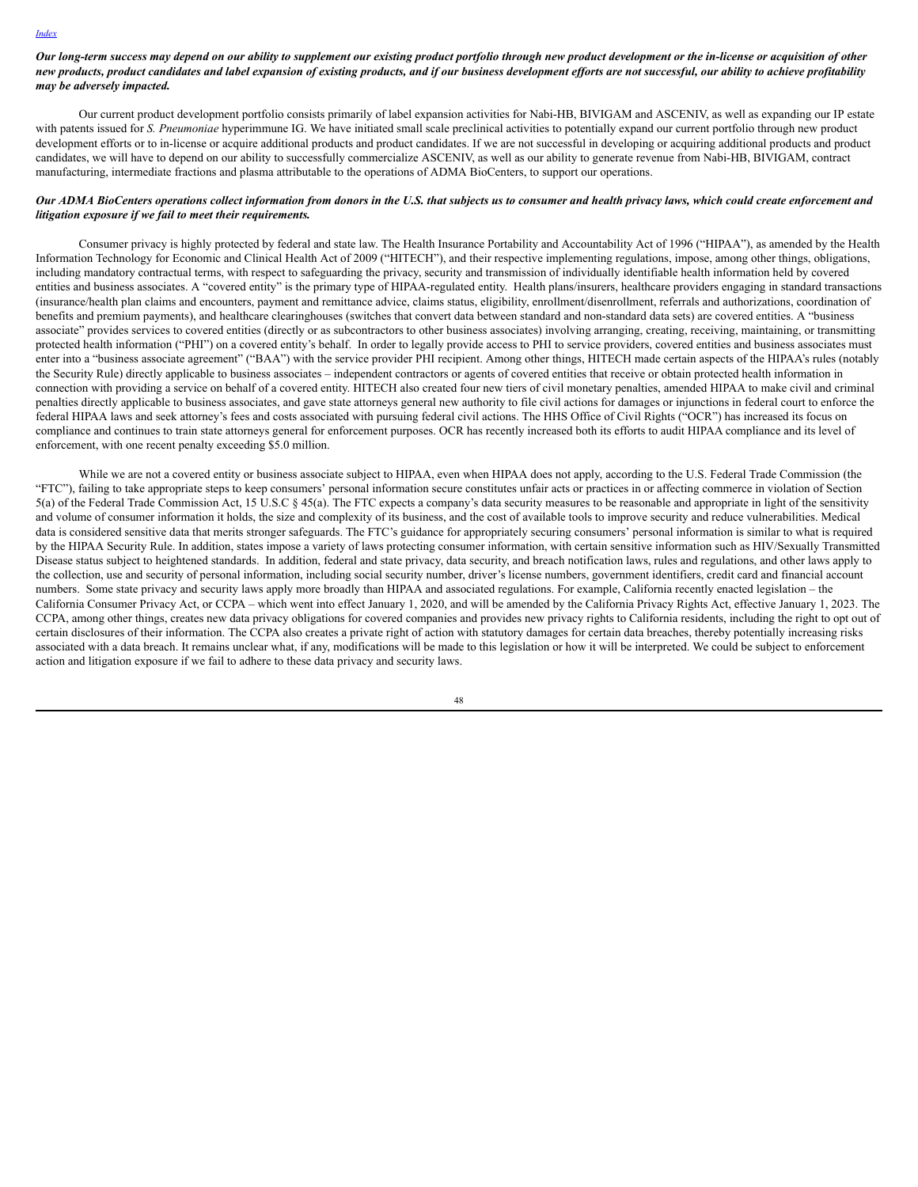***Our long-term success may depend on our ability to supplement our existing product portfolio through new product development or the in-license or acquisition of other new products, product candidates and label expansion of existing products, and if our business development efforts are not successful, our ability to achieve profitability may be adversely impacted.***

Our current product development portfolio consists primarily of label expansion activities for Nabi-HB, BIVIGAM and ASCENIV, as well as expanding our IP estate with patents issued for *S. Pneumoniae* hyperimmune IG. We have initiated small scale preclinical activities to potentially expand our current portfolio through new product development efforts or to in-license or acquire additional products and product candidates. If we are not successful in developing or acquiring additional products and product candidates, we will have to depend on our ability to successfully commercialize ASCENIV, as well as our ability to generate revenue from Nabi-HB, BIVIGAM, contract manufacturing, intermediate fractions and plasma attributable to the operations of ADMA BioCenters, to support our operations.

***Our ADMA BioCenters operations collect information from donors in the U.S. that subjects us to consumer and health privacy laws, which could create enforcement and litigation exposure if we fail to meet their requirements.***

Consumer privacy is highly protected by federal and state law. The Health Insurance Portability and Accountability Act of 1996 ("HIPAA"), as amended by the Health Information Technology for Economic and Clinical Health Act of 2009 ("HITECH"), and their respective implementing regulations, impose, among other things, obligations, including mandatory contractual terms, with respect to safeguarding the privacy, security and transmission of individually identifiable health information held by covered entities and business associates. A "covered entity" is the primary type of HIPAA-regulated entity. Health plans/insurers, healthcare providers engaging in standard transactions (insurance/health plan claims and encounters, payment and remittance advice, claims status, eligibility, enrollment/disenrollment, referrals and authorizations, coordination of benefits and premium payments), and healthcare clearinghouses (switches that convert data between standard and non-standard data sets) are covered entities. A "business associate" provides services to covered entities (directly or as subcontractors to other business associates) involving arranging, creating, receiving, maintaining, or transmitting protected health information ("PHI") on a covered entity's behalf. In order to legally provide access to PHI to service providers, covered entities and business associates must enter into a "business associate agreement" ("BAA") with the service provider PHI recipient. Among other things, HITECH made certain aspects of the HIPAA's rules (notably the Security Rule) directly applicable to business associates – independent contractors or agents of covered entities that receive or obtain protected health information in connection with providing a service on behalf of a covered entity. HITECH also created four new tiers of civil monetary penalties, amended HIPAA to make civil and criminal penalties directly applicable to business associates, and gave state attorneys general new authority to file civil actions for damages or injunctions in federal court to enforce the federal HIPAA laws and seek attorney's fees and costs associated with pursuing federal civil actions. The HHS Office of Civil Rights ("OCR") has increased its focus on compliance and continues to train state attorneys general for enforcement purposes. OCR has recently increased both its efforts to audit HIPAA compliance and its level of enforcement, with one recent penalty exceeding $5.0 million.

While we are not a covered entity or business associate subject to HIPAA, even when HIPAA does not apply, according to the U.S. Federal Trade Commission (the "FTC"), failing to take appropriate steps to keep consumers' personal information secure constitutes unfair acts or practices in or affecting commerce in violation of Section 5(a) of the Federal Trade Commission Act, 15 U.S.C § 45(a). The FTC expects a company's data security measures to be reasonable and appropriate in light of the sensitivity and volume of consumer information it holds, the size and complexity of its business, and the cost of available tools to improve security and reduce vulnerabilities. Medical data is considered sensitive data that merits stronger safeguards. The FTC's guidance for appropriately securing consumers' personal information is similar to what is required by the HIPAA Security Rule. In addition, states impose a variety of laws protecting consumer information, with certain sensitive information such as HIV/Sexually Transmitted Disease status subject to heightened standards. In addition, federal and state privacy, data security, and breach notification laws, rules and regulations, and other laws apply to the collection, use and security of personal information, including social security number, driver's license numbers, government identifiers, credit card and financial account numbers. Some state privacy and security laws apply more broadly than HIPAA and associated regulations. For example, California recently enacted legislation – the California Consumer Privacy Act, or CCPA – which went into effect January 1, 2020, and will be amended by the California Privacy Rights Act, effective January 1, 2023. The CCPA, among other things, creates new data privacy obligations for covered companies and provides new privacy rights to California residents, including the right to opt out of certain disclosures of their information. The CCPA also creates a private right of action with statutory damages for certain data breaches, thereby potentially increasing risks associated with a data breach. It remains unclear what, if any, modifications will be made to this legislation or how it will be interpreted. We could be subject to enforcement action and litigation exposure if we fail to adhere to these data privacy and security laws.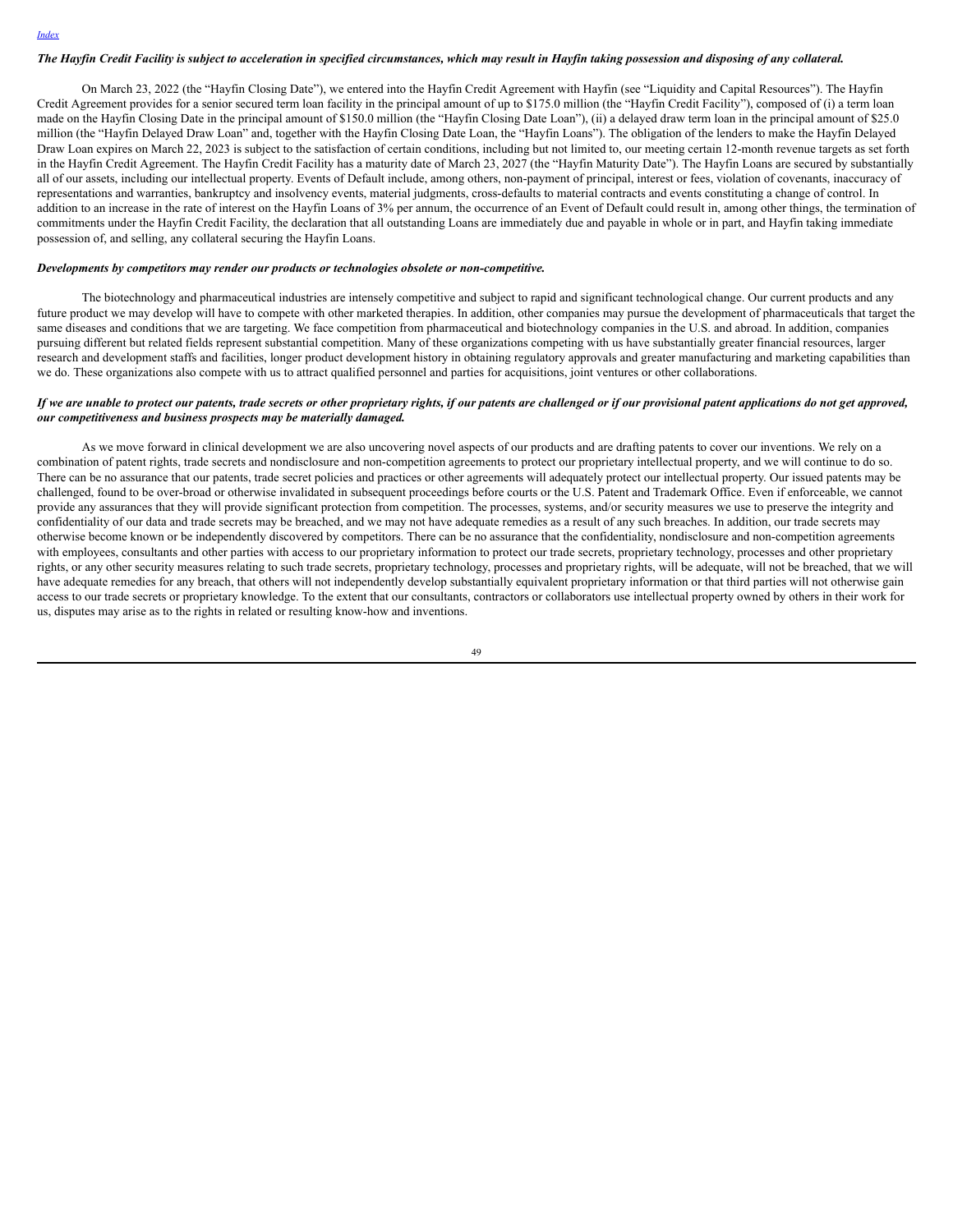*The Hayfin Credit Facility is subject to acceleration in specified circumstances, which may result in Hayfin taking possession and disposing of any collateral.*

On March 23, 2022 (the "Hayfin Closing Date"), we entered into the Hayfin Credit Agreement with Hayfin (see "Liquidity and Capital Resources"). The Hayfin Credit Agreement provides for a senior secured term loan facility in the principal amount of up to $175.0 million (the "Hayfin Credit Facility"), composed of (i) a term loan made on the Hayfin Closing Date in the principal amount of $150.0 million (the "Hayfin Closing Date Loan"), (ii) a delayed draw term loan in the principal amount of $25.0 million (the "Hayfin Delayed Draw Loan" and, together with the Hayfin Closing Date Loan, the "Hayfin Loans"). The obligation of the lenders to make the Hayfin Delayed Draw Loan expires on March 22, 2023 is subject to the satisfaction of certain conditions, including but not limited to, our meeting certain 12-month revenue targets as set forth in the Hayfin Credit Agreement. The Hayfin Credit Facility has a maturity date of March 23, 2027 (the "Hayfin Maturity Date"). The Hayfin Loans are secured by substantially all of our assets, including our intellectual property. Events of Default include, among others, non-payment of principal, interest or fees, violation of covenants, inaccuracy of representations and warranties, bankruptcy and insolvency events, material judgments, cross-defaults to material contracts and events constituting a change of control. In addition to an increase in the rate of interest on the Hayfin Loans of 3% per annum, the occurrence of an Event of Default could result in, among other things, the termination of commitments under the Hayfin Credit Facility, the declaration that all outstanding Loans are immediately due and payable in whole or in part, and Hayfin taking immediate possession of, and selling, any collateral securing the Hayfin Loans.

*Developments by competitors may render our products or technologies obsolete or non-competitive.*

The biotechnology and pharmaceutical industries are intensely competitive and subject to rapid and significant technological change. Our current products and any future product we may develop will have to compete with other marketed therapies. In addition, other companies may pursue the development of pharmaceuticals that target the same diseases and conditions that we are targeting. We face competition from pharmaceutical and biotechnology companies in the U.S. and abroad. In addition, companies pursuing different but related fields represent substantial competition. Many of these organizations competing with us have substantially greater financial resources, larger research and development staffs and facilities, longer product development history in obtaining regulatory approvals and greater manufacturing and marketing capabilities than we do. These organizations also compete with us to attract qualified personnel and parties for acquisitions, joint ventures or other collaborations.

*If we are unable to protect our patents, trade secrets or other proprietary rights, if our patents are challenged or if our provisional patent applications do not get approved, our competitiveness and business prospects may be materially damaged.*

As we move forward in clinical development we are also uncovering novel aspects of our products and are drafting patents to cover our inventions. We rely on a combination of patent rights, trade secrets and nondisclosure and non-competition agreements to protect our proprietary intellectual property, and we will continue to do so. There can be no assurance that our patents, trade secret policies and practices or other agreements will adequately protect our intellectual property. Our issued patents may be challenged, found to be over-broad or otherwise invalidated in subsequent proceedings before courts or the U.S. Patent and Trademark Office. Even if enforceable, we cannot provide any assurances that they will provide significant protection from competition. The processes, systems, and/or security measures we use to preserve the integrity and confidentiality of our data and trade secrets may be breached, and we may not have adequate remedies as a result of any such breaches. In addition, our trade secrets may otherwise become known or be independently discovered by competitors. There can be no assurance that the confidentiality, nondisclosure and non-competition agreements with employees, consultants and other parties with access to our proprietary information to protect our trade secrets, proprietary technology, processes and other proprietary rights, or any other security measures relating to such trade secrets, proprietary technology, processes and proprietary rights, will be adequate, will not be breached, that we will have adequate remedies for any breach, that others will not independently develop substantially equivalent proprietary information or that third parties will not otherwise gain access to our trade secrets or proprietary knowledge. To the extent that our consultants, contractors or collaborators use intellectual property owned by others in their work for us, disputes may arise as to the rights in related or resulting know-how and inventions.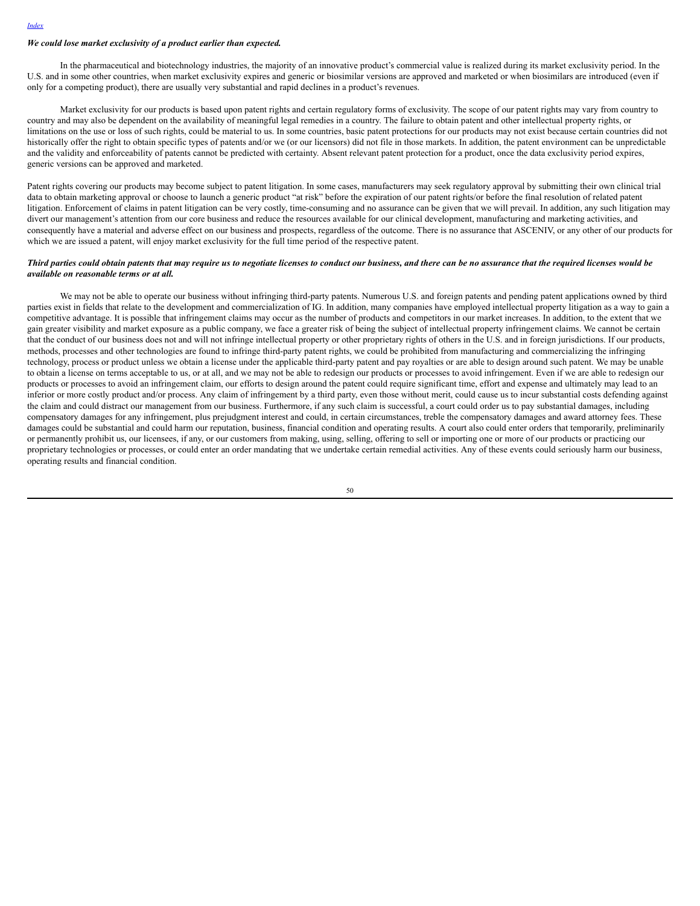***We could lose market exclusivity of a product earlier than expected.***

In the pharmaceutical and biotechnology industries, the majority of an innovative product's commercial value is realized during its market exclusivity period. In the U.S. and in some other countries, when market exclusivity expires and generic or biosimilar versions are approved and marketed or when biosimilars are introduced (even if only for a competing product), there are usually very substantial and rapid declines in a product's revenues.

Market exclusivity for our products is based upon patent rights and certain regulatory forms of exclusivity. The scope of our patent rights may vary from country to country and may also be dependent on the availability of meaningful legal remedies in a country. The failure to obtain patent and other intellectual property rights, or limitations on the use or loss of such rights, could be material to us. In some countries, basic patent protections for our products may not exist because certain countries did not historically offer the right to obtain specific types of patents and/or we (or our licensors) did not file in those markets. In addition, the patent environment can be unpredictable and the validity and enforceability of patents cannot be predicted with certainty. Absent relevant patent protection for a product, once the data exclusivity period expires, generic versions can be approved and marketed.

Patent rights covering our products may become subject to patent litigation. In some cases, manufacturers may seek regulatory approval by submitting their own clinical trial data to obtain marketing approval or choose to launch a generic product "at risk" before the expiration of our patent rights/or before the final resolution of related patent litigation. Enforcement of claims in patent litigation can be very costly, time-consuming and no assurance can be given that we will prevail. In addition, any such litigation may divert our management's attention from our core business and reduce the resources available for our clinical development, manufacturing and marketing activities, and consequently have a material and adverse effect on our business and prospects, regardless of the outcome. There is no assurance that ASCENIV, or any other of our products for which we are issued a patent, will enjoy market exclusivity for the full time period of the respective patent.

***Third parties could obtain patents that may require us to negotiate licenses to conduct our business, and there can be no assurance that the required licenses would be available on reasonable terms or at all.***

We may not be able to operate our business without infringing third-party patents. Numerous U.S. and foreign patents and pending patent applications owned by third parties exist in fields that relate to the development and commercialization of IG. In addition, many companies have employed intellectual property litigation as a way to gain a competitive advantage. It is possible that infringement claims may occur as the number of products and competitors in our market increases. In addition, to the extent that we gain greater visibility and market exposure as a public company, we face a greater risk of being the subject of intellectual property infringement claims. We cannot be certain that the conduct of our business does not and will not infringe intellectual property or other proprietary rights of others in the U.S. and in foreign jurisdictions. If our products, methods, processes and other technologies are found to infringe third-party patent rights, we could be prohibited from manufacturing and commercializing the infringing technology, process or product unless we obtain a license under the applicable third-party patent and pay royalties or are able to design around such patent. We may be unable to obtain a license on terms acceptable to us, or at all, and we may not be able to redesign our products or processes to avoid infringement. Even if we are able to redesign our products or processes to avoid an infringement claim, our efforts to design around the patent could require significant time, effort and expense and ultimately may lead to an inferior or more costly product and/or process. Any claim of infringement by a third party, even those without merit, could cause us to incur substantial costs defending against the claim and could distract our management from our business. Furthermore, if any such claim is successful, a court could order us to pay substantial damages, including compensatory damages for any infringement, plus prejudgment interest and could, in certain circumstances, treble the compensatory damages and award attorney fees. These damages could be substantial and could harm our reputation, business, financial condition and operating results. A court also could enter orders that temporarily, preliminarily or permanently prohibit us, our licensees, if any, or our customers from making, using, selling, offering to sell or importing one or more of our products or practicing our proprietary technologies or processes, or could enter an order mandating that we undertake certain remedial activities. Any of these events could seriously harm our business, operating results and financial condition.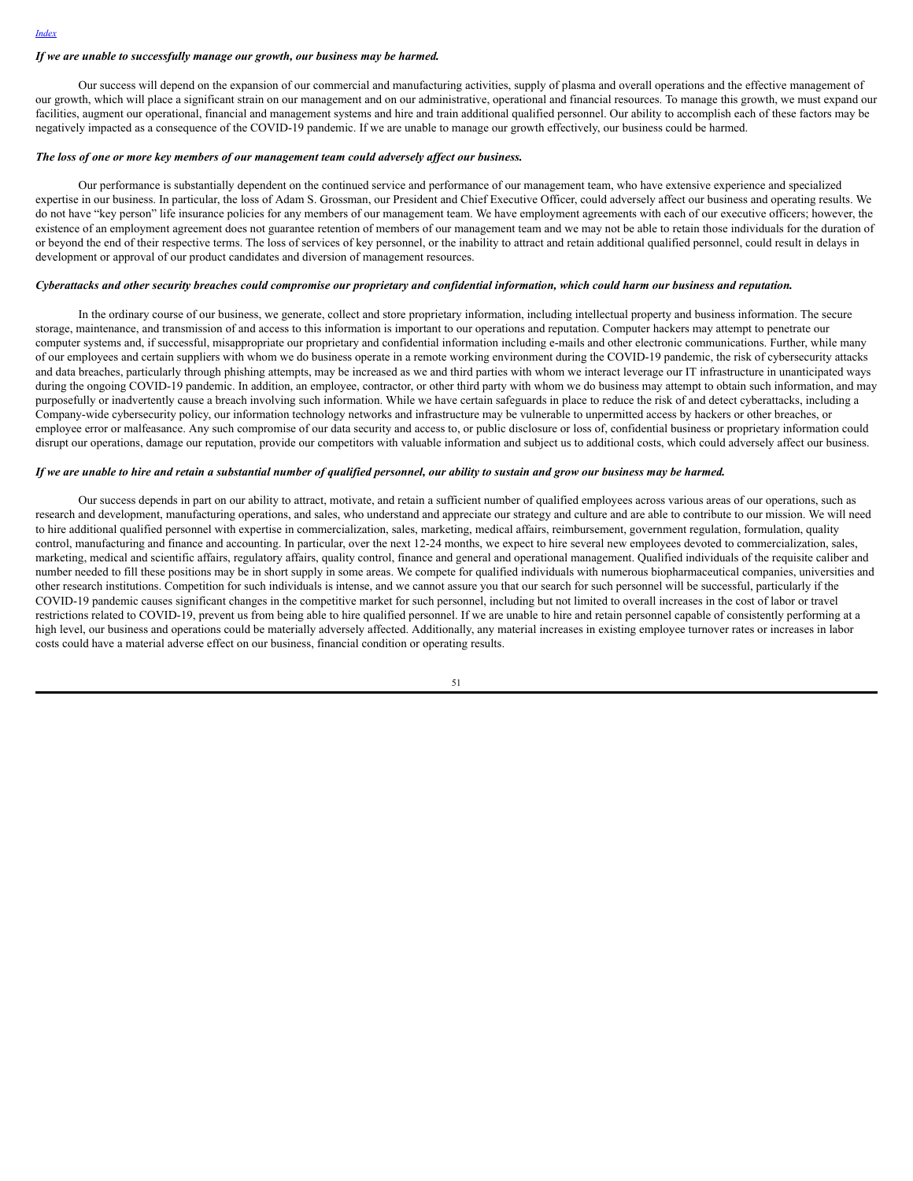*If we are unable to successfully manage our growth, our business may be harmed.*

Our success will depend on the expansion of our commercial and manufacturing activities, supply of plasma and overall operations and the effective management of our growth, which will place a significant strain on our management and on our administrative, operational and financial resources. To manage this growth, we must expand our facilities, augment our operational, financial and management systems and hire and train additional qualified personnel. Our ability to accomplish each of these factors may be negatively impacted as a consequence of the COVID-19 pandemic. If we are unable to manage our growth effectively, our business could be harmed.

*The loss of one or more key members of our management team could adversely affect our business.*

Our performance is substantially dependent on the continued service and performance of our management team, who have extensive experience and specialized expertise in our business. In particular, the loss of Adam S. Grossman, our President and Chief Executive Officer, could adversely affect our business and operating results. We do not have "key person" life insurance policies for any members of our management team. We have employment agreements with each of our executive officers; however, the existence of an employment agreement does not guarantee retention of members of our management team and we may not be able to retain those individuals for the duration of or beyond the end of their respective terms. The loss of services of key personnel, or the inability to attract and retain additional qualified personnel, could result in delays in development or approval of our product candidates and diversion of management resources.

*Cyberattacks and other security breaches could compromise our proprietary and confidential information, which could harm our business and reputation.*

In the ordinary course of our business, we generate, collect and store proprietary information, including intellectual property and business information. The secure storage, maintenance, and transmission of and access to this information is important to our operations and reputation. Computer hackers may attempt to penetrate our computer systems and, if successful, misappropriate our proprietary and confidential information including e-mails and other electronic communications. Further, while many of our employees and certain suppliers with whom we do business operate in a remote working environment during the COVID-19 pandemic, the risk of cybersecurity attacks and data breaches, particularly through phishing attempts, may be increased as we and third parties with whom we interact leverage our IT infrastructure in unanticipated ways during the ongoing COVID-19 pandemic. In addition, an employee, contractor, or other third party with whom we do business may attempt to obtain such information, and may purposefully or inadvertently cause a breach involving such information. While we have certain safeguards in place to reduce the risk of and detect cyberattacks, including a Company-wide cybersecurity policy, our information technology networks and infrastructure may be vulnerable to unpermitted access by hackers or other breaches, or employee error or malfeasance. Any such compromise of our data security and access to, or public disclosure or loss of, confidential business or proprietary information could disrupt our operations, damage our reputation, provide our competitors with valuable information and subject us to additional costs, which could adversely affect our business.

*If we are unable to hire and retain a substantial number of qualified personnel, our ability to sustain and grow our business may be harmed.*

Our success depends in part on our ability to attract, motivate, and retain a sufficient number of qualified employees across various areas of our operations, such as research and development, manufacturing operations, and sales, who understand and appreciate our strategy and culture and are able to contribute to our mission. We will need to hire additional qualified personnel with expertise in commercialization, sales, marketing, medical affairs, reimbursement, government regulation, formulation, quality control, manufacturing and finance and accounting. In particular, over the next 12-24 months, we expect to hire several new employees devoted to commercialization, sales, marketing, medical and scientific affairs, regulatory affairs, quality control, finance and general and operational management. Qualified individuals of the requisite caliber and number needed to fill these positions may be in short supply in some areas. We compete for qualified individuals with numerous biopharmaceutical companies, universities and other research institutions. Competition for such individuals is intense, and we cannot assure you that our search for such personnel will be successful, particularly if the COVID-19 pandemic causes significant changes in the competitive market for such personnel, including but not limited to overall increases in the cost of labor or travel restrictions related to COVID-19, prevent us from being able to hire qualified personnel. If we are unable to hire and retain personnel capable of consistently performing at a high level, our business and operations could be materially adversely affected. Additionally, any material increases in existing employee turnover rates or increases in labor costs could have a material adverse effect on our business, financial condition or operating results.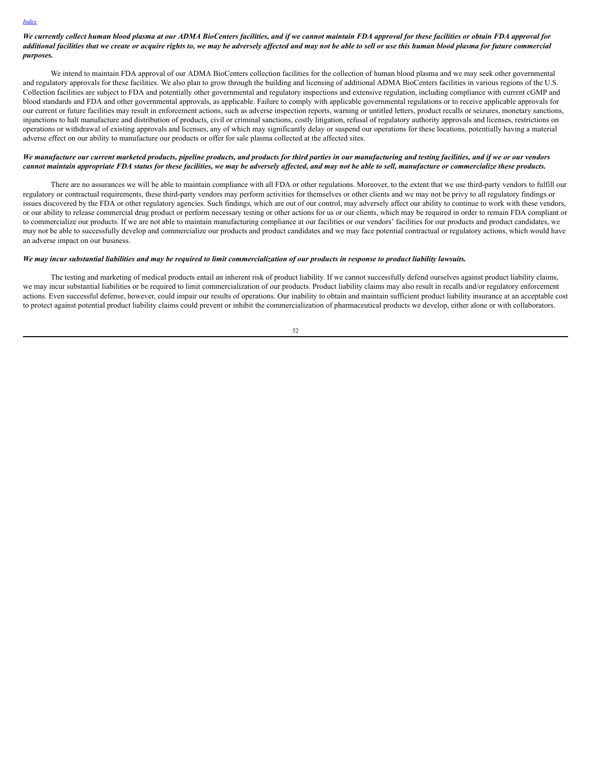***We currently collect human blood plasma at our ADMA BioCenters facilities, and if we cannot maintain FDA approval for these facilities or obtain FDA approval for additional facilities that we create or acquire rights to, we may be adversely affected and may not be able to sell or use this human blood plasma for future commercial purposes.***

We intend to maintain FDA approval of our ADMA BioCenters collection facilities for the collection of human blood plasma and we may seek other governmental and regulatory approvals for these facilities. We also plan to grow through the building and licensing of additional ADMA BioCenters facilities in various regions of the U.S. Collection facilities are subject to FDA and potentially other governmental and regulatory inspections and extensive regulation, including compliance with current cGMP and blood standards and FDA and other governmental approvals, as applicable. Failure to comply with applicable governmental regulations or to receive applicable approvals for our current or future facilities may result in enforcement actions, such as adverse inspection reports, warning or untitled letters, product recalls or seizures, monetary sanctions, injunctions to halt manufacture and distribution of products, civil or criminal sanctions, costly litigation, refusal of regulatory authority approvals and licenses, restrictions on operations or withdrawal of existing approvals and licenses, any of which may significantly delay or suspend our operations for these locations, potentially having a material adverse effect on our ability to manufacture our products or offer for sale plasma collected at the affected sites.

***We manufacture our current marketed products, pipeline products, and products for third parties in our manufacturing and testing facilities, and if we or our vendors cannot maintain appropriate FDA status for these facilities, we may be adversely affected, and may not be able to sell, manufacture or commercialize these products.***

There are no assurances we will be able to maintain compliance with all FDA or other regulations. Moreover, to the extent that we use third-party vendors to fulfill our regulatory or contractual requirements, these third-party vendors may perform activities for themselves or other clients and we may not be privy to all regulatory findings or issues discovered by the FDA or other regulatory agencies. Such findings, which are out of our control, may adversely affect our ability to continue to work with these vendors, or our ability to release commercial drug product or perform necessary testing or other actions for us or our clients, which may be required in order to remain FDA compliant or to commercialize our products. If we are not able to maintain manufacturing compliance at our facilities or our vendors' facilities for our products and product candidates, we may not be able to successfully develop and commercialize our products and product candidates and we may face potential contractual or regulatory actions, which would have an adverse impact on our business.

***We may incur substantial liabilities and may be required to limit commercialization of our products in response to product liability lawsuits.***

The testing and marketing of medical products entail an inherent risk of product liability. If we cannot successfully defend ourselves against product liability claims, we may incur substantial liabilities or be required to limit commercialization of our products. Product liability claims may also result in recalls and/or regulatory enforcement actions. Even successful defense, however, could impair our results of operations. Our inability to obtain and maintain sufficient product liability insurance at an acceptable cost to protect against potential product liability claims could prevent or inhibit the commercialization of pharmaceutical products we develop, either alone or with collaborators.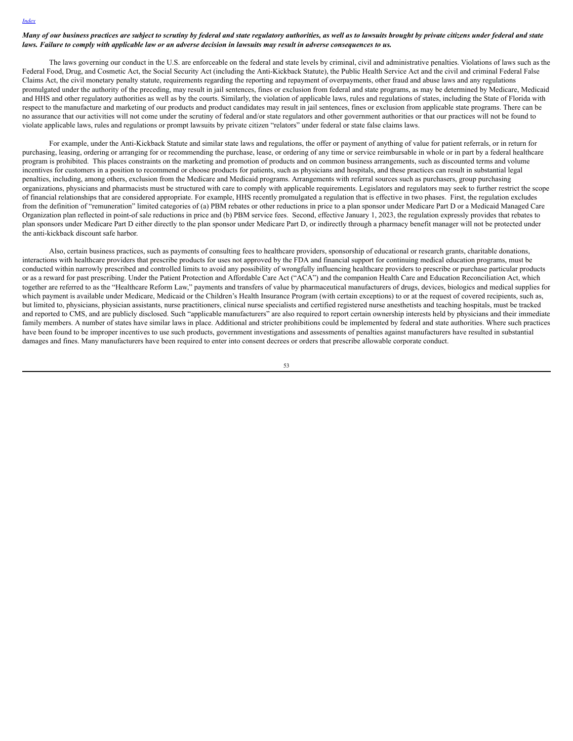***Many of our business practices are subject to scrutiny by federal and state regulatory authorities, as well as to lawsuits brought by private citizens under federal and state laws. Failure to comply with applicable law or an adverse decision in lawsuits may result in adverse consequences to us.***

The laws governing our conduct in the U.S. are enforceable on the federal and state levels by criminal, civil and administrative penalties. Violations of laws such as the Federal Food, Drug, and Cosmetic Act, the Social Security Act (including the Anti-Kickback Statute), the Public Health Service Act and the civil and criminal Federal False Claims Act, the civil monetary penalty statute, requirements regarding the reporting and repayment of overpayments, other fraud and abuse laws and any regulations promulgated under the authority of the preceding, may result in jail sentences, fines or exclusion from federal and state programs, as may be determined by Medicare, Medicaid and HHS and other regulatory authorities as well as by the courts. Similarly, the violation of applicable laws, rules and regulations of states, including the State of Florida with respect to the manufacture and marketing of our products and product candidates may result in jail sentences, fines or exclusion from applicable state programs. There can be no assurance that our activities will not come under the scrutiny of federal and/or state regulators and other government authorities or that our practices will not be found to violate applicable laws, rules and regulations or prompt lawsuits by private citizen "relators" under federal or state false claims laws.

For example, under the Anti-Kickback Statute and similar state laws and regulations, the offer or payment of anything of value for patient referrals, or in return for purchasing, leasing, ordering or arranging for or recommending the purchase, lease, or ordering of any time or service reimbursable in whole or in part by a federal healthcare program is prohibited. This places constraints on the marketing and promotion of products and on common business arrangements, such as discounted terms and volume incentives for customers in a position to recommend or choose products for patients, such as physicians and hospitals, and these practices can result in substantial legal penalties, including, among others, exclusion from the Medicare and Medicaid programs. Arrangements with referral sources such as purchasers, group purchasing organizations, physicians and pharmacists must be structured with care to comply with applicable requirements. Legislators and regulators may seek to further restrict the scope of financial relationships that are considered appropriate. For example, HHS recently promulgated a regulation that is effective in two phases. First, the regulation excludes from the definition of "remuneration" limited categories of (a) PBM rebates or other reductions in price to a plan sponsor under Medicare Part D or a Medicaid Managed Care Organization plan reflected in point-of sale reductions in price and (b) PBM service fees. Second, effective January 1, 2023, the regulation expressly provides that rebates to plan sponsors under Medicare Part D either directly to the plan sponsor under Medicare Part D, or indirectly through a pharmacy benefit manager will not be protected under the anti-kickback discount safe harbor.

Also, certain business practices, such as payments of consulting fees to healthcare providers, sponsorship of educational or research grants, charitable donations, interactions with healthcare providers that prescribe products for uses not approved by the FDA and financial support for continuing medical education programs, must be conducted within narrowly prescribed and controlled limits to avoid any possibility of wrongfully influencing healthcare providers to prescribe or purchase particular products or as a reward for past prescribing. Under the Patient Protection and Affordable Care Act ("ACA") and the companion Health Care and Education Reconciliation Act, which together are referred to as the "Healthcare Reform Law," payments and transfers of value by pharmaceutical manufacturers of drugs, devices, biologics and medical supplies for which payment is available under Medicare, Medicaid or the Children's Health Insurance Program (with certain exceptions) to or at the request of covered recipients, such as, but limited to, physicians, physician assistants, nurse practitioners, clinical nurse specialists and certified registered nurse anesthetists and teaching hospitals, must be tracked and reported to CMS, and are publicly disclosed. Such "applicable manufacturers" are also required to report certain ownership interests held by physicians and their immediate family members. A number of states have similar laws in place. Additional and stricter prohibitions could be implemented by federal and state authorities. Where such practices have been found to be improper incentives to use such products, government investigations and assessments of penalties against manufacturers have resulted in substantial damages and fines. Many manufacturers have been required to enter into consent decrees or orders that prescribe allowable corporate conduct.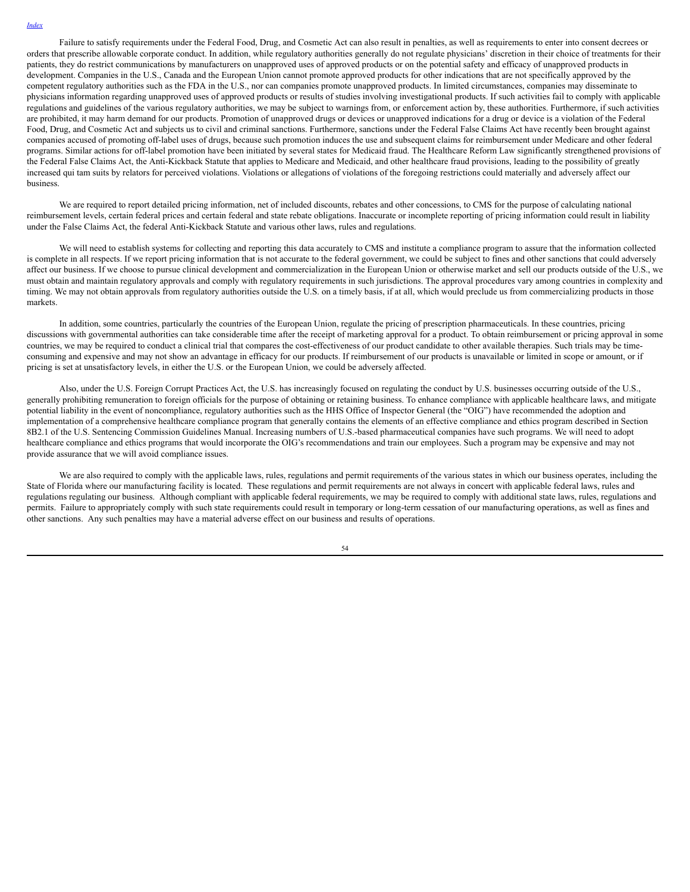Failure to satisfy requirements under the Federal Food, Drug, and Cosmetic Act can also result in penalties, as well as requirements to enter into consent decrees or orders that prescribe allowable corporate conduct. In addition, while regulatory authorities generally do not regulate physicians' discretion in their choice of treatments for their patients, they do restrict communications by manufacturers on unapproved uses of approved products or on the potential safety and efficacy of unapproved products in development. Companies in the U.S., Canada and the European Union cannot promote approved products for other indications that are not specifically approved by the competent regulatory authorities such as the FDA in the U.S., nor can companies promote unapproved products. In limited circumstances, companies may disseminate to physicians information regarding unapproved uses of approved products or results of studies involving investigational products. If such activities fail to comply with applicable regulations and guidelines of the various regulatory authorities, we may be subject to warnings from, or enforcement action by, these authorities. Furthermore, if such activities are prohibited, it may harm demand for our products. Promotion of unapproved drugs or devices or unapproved indications for a drug or device is a violation of the Federal Food, Drug, and Cosmetic Act and subjects us to civil and criminal sanctions. Furthermore, sanctions under the Federal False Claims Act have recently been brought against companies accused of promoting off-label uses of drugs, because such promotion induces the use and subsequent claims for reimbursement under Medicare and other federal programs. Similar actions for off-label promotion have been initiated by several states for Medicaid fraud. The Healthcare Reform Law significantly strengthened provisions of the Federal False Claims Act, the Anti-Kickback Statute that applies to Medicare and Medicaid, and other healthcare fraud provisions, leading to the possibility of greatly increased qui tam suits by relators for perceived violations. Violations or allegations of violations of the foregoing restrictions could materially and adversely affect our business.

We are required to report detailed pricing information, net of included discounts, rebates and other concessions, to CMS for the purpose of calculating national reimbursement levels, certain federal prices and certain federal and state rebate obligations. Inaccurate or incomplete reporting of pricing information could result in liability under the False Claims Act, the federal Anti-Kickback Statute and various other laws, rules and regulations.

We will need to establish systems for collecting and reporting this data accurately to CMS and institute a compliance program to assure that the information collected is complete in all respects. If we report pricing information that is not accurate to the federal government, we could be subject to fines and other sanctions that could adversely affect our business. If we choose to pursue clinical development and commercialization in the European Union or otherwise market and sell our products outside of the U.S., we must obtain and maintain regulatory approvals and comply with regulatory requirements in such jurisdictions. The approval procedures vary among countries in complexity and timing. We may not obtain approvals from regulatory authorities outside the U.S. on a timely basis, if at all, which would preclude us from commercializing products in those markets.

In addition, some countries, particularly the countries of the European Union, regulate the pricing of prescription pharmaceuticals. In these countries, pricing discussions with governmental authorities can take considerable time after the receipt of marketing approval for a product. To obtain reimbursement or pricing approval in some countries, we may be required to conduct a clinical trial that compares the cost-effectiveness of our product candidate to other available therapies. Such trials may be time-consuming and expensive and may not show an advantage in efficacy for our products. If reimbursement of our products is unavailable or limited in scope or amount, or if pricing is set at unsatisfactory levels, in either the U.S. or the European Union, we could be adversely affected.

Also, under the U.S. Foreign Corrupt Practices Act, the U.S. has increasingly focused on regulating the conduct by U.S. businesses occurring outside of the U.S., generally prohibiting remuneration to foreign officials for the purpose of obtaining or retaining business. To enhance compliance with applicable healthcare laws, and mitigate potential liability in the event of noncompliance, regulatory authorities such as the HHS Office of Inspector General (the "OIG") have recommended the adoption and implementation of a comprehensive healthcare compliance program that generally contains the elements of an effective compliance and ethics program described in Section 8B2.1 of the U.S. Sentencing Commission Guidelines Manual. Increasing numbers of U.S.-based pharmaceutical companies have such programs. We will need to adopt healthcare compliance and ethics programs that would incorporate the OIG's recommendations and train our employees. Such a program may be expensive and may not provide assurance that we will avoid compliance issues.

We are also required to comply with the applicable laws, rules, regulations and permit requirements of the various states in which our business operates, including the State of Florida where our manufacturing facility is located. These regulations and permit requirements are not always in concert with applicable federal laws, rules and regulations regulating our business. Although compliant with applicable federal requirements, we may be required to comply with additional state laws, rules, regulations and permits. Failure to appropriately comply with such state requirements could result in temporary or long-term cessation of our manufacturing operations, as well as fines and other sanctions. Any such penalties may have a material adverse effect on our business and results of operations.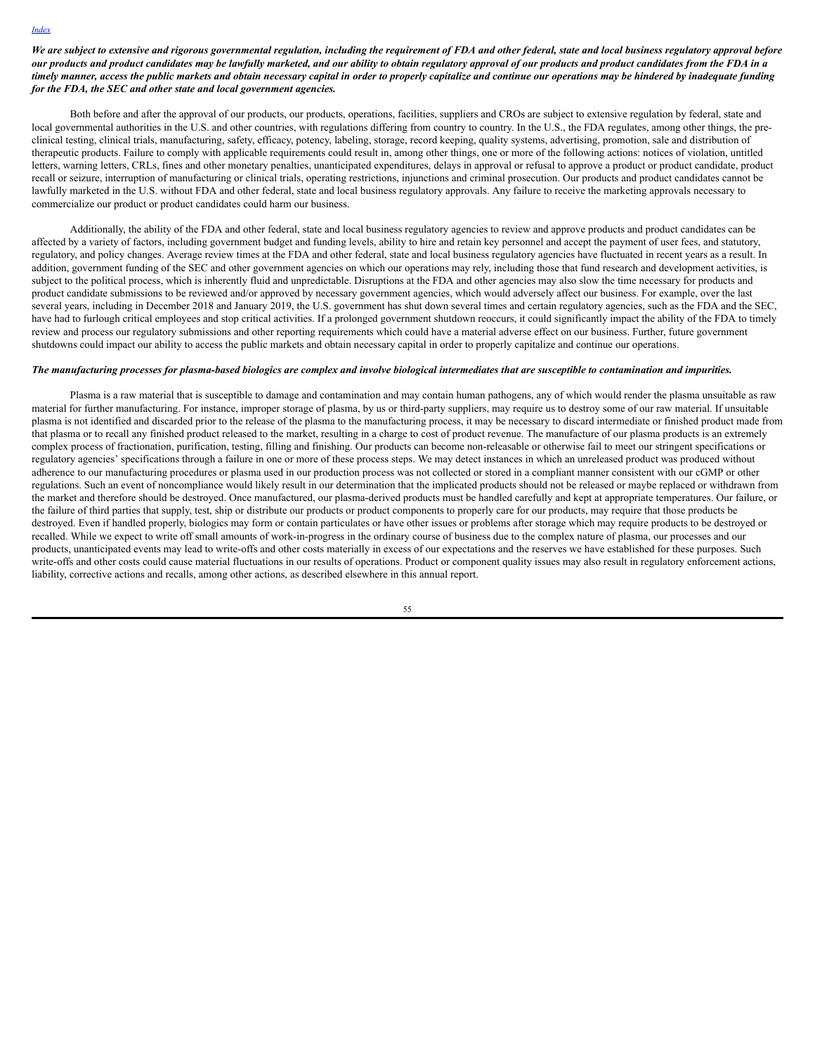***We are subject to extensive and rigorous governmental regulation, including the requirement of FDA and other federal, state and local business regulatory approval before our products and product candidates may be lawfully marketed, and our ability to obtain regulatory approval of our products and product candidates from the FDA in a timely manner, access the public markets and obtain necessary capital in order to properly capitalize and continue our operations may be hindered by inadequate funding for the FDA, the SEC and other state and local government agencies.***

Both before and after the approval of our products, our products, operations, facilities, suppliers and CROs are subject to extensive regulation by federal, state and local governmental authorities in the U.S. and other countries, with regulations differing from country to country. In the U.S., the FDA regulates, among other things, the pre-clinical testing, clinical trials, manufacturing, safety, efficacy, potency, labeling, storage, record keeping, quality systems, advertising, promotion, sale and distribution of therapeutic products. Failure to comply with applicable requirements could result in, among other things, one or more of the following actions: notices of violation, untitled letters, warning letters, CRLs, fines and other monetary penalties, unanticipated expenditures, delays in approval or refusal to approve a product or product candidate, product recall or seizure, interruption of manufacturing or clinical trials, operating restrictions, injunctions and criminal prosecution. Our products and product candidates cannot be lawfully marketed in the U.S. without FDA and other federal, state and local business regulatory approvals. Any failure to receive the marketing approvals necessary to commercialize our product or product candidates could harm our business.

Additionally, the ability of the FDA and other federal, state and local business regulatory agencies to review and approve products and product candidates can be affected by a variety of factors, including government budget and funding levels, ability to hire and retain key personnel and accept the payment of user fees, and statutory, regulatory, and policy changes. Average review times at the FDA and other federal, state and local business regulatory agencies have fluctuated in recent years as a result. In addition, government funding of the SEC and other government agencies on which our operations may rely, including those that fund research and development activities, is subject to the political process, which is inherently fluid and unpredictable. Disruptions at the FDA and other agencies may also slow the time necessary for products and product candidate submissions to be reviewed and/or approved by necessary government agencies, which would adversely affect our business. For example, over the last several years, including in December 2018 and January 2019, the U.S. government has shut down several times and certain regulatory agencies, such as the FDA and the SEC, have had to furlough critical employees and stop critical activities. If a prolonged government shutdown reoccurs, it could significantly impact the ability of the FDA to timely review and process our regulatory submissions and other reporting requirements which could have a material adverse effect on our business. Further, future government shutdowns could impact our ability to access the public markets and obtain necessary capital in order to properly capitalize and continue our operations.

***The manufacturing processes for plasma-based biologics are complex and involve biological intermediates that are susceptible to contamination and impurities.***

Plasma is a raw material that is susceptible to damage and contamination and may contain human pathogens, any of which would render the plasma unsuitable as raw material for further manufacturing. For instance, improper storage of plasma, by us or third-party suppliers, may require us to destroy some of our raw material. If unsuitable plasma is not identified and discarded prior to the release of the plasma to the manufacturing process, it may be necessary to discard intermediate or finished product made from that plasma or to recall any finished product released to the market, resulting in a charge to cost of product revenue. The manufacture of our plasma products is an extremely complex process of fractionation, purification, testing, filling and finishing. Our products can become non-releasable or otherwise fail to meet our stringent specifications or regulatory agencies' specifications through a failure in one or more of these process steps. We may detect instances in which an unreleased product was produced without adherence to our manufacturing procedures or plasma used in our production process was not collected or stored in a compliant manner consistent with our cGMP or other regulations. Such an event of noncompliance would likely result in our determination that the implicated products should not be released or maybe replaced or withdrawn from the market and therefore should be destroyed. Once manufactured, our plasma-derived products must be handled carefully and kept at appropriate temperatures. Our failure, or the failure of third parties that supply, test, ship or distribute our products or product components to properly care for our products, may require that those products be destroyed. Even if handled properly, biologics may form or contain particulates or have other issues or problems after storage which may require products to be destroyed or recalled. While we expect to write off small amounts of work-in-progress in the ordinary course of business due to the complex nature of plasma, our processes and our products, unanticipated events may lead to write-offs and other costs materially in excess of our expectations and the reserves we have established for these purposes. Such write-offs and other costs could cause material fluctuations in our results of operations. Product or component quality issues may also result in regulatory enforcement actions, liability, corrective actions and recalls, among other actions, as described elsewhere in this annual report.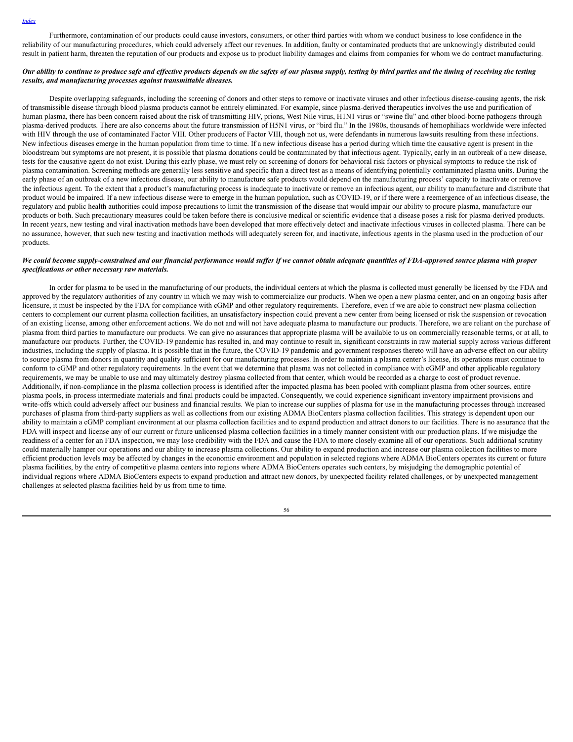Furthermore, contamination of our products could cause investors, consumers, or other third parties with whom we conduct business to lose confidence in the reliability of our manufacturing procedures, which could adversely affect our revenues. In addition, faulty or contaminated products that are unknowingly distributed could result in patient harm, threaten the reputation of our products and expose us to product liability damages and claims from companies for whom we do contract manufacturing.

***Our ability to continue to produce safe and effective products depends on the safety of our plasma supply, testing by third parties and the timing of receiving the testing results, and manufacturing processes against transmittable diseases.***

Despite overlapping safeguards, including the screening of donors and other steps to remove or inactivate viruses and other infectious disease-causing agents, the risk of transmissible disease through blood plasma products cannot be entirely eliminated. For example, since plasma-derived therapeutics involves the use and purification of human plasma, there has been concern raised about the risk of transmitting HIV, prions, West Nile virus, H1N1 virus or "swine flu" and other blood-borne pathogens through plasma-derived products. There are also concerns about the future transmission of H5N1 virus, or "bird flu." In the 1980s, thousands of hemophiliacs worldwide were infected with HIV through the use of contaminated Factor VIII. Other producers of Factor VIII, though not us, were defendants in numerous lawsuits resulting from these infections. New infectious diseases emerge in the human population from time to time. If a new infectious disease has a period during which time the causative agent is present in the bloodstream but symptoms are not present, it is possible that plasma donations could be contaminated by that infectious agent. Typically, early in an outbreak of a new disease, tests for the causative agent do not exist. During this early phase, we must rely on screening of donors for behavioral risk factors or physical symptoms to reduce the risk of plasma contamination. Screening methods are generally less sensitive and specific than a direct test as a means of identifying potentially contaminated plasma units. During the early phase of an outbreak of a new infectious disease, our ability to manufacture safe products would depend on the manufacturing process' capacity to inactivate or remove the infectious agent. To the extent that a product's manufacturing process is inadequate to inactivate or remove an infectious agent, our ability to manufacture and distribute that product would be impaired. If a new infectious disease were to emerge in the human population, such as COVID-19, or if there were a reemergence of an infectious disease, the regulatory and public health authorities could impose precautions to limit the transmission of the disease that would impair our ability to procure plasma, manufacture our products or both. Such precautionary measures could be taken before there is conclusive medical or scientific evidence that a disease poses a risk for plasma-derived products. In recent years, new testing and viral inactivation methods have been developed that more effectively detect and inactivate infectious viruses in collected plasma. There can be no assurance, however, that such new testing and inactivation methods will adequately screen for, and inactivate, infectious agents in the plasma used in the production of our products.

***We could become supply-constrained and our financial performance would suffer if we cannot obtain adequate quantities of FDA-approved source plasma with proper specifications or other necessary raw materials.***

In order for plasma to be used in the manufacturing of our products, the individual centers at which the plasma is collected must generally be licensed by the FDA and approved by the regulatory authorities of any country in which we may wish to commercialize our products. When we open a new plasma center, and on an ongoing basis after licensure, it must be inspected by the FDA for compliance with cGMP and other regulatory requirements. Therefore, even if we are able to construct new plasma collection centers to complement our current plasma collection facilities, an unsatisfactory inspection could prevent a new center from being licensed or risk the suspension or revocation of an existing license, among other enforcement actions. We do not and will not have adequate plasma to manufacture our products. Therefore, we are reliant on the purchase of plasma from third parties to manufacture our products. We can give no assurances that appropriate plasma will be available to us on commercially reasonable terms, or at all, to manufacture our products. Further, the COVID-19 pandemic has resulted in, and may continue to result in, significant constraints in raw material supply across various different industries, including the supply of plasma. It is possible that in the future, the COVID-19 pandemic and government responses thereto will have an adverse effect on our ability to source plasma from donors in quantity and quality sufficient for our manufacturing processes. In order to maintain a plasma center's license, its operations must continue to conform to cGMP and other regulatory requirements. In the event that we determine that plasma was not collected in compliance with cGMP and other applicable regulatory requirements, we may be unable to use and may ultimately destroy plasma collected from that center, which would be recorded as a charge to cost of product revenue. Additionally, if non-compliance in the plasma collection process is identified after the impacted plasma has been pooled with compliant plasma from other sources, entire plasma pools, in-process intermediate materials and final products could be impacted. Consequently, we could experience significant inventory impairment provisions and write-offs which could adversely affect our business and financial results. We plan to increase our supplies of plasma for use in the manufacturing processes through increased purchases of plasma from third-party suppliers as well as collections from our existing ADMA BioCenters plasma collection facilities. This strategy is dependent upon our ability to maintain a cGMP compliant environment at our plasma collection facilities and to expand production and attract donors to our facilities. There is no assurance that the FDA will inspect and license any of our current or future unlicensed plasma collection facilities in a timely manner consistent with our production plans. If we misjudge the readiness of a center for an FDA inspection, we may lose credibility with the FDA and cause the FDA to more closely examine all of our operations. Such additional scrutiny could materially hamper our operations and our ability to increase plasma collections. Our ability to expand production and increase our plasma collection facilities to more efficient production levels may be affected by changes in the economic environment and population in selected regions where ADMA BioCenters operates its current or future plasma facilities, by the entry of competitive plasma centers into regions where ADMA BioCenters operates such centers, by misjudging the demographic potential of individual regions where ADMA BioCenters expects to expand production and attract new donors, by unexpected facility related challenges, or by unexpected management challenges at selected plasma facilities held by us from time to time.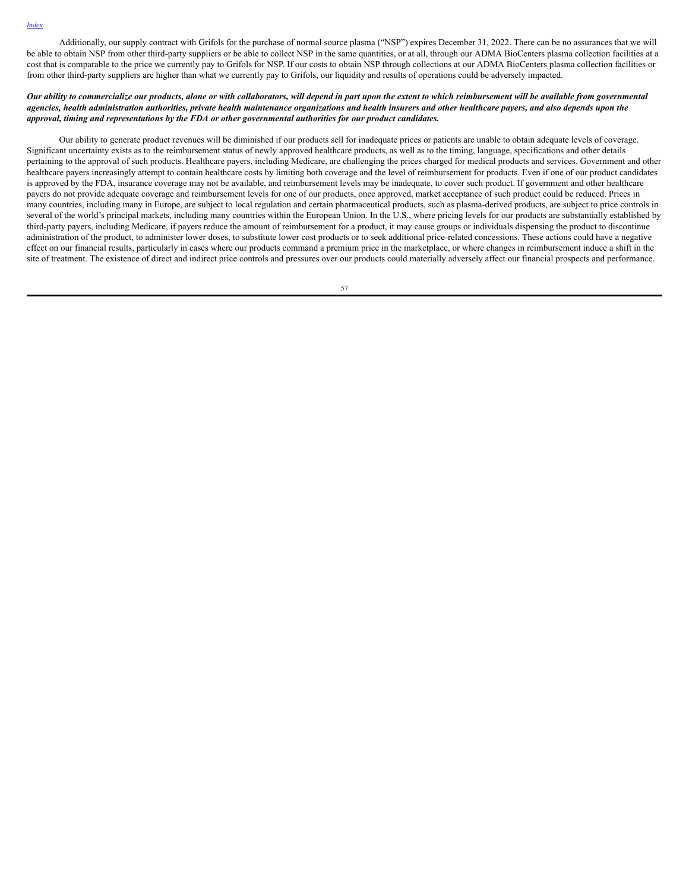Additionally, our supply contract with Grifols for the purchase of normal source plasma ("NSP") expires December 31, 2022. There can be no assurances that we will be able to obtain NSP from other third-party suppliers or be able to collect NSP in the same quantities, or at all, through our ADMA BioCenters plasma collection facilities at a cost that is comparable to the price we currently pay to Grifols for NSP. If our costs to obtain NSP through collections at our ADMA BioCenters plasma collection facilities or from other third-party suppliers are higher than what we currently pay to Grifols, our liquidity and results of operations could be adversely impacted.

***Our ability to commercialize our products, alone or with collaborators, will depend in part upon the extent to which reimbursement will be available from governmental agencies, health administration authorities, private health maintenance organizations and health insurers and other healthcare payers, and also depends upon the approval, timing and representations by the FDA or other governmental authorities for our product candidates.***

Our ability to generate product revenues will be diminished if our products sell for inadequate prices or patients are unable to obtain adequate levels of coverage. Significant uncertainty exists as to the reimbursement status of newly approved healthcare products, as well as to the timing, language, specifications and other details pertaining to the approval of such products. Healthcare payers, including Medicare, are challenging the prices charged for medical products and services. Government and other healthcare payers increasingly attempt to contain healthcare costs by limiting both coverage and the level of reimbursement for products. Even if one of our product candidates is approved by the FDA, insurance coverage may not be available, and reimbursement levels may be inadequate, to cover such product. If government and other healthcare payers do not provide adequate coverage and reimbursement levels for one of our products, once approved, market acceptance of such product could be reduced. Prices in many countries, including many in Europe, are subject to local regulation and certain pharmaceutical products, such as plasma-derived products, are subject to price controls in several of the world's principal markets, including many countries within the European Union. In the U.S., where pricing levels for our products are substantially established by third-party payers, including Medicare, if payers reduce the amount of reimbursement for a product, it may cause groups or individuals dispensing the product to discontinue administration of the product, to administer lower doses, to substitute lower cost products or to seek additional price-related concessions. These actions could have a negative effect on our financial results, particularly in cases where our products command a premium price in the marketplace, or where changes in reimbursement induce a shift in the site of treatment. The existence of direct and indirect price controls and pressures over our products could materially adversely affect our financial prospects and performance.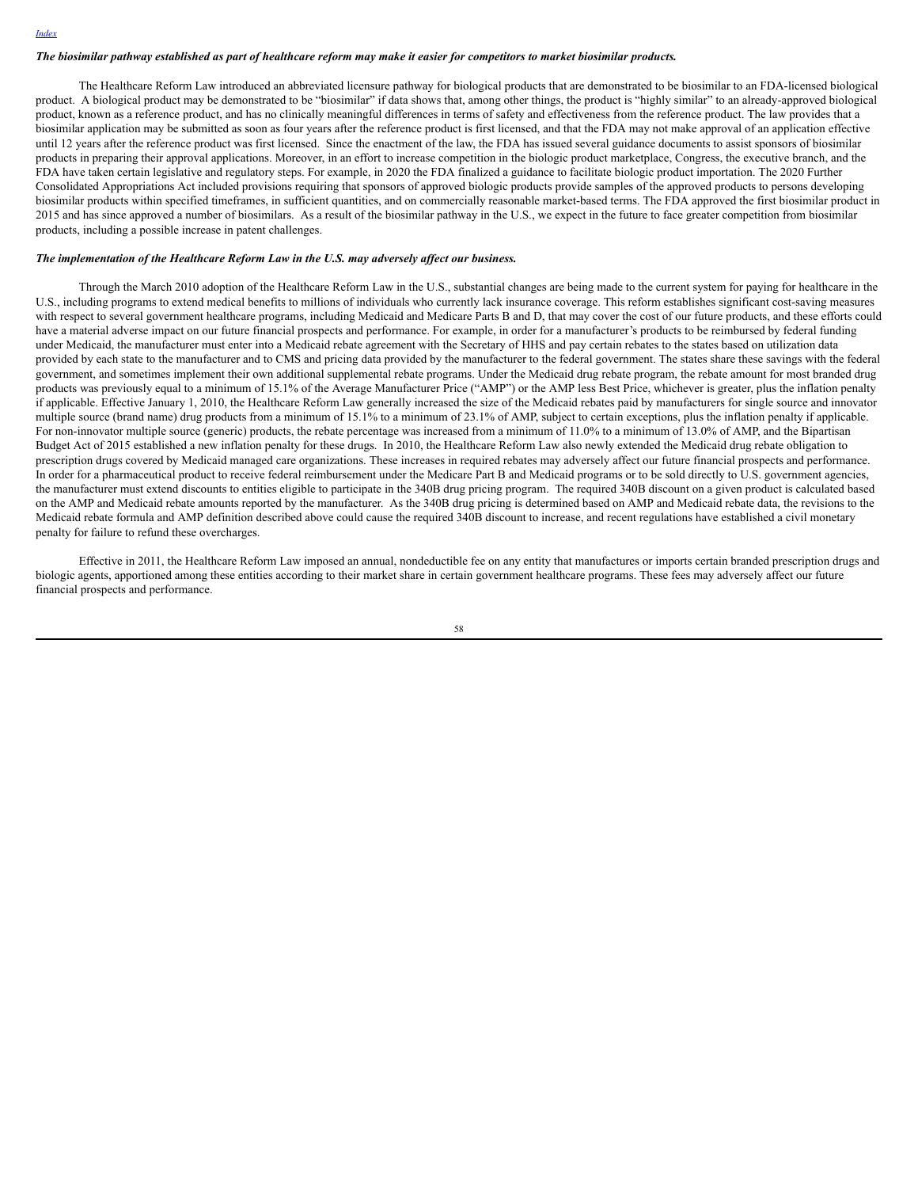***The biosimilar pathway established as part of healthcare reform may make it easier for competitors to market biosimilar products.***

The Healthcare Reform Law introduced an abbreviated licensure pathway for biological products that are demonstrated to be biosimilar to an FDA-licensed biological product. A biological product may be demonstrated to be "biosimilar" if data shows that, among other things, the product is "highly similar" to an already-approved biological product, known as a reference product, and has no clinically meaningful differences in terms of safety and effectiveness from the reference product. The law provides that a biosimilar application may be submitted as soon as four years after the reference product is first licensed, and that the FDA may not make approval of an application effective until 12 years after the reference product was first licensed. Since the enactment of the law, the FDA has issued several guidance documents to assist sponsors of biosimilar products in preparing their approval applications. Moreover, in an effort to increase competition in the biologic product marketplace, Congress, the executive branch, and the FDA have taken certain legislative and regulatory steps. For example, in 2020 the FDA finalized a guidance to facilitate biologic product importation. The 2020 Further Consolidated Appropriations Act included provisions requiring that sponsors of approved biologic products provide samples of the approved products to persons developing biosimilar products within specified timeframes, in sufficient quantities, and on commercially reasonable market-based terms. The FDA approved the first biosimilar product in 2015 and has since approved a number of biosimilars. As a result of the biosimilar pathway in the U.S., we expect in the future to face greater competition from biosimilar products, including a possible increase in patent challenges.

***The implementation of the Healthcare Reform Law in the U.S. may adversely affect our business.***

Through the March 2010 adoption of the Healthcare Reform Law in the U.S., substantial changes are being made to the current system for paying for healthcare in the U.S., including programs to extend medical benefits to millions of individuals who currently lack insurance coverage. This reform establishes significant cost-saving measures with respect to several government healthcare programs, including Medicaid and Medicare Parts B and D, that may cover the cost of our future products, and these efforts could have a material adverse impact on our future financial prospects and performance. For example, in order for a manufacturer's products to be reimbursed by federal funding under Medicaid, the manufacturer must enter into a Medicaid rebate agreement with the Secretary of HHS and pay certain rebates to the states based on utilization data provided by each state to the manufacturer and to CMS and pricing data provided by the manufacturer to the federal government. The states share these savings with the federal government, and sometimes implement their own additional supplemental rebate programs. Under the Medicaid drug rebate program, the rebate amount for most branded drug products was previously equal to a minimum of 15.1% of the Average Manufacturer Price ("AMP") or the AMP less Best Price, whichever is greater, plus the inflation penalty if applicable. Effective January 1, 2010, the Healthcare Reform Law generally increased the size of the Medicaid rebates paid by manufacturers for single source and innovator multiple source (brand name) drug products from a minimum of 15.1% to a minimum of 23.1% of AMP, subject to certain exceptions, plus the inflation penalty if applicable. For non-innovator multiple source (generic) products, the rebate percentage was increased from a minimum of 11.0% to a minimum of 13.0% of AMP, and the Bipartisan Budget Act of 2015 established a new inflation penalty for these drugs. In 2010, the Healthcare Reform Law also newly extended the Medicaid drug rebate obligation to prescription drugs covered by Medicaid managed care organizations. These increases in required rebates may adversely affect our future financial prospects and performance. In order for a pharmaceutical product to receive federal reimbursement under the Medicare Part B and Medicaid programs or to be sold directly to U.S. government agencies, the manufacturer must extend discounts to entities eligible to participate in the 340B drug pricing program. The required 340B discount on a given product is calculated based on the AMP and Medicaid rebate amounts reported by the manufacturer. As the 340B drug pricing is determined based on AMP and Medicaid rebate data, the revisions to the Medicaid rebate formula and AMP definition described above could cause the required 340B discount to increase, and recent regulations have established a civil monetary penalty for failure to refund these overcharges.

Effective in 2011, the Healthcare Reform Law imposed an annual, nondeductible fee on any entity that manufactures or imports certain branded prescription drugs and biologic agents, apportioned among these entities according to their market share in certain government healthcare programs. These fees may adversely affect our future financial prospects and performance.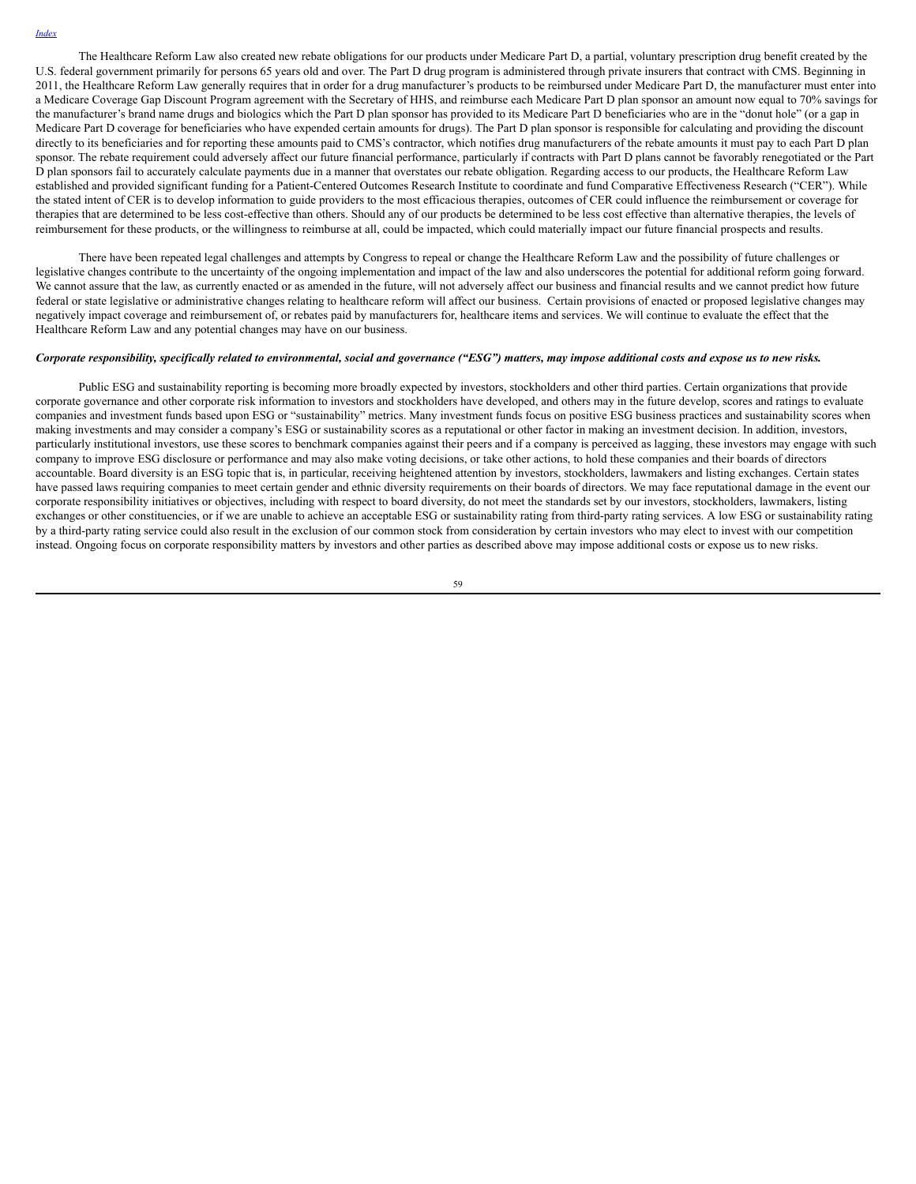The Healthcare Reform Law also created new rebate obligations for our products under Medicare Part D, a partial, voluntary prescription drug benefit created by the U.S. federal government primarily for persons 65 years old and over. The Part D drug program is administered through private insurers that contract with CMS. Beginning in 2011, the Healthcare Reform Law generally requires that in order for a drug manufacturer's products to be reimbursed under Medicare Part D, the manufacturer must enter into a Medicare Coverage Gap Discount Program agreement with the Secretary of HHS, and reimburse each Medicare Part D plan sponsor an amount now equal to 70% savings for the manufacturer's brand name drugs and biologics which the Part D plan sponsor has provided to its Medicare Part D beneficiaries who are in the "donut hole" (or a gap in Medicare Part D coverage for beneficiaries who have expended certain amounts for drugs). The Part D plan sponsor is responsible for calculating and providing the discount directly to its beneficiaries and for reporting these amounts paid to CMS's contractor, which notifies drug manufacturers of the rebate amounts it must pay to each Part D plan sponsor. The rebate requirement could adversely affect our future financial performance, particularly if contracts with Part D plans cannot be favorably renegotiated or the Part D plan sponsors fail to accurately calculate payments due in a manner that overstates our rebate obligation. Regarding access to our products, the Healthcare Reform Law established and provided significant funding for a Patient-Centered Outcomes Research Institute to coordinate and fund Comparative Effectiveness Research ("CER"). While the stated intent of CER is to develop information to guide providers to the most efficacious therapies, outcomes of CER could influence the reimbursement or coverage for therapies that are determined to be less cost-effective than others. Should any of our products be determined to be less cost effective than alternative therapies, the levels of reimbursement for these products, or the willingness to reimburse at all, could be impacted, which could materially impact our future financial prospects and results.

There have been repeated legal challenges and attempts by Congress to repeal or change the Healthcare Reform Law and the possibility of future challenges or legislative changes contribute to the uncertainty of the ongoing implementation and impact of the law and also underscores the potential for additional reform going forward. We cannot assure that the law, as currently enacted or as amended in the future, will not adversely affect our business and financial results and we cannot predict how future federal or state legislative or administrative changes relating to healthcare reform will affect our business. Certain provisions of enacted or proposed legislative changes may negatively impact coverage and reimbursement of, or rebates paid by manufacturers for, healthcare items and services. We will continue to evaluate the effect that the Healthcare Reform Law and any potential changes may have on our business.

***Corporate responsibility, specifically related to environmental, social and governance ("ESG") matters, may impose additional costs and expose us to new risks.***

Public ESG and sustainability reporting is becoming more broadly expected by investors, stockholders and other third parties. Certain organizations that provide corporate governance and other corporate risk information to investors and stockholders have developed, and others may in the future develop, scores and ratings to evaluate companies and investment funds based upon ESG or "sustainability" metrics. Many investment funds focus on positive ESG business practices and sustainability scores when making investments and may consider a company's ESG or sustainability scores as a reputational or other factor in making an investment decision. In addition, investors, particularly institutional investors, use these scores to benchmark companies against their peers and if a company is perceived as lagging, these investors may engage with such company to improve ESG disclosure or performance and may also make voting decisions, or take other actions, to hold these companies and their boards of directors accountable. Board diversity is an ESG topic that is, in particular, receiving heightened attention by investors, stockholders, lawmakers and listing exchanges. Certain states have passed laws requiring companies to meet certain gender and ethnic diversity requirements on their boards of directors. We may face reputational damage in the event our corporate responsibility initiatives or objectives, including with respect to board diversity, do not meet the standards set by our investors, stockholders, lawmakers, listing exchanges or other constituencies, or if we are unable to achieve an acceptable ESG or sustainability rating from third-party rating services. A low ESG or sustainability rating by a third-party rating service could also result in the exclusion of our common stock from consideration by certain investors who may elect to invest with our competition instead. Ongoing focus on corporate responsibility matters by investors and other parties as described above may impose additional costs or expose us to new risks.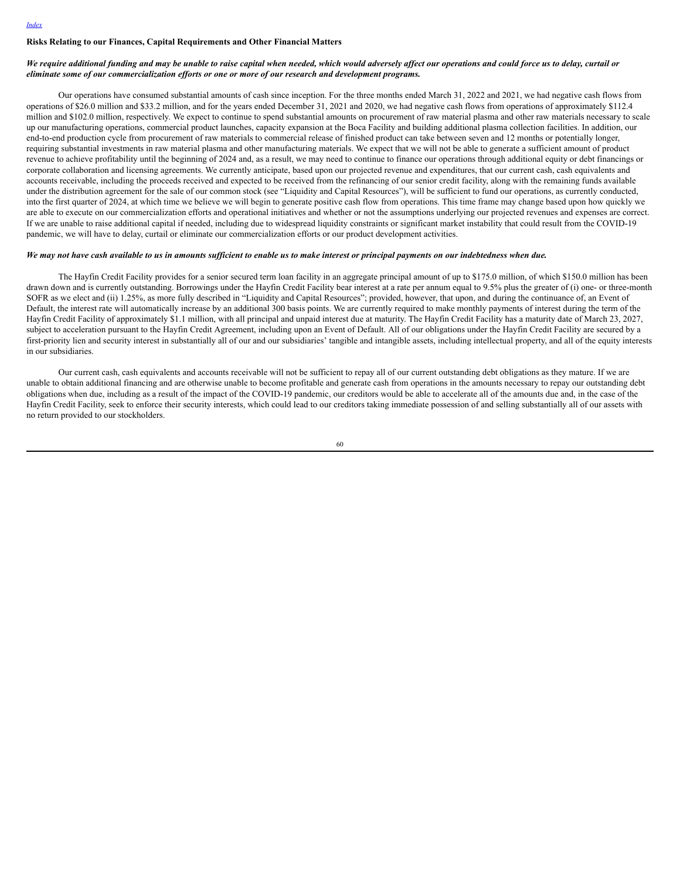### Risks Relating to our Finances, Capital Requirements and Other Financial Matters

***We require additional funding and may be unable to raise capital when needed, which would adversely affect our operations and could force us to delay, curtail or eliminate some of our commercialization efforts or one or more of our research and development programs.***

Our operations have consumed substantial amounts of cash since inception. For the three months ended March 31, 2022 and 2021, we had negative cash flows from operations of $26.0 million and $33.2 million, and for the years ended December 31, 2021 and 2020, we had negative cash flows from operations of approximately $112.4 million and $102.0 million, respectively. We expect to continue to spend substantial amounts on procurement of raw material plasma and other raw materials necessary to scale up our manufacturing operations, commercial product launches, capacity expansion at the Boca Facility and building additional plasma collection facilities. In addition, our end-to-end production cycle from procurement of raw materials to commercial release of finished product can take between seven and 12 months or potentially longer, requiring substantial investments in raw material plasma and other manufacturing materials. We expect that we will not be able to generate a sufficient amount of product revenue to achieve profitability until the beginning of 2024 and, as a result, we may need to continue to finance our operations through additional equity or debt financings or corporate collaboration and licensing agreements. We currently anticipate, based upon our projected revenue and expenditures, that our current cash, cash equivalents and accounts receivable, including the proceeds received and expected to be received from the refinancing of our senior credit facility, along with the remaining funds available under the distribution agreement for the sale of our common stock (see "Liquidity and Capital Resources"), will be sufficient to fund our operations, as currently conducted, into the first quarter of 2024, at which time we believe we will begin to generate positive cash flow from operations. This time frame may change based upon how quickly we are able to execute on our commercialization efforts and operational initiatives and whether or not the assumptions underlying our projected revenues and expenses are correct. If we are unable to raise additional capital if needed, including due to widespread liquidity constraints or significant market instability that could result from the COVID-19 pandemic, we will have to delay, curtail or eliminate our commercialization efforts or our product development activities.

***We may not have cash available to us in amounts sufficient to enable us to make interest or principal payments on our indebtedness when due.***

The Hayfin Credit Facility provides for a senior secured term loan facility in an aggregate principal amount of up to $175.0 million, of which $150.0 million has been drawn down and is currently outstanding. Borrowings under the Hayfin Credit Facility bear interest at a rate per annum equal to 9.5% plus the greater of (i) one- or three-month SOFR as we elect and (ii) 1.25%, as more fully described in "Liquidity and Capital Resources"; provided, however, that upon, and during the continuance of, an Event of Default, the interest rate will automatically increase by an additional 300 basis points. We are currently required to make monthly payments of interest during the term of the Hayfin Credit Facility of approximately $1.1 million, with all principal and unpaid interest due at maturity. The Hayfin Credit Facility has a maturity date of March 23, 2027, subject to acceleration pursuant to the Hayfin Credit Agreement, including upon an Event of Default. All of our obligations under the Hayfin Credit Facility are secured by a first-priority lien and security interest in substantially all of our and our subsidiaries' tangible and intangible assets, including intellectual property, and all of the equity interests in our subsidiaries.

Our current cash, cash equivalents and accounts receivable will not be sufficient to repay all of our current outstanding debt obligations as they mature. If we are unable to obtain additional financing and are otherwise unable to become profitable and generate cash from operations in the amounts necessary to repay our outstanding debt obligations when due, including as a result of the impact of the COVID-19 pandemic, our creditors would be able to accelerate all of the amounts due and, in the case of the Hayfin Credit Facility, seek to enforce their security interests, which could lead to our creditors taking immediate possession of and selling substantially all of our assets with no return provided to our stockholders.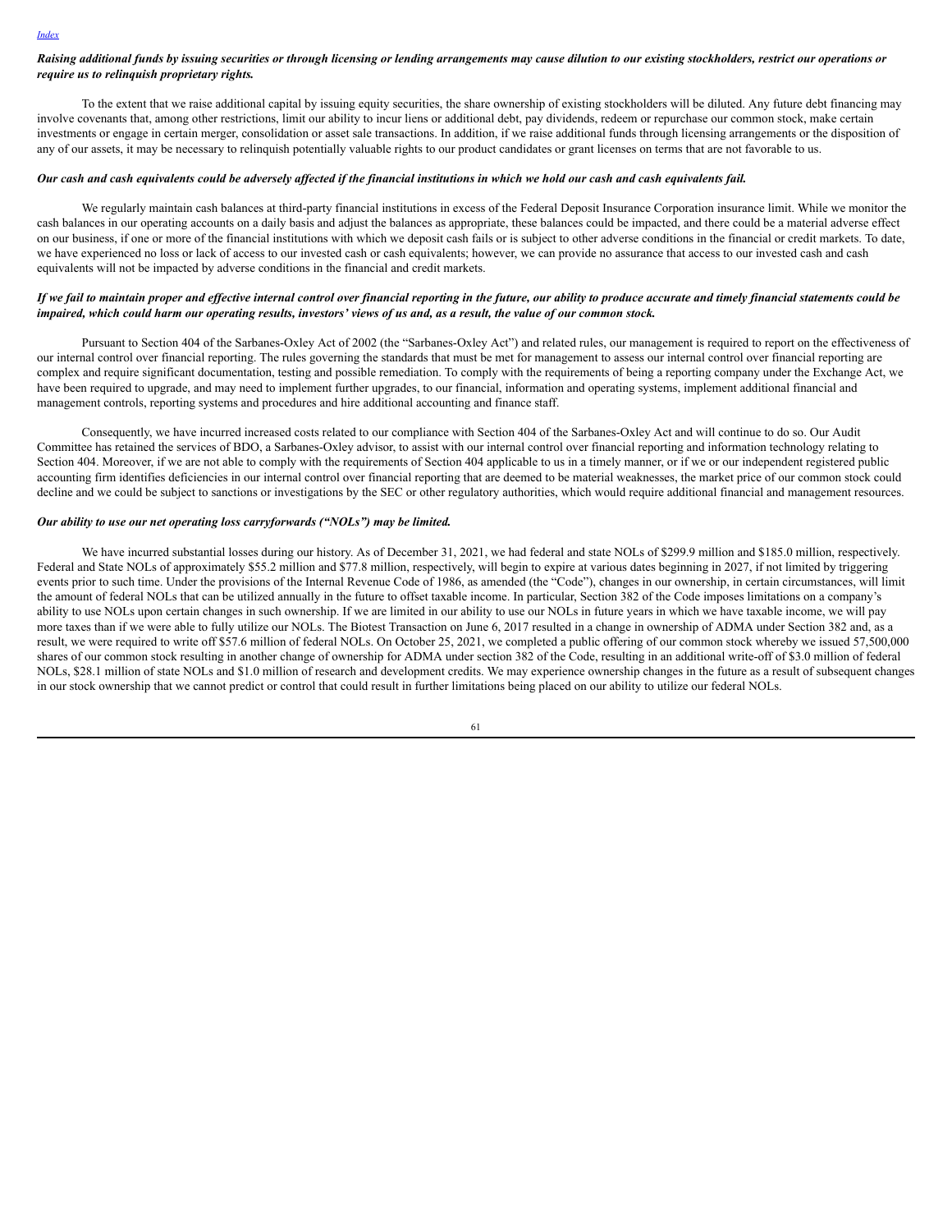***Raising additional funds by issuing securities or through licensing or lending arrangements may cause dilution to our existing stockholders, restrict our operations or require us to relinquish proprietary rights.***

To the extent that we raise additional capital by issuing equity securities, the share ownership of existing stockholders will be diluted. Any future debt financing may involve covenants that, among other restrictions, limit our ability to incur liens or additional debt, pay dividends, redeem or repurchase our common stock, make certain investments or engage in certain merger, consolidation or asset sale transactions. In addition, if we raise additional funds through licensing arrangements or the disposition of any of our assets, it may be necessary to relinquish potentially valuable rights to our product candidates or grant licenses on terms that are not favorable to us.

***Our cash and cash equivalents could be adversely affected if the financial institutions in which we hold our cash and cash equivalents fail.***

We regularly maintain cash balances at third-party financial institutions in excess of the Federal Deposit Insurance Corporation insurance limit. While we monitor the cash balances in our operating accounts on a daily basis and adjust the balances as appropriate, these balances could be impacted, and there could be a material adverse effect on our business, if one or more of the financial institutions with which we deposit cash fails or is subject to other adverse conditions in the financial or credit markets. To date, we have experienced no loss or lack of access to our invested cash or cash equivalents; however, we can provide no assurance that access to our invested cash and cash equivalents will not be impacted by adverse conditions in the financial and credit markets.

***If we fail to maintain proper and effective internal control over financial reporting in the future, our ability to produce accurate and timely financial statements could be impaired, which could harm our operating results, investors' views of us and, as a result, the value of our common stock.***

Pursuant to Section 404 of the Sarbanes-Oxley Act of 2002 (the "Sarbanes-Oxley Act") and related rules, our management is required to report on the effectiveness of our internal control over financial reporting. The rules governing the standards that must be met for management to assess our internal control over financial reporting are complex and require significant documentation, testing and possible remediation. To comply with the requirements of being a reporting company under the Exchange Act, we have been required to upgrade, and may need to implement further upgrades, to our financial, information and operating systems, implement additional financial and management controls, reporting systems and procedures and hire additional accounting and finance staff.

Consequently, we have incurred increased costs related to our compliance with Section 404 of the Sarbanes-Oxley Act and will continue to do so. Our Audit Committee has retained the services of BDO, a Sarbanes-Oxley advisor, to assist with our internal control over financial reporting and information technology relating to Section 404. Moreover, if we are not able to comply with the requirements of Section 404 applicable to us in a timely manner, or if we or our independent registered public accounting firm identifies deficiencies in our internal control over financial reporting that are deemed to be material weaknesses, the market price of our common stock could decline and we could be subject to sanctions or investigations by the SEC or other regulatory authorities, which would require additional financial and management resources.

***Our ability to use our net operating loss carryforwards ("NOLs") may be limited.***

We have incurred substantial losses during our history. As of December 31, 2021, we had federal and state NOLs of $299.9 million and $185.0 million, respectively. Federal and State NOLs of approximately $55.2 million and $77.8 million, respectively, will begin to expire at various dates beginning in 2027, if not limited by triggering events prior to such time. Under the provisions of the Internal Revenue Code of 1986, as amended (the "Code"), changes in our ownership, in certain circumstances, will limit the amount of federal NOLs that can be utilized annually in the future to offset taxable income. In particular, Section 382 of the Code imposes limitations on a company's ability to use NOLs upon certain changes in such ownership. If we are limited in our ability to use our NOLs in future years in which we have taxable income, we will pay more taxes than if we were able to fully utilize our NOLs. The Biotest Transaction on June 6, 2017 resulted in a change in ownership of ADMA under Section 382 and, as a result, we were required to write off $57.6 million of federal NOLs. On October 25, 2021, we completed a public offering of our common stock whereby we issued 57,500,000 shares of our common stock resulting in another change of ownership for ADMA under section 382 of the Code, resulting in an additional write-off of $3.0 million of federal NOLs, $28.1 million of state NOLs and $1.0 million of research and development credits. We may experience ownership changes in the future as a result of subsequent changes in our stock ownership that we cannot predict or control that could result in further limitations being placed on our ability to utilize our federal NOLs.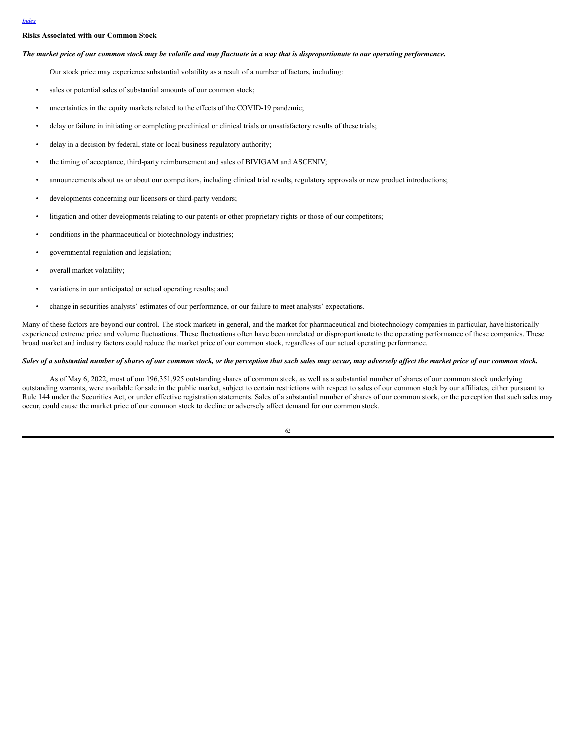**Risks Associated with our Common Stock**

***The market price of our common stock may be volatile and may fluctuate in a way that is disproportionate to our operating performance.***

Our stock price may experience substantial volatility as a result of a number of factors, including:

- sales or potential sales of substantial amounts of our common stock;
- uncertainties in the equity markets related to the effects of the COVID-19 pandemic;
- delay or failure in initiating or completing preclinical or clinical trials or unsatisfactory results of these trials;
- delay in a decision by federal, state or local business regulatory authority;
- the timing of acceptance, third-party reimbursement and sales of BIVIGAM and ASCENIV;
- announcements about us or about our competitors, including clinical trial results, regulatory approvals or new product introductions;
- developments concerning our licensors or third-party vendors;
- litigation and other developments relating to our patents or other proprietary rights or those of our competitors;
- conditions in the pharmaceutical or biotechnology industries;
- governmental regulation and legislation;
- overall market volatility;
- variations in our anticipated or actual operating results; and
- change in securities analysts' estimates of our performance, or our failure to meet analysts' expectations.

Many of these factors are beyond our control. The stock markets in general, and the market for pharmaceutical and biotechnology companies in particular, have historically experienced extreme price and volume fluctuations. These fluctuations often have been unrelated or disproportionate to the operating performance of these companies. These broad market and industry factors could reduce the market price of our common stock, regardless of our actual operating performance.

***Sales of a substantial number of shares of our common stock, or the perception that such sales may occur, may adversely affect the market price of our common stock.***

As of May 6, 2022, most of our 196,351,925 outstanding shares of common stock, as well as a substantial number of shares of our common stock underlying outstanding warrants, were available for sale in the public market, subject to certain restrictions with respect to sales of our common stock by our affiliates, either pursuant to Rule 144 under the Securities Act, or under effective registration statements. Sales of a substantial number of shares of our common stock, or the perception that such sales may occur, could cause the market price of our common stock to decline or adversely affect demand for our common stock.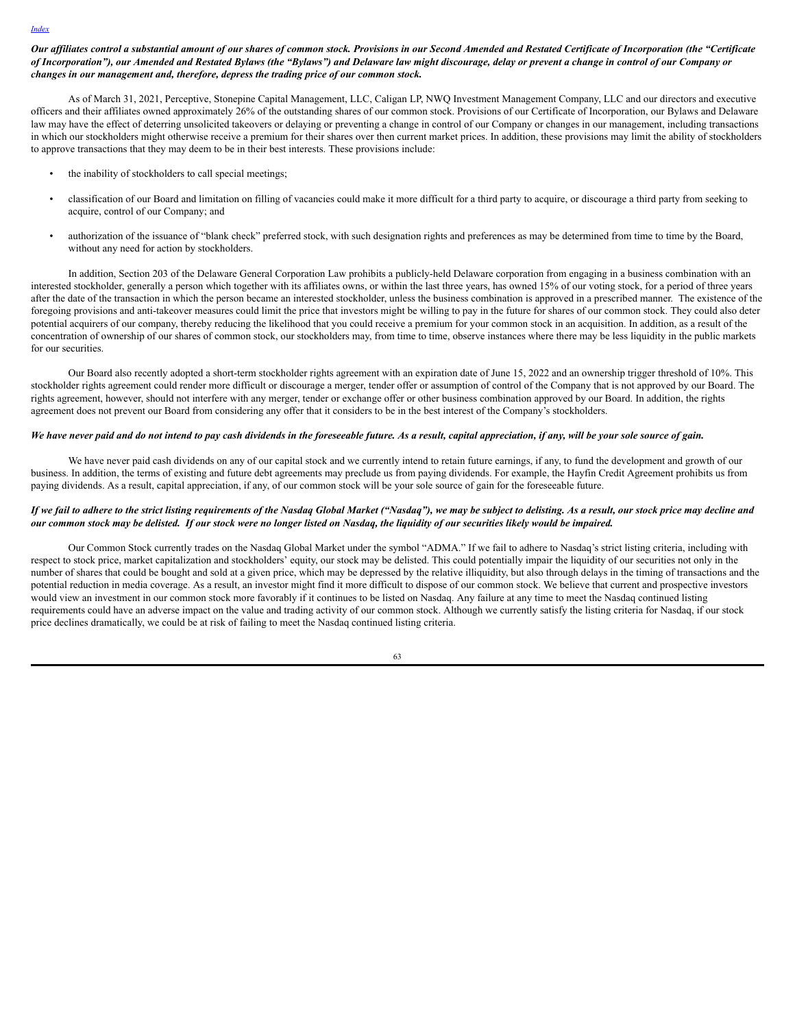***Our affiliates control a substantial amount of our shares of common stock. Provisions in our Second Amended and Restated Certificate of Incorporation (the "Certificate of Incorporation"), our Amended and Restated Bylaws (the "Bylaws") and Delaware law might discourage, delay or prevent a change in control of our Company or changes in our management and, therefore, depress the trading price of our common stock.***

As of March 31, 2021, Perceptive, Stonepine Capital Management, LLC, Caligan LP, NWQ Investment Management Company, LLC and our directors and executive officers and their affiliates owned approximately 26% of the outstanding shares of our common stock. Provisions of our Certificate of Incorporation, our Bylaws and Delaware law may have the effect of deterring unsolicited takeovers or delaying or preventing a change in control of our Company or changes in our management, including transactions in which our stockholders might otherwise receive a premium for their shares over then current market prices. In addition, these provisions may limit the ability of stockholders to approve transactions that they may deem to be in their best interests. These provisions include:

- the inability of stockholders to call special meetings;
- classification of our Board and limitation on filling of vacancies could make it more difficult for a third party to acquire, or discourage a third party from seeking to acquire, control of our Company; and
- authorization of the issuance of "blank check" preferred stock, with such designation rights and preferences as may be determined from time to time by the Board, without any need for action by stockholders.

In addition, Section 203 of the Delaware General Corporation Law prohibits a publicly-held Delaware corporation from engaging in a business combination with an interested stockholder, generally a person which together with its affiliates owns, or within the last three years, has owned 15% of our voting stock, for a period of three years after the date of the transaction in which the person became an interested stockholder, unless the business combination is approved in a prescribed manner. The existence of the foregoing provisions and anti-takeover measures could limit the price that investors might be willing to pay in the future for shares of our common stock. They could also deter potential acquirers of our company, thereby reducing the likelihood that you could receive a premium for your common stock in an acquisition. In addition, as a result of the concentration of ownership of our shares of common stock, our stockholders may, from time to time, observe instances where there may be less liquidity in the public markets for our securities.

Our Board also recently adopted a short-term stockholder rights agreement with an expiration date of June 15, 2022 and an ownership trigger threshold of 10%. This stockholder rights agreement could render more difficult or discourage a merger, tender offer or assumption of control of the Company that is not approved by our Board. The rights agreement, however, should not interfere with any merger, tender or exchange offer or other business combination approved by our Board. In addition, the rights agreement does not prevent our Board from considering any offer that it considers to be in the best interest of the Company's stockholders.

***We have never paid and do not intend to pay cash dividends in the foreseeable future. As a result, capital appreciation, if any, will be your sole source of gain.***

We have never paid cash dividends on any of our capital stock and we currently intend to retain future earnings, if any, to fund the development and growth of our business. In addition, the terms of existing and future debt agreements may preclude us from paying dividends. For example, the Hayfin Credit Agreement prohibits us from paying dividends. As a result, capital appreciation, if any, of our common stock will be your sole source of gain for the foreseeable future.

***If we fail to adhere to the strict listing requirements of the Nasdaq Global Market ("Nasdaq"), we may be subject to delisting. As a result, our stock price may decline and our common stock may be delisted. If our stock were no longer listed on Nasdaq, the liquidity of our securities likely would be impaired.***

Our Common Stock currently trades on the Nasdaq Global Market under the symbol "ADMA." If we fail to adhere to Nasdaq's strict listing criteria, including with respect to stock price, market capitalization and stockholders' equity, our stock may be delisted. This could potentially impair the liquidity of our securities not only in the number of shares that could be bought and sold at a given price, which may be depressed by the relative illiquidity, but also through delays in the timing of transactions and the potential reduction in media coverage. As a result, an investor might find it more difficult to dispose of our common stock. We believe that current and prospective investors would view an investment in our common stock more favorably if it continues to be listed on Nasdaq. Any failure at any time to meet the Nasdaq continued listing requirements could have an adverse impact on the value and trading activity of our common stock. Although we currently satisfy the listing criteria for Nasdaq, if our stock price declines dramatically, we could be at risk of failing to meet the Nasdaq continued listing criteria.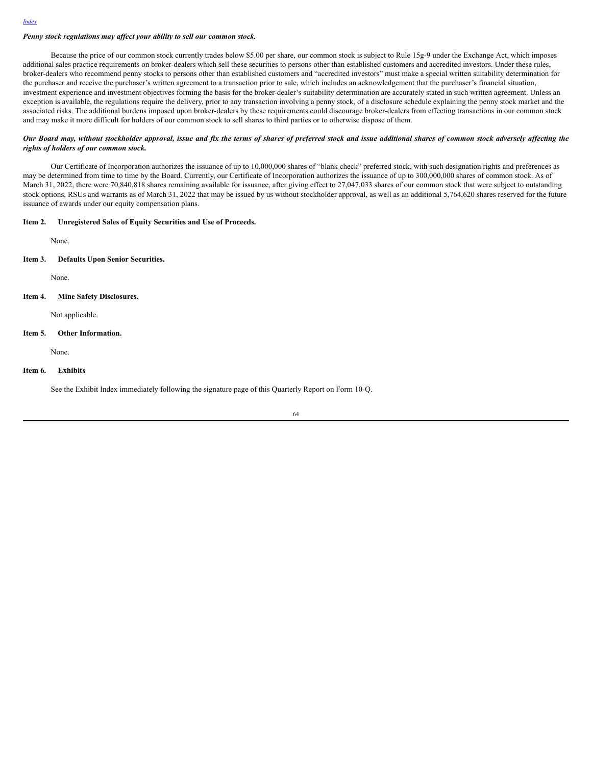***Penny stock regulations may affect your ability to sell our common stock.***

Because the price of our common stock currently trades below $5.00 per share, our common stock is subject to Rule 15g-9 under the Exchange Act, which imposes additional sales practice requirements on broker-dealers which sell these securities to persons other than established customers and accredited investors. Under these rules, broker-dealers who recommend penny stocks to persons other than established customers and "accredited investors" must make a special written suitability determination for the purchaser and receive the purchaser's written agreement to a transaction prior to sale, which includes an acknowledgement that the purchaser's financial situation, investment experience and investment objectives forming the basis for the broker-dealer's suitability determination are accurately stated in such written agreement. Unless an exception is available, the regulations require the delivery, prior to any transaction involving a penny stock, of a disclosure schedule explaining the penny stock market and the associated risks. The additional burdens imposed upon broker-dealers by these requirements could discourage broker-dealers from effecting transactions in our common stock and may make it more difficult for holders of our common stock to sell shares to third parties or to otherwise dispose of them.

***Our Board may, without stockholder approval, issue and fix the terms of shares of preferred stock and issue additional shares of common stock adversely affecting the rights of holders of our common stock.***

Our Certificate of Incorporation authorizes the issuance of up to 10,000,000 shares of "blank check" preferred stock, with such designation rights and preferences as may be determined from time to time by the Board. Currently, our Certificate of Incorporation authorizes the issuance of up to 300,000,000 shares of common stock. As of March 31, 2022, there were 70,840,818 shares remaining available for issuance, after giving effect to 27,047,033 shares of our common stock that were subject to outstanding stock options, RSUs and warrants as of March 31, 2022 that may be issued by us without stockholder approval, as well as an additional 5,764,620 shares reserved for the future issuance of awards under our equity compensation plans.

**Item 2. Unregistered Sales of Equity Securities and Use of Proceeds.**

None.

**Item 3. Defaults Upon Senior Securities.**

None.

**Item 4. Mine Safety Disclosures.**

Not applicable.

**Item 5. Other Information.**

None.

**Item 6. Exhibits**

See the Exhibit Index immediately following the signature page of this Quarterly Report on Form 10-Q.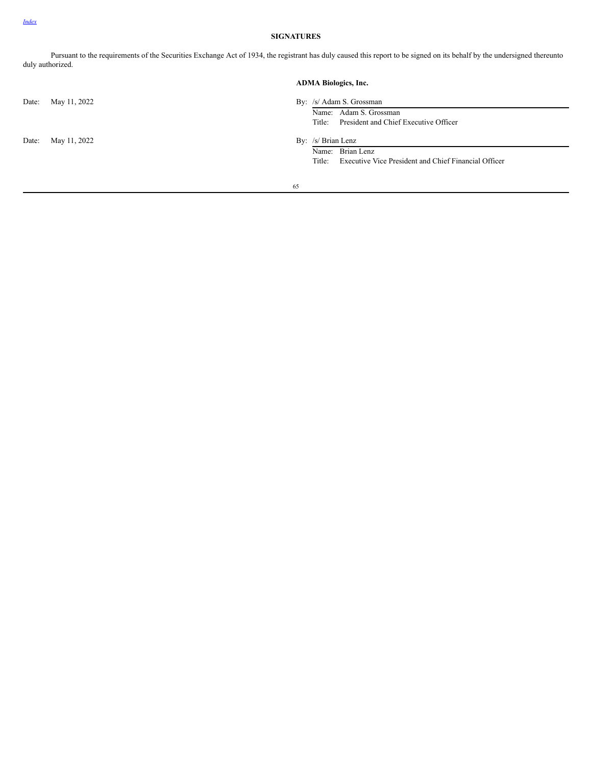## SIGNATURES

Pursuant to the requirements of the Securities Exchange Act of 1934, the registrant has duly caused this report to be signed on its behalf by the undersigned thereunto duly authorized.

**ADMA Biologics, Inc.**

Date: May 11, 2022

By: /s/ Adam S. Grossman
Name: Adam S. Grossman
Title: President and Chief Executive Officer

Date: May 11, 2022

By: /s/ Brian Lenz
Name: Brian Lenz
Title: Executive Vice President and Chief Financial Officer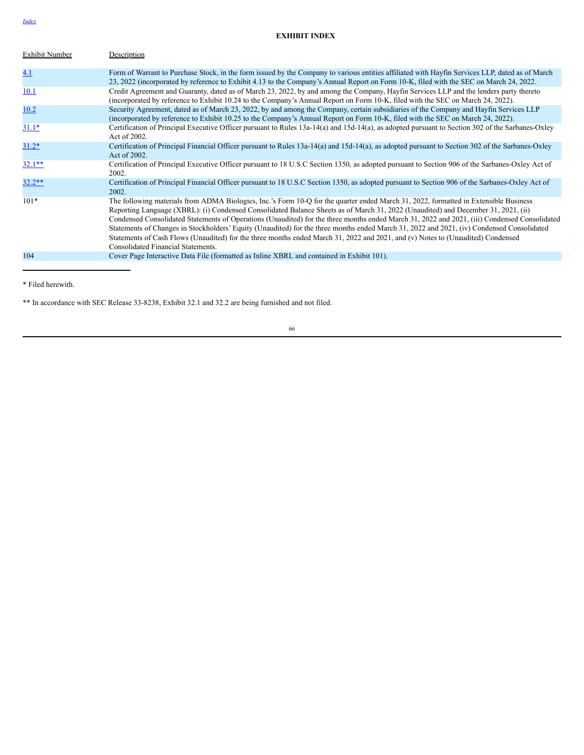## EXHIBIT INDEX

| Exhibit Number | Description |
|---|---|
| 4.1 | Form of Warrant to Purchase Stock, in the form issued by the Company to various entities affiliated with Hayfin Services LLP, dated as of March 23, 2022 (incorporated by reference to Exhibit 4.13 to the Company's Annual Report on Form 10-K, filed with the SEC on March 24, 2022. |
| 10.1 | Credit Agreement and Guaranty, dated as of March 23, 2022, by and among the Company, Hayfin Services LLP and the lenders party thereto (incorporated by reference to Exhibit 10.24 to the Company's Annual Report on Form 10-K, filed with the SEC on March 24, 2022). |
| 10.2 | Security Agreement, dated as of March 23, 2022, by and among the Company, certain subsidiaries of the Company and Hayfin Services LLP (incorporated by reference to Exhibit 10.25 to the Company's Annual Report on Form 10-K, filed with the SEC on March 24, 2022). |
| 31.1* | Certification of Principal Executive Officer pursuant to Rules 13a-14(a) and 15d-14(a), as adopted pursuant to Section 302 of the Sarbanes-Oxley Act of 2002. |
| 31.2* | Certification of Principal Financial Officer pursuant to Rules 13a-14(a) and 15d-14(a), as adopted pursuant to Section 302 of the Sarbanes-Oxley Act of 2002. |
| 32.1** | Certification of Principal Executive Officer pursuant to 18 U.S.C Section 1350, as adopted pursuant to Section 906 of the Sarbanes-Oxley Act of 2002. |
| 32.2** | Certification of Principal Financial Officer pursuant to 18 U.S.C Section 1350, as adopted pursuant to Section 906 of the Sarbanes-Oxley Act of 2002. |
| 101* | The following materials from ADMA Biologics, Inc.'s Form 10-Q for the quarter ended March 31, 2022, formatted in Extensible Business Reporting Language (XBRL): (i) Condensed Consolidated Balance Sheets as of March 31, 2022 (Unaudited) and December 31, 2021, (ii) Condensed Consolidated Statements of Operations (Unaudited) for the three months ended March 31, 2022 and 2021, (iii) Condensed Consolidated Statements of Changes in Stockholders' Equity (Unaudited) for the three months ended March 31, 2022 and 2021, (iv) Condensed Consolidated Statements of Cash Flows (Unaudited) for the three months ended March 31, 2022 and 2021, and (v) Notes to (Unaudited) Condensed Consolidated Financial Statements. |
| 104 | Cover Page Interactive Data File (formatted as Inline XBRL and contained in Exhibit 101). |

* Filed herewith.

** In accordance with SEC Release 33-8238, Exhibit 32.1 and 32.2 are being furnished and not filed.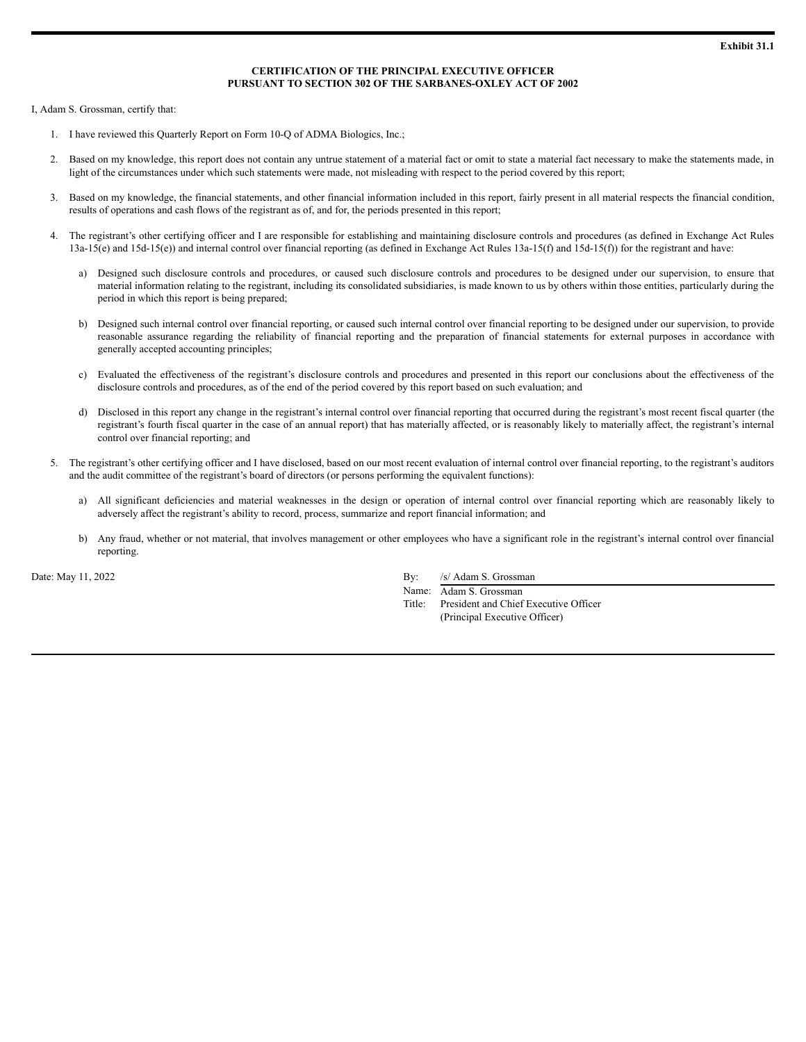**Exhibit 31.1**

**CERTIFICATION OF THE PRINCIPAL EXECUTIVE OFFICER**
**PURSUANT TO SECTION 302 OF THE SARBANES-OXLEY ACT OF 2002**

I, Adam S. Grossman, certify that:

1. I have reviewed this Quarterly Report on Form 10-Q of ADMA Biologics, Inc.;

2. Based on my knowledge, this report does not contain any untrue statement of a material fact or omit to state a material fact necessary to make the statements made, in light of the circumstances under which such statements were made, not misleading with respect to the period covered by this report;

3. Based on my knowledge, the financial statements, and other financial information included in this report, fairly present in all material respects the financial condition, results of operations and cash flows of the registrant as of, and for, the periods presented in this report;

4. The registrant's other certifying officer and I are responsible for establishing and maintaining disclosure controls and procedures (as defined in Exchange Act Rules 13a-15(e) and 15d-15(e)) and internal control over financial reporting (as defined in Exchange Act Rules 13a-15(f) and 15d-15(f)) for the registrant and have:

   a) Designed such disclosure controls and procedures, or caused such disclosure controls and procedures to be designed under our supervision, to ensure that material information relating to the registrant, including its consolidated subsidiaries, is made known to us by others within those entities, particularly during the period in which this report is being prepared;

   b) Designed such internal control over financial reporting, or caused such internal control over financial reporting to be designed under our supervision, to provide reasonable assurance regarding the reliability of financial reporting and the preparation of financial statements for external purposes in accordance with generally accepted accounting principles;

   c) Evaluated the effectiveness of the registrant's disclosure controls and procedures and presented in this report our conclusions about the effectiveness of the disclosure controls and procedures, as of the end of the period covered by this report based on such evaluation; and

   d) Disclosed in this report any change in the registrant's internal control over financial reporting that occurred during the registrant's most recent fiscal quarter (the registrant's fourth fiscal quarter in the case of an annual report) that has materially affected, or is reasonably likely to materially affect, the registrant's internal control over financial reporting; and

5. The registrant's other certifying officer and I have disclosed, based on our most recent evaluation of internal control over financial reporting, to the registrant's auditors and the audit committee of the registrant's board of directors (or persons performing the equivalent functions):

   a) All significant deficiencies and material weaknesses in the design or operation of internal control over financial reporting which are reasonably likely to adversely affect the registrant's ability to record, process, summarize and report financial information; and

   b) Any fraud, whether or not material, that involves management or other employees who have a significant role in the registrant's internal control over financial reporting.

Date: May 11, 2022

By: /s/ Adam S. Grossman
Name: Adam S. Grossman
Title: President and Chief Executive Officer
(Principal Executive Officer)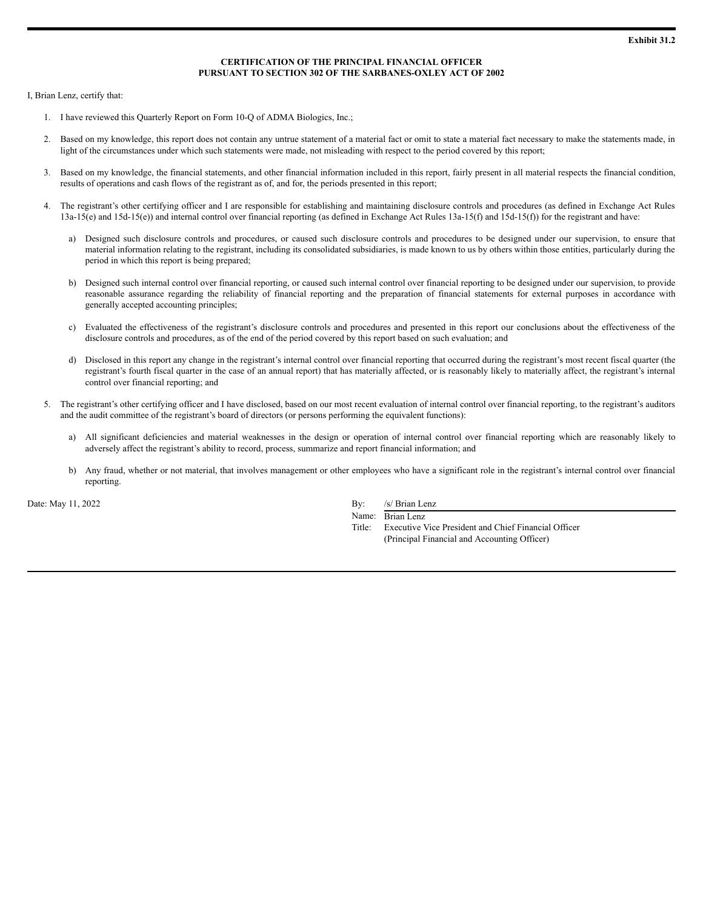**Exhibit 31.2**

**CERTIFICATION OF THE PRINCIPAL FINANCIAL OFFICER**
**PURSUANT TO SECTION 302 OF THE SARBANES-OXLEY ACT OF 2002**

I, Brian Lenz, certify that:

1. I have reviewed this Quarterly Report on Form 10-Q of ADMA Biologics, Inc.;

2. Based on my knowledge, this report does not contain any untrue statement of a material fact or omit to state a material fact necessary to make the statements made, in light of the circumstances under which such statements were made, not misleading with respect to the period covered by this report;

3. Based on my knowledge, the financial statements, and other financial information included in this report, fairly present in all material respects the financial condition, results of operations and cash flows of the registrant as of, and for, the periods presented in this report;

4. The registrant's other certifying officer and I are responsible for establishing and maintaining disclosure controls and procedures (as defined in Exchange Act Rules 13a-15(e) and 15d-15(e)) and internal control over financial reporting (as defined in Exchange Act Rules 13a-15(f) and 15d-15(f)) for the registrant and have:

    a) Designed such disclosure controls and procedures, or caused such disclosure controls and procedures to be designed under our supervision, to ensure that material information relating to the registrant, including its consolidated subsidiaries, is made known to us by others within those entities, particularly during the period in which this report is being prepared;

    b) Designed such internal control over financial reporting, or caused such internal control over financial reporting to be designed under our supervision, to provide reasonable assurance regarding the reliability of financial reporting and the preparation of financial statements for external purposes in accordance with generally accepted accounting principles;

    c) Evaluated the effectiveness of the registrant's disclosure controls and procedures and presented in this report our conclusions about the effectiveness of the disclosure controls and procedures, as of the end of the period covered by this report based on such evaluation; and

    d) Disclosed in this report any change in the registrant's internal control over financial reporting that occurred during the registrant's most recent fiscal quarter (the registrant's fourth fiscal quarter in the case of an annual report) that has materially affected, or is reasonably likely to materially affect, the registrant's internal control over financial reporting; and

5. The registrant's other certifying officer and I have disclosed, based on our most recent evaluation of internal control over financial reporting, to the registrant's auditors and the audit committee of the registrant's board of directors (or persons performing the equivalent functions):

    a) All significant deficiencies and material weaknesses in the design or operation of internal control over financial reporting which are reasonably likely to adversely affect the registrant's ability to record, process, summarize and report financial information; and

    b) Any fraud, whether or not material, that involves management or other employees who have a significant role in the registrant's internal control over financial reporting.

Date: May 11, 2022

By: /s/ Brian Lenz
Name: Brian Lenz
Title: Executive Vice President and Chief Financial Officer
(Principal Financial and Accounting Officer)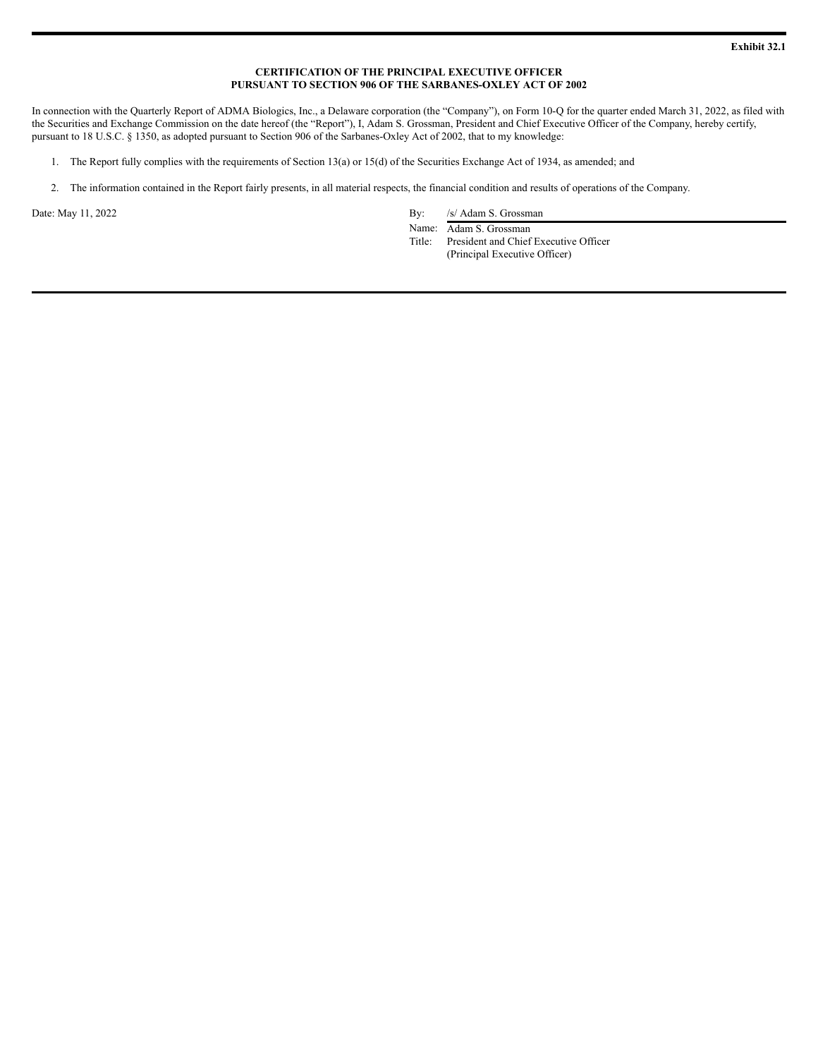**Exhibit 32.1**

**CERTIFICATION OF THE PRINCIPAL EXECUTIVE OFFICER**
**PURSUANT TO SECTION 906 OF THE SARBANES-OXLEY ACT OF 2002**

In connection with the Quarterly Report of ADMA Biologics, Inc., a Delaware corporation (the "Company"), on Form 10-Q for the quarter ended March 31, 2022, as filed with the Securities and Exchange Commission on the date hereof (the "Report"), I, Adam S. Grossman, President and Chief Executive Officer of the Company, hereby certify, pursuant to 18 U.S.C. § 1350, as adopted pursuant to Section 906 of the Sarbanes-Oxley Act of 2002, that to my knowledge:

1. The Report fully complies with the requirements of Section 13(a) or 15(d) of the Securities Exchange Act of 1934, as amended; and

2. The information contained in the Report fairly presents, in all material respects, the financial condition and results of operations of the Company.

Date: May 11, 2022

By: /s/ Adam S. Grossman
Name: Adam S. Grossman
Title: President and Chief Executive Officer
(Principal Executive Officer)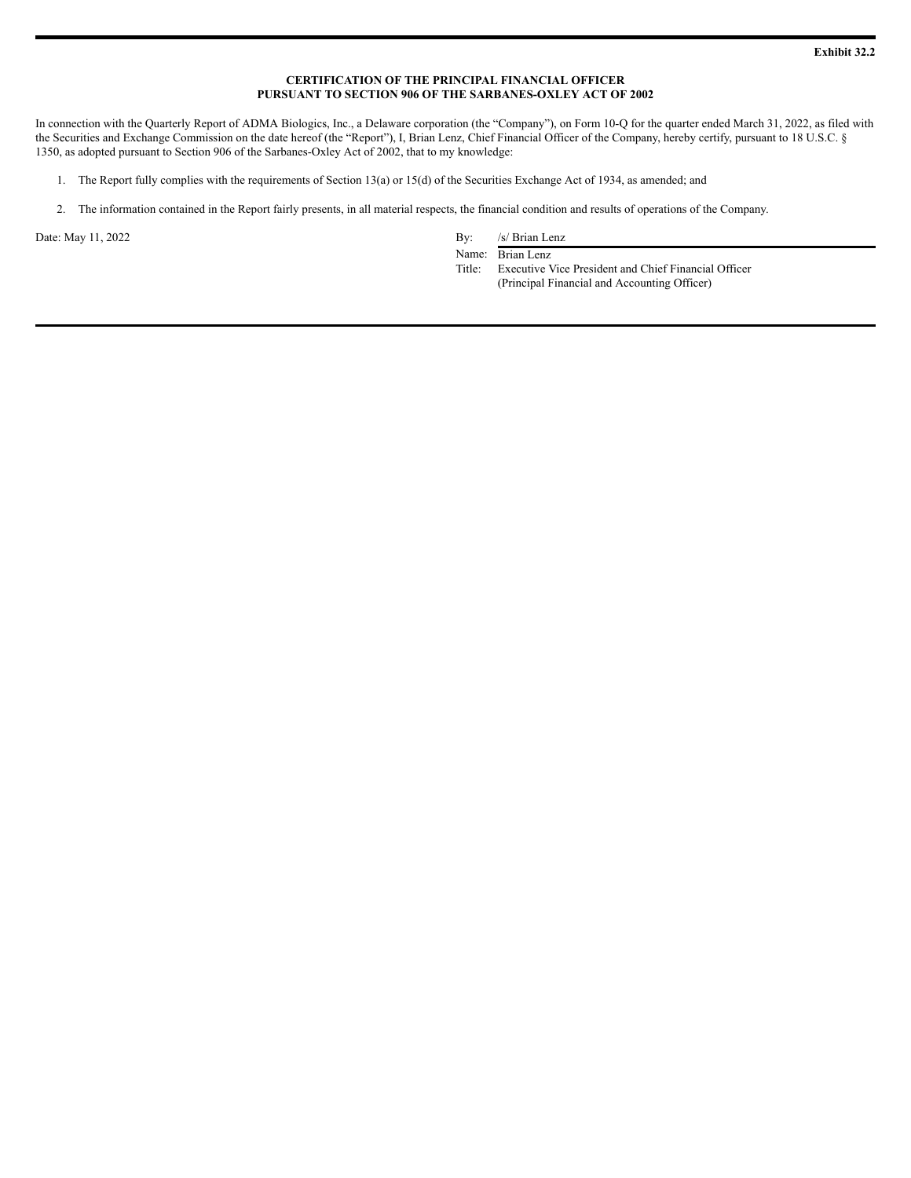**Exhibit 32.2**

**CERTIFICATION OF THE PRINCIPAL FINANCIAL OFFICER PURSUANT TO SECTION 906 OF THE SARBANES-OXLEY ACT OF 2002**

In connection with the Quarterly Report of ADMA Biologics, Inc., a Delaware corporation (the "Company"), on Form 10-Q for the quarter ended March 31, 2022, as filed with the Securities and Exchange Commission on the date hereof (the "Report"), I, Brian Lenz, Chief Financial Officer of the Company, hereby certify, pursuant to 18 U.S.C. § 1350, as adopted pursuant to Section 906 of the Sarbanes-Oxley Act of 2002, that to my knowledge:

1. The Report fully complies with the requirements of Section 13(a) or 15(d) of the Securities Exchange Act of 1934, as amended; and

2. The information contained in the Report fairly presents, in all material respects, the financial condition and results of operations of the Company.

Date: May 11, 2022

By: /s/ Brian Lenz
Name: Brian Lenz
Title: Executive Vice President and Chief Financial Officer (Principal Financial and Accounting Officer)